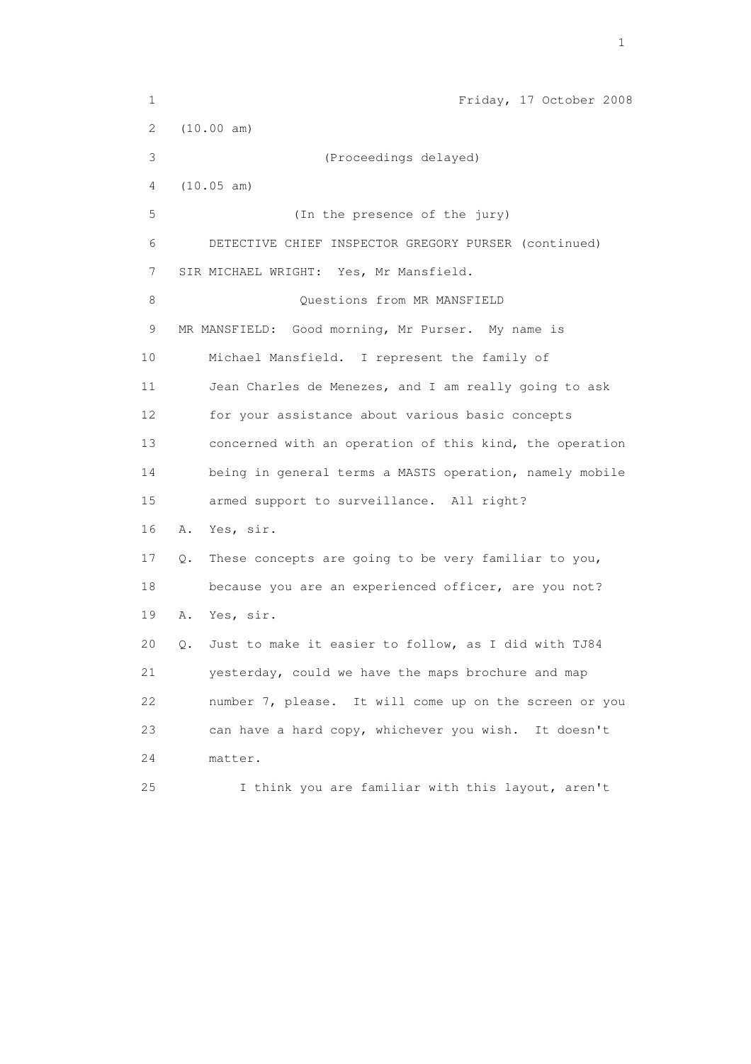Friday, 17 October 2008

(10.00 am)

(Proceedings delayed)

(10.05 am)

(In the presence of the jury)

DETECTIVE CHIEF INSPECTOR GREGORY PURSER (continued)

SIR MICHAEL WRIGHT: Yes, Mr Mansfield.

Questions from MR MANSFIELD

MR MANSFIELD: Good morning, Mr Purser. My name is Michael Mansfield. I represent the family of Jean Charles de Menezes, and I am really going to ask for your assistance about various basic concepts concerned with an operation of this kind, the operation being in general terms a MASTS operation, namely mobile armed support to surveillance. All right?

A. Yes, sir.

Q. These concepts are going to be very familiar to you, because you are an experienced officer, are you not?

A. Yes, sir.

Q. Just to make it easier to follow, as I did with TJ84 yesterday, could we have the maps brochure and map number 7, please. It will come up on the screen or you can have a hard copy, whichever you wish. It doesn't matter.

I think you are familiar with this layout, aren't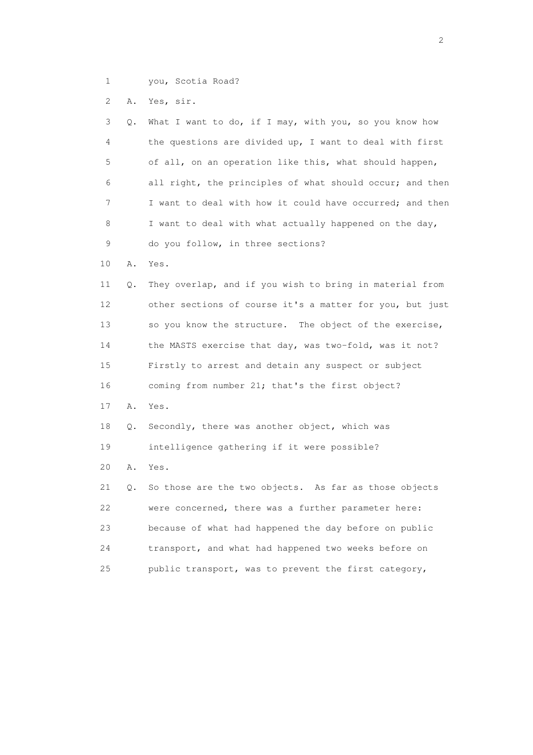1 you, Scotia Road?

2 A. Yes, sir.

3 Q. What I want to do, if I may, with you, so you know how
4 the questions are divided up, I want to deal with first
5 of all, on an operation like this, what should happen,
6 all right, the principles of what should occur; and then
7 I want to deal with how it could have occurred; and then
8 I want to deal with what actually happened on the day,
9 do you follow, in three sections?

10 A. Yes.

11 Q. They overlap, and if you wish to bring in material from
12 other sections of course it's a matter for you, but just
13 so you know the structure. The object of the exercise,
14 the MASTS exercise that day, was two-fold, was it not?
15 Firstly to arrest and detain any suspect or subject
16 coming from number 21; that's the first object?

17 A. Yes.

18 Q. Secondly, there was another object, which was
19 intelligence gathering if it were possible?

20 A. Yes.

21 Q. So those are the two objects. As far as those objects
22 were concerned, there was a further parameter here:
23 because of what had happened the day before on public
24 transport, and what had happened two weeks before on
25 public transport, was to prevent the first category,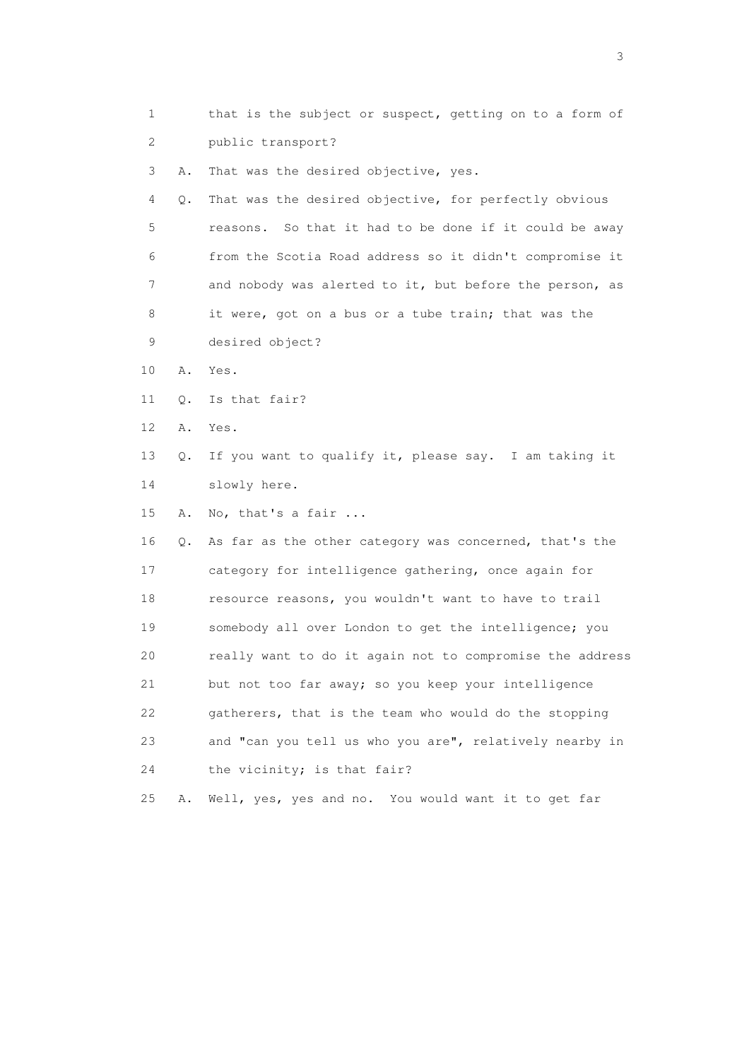1 that is the subject or suspect, getting on to a form of
2 public transport?

3 A. That was the desired objective, yes.

4 Q. That was the desired objective, for perfectly obvious
5 reasons. So that it had to be done if it could be away
6 from the Scotia Road address so it didn't compromise it
7 and nobody was alerted to it, but before the person, as
8 it were, got on a bus or a tube train; that was the
9 desired object?

10 A. Yes.

11 Q. Is that fair?

12 A. Yes.

13 Q. If you want to qualify it, please say. I am taking it
14 slowly here.

15 A. No, that's a fair ...

16 Q. As far as the other category was concerned, that's the
17 category for intelligence gathering, once again for
18 resource reasons, you wouldn't want to have to trail
19 somebody all over London to get the intelligence; you
20 really want to do it again not to compromise the address
21 but not too far away; so you keep your intelligence
22 gatherers, that is the team who would do the stopping
23 and "can you tell us who you are", relatively nearby in
24 the vicinity; is that fair?

25 A. Well, yes, yes and no. You would want it to get far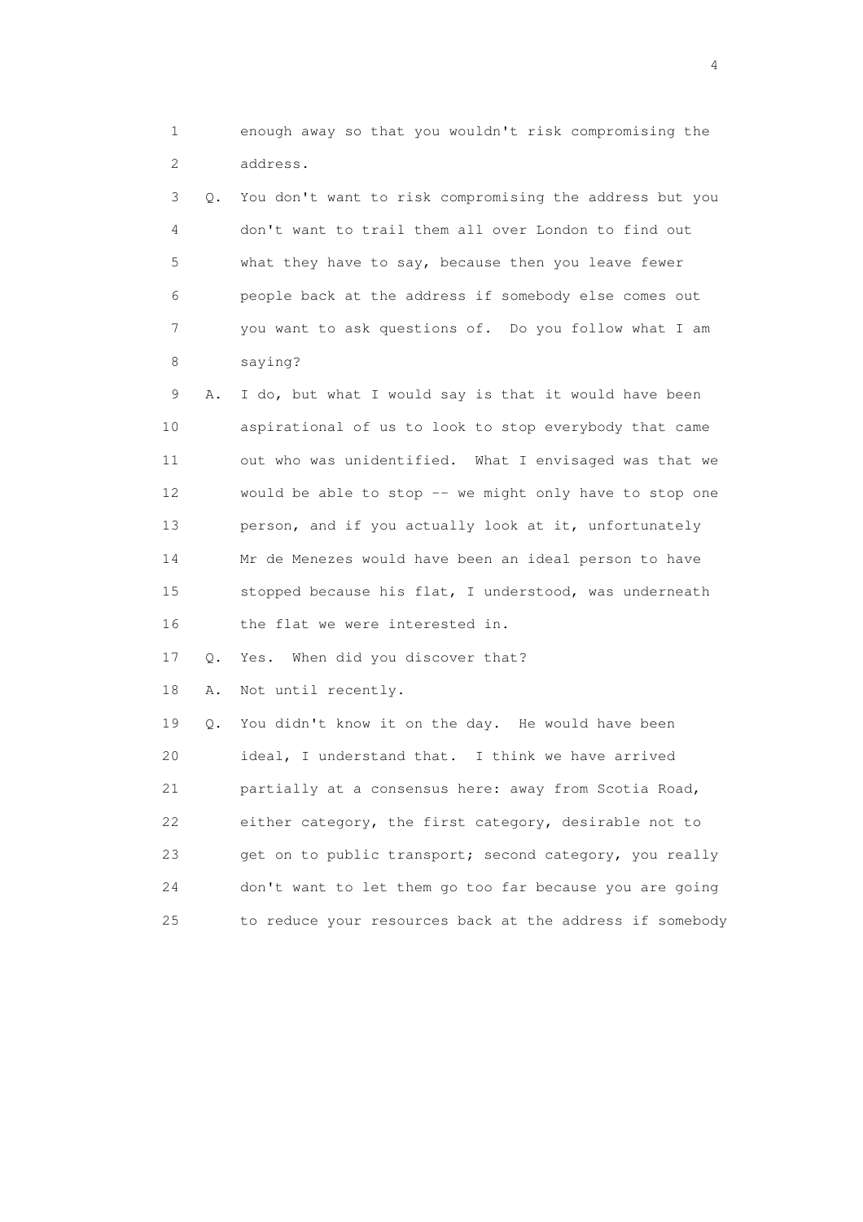1 enough away so that you wouldn't risk compromising the
2 address.

3 Q. You don't want to risk compromising the address but you
4 don't want to trail them all over London to find out
5 what they have to say, because then you leave fewer
6 people back at the address if somebody else comes out
7 you want to ask questions of. Do you follow what I am
8 saying?

9 A. I do, but what I would say is that it would have been
10 aspirational of us to look to stop everybody that came
11 out who was unidentified. What I envisaged was that we
12 would be able to stop -- we might only have to stop one
13 person, and if you actually look at it, unfortunately
14 Mr de Menezes would have been an ideal person to have
15 stopped because his flat, I understood, was underneath
16 the flat we were interested in.

17 Q. Yes. When did you discover that?

18 A. Not until recently.

19 Q. You didn't know it on the day. He would have been
20 ideal, I understand that. I think we have arrived
21 partially at a consensus here: away from Scotia Road,
22 either category, the first category, desirable not to
23 get on to public transport; second category, you really
24 don't want to let them go too far because you are going
25 to reduce your resources back at the address if somebody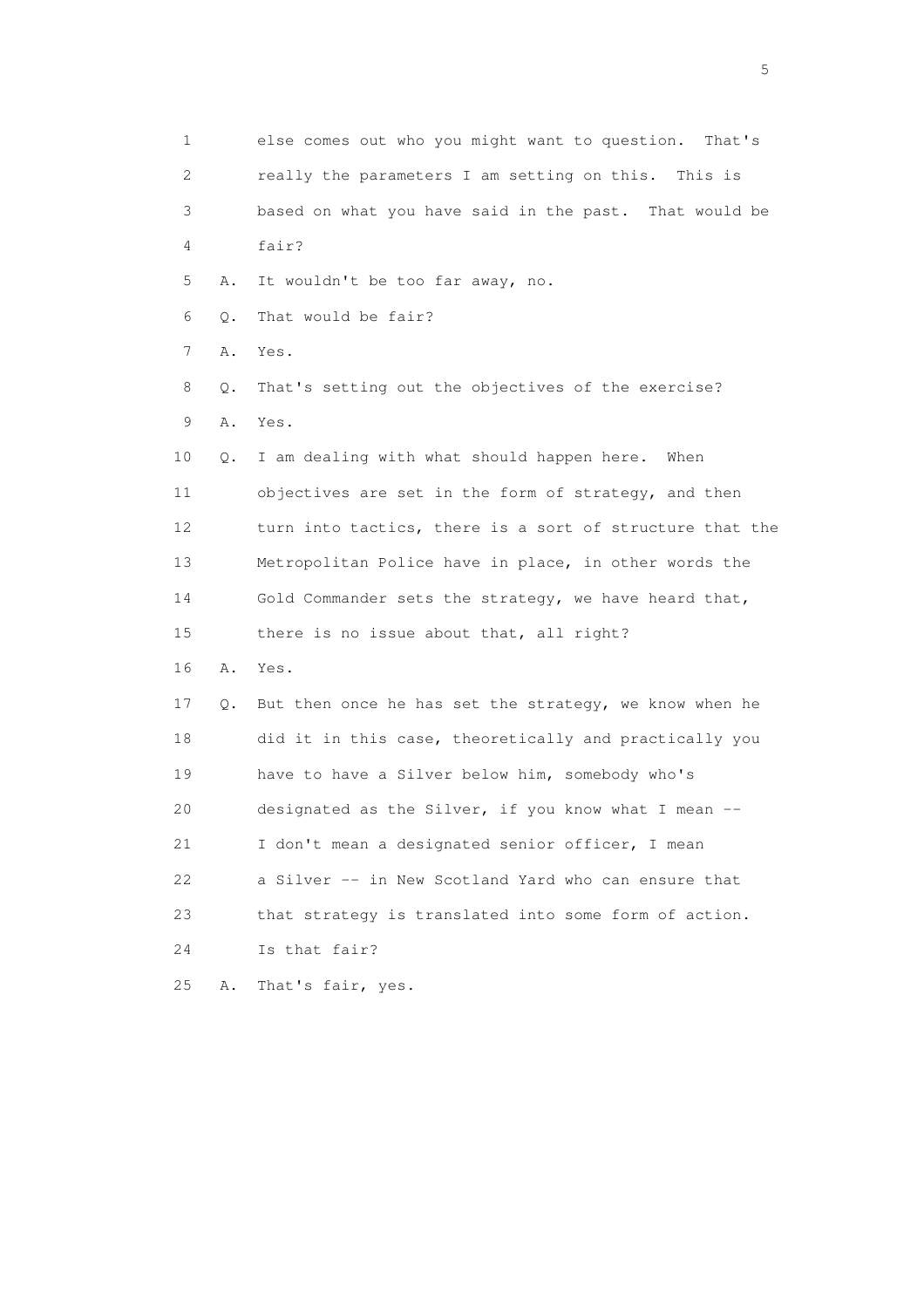1 else comes out who you might want to question. That's
2 really the parameters I am setting on this. This is
3 based on what you have said in the past. That would be
4 fair?
5 A. It wouldn't be too far away, no.
6 Q. That would be fair?
7 A. Yes.
8 Q. That's setting out the objectives of the exercise?
9 A. Yes.
10 Q. I am dealing with what should happen here. When
11 objectives are set in the form of strategy, and then
12 turn into tactics, there is a sort of structure that the
13 Metropolitan Police have in place, in other words the
14 Gold Commander sets the strategy, we have heard that,
15 there is no issue about that, all right?
16 A. Yes.
17 Q. But then once he has set the strategy, we know when he
18 did it in this case, theoretically and practically you
19 have to have a Silver below him, somebody who's
20 designated as the Silver, if you know what I mean --
21 I don't mean a designated senior officer, I mean
22 a Silver -- in New Scotland Yard who can ensure that
23 that strategy is translated into some form of action.
24 Is that fair?
25 A. That's fair, yes.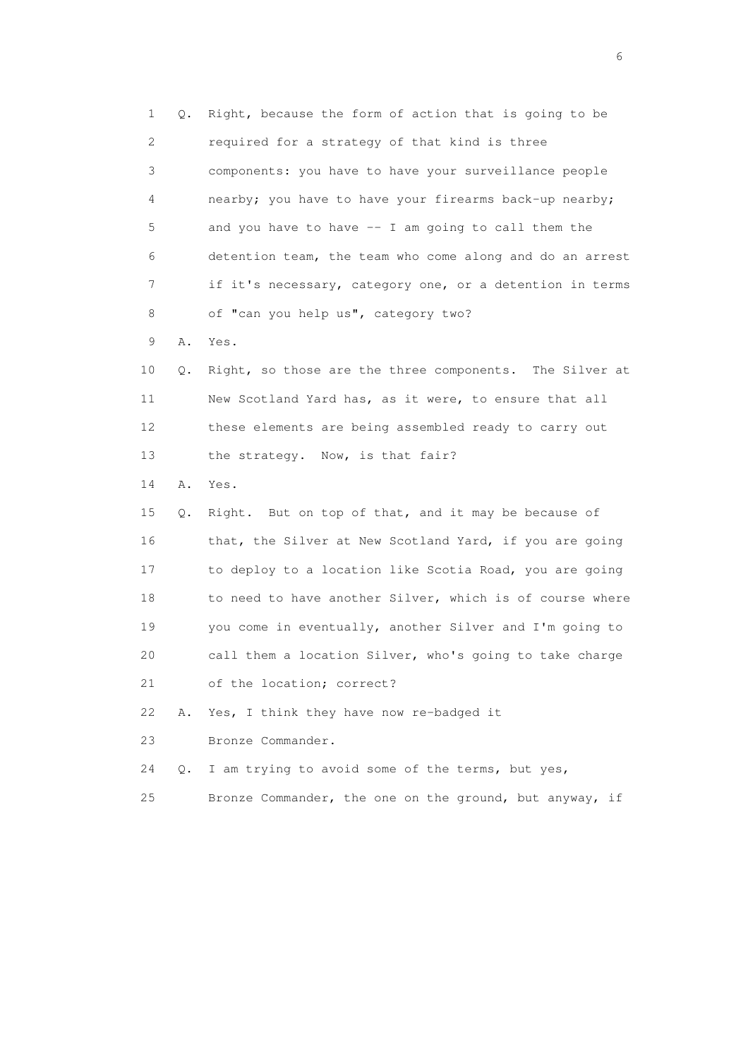1 Q. Right, because the form of action that is going to be
2 required for a strategy of that kind is three
3 components: you have to have your surveillance people
4 nearby; you have to have your firearms back-up nearby;
5 and you have to have -- I am going to call them the
6 detention team, the team who come along and do an arrest
7 if it's necessary, category one, or a detention in terms
8 of "can you help us", category two?
9 A. Yes.
10 Q. Right, so those are the three components. The Silver at
11 New Scotland Yard has, as it were, to ensure that all
12 these elements are being assembled ready to carry out
13 the strategy. Now, is that fair?
14 A. Yes.
15 Q. Right. But on top of that, and it may be because of
16 that, the Silver at New Scotland Yard, if you are going
17 to deploy to a location like Scotia Road, you are going
18 to need to have another Silver, which is of course where
19 you come in eventually, another Silver and I'm going to
20 call them a location Silver, who's going to take charge
21 of the location; correct?
22 A. Yes, I think they have now re-badged it
23 Bronze Commander.
24 Q. I am trying to avoid some of the terms, but yes,
25 Bronze Commander, the one on the ground, but anyway, if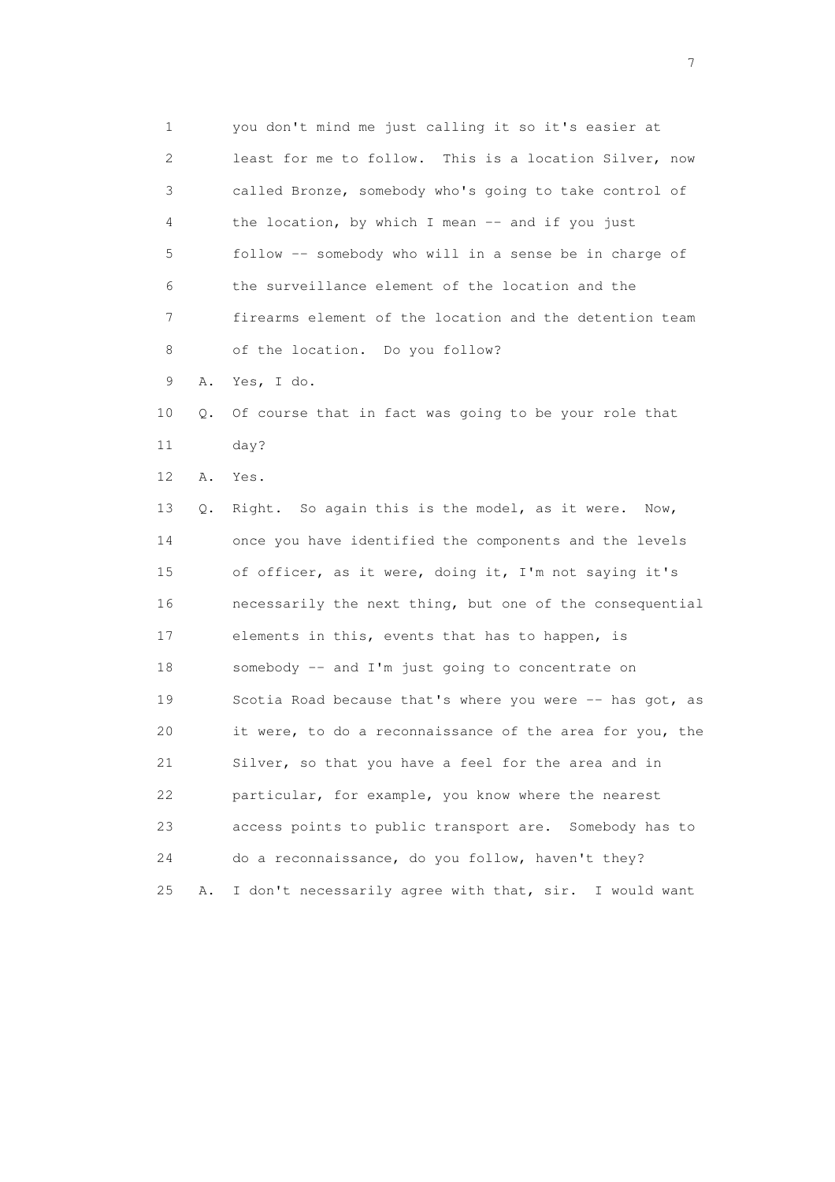1 you don't mind me just calling it so it's easier at
2 least for me to follow. This is a location Silver, now
3 called Bronze, somebody who's going to take control of
4 the location, by which I mean -- and if you just
5 follow -- somebody who will in a sense be in charge of
6 the surveillance element of the location and the
7 firearms element of the location and the detention team
8 of the location. Do you follow?

9 A. Yes, I do.

10 Q. Of course that in fact was going to be your role that
11 day?

12 A. Yes.

13 Q. Right. So again this is the model, as it were. Now,
14 once you have identified the components and the levels
15 of officer, as it were, doing it, I'm not saying it's
16 necessarily the next thing, but one of the consequential
17 elements in this, events that has to happen, is
18 somebody -- and I'm just going to concentrate on
19 Scotia Road because that's where you were -- has got, as
20 it were, to do a reconnaissance of the area for you, the
21 Silver, so that you have a feel for the area and in
22 particular, for example, you know where the nearest
23 access points to public transport are. Somebody has to
24 do a reconnaissance, do you follow, haven't they?

25 A. I don't necessarily agree with that, sir. I would want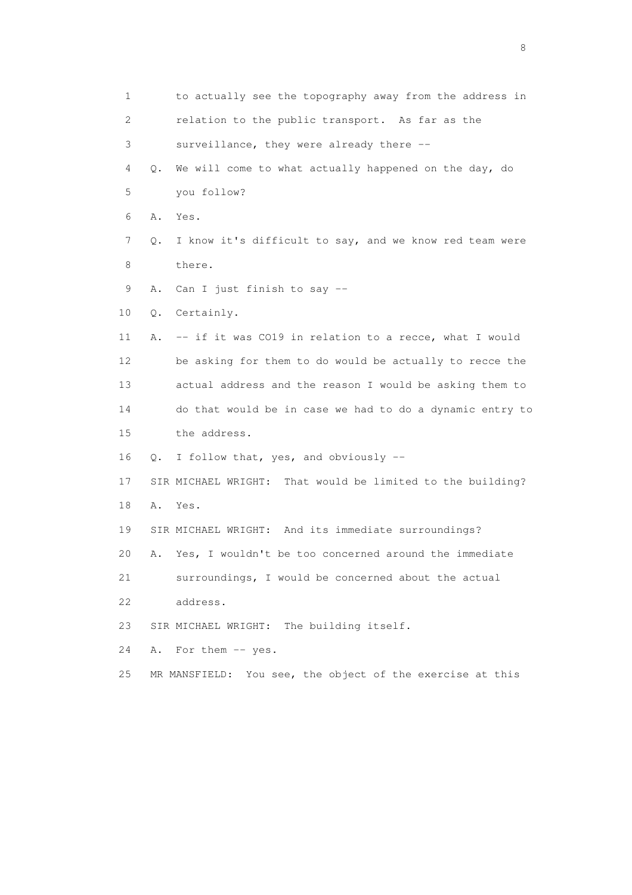1 to actually see the topography away from the address in
2 relation to the public transport. As far as the
3 surveillance, they were already there --
4 Q. We will come to what actually happened on the day, do
5 you follow?
6 A. Yes.
7 Q. I know it's difficult to say, and we know red team were
8 there.
9 A. Can I just finish to say --
10 Q. Certainly.
11 A. -- if it was CO19 in relation to a recce, what I would
12 be asking for them to do would be actually to recce the
13 actual address and the reason I would be asking them to
14 do that would be in case we had to do a dynamic entry to
15 the address.
16 Q. I follow that, yes, and obviously --
17 SIR MICHAEL WRIGHT: That would be limited to the building?
18 A. Yes.
19 SIR MICHAEL WRIGHT: And its immediate surroundings?
20 A. Yes, I wouldn't be too concerned around the immediate
21 surroundings, I would be concerned about the actual
22 address.
23 SIR MICHAEL WRIGHT: The building itself.
24 A. For them -- yes.
25 MR MANSFIELD: You see, the object of the exercise at this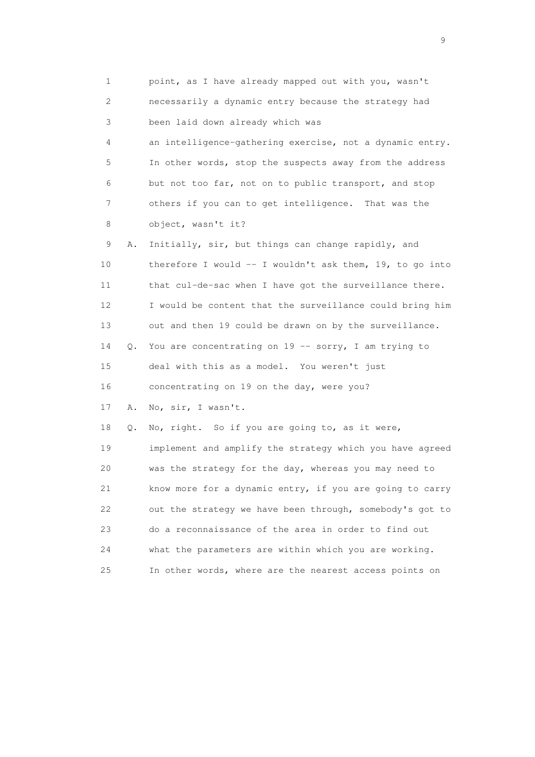1 point, as I have already mapped out with you, wasn't
2 necessarily a dynamic entry because the strategy had
3 been laid down already which was
4 an intelligence-gathering exercise, not a dynamic entry.
5 In other words, stop the suspects away from the address
6 but not too far, not on to public transport, and stop
7 others if you can to get intelligence. That was the
8 object, wasn't it?
9 A. Initially, sir, but things can change rapidly, and
10 therefore I would -- I wouldn't ask them, 19, to go into
11 that cul-de-sac when I have got the surveillance there.
12 I would be content that the surveillance could bring him
13 out and then 19 could be drawn on by the surveillance.
14 Q. You are concentrating on 19 -- sorry, I am trying to
15 deal with this as a model. You weren't just
16 concentrating on 19 on the day, were you?
17 A. No, sir, I wasn't.
18 Q. No, right. So if you are going to, as it were,
19 implement and amplify the strategy which you have agreed
20 was the strategy for the day, whereas you may need to
21 know more for a dynamic entry, if you are going to carry
22 out the strategy we have been through, somebody's got to
23 do a reconnaissance of the area in order to find out
24 what the parameters are within which you are working.
25 In other words, where are the nearest access points on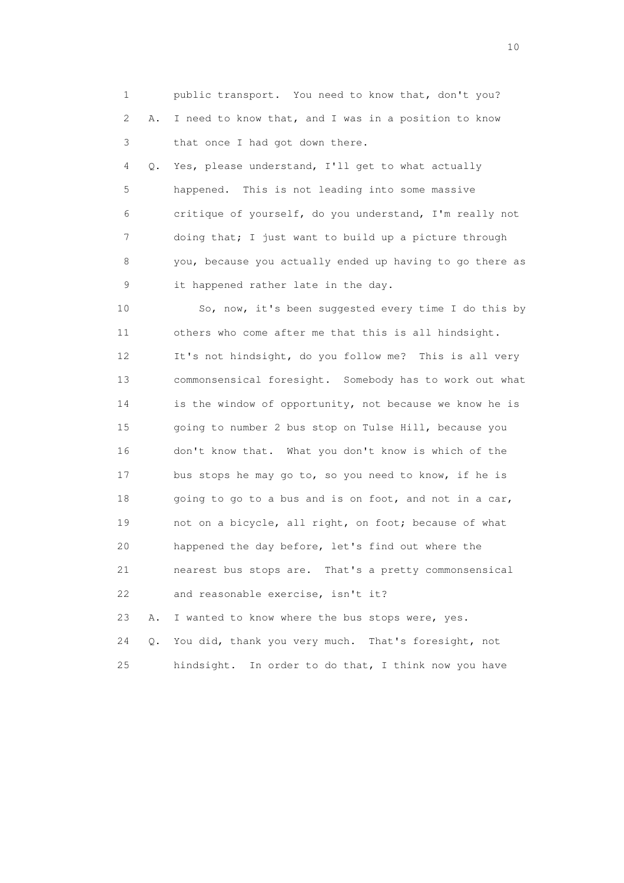1 public transport. You need to know that, don't you?
2 A. I need to know that, and I was in a position to know
3 that once I had got down there.
4 Q. Yes, please understand, I'll get to what actually
5 happened. This is not leading into some massive
6 critique of yourself, do you understand, I'm really not
7 doing that; I just want to build up a picture through
8 you, because you actually ended up having to go there as
9 it happened rather late in the day.
10 So, now, it's been suggested every time I do this by
11 others who come after me that this is all hindsight.
12 It's not hindsight, do you follow me? This is all very
13 commonsensical foresight. Somebody has to work out what
14 is the window of opportunity, not because we know he is
15 going to number 2 bus stop on Tulse Hill, because you
16 don't know that. What you don't know is which of the
17 bus stops he may go to, so you need to know, if he is
18 going to go to a bus and is on foot, and not in a car,
19 not on a bicycle, all right, on foot; because of what
20 happened the day before, let's find out where the
21 nearest bus stops are. That's a pretty commonsensical
22 and reasonable exercise, isn't it?
23 A. I wanted to know where the bus stops were, yes.
24 Q. You did, thank you very much. That's foresight, not
25 hindsight. In order to do that, I think now you have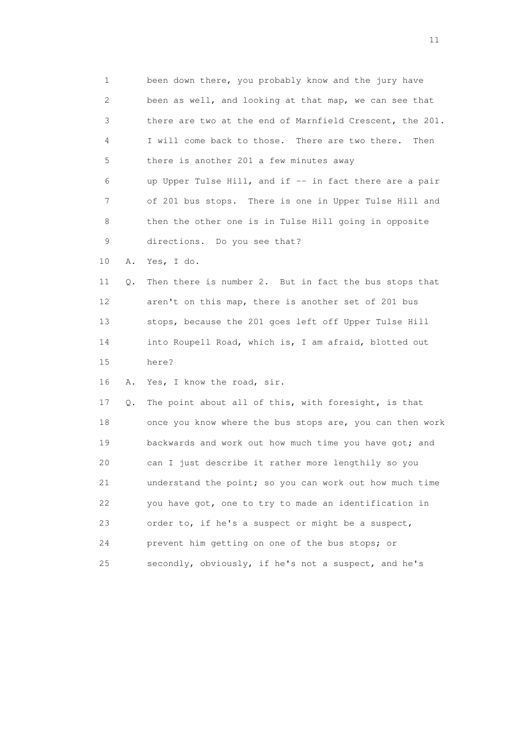1 been down there, you probably know and the jury have
2 been as well, and looking at that map, we can see that
3 there are two at the end of Marnfield Crescent, the 201.
4 I will come back to those. There are two there. Then
5 there is another 201 a few minutes away
6 up Upper Tulse Hill, and if -- in fact there are a pair
7 of 201 bus stops. There is one in Upper Tulse Hill and
8 then the other one is in Tulse Hill going in opposite
9 directions. Do you see that?

10 A. Yes, I do.

11 Q. Then there is number 2. But in fact the bus stops that
12 aren't on this map, there is another set of 201 bus
13 stops, because the 201 goes left off Upper Tulse Hill
14 into Roupell Road, which is, I am afraid, blotted out
15 here?

16 A. Yes, I know the road, sir.

17 Q. The point about all of this, with foresight, is that
18 once you know where the bus stops are, you can then work
19 backwards and work out how much time you have got; and
20 can I just describe it rather more lengthily so you
21 understand the point; so you can work out how much time
22 you have got, one to try to made an identification in
23 order to, if he's a suspect or might be a suspect,
24 prevent him getting on one of the bus stops; or
25 secondly, obviously, if he's not a suspect, and he's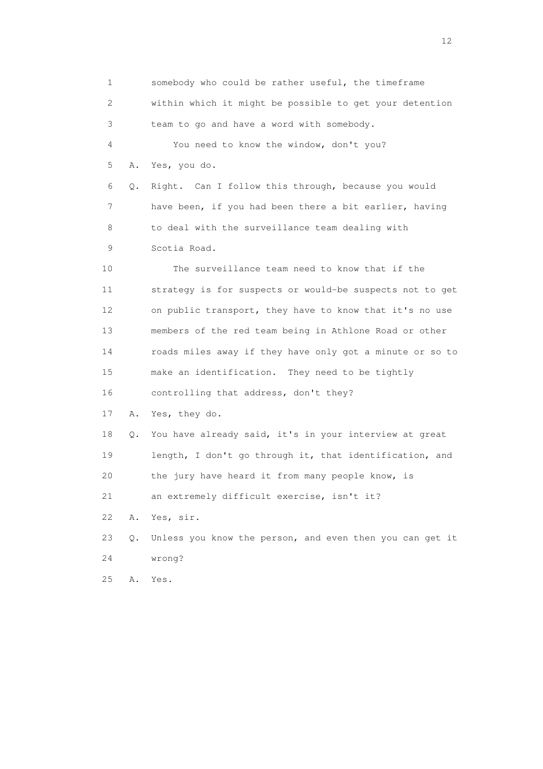1 somebody who could be rather useful, the timeframe
2 within which it might be possible to get your detention
3 team to go and have a word with somebody.
4 You need to know the window, don't you?
5 A. Yes, you do.
6 Q. Right. Can I follow this through, because you would
7 have been, if you had been there a bit earlier, having
8 to deal with the surveillance team dealing with
9 Scotia Road.
10 The surveillance team need to know that if the
11 strategy is for suspects or would-be suspects not to get
12 on public transport, they have to know that it's no use
13 members of the red team being in Athlone Road or other
14 roads miles away if they have only got a minute or so to
15 make an identification. They need to be tightly
16 controlling that address, don't they?
17 A. Yes, they do.
18 Q. You have already said, it's in your interview at great
19 length, I don't go through it, that identification, and
20 the jury have heard it from many people know, is
21 an extremely difficult exercise, isn't it?
22 A. Yes, sir.
23 Q. Unless you know the person, and even then you can get it
24 wrong?
25 A. Yes.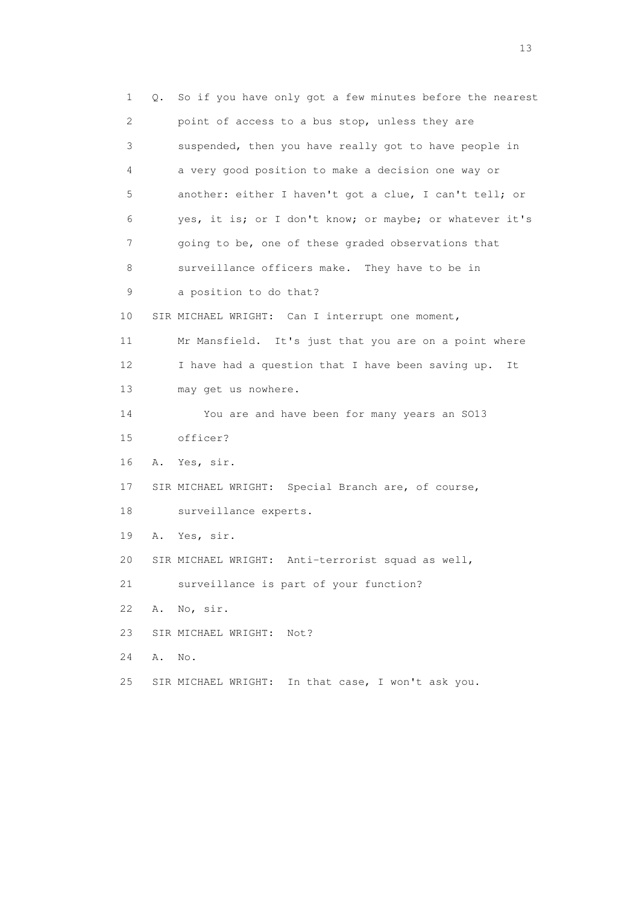1 Q. So if you have only got a few minutes before the nearest
2 point of access to a bus stop, unless they are
3 suspended, then you have really got to have people in
4 a very good position to make a decision one way or
5 another: either I haven't got a clue, I can't tell; or
6 yes, it is; or I don't know; or maybe; or whatever it's
7 going to be, one of these graded observations that
8 surveillance officers make. They have to be in
9 a position to do that?
10 SIR MICHAEL WRIGHT: Can I interrupt one moment,
11 Mr Mansfield. It's just that you are on a point where
12 I have had a question that I have been saving up. It
13 may get us nowhere.
14 You are and have been for many years an SO13
15 officer?
16 A. Yes, sir.
17 SIR MICHAEL WRIGHT: Special Branch are, of course,
18 surveillance experts.
19 A. Yes, sir.
20 SIR MICHAEL WRIGHT: Anti-terrorist squad as well,
21 surveillance is part of your function?
22 A. No, sir.
23 SIR MICHAEL WRIGHT: Not?
24 A. No.
25 SIR MICHAEL WRIGHT: In that case, I won't ask you.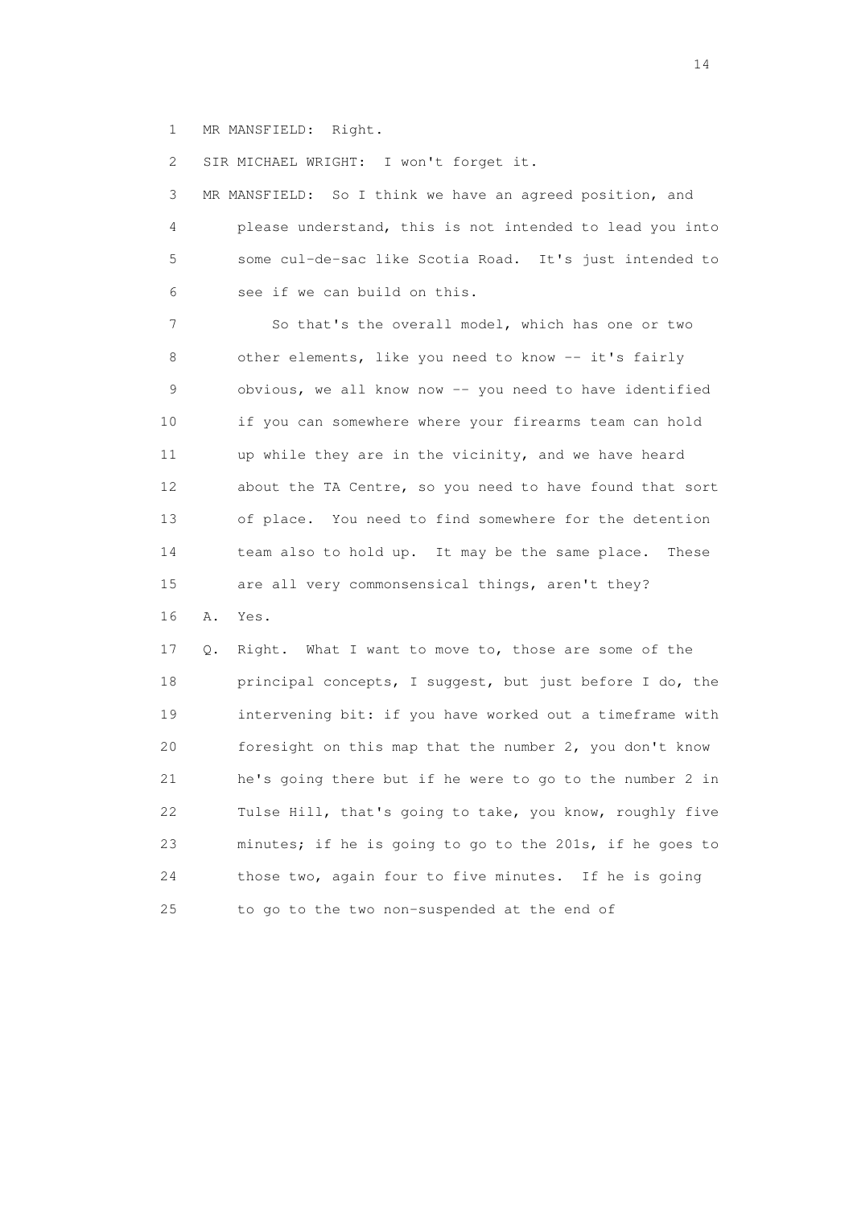1 MR MANSFIELD: Right.

2 SIR MICHAEL WRIGHT: I won't forget it.

3 MR MANSFIELD: So I think we have an agreed position, and
4 please understand, this is not intended to lead you into
5 some cul-de-sac like Scotia Road. It's just intended to
6 see if we can build on this.

7 So that's the overall model, which has one or two
8 other elements, like you need to know -- it's fairly
9 obvious, we all know now -- you need to have identified
10 if you can somewhere where your firearms team can hold
11 up while they are in the vicinity, and we have heard
12 about the TA Centre, so you need to have found that sort
13 of place. You need to find somewhere for the detention
14 team also to hold up. It may be the same place. These
15 are all very commonsensical things, aren't they?

16 A. Yes.

17 Q. Right. What I want to move to, those are some of the
18 principal concepts, I suggest, but just before I do, the
19 intervening bit: if you have worked out a timeframe with
20 foresight on this map that the number 2, you don't know
21 he's going there but if he were to go to the number 2 in
22 Tulse Hill, that's going to take, you know, roughly five
23 minutes; if he is going to go to the 201s, if he goes to
24 those two, again four to five minutes. If he is going
25 to go to the two non-suspended at the end of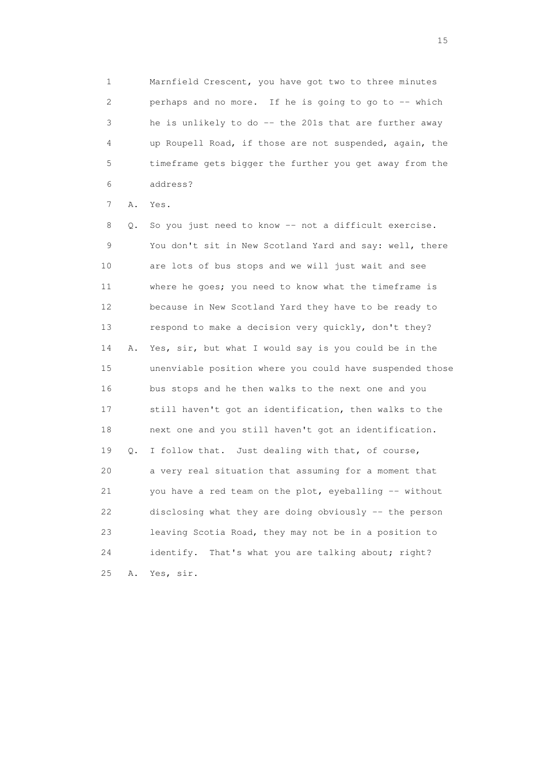1 Marnfield Crescent, you have got two to three minutes
2 perhaps and no more. If he is going to go to -- which
3 he is unlikely to do -- the 201s that are further away
4 up Roupell Road, if those are not suspended, again, the
5 timeframe gets bigger the further you get away from the
6 address?

7 A. Yes.

8 Q. So you just need to know -- not a difficult exercise.
9 You don't sit in New Scotland Yard and say: well, there
10 are lots of bus stops and we will just wait and see
11 where he goes; you need to know what the timeframe is
12 because in New Scotland Yard they have to be ready to
13 respond to make a decision very quickly, don't they?

14 A. Yes, sir, but what I would say is you could be in the
15 unenviable position where you could have suspended those
16 bus stops and he then walks to the next one and you
17 still haven't got an identification, then walks to the
18 next one and you still haven't got an identification.

19 Q. I follow that. Just dealing with that, of course,
20 a very real situation that assuming for a moment that
21 you have a red team on the plot, eyeballing -- without
22 disclosing what they are doing obviously -- the person
23 leaving Scotia Road, they may not be in a position to
24 identify. That's what you are talking about; right?

25 A. Yes, sir.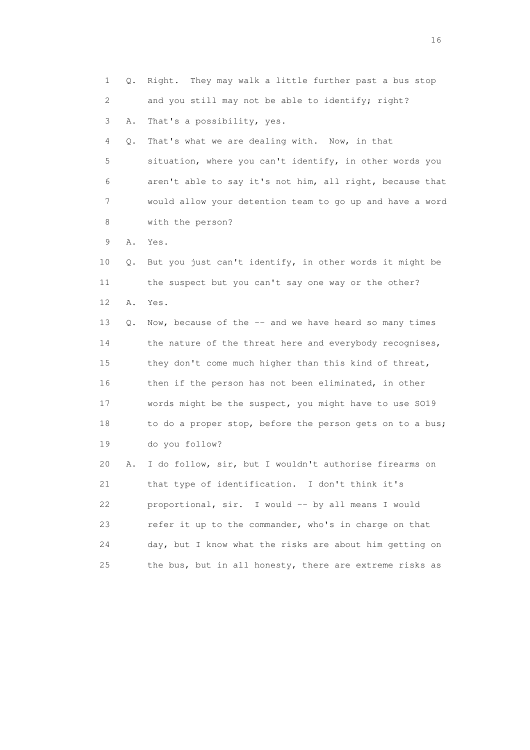1 Q. Right. They may walk a little further past a bus stop
2 and you still may not be able to identify; right?
3 A. That's a possibility, yes.
4 Q. That's what we are dealing with. Now, in that
5 situation, where you can't identify, in other words you
6 aren't able to say it's not him, all right, because that
7 would allow your detention team to go up and have a word
8 with the person?
9 A. Yes.
10 Q. But you just can't identify, in other words it might be
11 the suspect but you can't say one way or the other?
12 A. Yes.
13 Q. Now, because of the -- and we have heard so many times
14 the nature of the threat here and everybody recognises,
15 they don't come much higher than this kind of threat,
16 then if the person has not been eliminated, in other
17 words might be the suspect, you might have to use SO19
18 to do a proper stop, before the person gets on to a bus;
19 do you follow?
20 A. I do follow, sir, but I wouldn't authorise firearms on
21 that type of identification. I don't think it's
22 proportional, sir. I would -- by all means I would
23 refer it up to the commander, who's in charge on that
24 day, but I know what the risks are about him getting on
25 the bus, but in all honesty, there are extreme risks as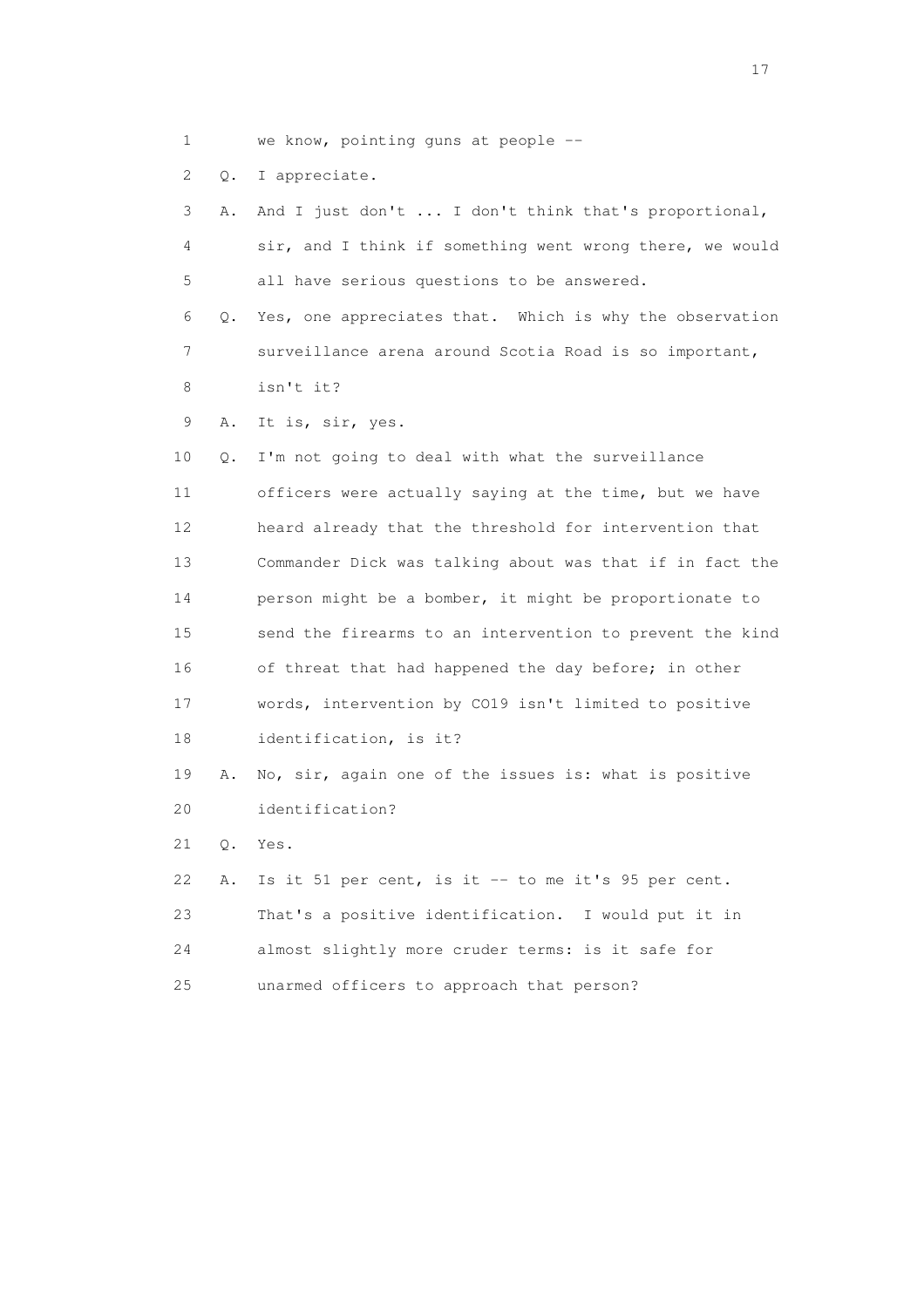1 we know, pointing guns at people --

2 Q. I appreciate.

3 A. And I just don't ... I don't think that's proportional,

4 sir, and I think if something went wrong there, we would

5 all have serious questions to be answered.

6 Q. Yes, one appreciates that. Which is why the observation

7 surveillance arena around Scotia Road is so important,

8 isn't it?

9 A. It is, sir, yes.

10 Q. I'm not going to deal with what the surveillance

11 officers were actually saying at the time, but we have

12 heard already that the threshold for intervention that

13 Commander Dick was talking about was that if in fact the

14 person might be a bomber, it might be proportionate to

15 send the firearms to an intervention to prevent the kind

16 of threat that had happened the day before; in other

17 words, intervention by CO19 isn't limited to positive

18 identification, is it?

19 A. No, sir, again one of the issues is: what is positive

20 identification?

21 Q. Yes.

22 A. Is it 51 per cent, is it -- to me it's 95 per cent.

23 That's a positive identification. I would put it in

24 almost slightly more cruder terms: is it safe for

25 unarmed officers to approach that person?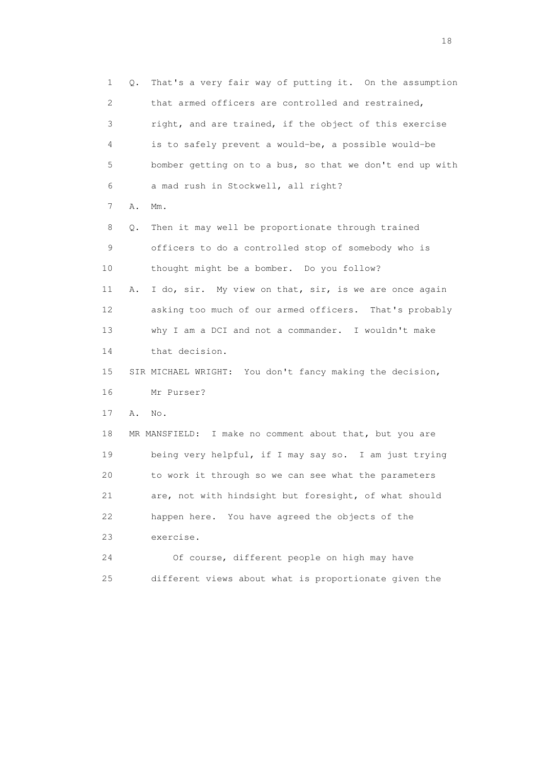1 Q. That's a very fair way of putting it. On the assumption
2 that armed officers are controlled and restrained,
3 right, and are trained, if the object of this exercise
4 is to safely prevent a would-be, a possible would-be
5 bomber getting on to a bus, so that we don't end up with
6 a mad rush in Stockwell, all right?
7 A. Mm.
8 Q. Then it may well be proportionate through trained
9 officers to do a controlled stop of somebody who is
10 thought might be a bomber. Do you follow?
11 A. I do, sir. My view on that, sir, is we are once again
12 asking too much of our armed officers. That's probably
13 why I am a DCI and not a commander. I wouldn't make
14 that decision.
15 SIR MICHAEL WRIGHT: You don't fancy making the decision,
16 Mr Purser?
17 A. No.
18 MR MANSFIELD: I make no comment about that, but you are
19 being very helpful, if I may say so. I am just trying
20 to work it through so we can see what the parameters
21 are, not with hindsight but foresight, of what should
22 happen here. You have agreed the objects of the
23 exercise.
24 Of course, different people on high may have
25 different views about what is proportionate given the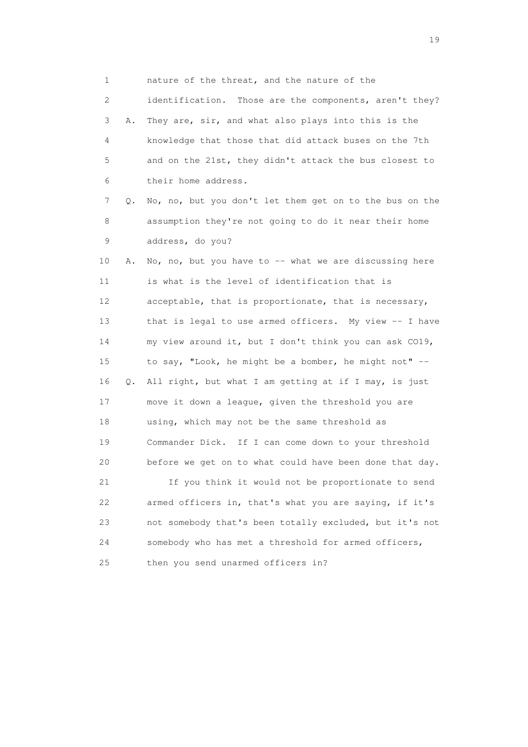1 nature of the threat, and the nature of the
2 identification. Those are the components, aren't they?
3 A. They are, sir, and what also plays into this is the
4 knowledge that those that did attack buses on the 7th
5 and on the 21st, they didn't attack the bus closest to
6 their home address.
7 Q. No, no, but you don't let them get on to the bus on the
8 assumption they're not going to do it near their home
9 address, do you?
10 A. No, no, but you have to -- what we are discussing here
11 is what is the level of identification that is
12 acceptable, that is proportionate, that is necessary,
13 that is legal to use armed officers. My view -- I have
14 my view around it, but I don't think you can ask CO19,
15 to say, "Look, he might be a bomber, he might not" --
16 Q. All right, but what I am getting at if I may, is just
17 move it down a league, given the threshold you are
18 using, which may not be the same threshold as
19 Commander Dick. If I can come down to your threshold
20 before we get on to what could have been done that day.
21 If you think it would not be proportionate to send
22 armed officers in, that's what you are saying, if it's
23 not somebody that's been totally excluded, but it's not
24 somebody who has met a threshold for armed officers,
25 then you send unarmed officers in?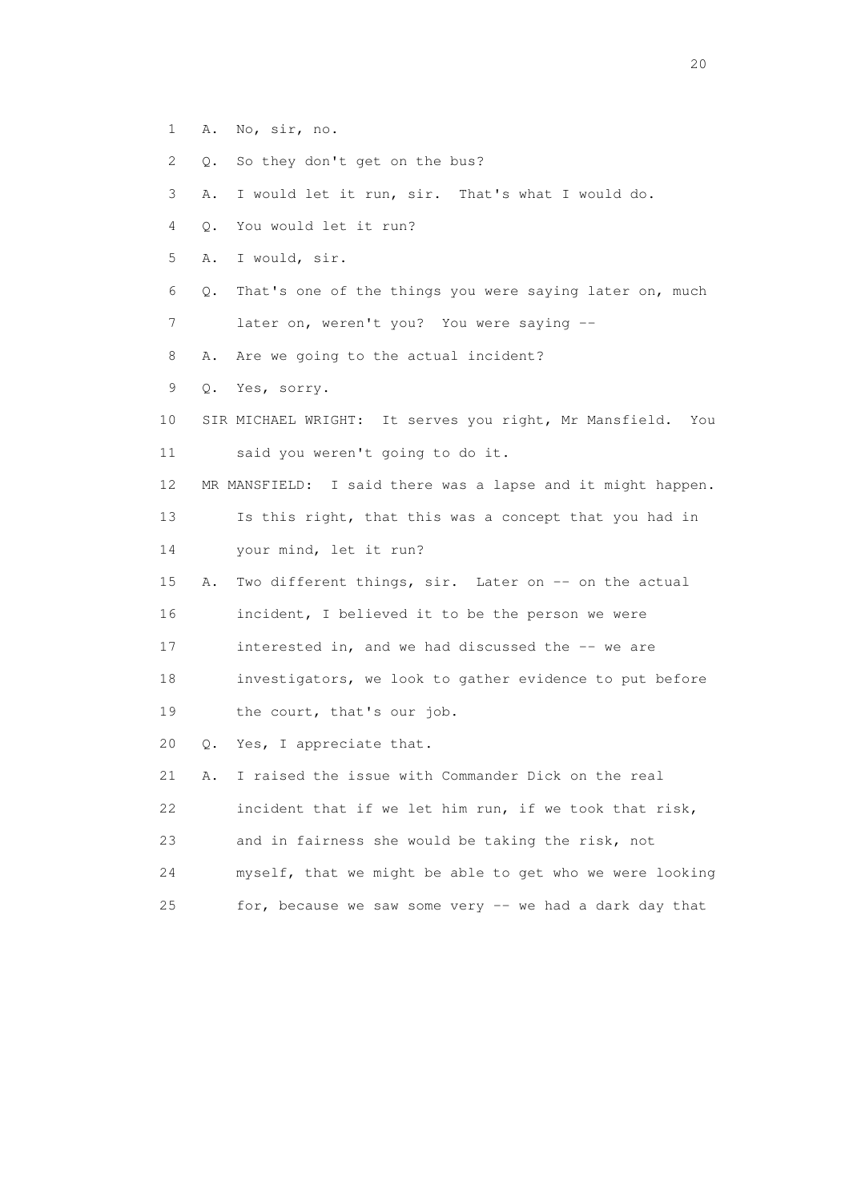1 A. No, sir, no.

2 Q. So they don't get on the bus?

3 A. I would let it run, sir. That's what I would do.

4 Q. You would let it run?

5 A. I would, sir.

6 Q. That's one of the things you were saying later on, much

7 later on, weren't you? You were saying --

8 A. Are we going to the actual incident?

9 Q. Yes, sorry.

10 SIR MICHAEL WRIGHT: It serves you right, Mr Mansfield. You

11 said you weren't going to do it.

12 MR MANSFIELD: I said there was a lapse and it might happen.

13 Is this right, that this was a concept that you had in

14 your mind, let it run?

15 A. Two different things, sir. Later on -- on the actual

16 incident, I believed it to be the person we were

17 interested in, and we had discussed the -- we are

18 investigators, we look to gather evidence to put before

19 the court, that's our job.

20 Q. Yes, I appreciate that.

21 A. I raised the issue with Commander Dick on the real

22 incident that if we let him run, if we took that risk,

23 and in fairness she would be taking the risk, not

24 myself, that we might be able to get who we were looking

25 for, because we saw some very -- we had a dark day that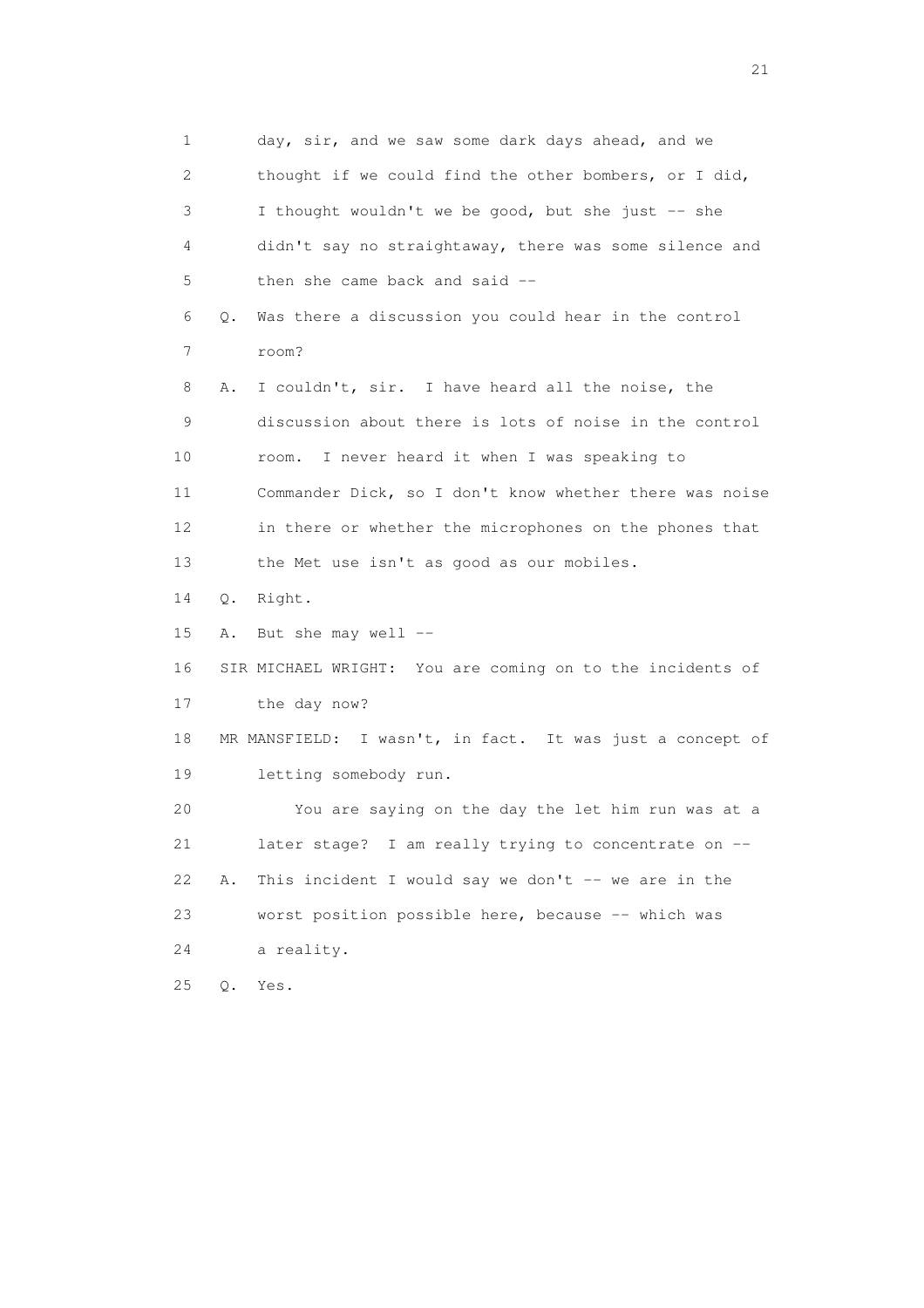1 day, sir, and we saw some dark days ahead, and we
2 thought if we could find the other bombers, or I did,
3 I thought wouldn't we be good, but she just -- she
4 didn't say no straightaway, there was some silence and
5 then she came back and said --
6 Q. Was there a discussion you could hear in the control
7 room?
8 A. I couldn't, sir. I have heard all the noise, the
9 discussion about there is lots of noise in the control
10 room. I never heard it when I was speaking to
11 Commander Dick, so I don't know whether there was noise
12 in there or whether the microphones on the phones that
13 the Met use isn't as good as our mobiles.
14 Q. Right.
15 A. But she may well --
16 SIR MICHAEL WRIGHT: You are coming on to the incidents of
17 the day now?
18 MR MANSFIELD: I wasn't, in fact. It was just a concept of
19 letting somebody run.
20 You are saying on the day the let him run was at a
21 later stage? I am really trying to concentrate on --
22 A. This incident I would say we don't -- we are in the
23 worst position possible here, because -- which was
24 a reality.
25 Q. Yes.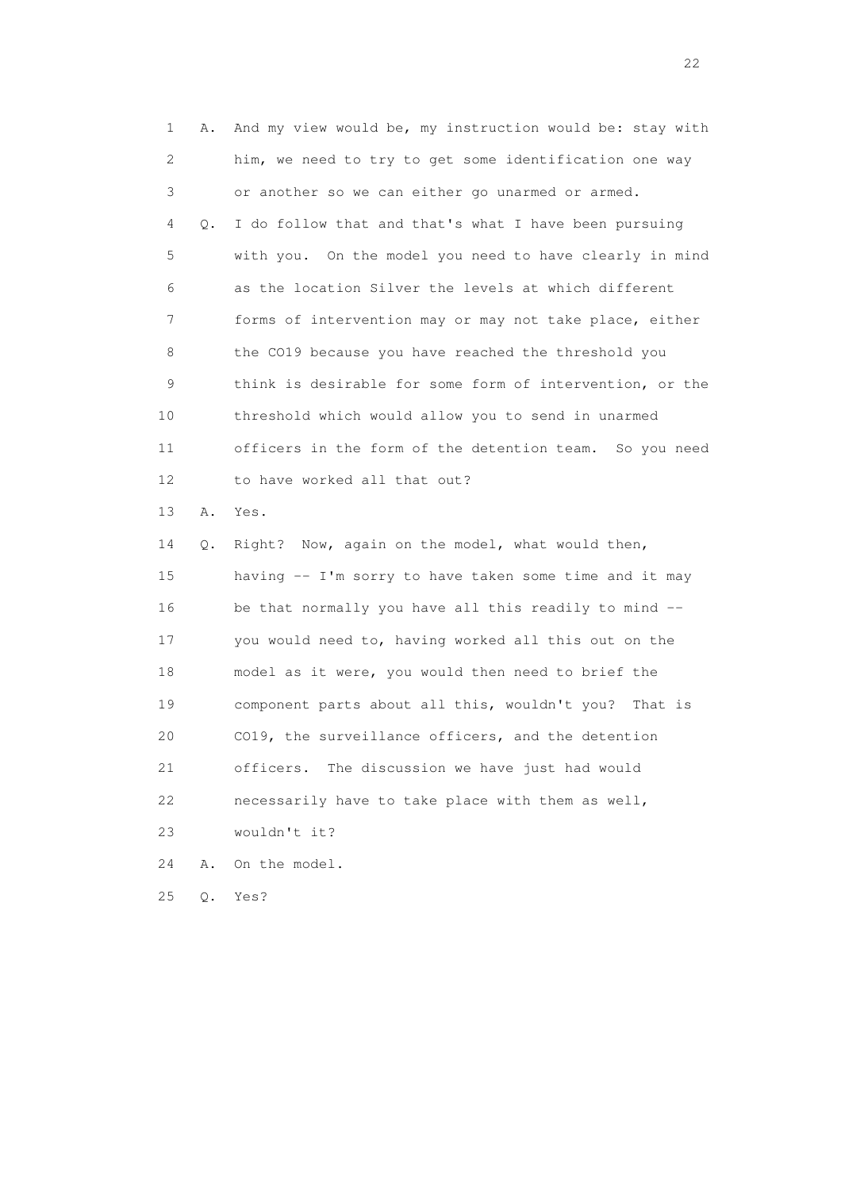1 A. And my view would be, my instruction would be: stay with
2 him, we need to try to get some identification one way
3 or another so we can either go unarmed or armed.
4 Q. I do follow that and that's what I have been pursuing
5 with you. On the model you need to have clearly in mind
6 as the location Silver the levels at which different
7 forms of intervention may or may not take place, either
8 the CO19 because you have reached the threshold you
9 think is desirable for some form of intervention, or the
10 threshold which would allow you to send in unarmed
11 officers in the form of the detention team. So you need
12 to have worked all that out?
13 A. Yes.
14 Q. Right? Now, again on the model, what would then,
15 having -- I'm sorry to have taken some time and it may
16 be that normally you have all this readily to mind --
17 you would need to, having worked all this out on the
18 model as it were, you would then need to brief the
19 component parts about all this, wouldn't you? That is
20 CO19, the surveillance officers, and the detention
21 officers. The discussion we have just had would
22 necessarily have to take place with them as well,
23 wouldn't it?
24 A. On the model.
25 Q. Yes?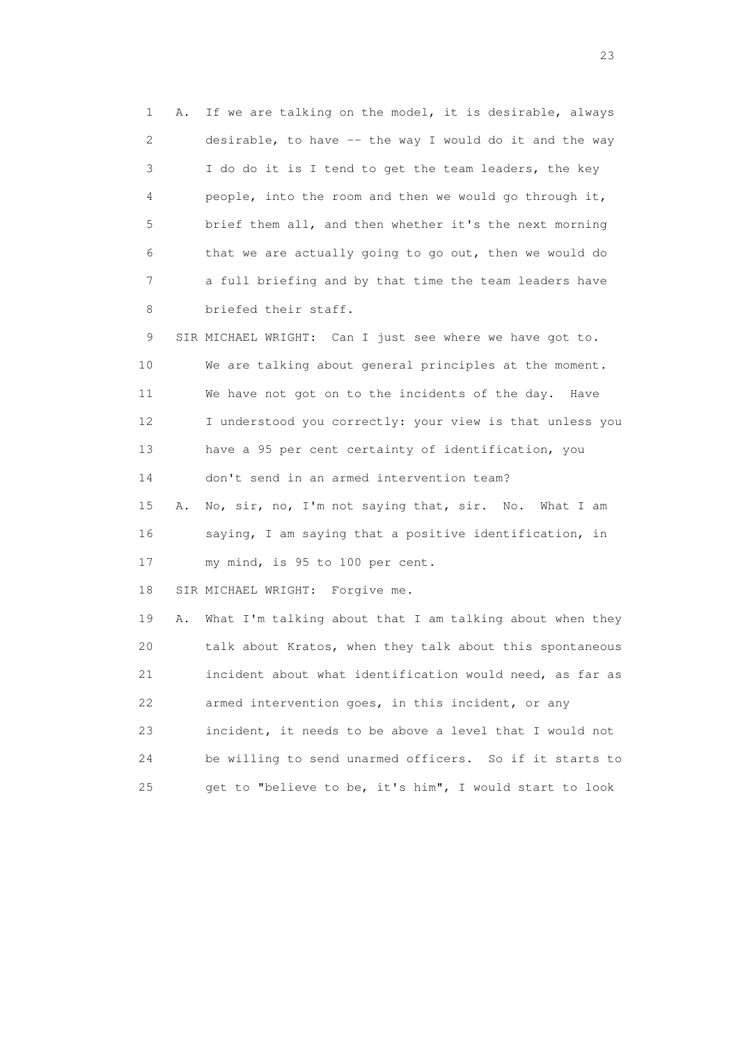1 A. If we are talking on the model, it is desirable, always
2 desirable, to have -- the way I would do it and the way
3 I do do it is I tend to get the team leaders, the key
4 people, into the room and then we would go through it,
5 brief them all, and then whether it's the next morning
6 that we are actually going to go out, then we would do
7 a full briefing and by that time the team leaders have
8 briefed their staff.

9 SIR MICHAEL WRIGHT: Can I just see where we have got to.
10 We are talking about general principles at the moment.
11 We have not got on to the incidents of the day. Have
12 I understood you correctly: your view is that unless you
13 have a 95 per cent certainty of identification, you
14 don't send in an armed intervention team?

15 A. No, sir, no, I'm not saying that, sir. No. What I am
16 saying, I am saying that a positive identification, in
17 my mind, is 95 to 100 per cent.

18 SIR MICHAEL WRIGHT: Forgive me.

19 A. What I'm talking about that I am talking about when they
20 talk about Kratos, when they talk about this spontaneous
21 incident about what identification would need, as far as
22 armed intervention goes, in this incident, or any
23 incident, it needs to be above a level that I would not
24 be willing to send unarmed officers. So if it starts to
25 get to "believe to be, it's him", I would start to look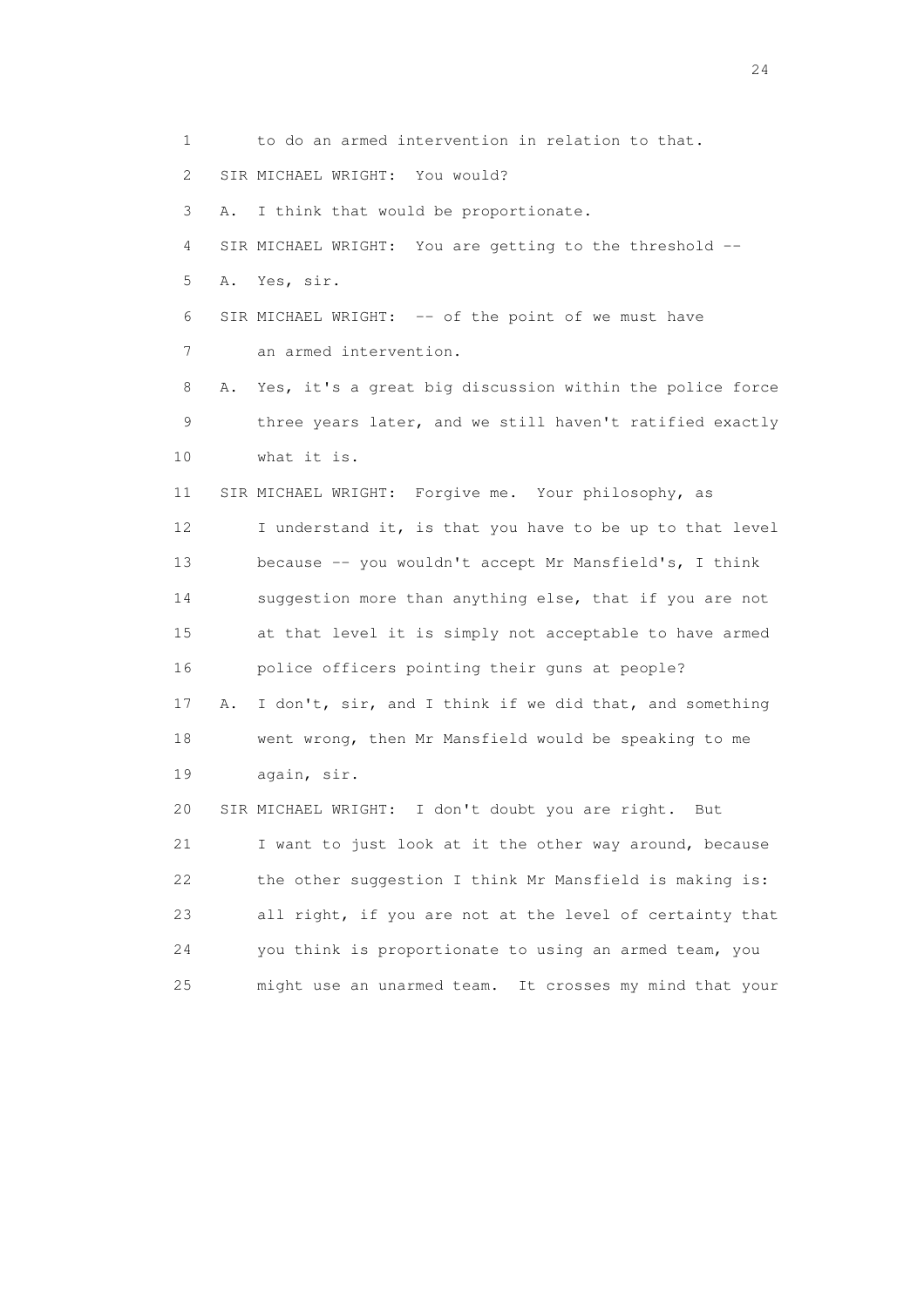1 to do an armed intervention in relation to that.

2 SIR MICHAEL WRIGHT: You would?

3 A. I think that would be proportionate.

4 SIR MICHAEL WRIGHT: You are getting to the threshold --

5 A. Yes, sir.

6 SIR MICHAEL WRIGHT: -- of the point of we must have

7 an armed intervention.

8 A. Yes, it's a great big discussion within the police force

9 three years later, and we still haven't ratified exactly

10 what it is.

11 SIR MICHAEL WRIGHT: Forgive me. Your philosophy, as

12 I understand it, is that you have to be up to that level

13 because -- you wouldn't accept Mr Mansfield's, I think

14 suggestion more than anything else, that if you are not

15 at that level it is simply not acceptable to have armed

16 police officers pointing their guns at people?

17 A. I don't, sir, and I think if we did that, and something

18 went wrong, then Mr Mansfield would be speaking to me

19 again, sir.

20 SIR MICHAEL WRIGHT: I don't doubt you are right. But

21 I want to just look at it the other way around, because

22 the other suggestion I think Mr Mansfield is making is:

23 all right, if you are not at the level of certainty that

24 you think is proportionate to using an armed team, you

25 might use an unarmed team. It crosses my mind that your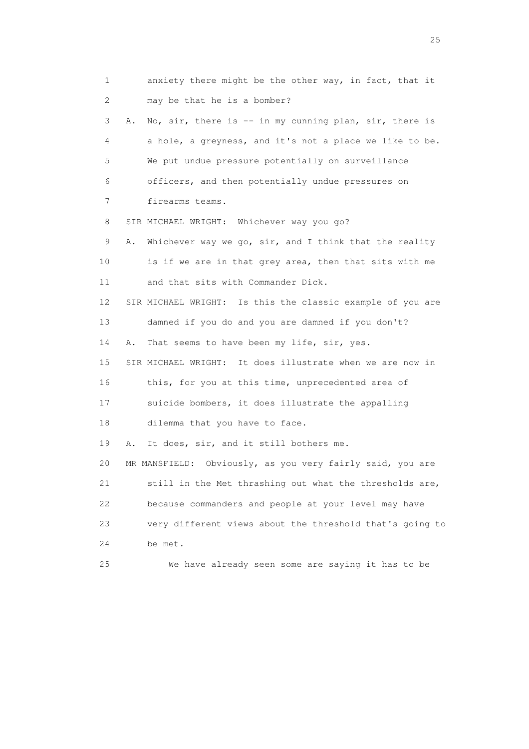1 anxiety there might be the other way, in fact, that it
2 may be that he is a bomber?
3 A. No, sir, there is -- in my cunning plan, sir, there is
4 a hole, a greyness, and it's not a place we like to be.
5 We put undue pressure potentially on surveillance
6 officers, and then potentially undue pressures on
7 firearms teams.
8 SIR MICHAEL WRIGHT: Whichever way you go?
9 A. Whichever way we go, sir, and I think that the reality
10 is if we are in that grey area, then that sits with me
11 and that sits with Commander Dick.
12 SIR MICHAEL WRIGHT: Is this the classic example of you are
13 damned if you do and you are damned if you don't?
14 A. That seems to have been my life, sir, yes.
15 SIR MICHAEL WRIGHT: It does illustrate when we are now in
16 this, for you at this time, unprecedented area of
17 suicide bombers, it does illustrate the appalling
18 dilemma that you have to face.
19 A. It does, sir, and it still bothers me.
20 MR MANSFIELD: Obviously, as you very fairly said, you are
21 still in the Met thrashing out what the thresholds are,
22 because commanders and people at your level may have
23 very different views about the threshold that's going to
24 be met.
25 We have already seen some are saying it has to be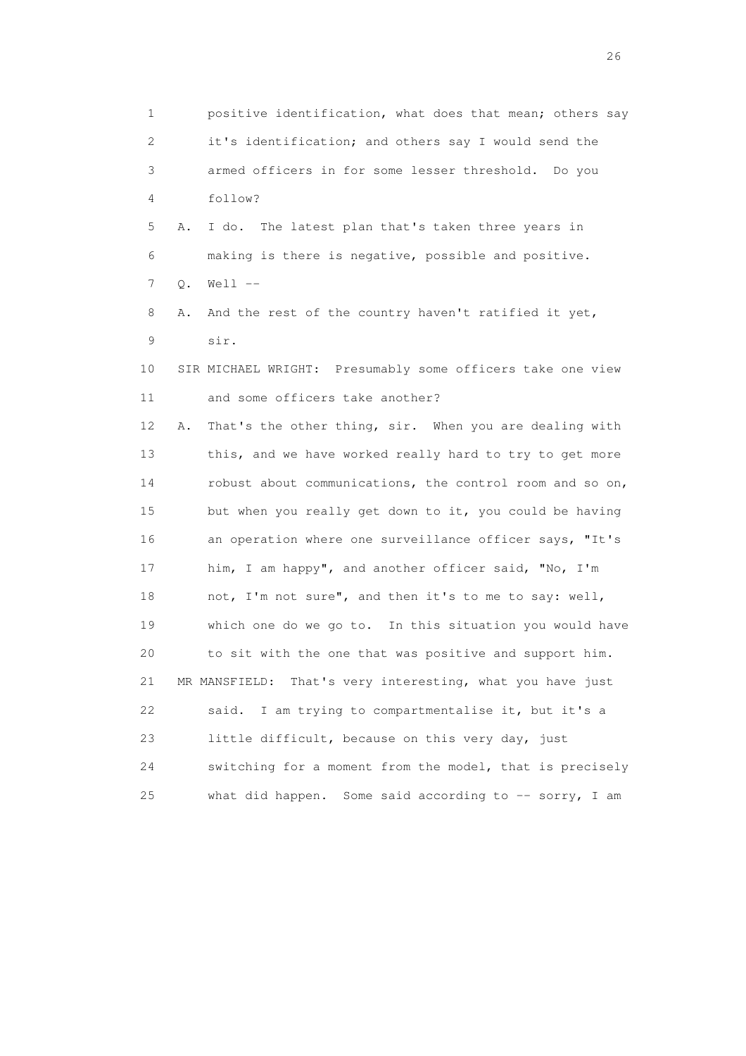1 positive identification, what does that mean; others say
2 it's identification; and others say I would send the
3 armed officers in for some lesser threshold. Do you
4 follow?

5 A. I do. The latest plan that's taken three years in
6 making is there is negative, possible and positive.

7 Q. Well --

8 A. And the rest of the country haven't ratified it yet,
9 sir.

10 SIR MICHAEL WRIGHT: Presumably some officers take one view
11 and some officers take another?

12 A. That's the other thing, sir. When you are dealing with
13 this, and we have worked really hard to try to get more
14 robust about communications, the control room and so on,
15 but when you really get down to it, you could be having
16 an operation where one surveillance officer says, "It's
17 him, I am happy", and another officer said, "No, I'm
18 not, I'm not sure", and then it's to me to say: well,
19 which one do we go to. In this situation you would have
20 to sit with the one that was positive and support him.

21 MR MANSFIELD: That's very interesting, what you have just
22 said. I am trying to compartmentalise it, but it's a
23 little difficult, because on this very day, just
24 switching for a moment from the model, that is precisely
25 what did happen. Some said according to -- sorry, I am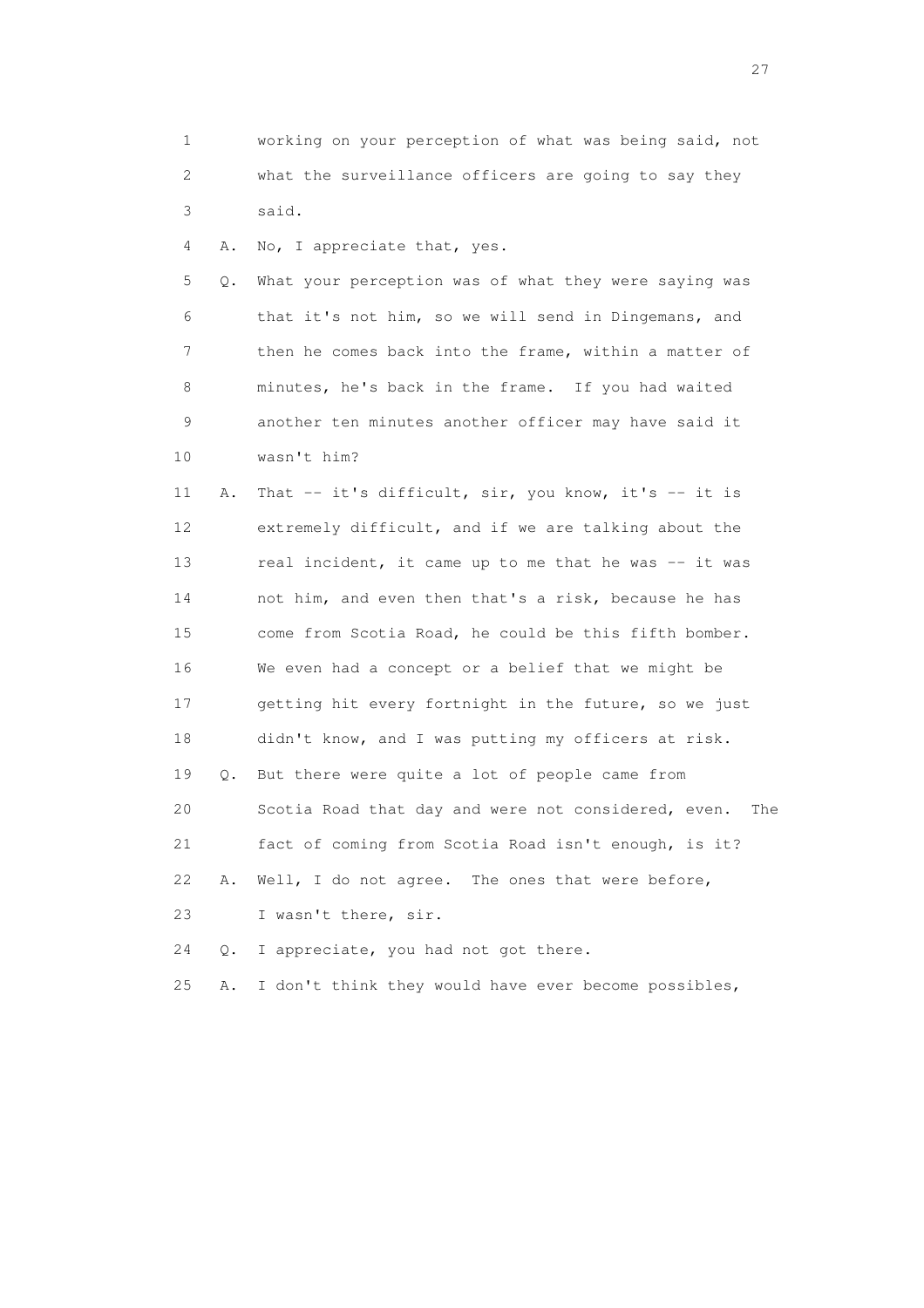1 working on your perception of what was being said, not
2 what the surveillance officers are going to say they
3 said.

4 A. No, I appreciate that, yes.

5 Q. What your perception was of what they were saying was
6 that it's not him, so we will send in Dingemans, and
7 then he comes back into the frame, within a matter of
8 minutes, he's back in the frame. If you had waited
9 another ten minutes another officer may have said it
10 wasn't him?

11 A. That -- it's difficult, sir, you know, it's -- it is
12 extremely difficult, and if we are talking about the
13 real incident, it came up to me that he was -- it was
14 not him, and even then that's a risk, because he has
15 come from Scotia Road, he could be this fifth bomber.
16 We even had a concept or a belief that we might be
17 getting hit every fortnight in the future, so we just
18 didn't know, and I was putting my officers at risk.

19 Q. But there were quite a lot of people came from
20 Scotia Road that day and were not considered, even. The
21 fact of coming from Scotia Road isn't enough, is it?

22 A. Well, I do not agree. The ones that were before,
23 I wasn't there, sir.

24 Q. I appreciate, you had not got there.

25 A. I don't think they would have ever become possibles,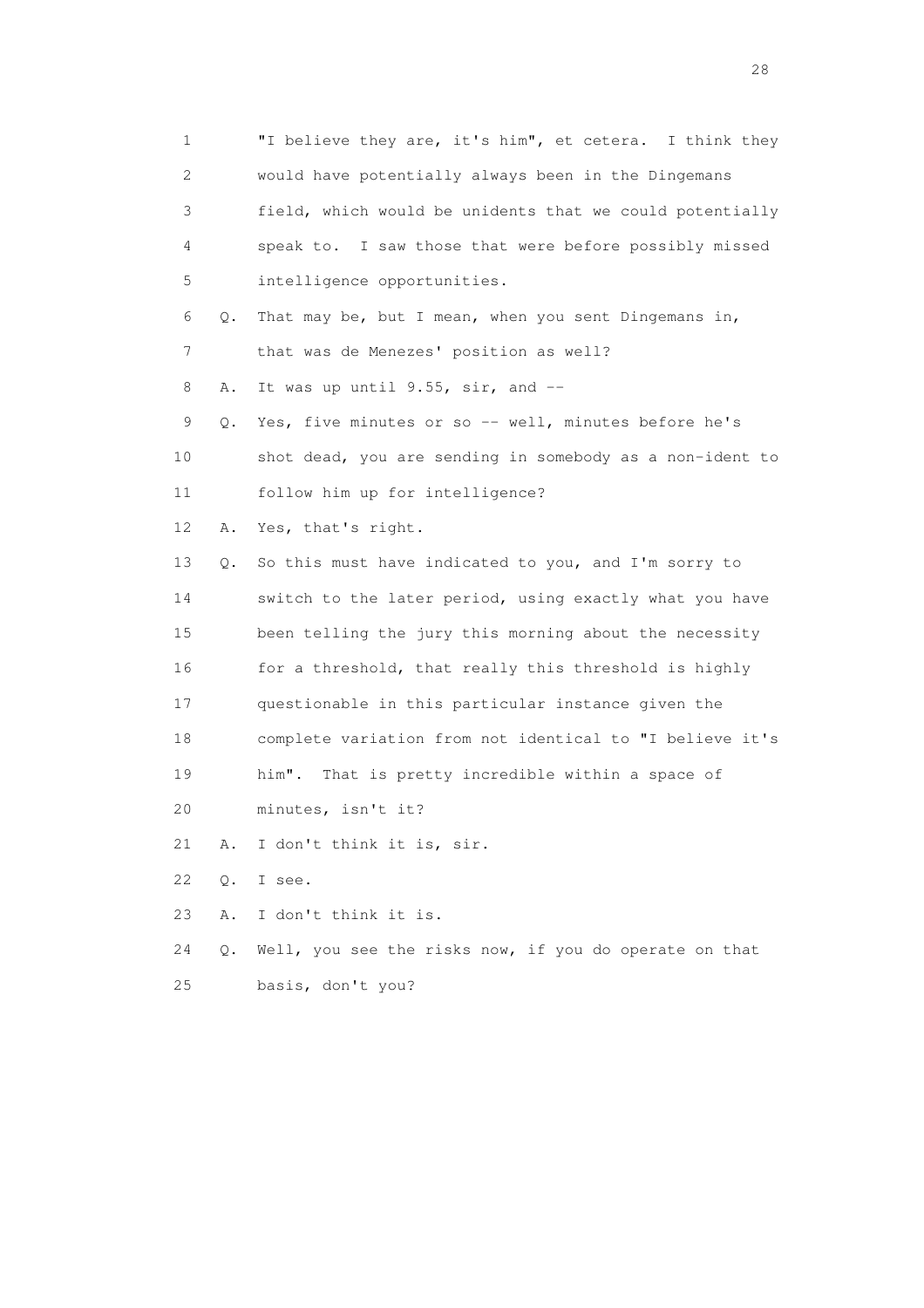1 "I believe they are, it's him", et cetera. I think they
2 would have potentially always been in the Dingemans
3 field, which would be unidents that we could potentially
4 speak to. I saw those that were before possibly missed
5 intelligence opportunities.

6 Q. That may be, but I mean, when you sent Dingemans in,
7 that was de Menezes' position as well?

8 A. It was up until 9.55, sir, and --

9 Q. Yes, five minutes or so -- well, minutes before he's
10 shot dead, you are sending in somebody as a non-ident to
11 follow him up for intelligence?

12 A. Yes, that's right.

13 Q. So this must have indicated to you, and I'm sorry to
14 switch to the later period, using exactly what you have
15 been telling the jury this morning about the necessity
16 for a threshold, that really this threshold is highly
17 questionable in this particular instance given the
18 complete variation from not identical to "I believe it's
19 him". That is pretty incredible within a space of
20 minutes, isn't it?

21 A. I don't think it is, sir.

22 Q. I see.

23 A. I don't think it is.

24 Q. Well, you see the risks now, if you do operate on that
25 basis, don't you?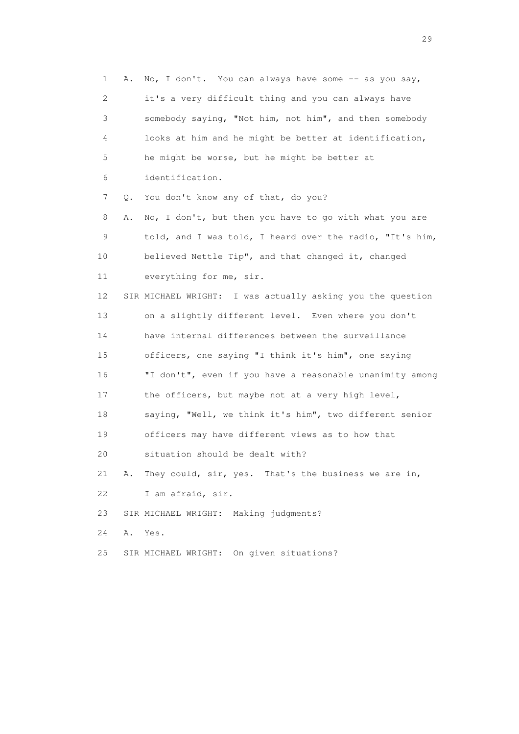1 A. No, I don't. You can always have some -- as you say,
2 it's a very difficult thing and you can always have
3 somebody saying, "Not him, not him", and then somebody
4 looks at him and he might be better at identification,
5 he might be worse, but he might be better at
6 identification.

7 Q. You don't know any of that, do you?

8 A. No, I don't, but then you have to go with what you are
9 told, and I was told, I heard over the radio, "It's him,
10 believed Nettle Tip", and that changed it, changed
11 everything for me, sir.

12 SIR MICHAEL WRIGHT: I was actually asking you the question
13 on a slightly different level. Even where you don't
14 have internal differences between the surveillance
15 officers, one saying "I think it's him", one saying
16 "I don't", even if you have a reasonable unanimity among
17 the officers, but maybe not at a very high level,
18 saying, "Well, we think it's him", two different senior
19 officers may have different views as to how that
20 situation should be dealt with?

21 A. They could, sir, yes. That's the business we are in,
22 I am afraid, sir.

23 SIR MICHAEL WRIGHT: Making judgments?

24 A. Yes.

25 SIR MICHAEL WRIGHT: On given situations?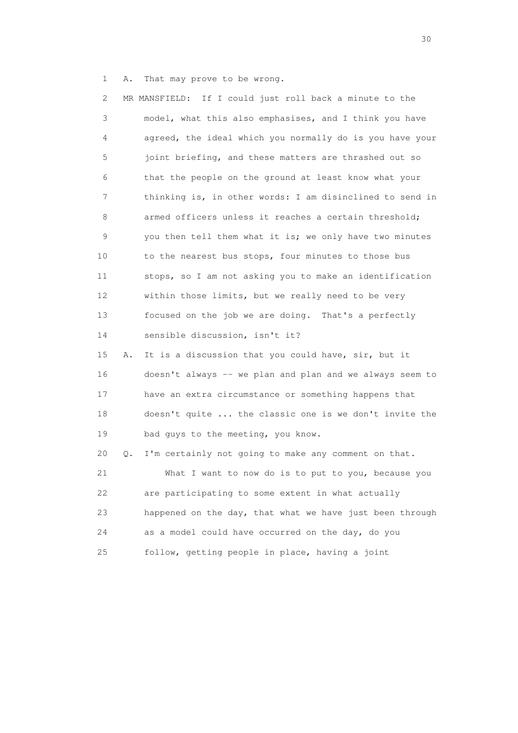1 A. That may prove to be wrong.

2 MR MANSFIELD: If I could just roll back a minute to the
3 model, what this also emphasises, and I think you have
4 agreed, the ideal which you normally do is you have your
5 joint briefing, and these matters are thrashed out so
6 that the people on the ground at least know what your
7 thinking is, in other words: I am disinclined to send in
8 armed officers unless it reaches a certain threshold;
9 you then tell them what it is; we only have two minutes
10 to the nearest bus stops, four minutes to those bus
11 stops, so I am not asking you to make an identification
12 within those limits, but we really need to be very
13 focused on the job we are doing. That's a perfectly
14 sensible discussion, isn't it?

15 A. It is a discussion that you could have, sir, but it
16 doesn't always -- we plan and plan and we always seem to
17 have an extra circumstance or something happens that
18 doesn't quite ... the classic one is we don't invite the
19 bad guys to the meeting, you know.

20 Q. I'm certainly not going to make any comment on that.

21 What I want to now do is to put to you, because you
22 are participating to some extent in what actually
23 happened on the day, that what we have just been through
24 as a model could have occurred on the day, do you
25 follow, getting people in place, having a joint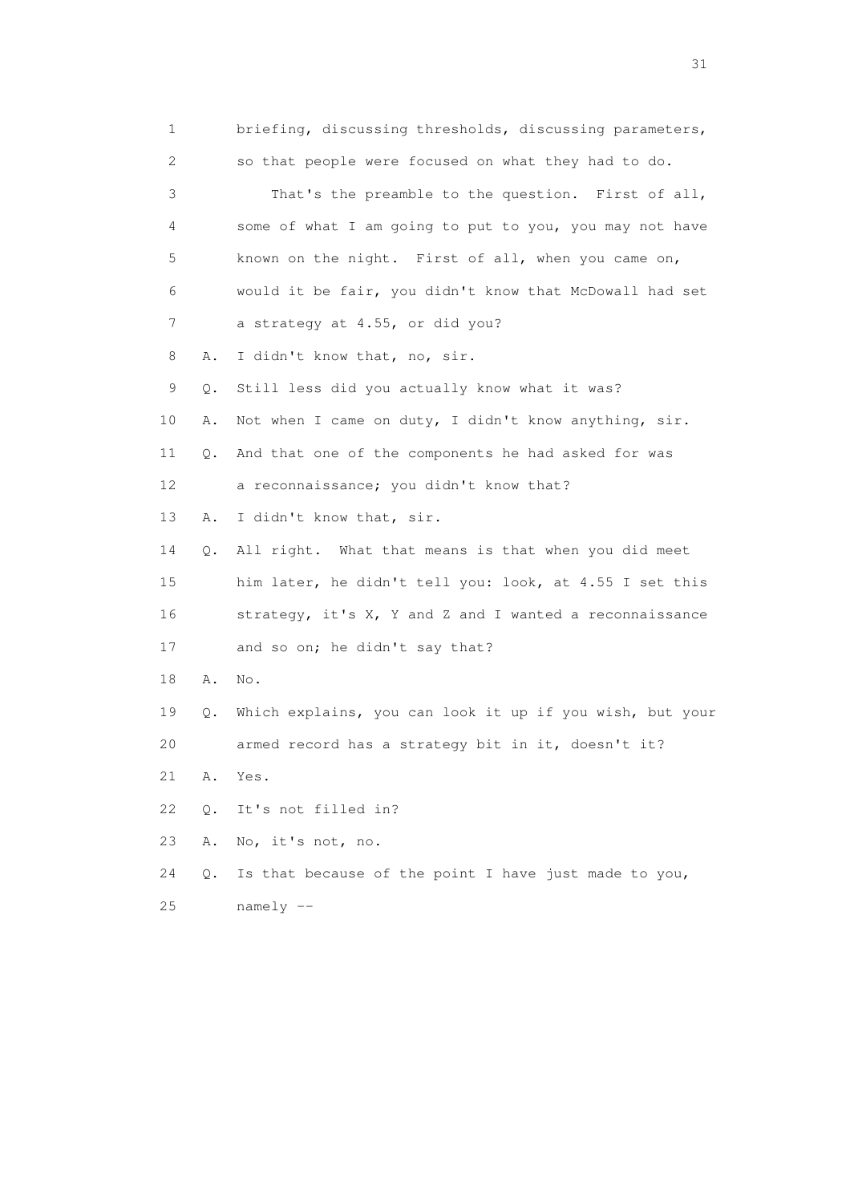1 briefing, discussing thresholds, discussing parameters,
2 so that people were focused on what they had to do.
3 That's the preamble to the question. First of all,
4 some of what I am going to put to you, you may not have
5 known on the night. First of all, when you came on,
6 would it be fair, you didn't know that McDowall had set
7 a strategy at 4.55, or did you?
8 A. I didn't know that, no, sir.
9 Q. Still less did you actually know what it was?
10 A. Not when I came on duty, I didn't know anything, sir.
11 Q. And that one of the components he had asked for was
12 a reconnaissance; you didn't know that?
13 A. I didn't know that, sir.
14 Q. All right. What that means is that when you did meet
15 him later, he didn't tell you: look, at 4.55 I set this
16 strategy, it's X, Y and Z and I wanted a reconnaissance
17 and so on; he didn't say that?
18 A. No.
19 Q. Which explains, you can look it up if you wish, but your
20 armed record has a strategy bit in it, doesn't it?
21 A. Yes.
22 Q. It's not filled in?
23 A. No, it's not, no.
24 Q. Is that because of the point I have just made to you,
25 namely --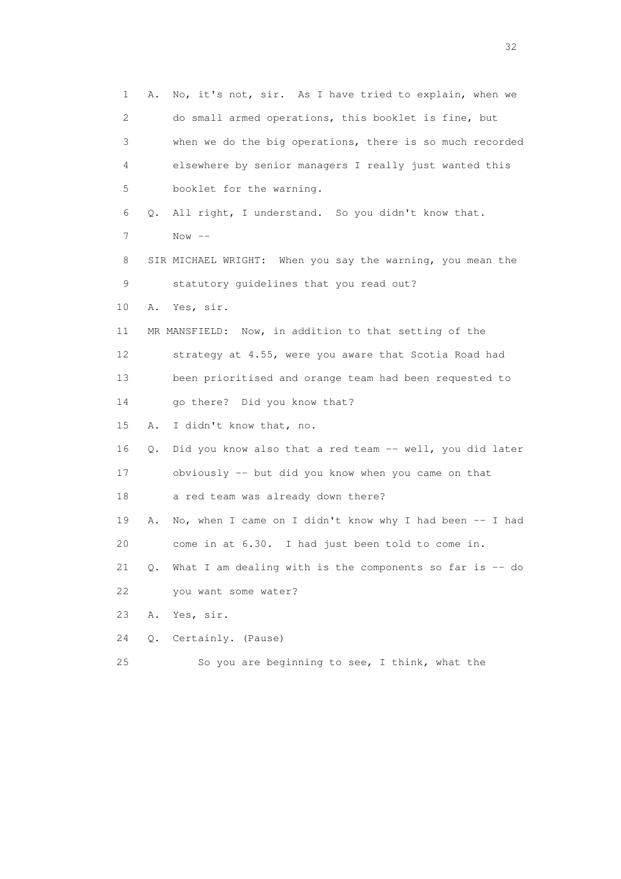1 A. No, it's not, sir. As I have tried to explain, when we
2 do small armed operations, this booklet is fine, but
3 when we do the big operations, there is so much recorded
4 elsewhere by senior managers I really just wanted this
5 booklet for the warning.
6 Q. All right, I understand. So you didn't know that.
7 Now --
8 SIR MICHAEL WRIGHT: When you say the warning, you mean the
9 statutory guidelines that you read out?
10 A. Yes, sir.
11 MR MANSFIELD: Now, in addition to that setting of the
12 strategy at 4.55, were you aware that Scotia Road had
13 been prioritised and orange team had been requested to
14 go there? Did you know that?
15 A. I didn't know that, no.
16 Q. Did you know also that a red team -- well, you did later
17 obviously -- but did you know when you came on that
18 a red team was already down there?
19 A. No, when I came on I didn't know why I had been -- I had
20 come in at 6.30. I had just been told to come in.
21 Q. What I am dealing with is the components so far is -- do
22 you want some water?
23 A. Yes, sir.
24 Q. Certainly. (Pause)
25 So you are beginning to see, I think, what the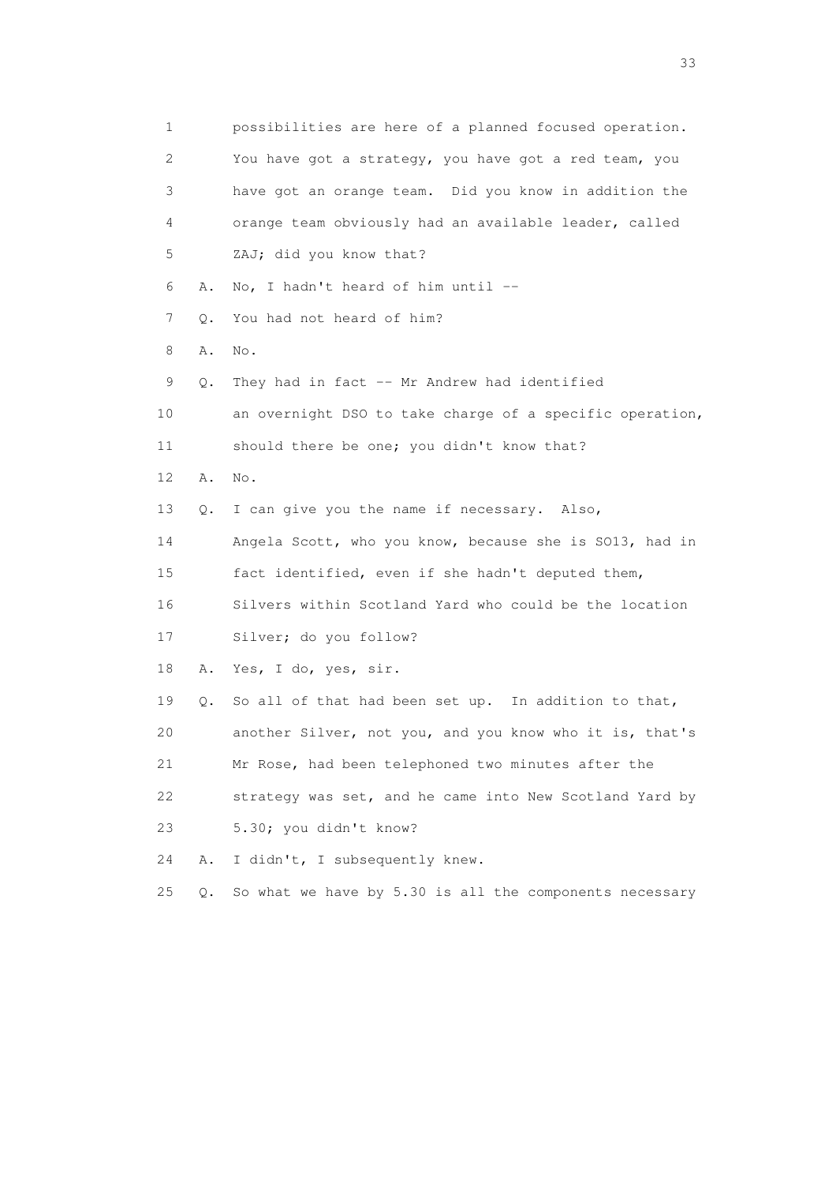1 possibilities are here of a planned focused operation.
2 You have got a strategy, you have got a red team, you
3 have got an orange team. Did you know in addition the
4 orange team obviously had an available leader, called
5 ZAJ; did you know that?
6 A. No, I hadn't heard of him until --
7 Q. You had not heard of him?
8 A. No.
9 Q. They had in fact -- Mr Andrew had identified
10 an overnight DSO to take charge of a specific operation,
11 should there be one; you didn't know that?
12 A. No.
13 Q. I can give you the name if necessary. Also,
14 Angela Scott, who you know, because she is SO13, had in
15 fact identified, even if she hadn't deputed them,
16 Silvers within Scotland Yard who could be the location
17 Silver; do you follow?
18 A. Yes, I do, yes, sir.
19 Q. So all of that had been set up. In addition to that,
20 another Silver, not you, and you know who it is, that's
21 Mr Rose, had been telephoned two minutes after the
22 strategy was set, and he came into New Scotland Yard by
23 5.30; you didn't know?
24 A. I didn't, I subsequently knew.
25 Q. So what we have by 5.30 is all the components necessary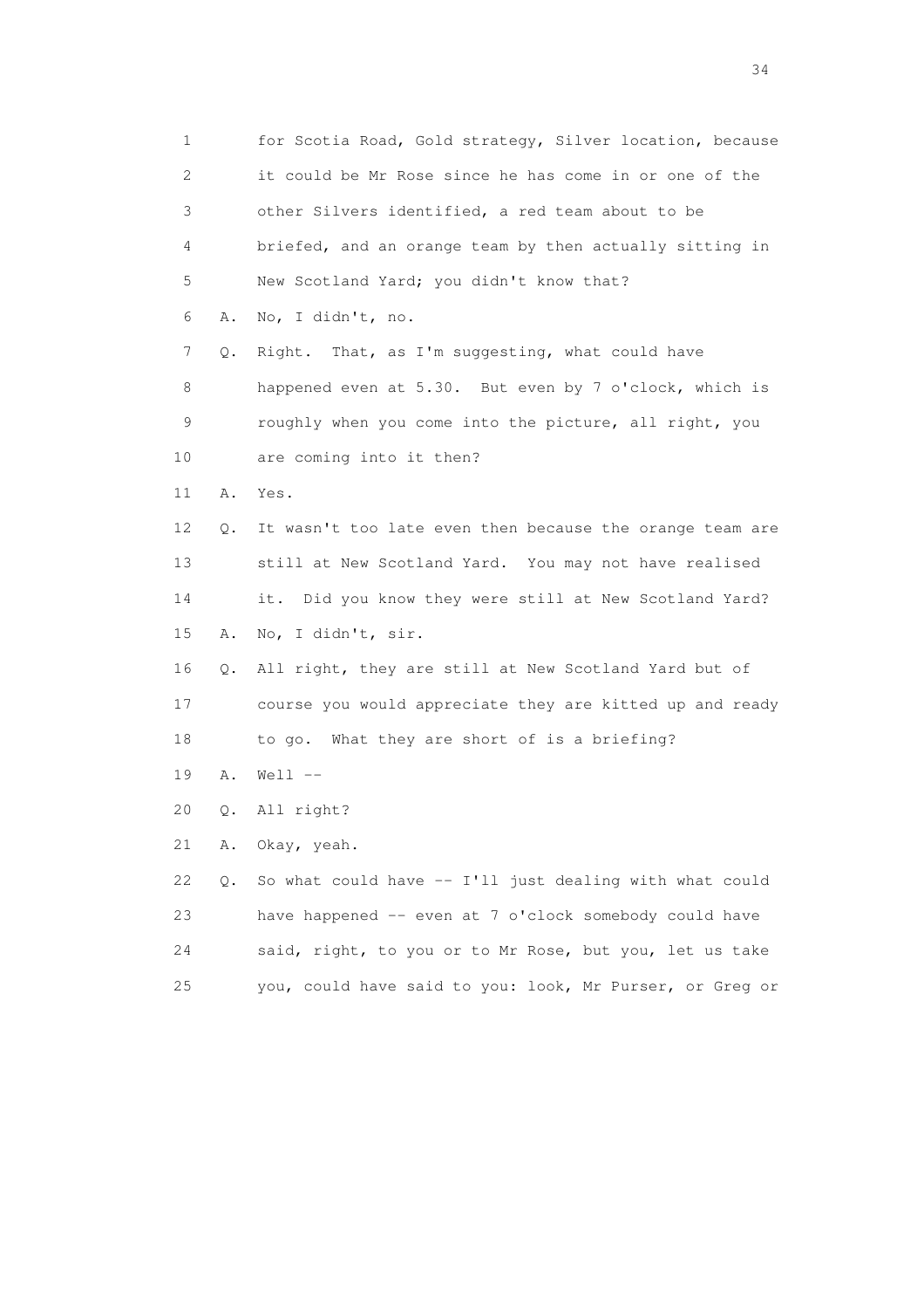1 for Scotia Road, Gold strategy, Silver location, because
2 it could be Mr Rose since he has come in or one of the
3 other Silvers identified, a red team about to be
4 briefed, and an orange team by then actually sitting in
5 New Scotland Yard; you didn't know that?
6 A. No, I didn't, no.
7 Q. Right. That, as I'm suggesting, what could have
8 happened even at 5.30. But even by 7 o'clock, which is
9 roughly when you come into the picture, all right, you
10 are coming into it then?
11 A. Yes.
12 Q. It wasn't too late even then because the orange team are
13 still at New Scotland Yard. You may not have realised
14 it. Did you know they were still at New Scotland Yard?
15 A. No, I didn't, sir.
16 Q. All right, they are still at New Scotland Yard but of
17 course you would appreciate they are kitted up and ready
18 to go. What they are short of is a briefing?
19 A. Well --
20 Q. All right?
21 A. Okay, yeah.
22 Q. So what could have -- I'll just dealing with what could
23 have happened -- even at 7 o'clock somebody could have
24 said, right, to you or to Mr Rose, but you, let us take
25 you, could have said to you: look, Mr Purser, or Greg or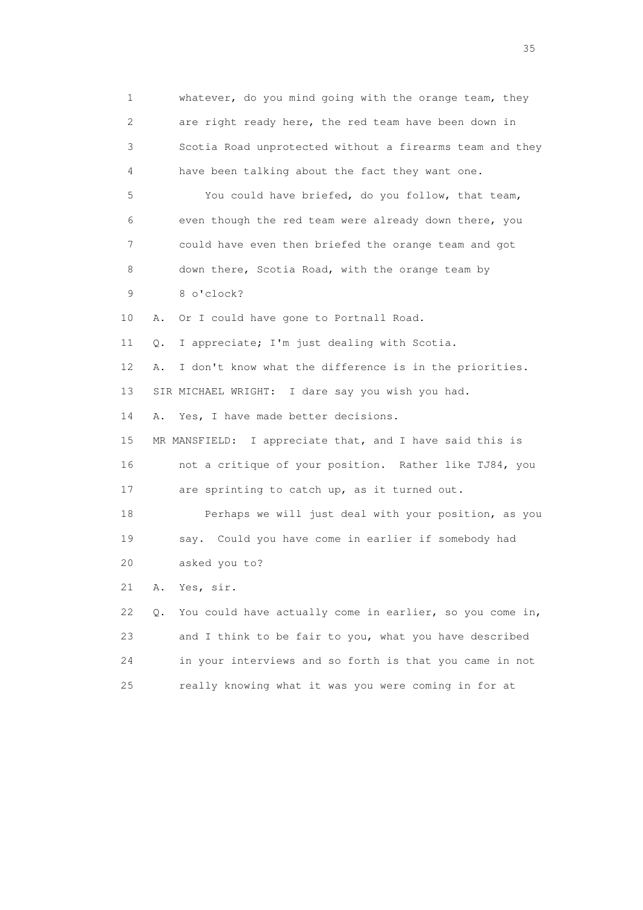1 whatever, do you mind going with the orange team, they
2 are right ready here, the red team have been down in
3 Scotia Road unprotected without a firearms team and they
4 have been talking about the fact they want one.

5 You could have briefed, do you follow, that team,
6 even though the red team were already down there, you
7 could have even then briefed the orange team and got
8 down there, Scotia Road, with the orange team by
9 8 o'clock?

10 A. Or I could have gone to Portnall Road.

11 Q. I appreciate; I'm just dealing with Scotia.

12 A. I don't know what the difference is in the priorities.

13 SIR MICHAEL WRIGHT: I dare say you wish you had.

14 A. Yes, I have made better decisions.

15 MR MANSFIELD: I appreciate that, and I have said this is
16 not a critique of your position. Rather like TJ84, you
17 are sprinting to catch up, as it turned out.

18 Perhaps we will just deal with your position, as you
19 say. Could you have come in earlier if somebody had
20 asked you to?

21 A. Yes, sir.

22 Q. You could have actually come in earlier, so you come in,
23 and I think to be fair to you, what you have described
24 in your interviews and so forth is that you came in not
25 really knowing what it was you were coming in for at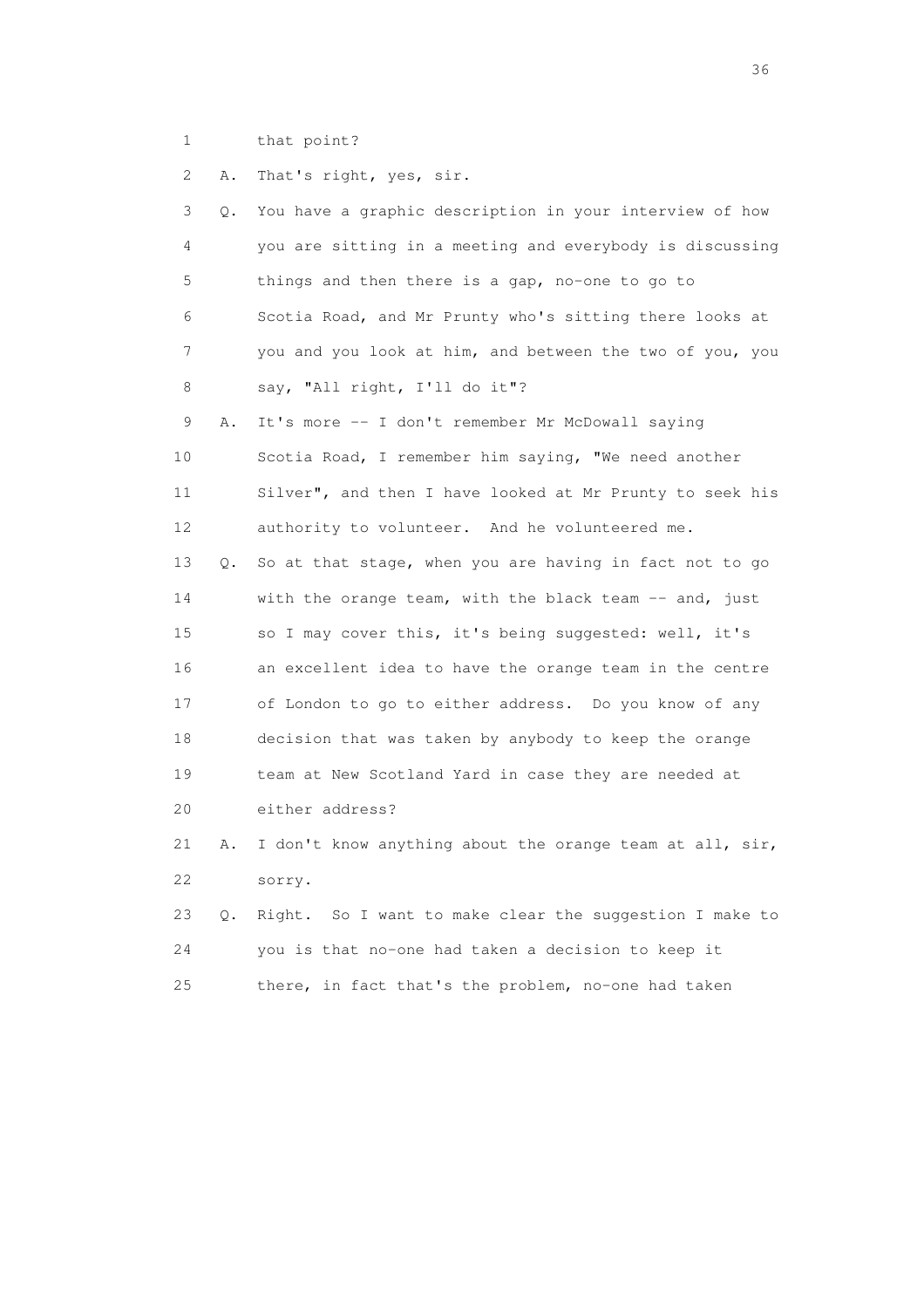1 that point?

2 A. That's right, yes, sir.

3 Q. You have a graphic description in your interview of how

4 you are sitting in a meeting and everybody is discussing

5 things and then there is a gap, no-one to go to

6 Scotia Road, and Mr Prunty who's sitting there looks at

7 you and you look at him, and between the two of you, you

8 say, "All right, I'll do it"?

9 A. It's more -- I don't remember Mr McDowall saying

10 Scotia Road, I remember him saying, "We need another

11 Silver", and then I have looked at Mr Prunty to seek his

12 authority to volunteer. And he volunteered me.

13 Q. So at that stage, when you are having in fact not to go

14 with the orange team, with the black team -- and, just

15 so I may cover this, it's being suggested: well, it's

16 an excellent idea to have the orange team in the centre

17 of London to go to either address. Do you know of any

18 decision that was taken by anybody to keep the orange

19 team at New Scotland Yard in case they are needed at

20 either address?

21 A. I don't know anything about the orange team at all, sir,

22 sorry.

23 Q. Right. So I want to make clear the suggestion I make to

24 you is that no-one had taken a decision to keep it

25 there, in fact that's the problem, no-one had taken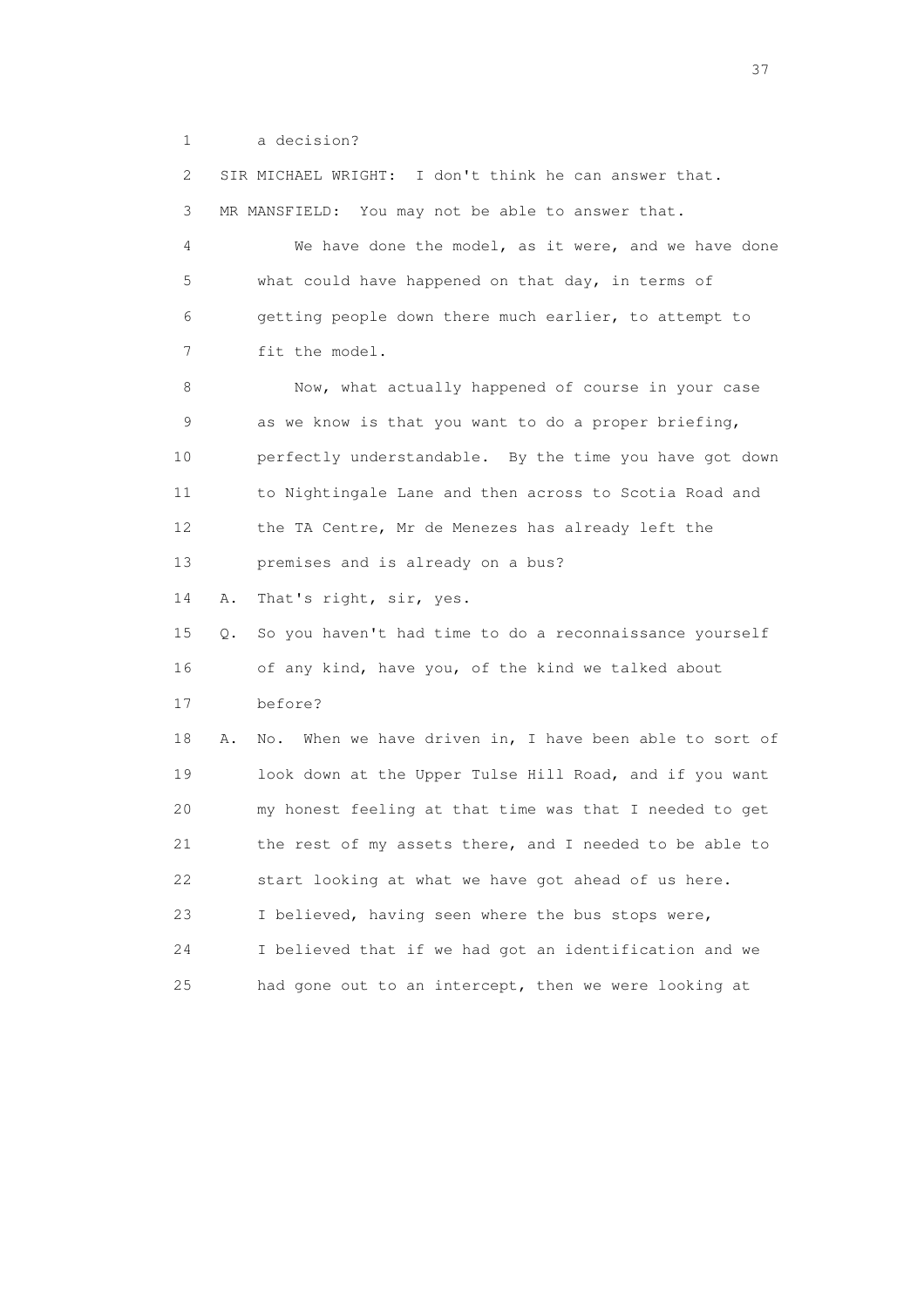1 a decision?

2 SIR MICHAEL WRIGHT: I don't think he can answer that.

3 MR MANSFIELD: You may not be able to answer that.

4 We have done the model, as it were, and we have done
5 what could have happened on that day, in terms of
6 getting people down there much earlier, to attempt to
7 fit the model.

8 Now, what actually happened of course in your case
9 as we know is that you want to do a proper briefing,
10 perfectly understandable. By the time you have got down
11 to Nightingale Lane and then across to Scotia Road and
12 the TA Centre, Mr de Menezes has already left the
13 premises and is already on a bus?

14 A. That's right, sir, yes.

15 Q. So you haven't had time to do a reconnaissance yourself
16 of any kind, have you, of the kind we talked about
17 before?

18 A. No. When we have driven in, I have been able to sort of
19 look down at the Upper Tulse Hill Road, and if you want
20 my honest feeling at that time was that I needed to get
21 the rest of my assets there, and I needed to be able to
22 start looking at what we have got ahead of us here.
23 I believed, having seen where the bus stops were,
24 I believed that if we had got an identification and we
25 had gone out to an intercept, then we were looking at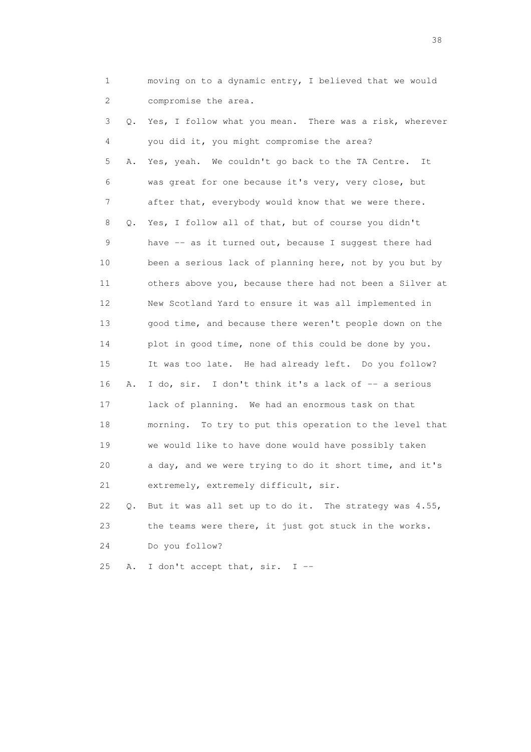1 moving on to a dynamic entry, I believed that we would
2 compromise the area.

3 Q. Yes, I follow what you mean. There was a risk, wherever
4 you did it, you might compromise the area?

5 A. Yes, yeah. We couldn't go back to the TA Centre. It
6 was great for one because it's very, very close, but
7 after that, everybody would know that we were there.

8 Q. Yes, I follow all of that, but of course you didn't
9 have -- as it turned out, because I suggest there had
10 been a serious lack of planning here, not by you but by
11 others above you, because there had not been a Silver at
12 New Scotland Yard to ensure it was all implemented in
13 good time, and because there weren't people down on the
14 plot in good time, none of this could be done by you.
15 It was too late. He had already left. Do you follow?

16 A. I do, sir. I don't think it's a lack of -- a serious
17 lack of planning. We had an enormous task on that
18 morning. To try to put this operation to the level that
19 we would like to have done would have possibly taken
20 a day, and we were trying to do it short time, and it's
21 extremely, extremely difficult, sir.

22 Q. But it was all set up to do it. The strategy was 4.55,
23 the teams were there, it just got stuck in the works.
24 Do you follow?

25 A. I don't accept that, sir. I --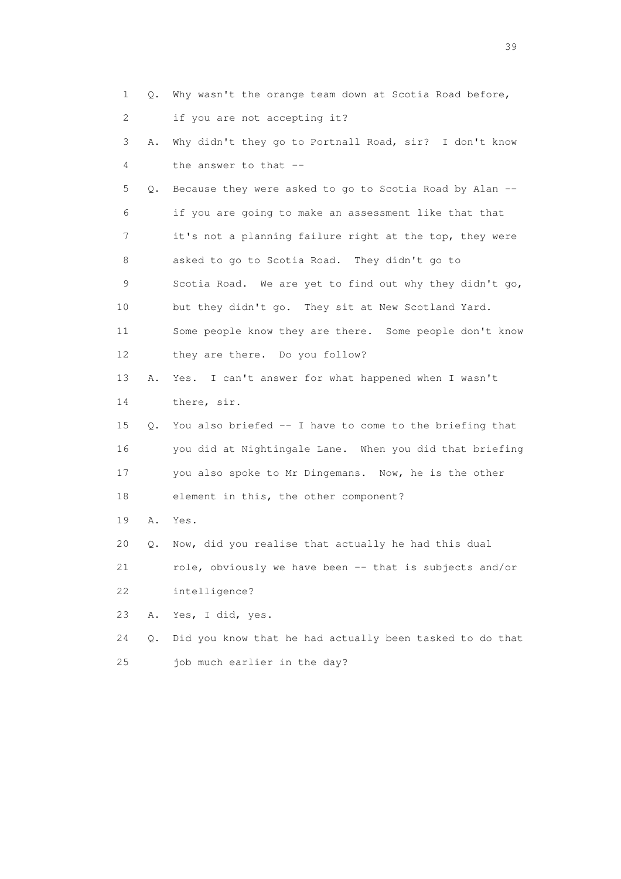1 Q. Why wasn't the orange team down at Scotia Road before,
2 if you are not accepting it?
3 A. Why didn't they go to Portnall Road, sir? I don't know
4 the answer to that --
5 Q. Because they were asked to go to Scotia Road by Alan --
6 if you are going to make an assessment like that that
7 it's not a planning failure right at the top, they were
8 asked to go to Scotia Road. They didn't go to
9 Scotia Road. We are yet to find out why they didn't go,
10 but they didn't go. They sit at New Scotland Yard.
11 Some people know they are there. Some people don't know
12 they are there. Do you follow?
13 A. Yes. I can't answer for what happened when I wasn't
14 there, sir.
15 Q. You also briefed -- I have to come to the briefing that
16 you did at Nightingale Lane. When you did that briefing
17 you also spoke to Mr Dingemans. Now, he is the other
18 element in this, the other component?
19 A. Yes.
20 Q. Now, did you realise that actually he had this dual
21 role, obviously we have been -- that is subjects and/or
22 intelligence?
23 A. Yes, I did, yes.
24 Q. Did you know that he had actually been tasked to do that
25 job much earlier in the day?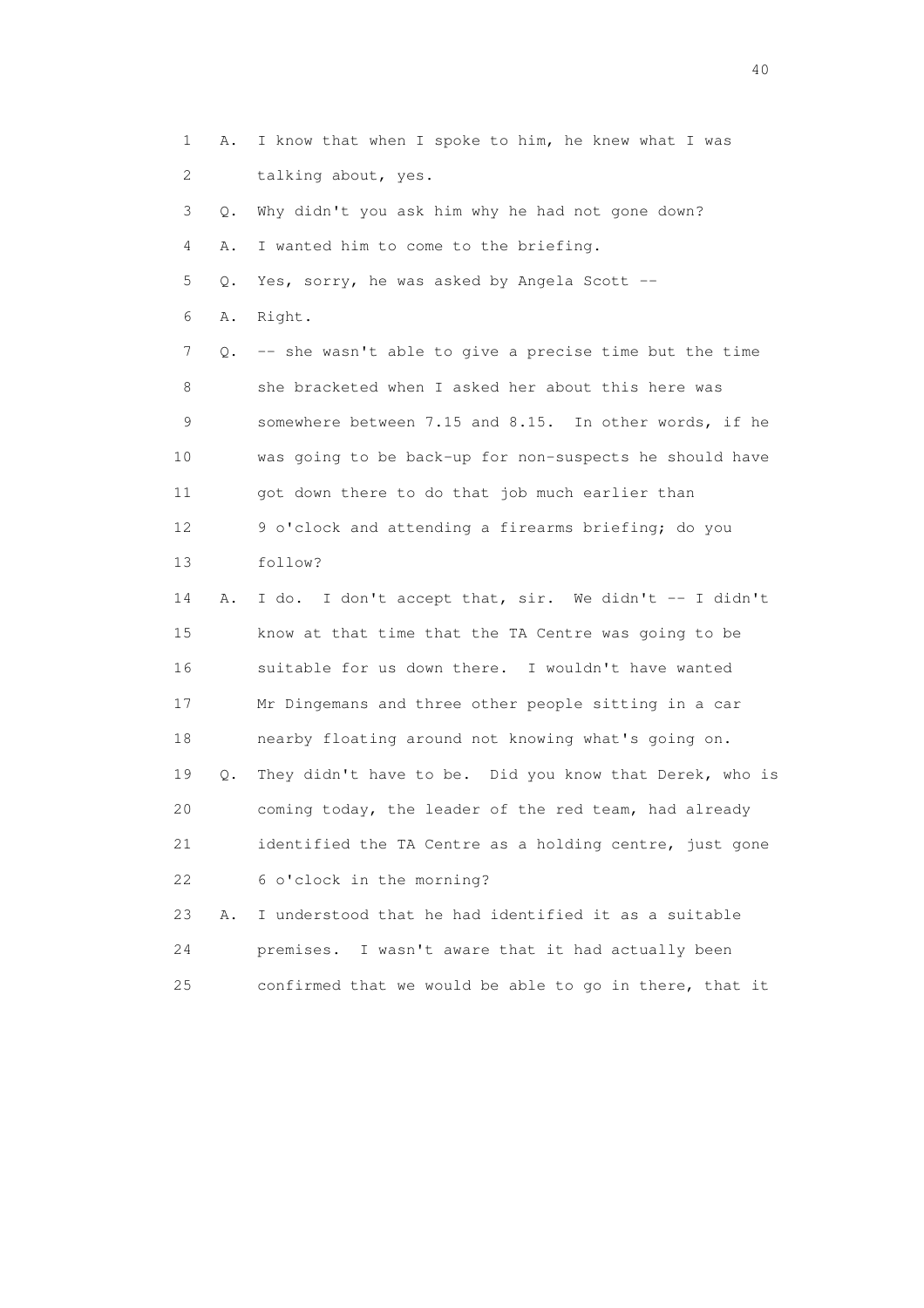1 A. I know that when I spoke to him, he knew what I was
2 talking about, yes.
3 Q. Why didn't you ask him why he had not gone down?
4 A. I wanted him to come to the briefing.
5 Q. Yes, sorry, he was asked by Angela Scott --
6 A. Right.
7 Q. -- she wasn't able to give a precise time but the time
8 she bracketed when I asked her about this here was
9 somewhere between 7.15 and 8.15. In other words, if he
10 was going to be back-up for non-suspects he should have
11 got down there to do that job much earlier than
12 9 o'clock and attending a firearms briefing; do you
13 follow?
14 A. I do. I don't accept that, sir. We didn't -- I didn't
15 know at that time that the TA Centre was going to be
16 suitable for us down there. I wouldn't have wanted
17 Mr Dingemans and three other people sitting in a car
18 nearby floating around not knowing what's going on.
19 Q. They didn't have to be. Did you know that Derek, who is
20 coming today, the leader of the red team, had already
21 identified the TA Centre as a holding centre, just gone
22 6 o'clock in the morning?
23 A. I understood that he had identified it as a suitable
24 premises. I wasn't aware that it had actually been
25 confirmed that we would be able to go in there, that it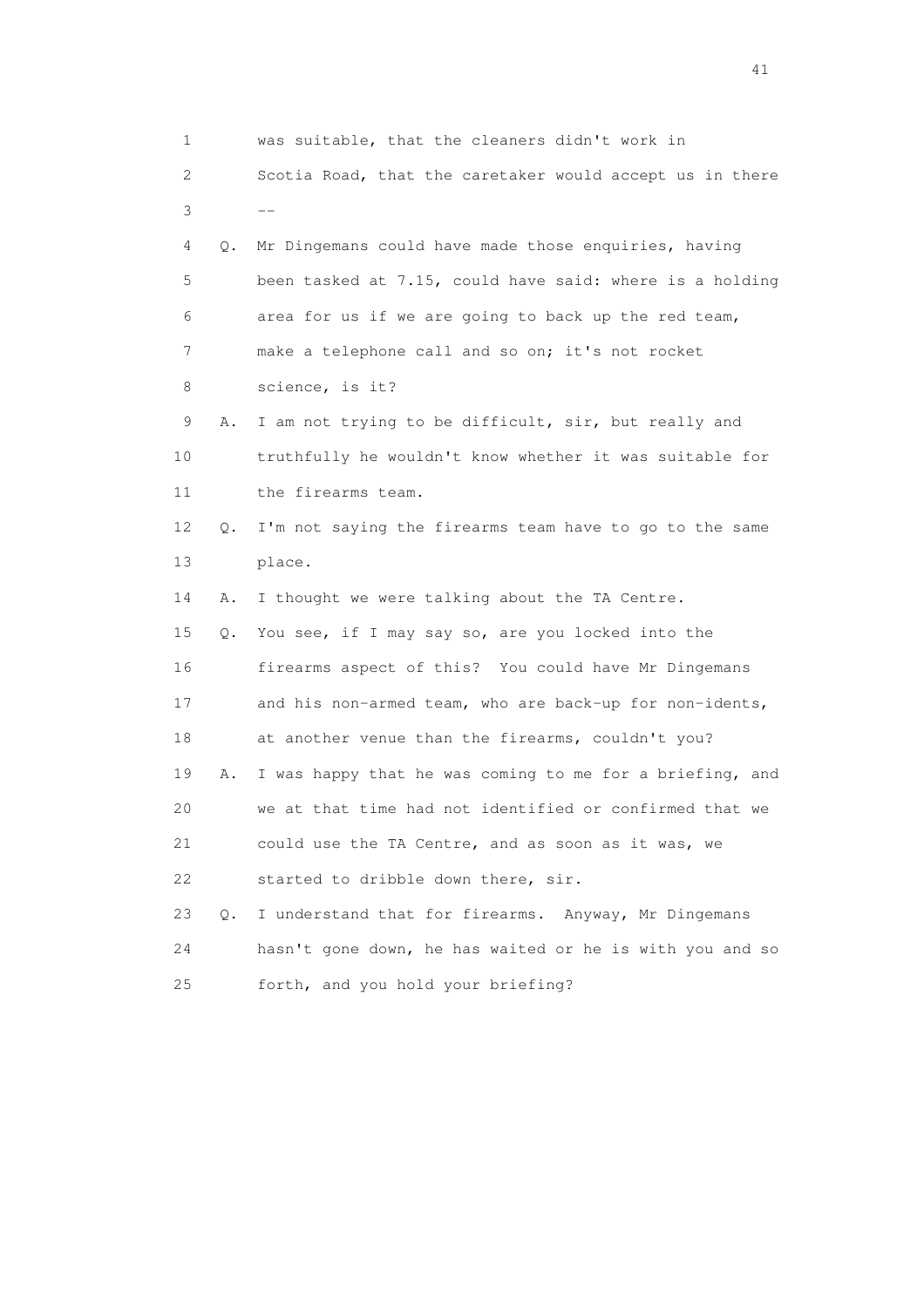1 was suitable, that the cleaners didn't work in
2 Scotia Road, that the caretaker would accept us in there
3 --
4 Q. Mr Dingemans could have made those enquiries, having
5 been tasked at 7.15, could have said: where is a holding
6 area for us if we are going to back up the red team,
7 make a telephone call and so on; it's not rocket
8 science, is it?
9 A. I am not trying to be difficult, sir, but really and
10 truthfully he wouldn't know whether it was suitable for
11 the firearms team.
12 Q. I'm not saying the firearms team have to go to the same
13 place.
14 A. I thought we were talking about the TA Centre.
15 Q. You see, if I may say so, are you locked into the
16 firearms aspect of this? You could have Mr Dingemans
17 and his non-armed team, who are back-up for non-idents,
18 at another venue than the firearms, couldn't you?
19 A. I was happy that he was coming to me for a briefing, and
20 we at that time had not identified or confirmed that we
21 could use the TA Centre, and as soon as it was, we
22 started to dribble down there, sir.
23 Q. I understand that for firearms. Anyway, Mr Dingemans
24 hasn't gone down, he has waited or he is with you and so
25 forth, and you hold your briefing?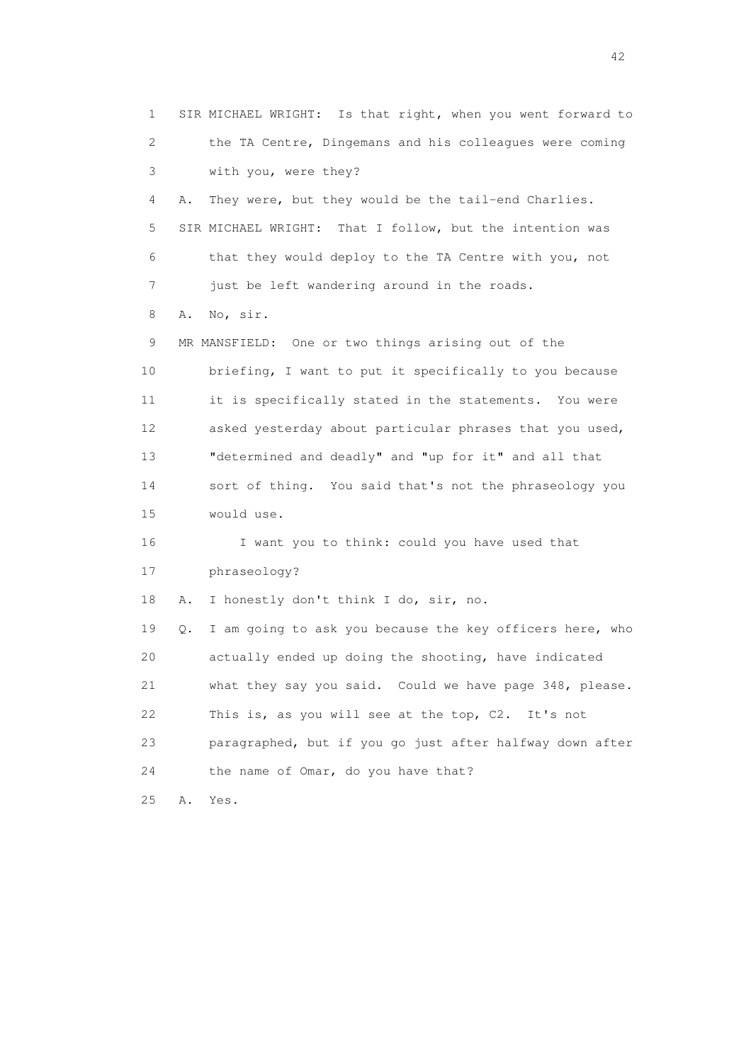1 SIR MICHAEL WRIGHT: Is that right, when you went forward to
2 the TA Centre, Dingemans and his colleagues were coming
3 with you, were they?
4 A. They were, but they would be the tail-end Charlies.
5 SIR MICHAEL WRIGHT: That I follow, but the intention was
6 that they would deploy to the TA Centre with you, not
7 just be left wandering around in the roads.
8 A. No, sir.
9 MR MANSFIELD: One or two things arising out of the
10 briefing, I want to put it specifically to you because
11 it is specifically stated in the statements. You were
12 asked yesterday about particular phrases that you used,
13 "determined and deadly" and "up for it" and all that
14 sort of thing. You said that's not the phraseology you
15 would use.
16 I want you to think: could you have used that
17 phraseology?
18 A. I honestly don't think I do, sir, no.
19 Q. I am going to ask you because the key officers here, who
20 actually ended up doing the shooting, have indicated
21 what they say you said. Could we have page 348, please.
22 This is, as you will see at the top, C2. It's not
23 paragraphed, but if you go just after halfway down after
24 the name of Omar, do you have that?
25 A. Yes.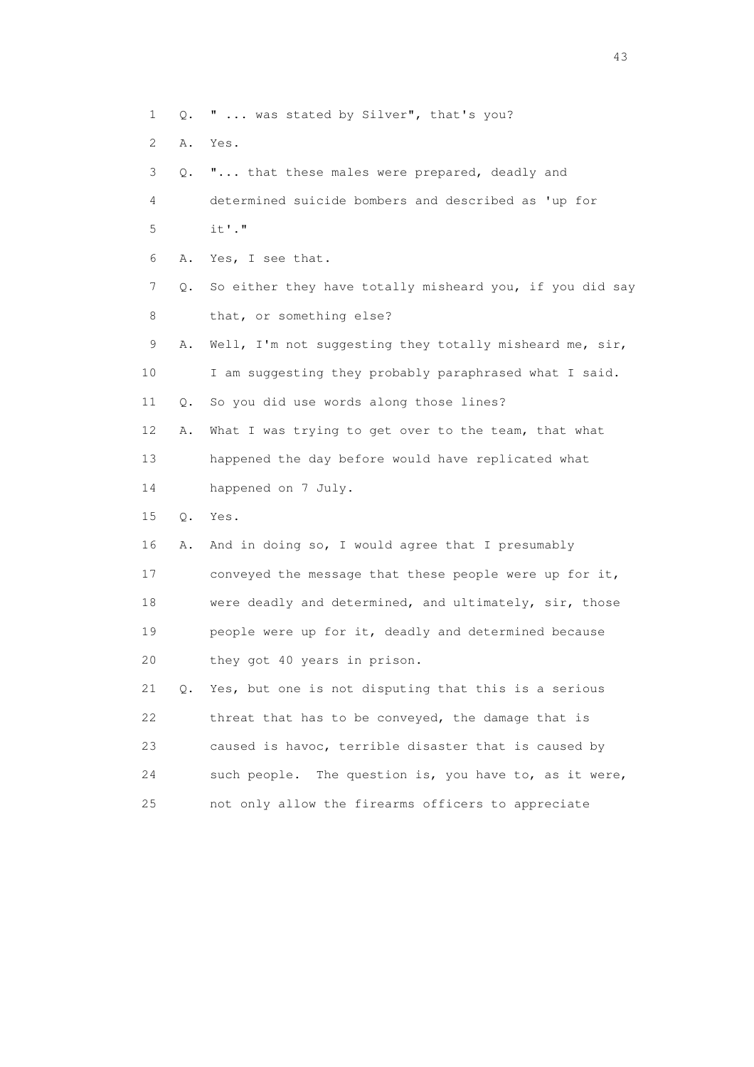1 Q. " ... was stated by Silver", that's you?

2 A. Yes.

3 Q. "... that these males were prepared, deadly and

4 determined suicide bombers and described as 'up for

5 it'."

6 A. Yes, I see that.

7 Q. So either they have totally misheard you, if you did say

8 that, or something else?

9 A. Well, I'm not suggesting they totally misheard me, sir,

10 I am suggesting they probably paraphrased what I said.

11 Q. So you did use words along those lines?

12 A. What I was trying to get over to the team, that what

13 happened the day before would have replicated what

14 happened on 7 July.

15 Q. Yes.

16 A. And in doing so, I would agree that I presumably

17 conveyed the message that these people were up for it,

18 were deadly and determined, and ultimately, sir, those

19 people were up for it, deadly and determined because

20 they got 40 years in prison.

21 Q. Yes, but one is not disputing that this is a serious

22 threat that has to be conveyed, the damage that is

23 caused is havoc, terrible disaster that is caused by

24 such people. The question is, you have to, as it were,

25 not only allow the firearms officers to appreciate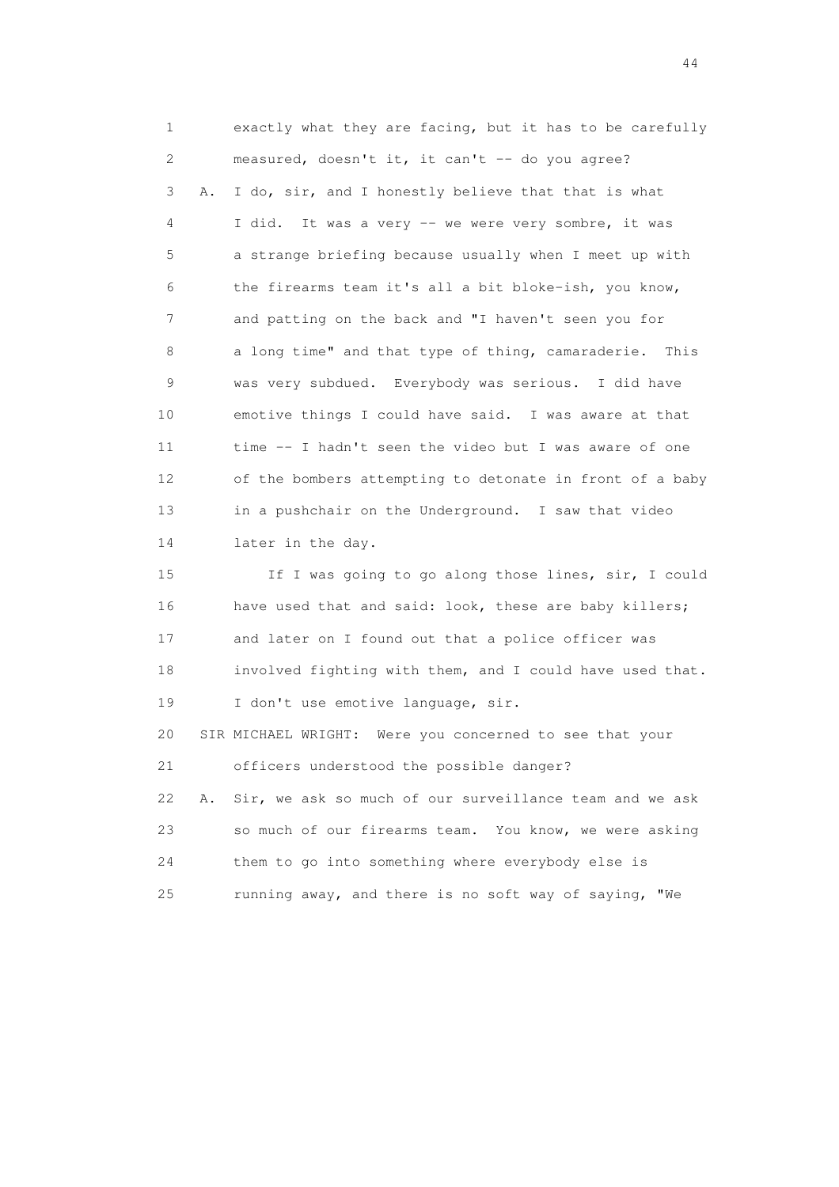1 exactly what they are facing, but it has to be carefully
2 measured, doesn't it, it can't -- do you agree?
3 A. I do, sir, and I honestly believe that that is what
4 I did. It was a very -- we were very sombre, it was
5 a strange briefing because usually when I meet up with
6 the firearms team it's all a bit bloke-ish, you know,
7 and patting on the back and "I haven't seen you for
8 a long time" and that type of thing, camaraderie. This
9 was very subdued. Everybody was serious. I did have
10 emotive things I could have said. I was aware at that
11 time -- I hadn't seen the video but I was aware of one
12 of the bombers attempting to detonate in front of a baby
13 in a pushchair on the Underground. I saw that video
14 later in the day.
15 If I was going to go along those lines, sir, I could
16 have used that and said: look, these are baby killers;
17 and later on I found out that a police officer was
18 involved fighting with them, and I could have used that.
19 I don't use emotive language, sir.
20 SIR MICHAEL WRIGHT: Were you concerned to see that your
21 officers understood the possible danger?
22 A. Sir, we ask so much of our surveillance team and we ask
23 so much of our firearms team. You know, we were asking
24 them to go into something where everybody else is
25 running away, and there is no soft way of saying, "We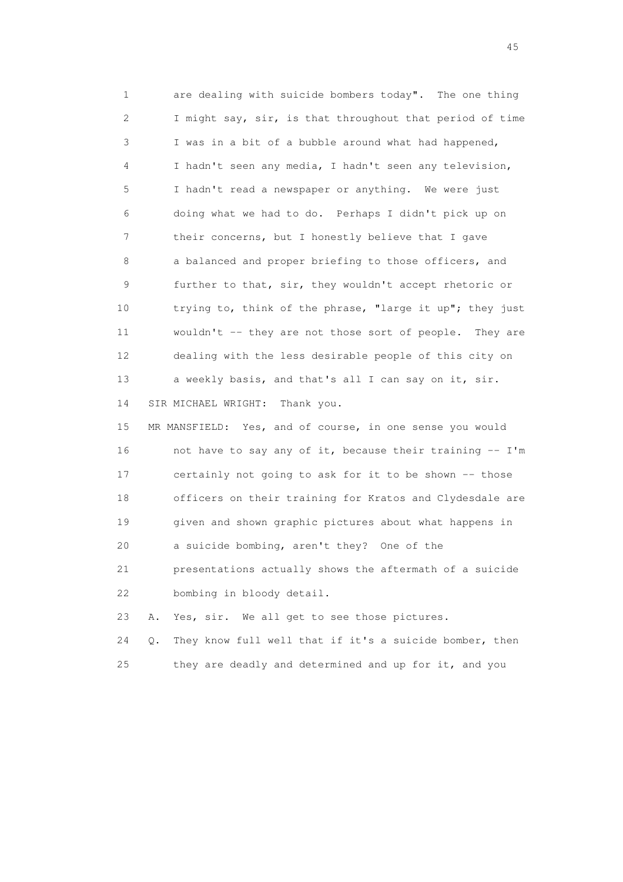1 are dealing with suicide bombers today". The one thing
2 I might say, sir, is that throughout that period of time
3 I was in a bit of a bubble around what had happened,
4 I hadn't seen any media, I hadn't seen any television,
5 I hadn't read a newspaper or anything. We were just
6 doing what we had to do. Perhaps I didn't pick up on
7 their concerns, but I honestly believe that I gave
8 a balanced and proper briefing to those officers, and
9 further to that, sir, they wouldn't accept rhetoric or
10 trying to, think of the phrase, "large it up"; they just
11 wouldn't -- they are not those sort of people. They are
12 dealing with the less desirable people of this city on
13 a weekly basis, and that's all I can say on it, sir.
14 SIR MICHAEL WRIGHT: Thank you.
15 MR MANSFIELD: Yes, and of course, in one sense you would
16 not have to say any of it, because their training -- I'm
17 certainly not going to ask for it to be shown -- those
18 officers on their training for Kratos and Clydesdale are
19 given and shown graphic pictures about what happens in
20 a suicide bombing, aren't they? One of the
21 presentations actually shows the aftermath of a suicide
22 bombing in bloody detail.
23 A. Yes, sir. We all get to see those pictures.
24 Q. They know full well that if it's a suicide bomber, then
25 they are deadly and determined and up for it, and you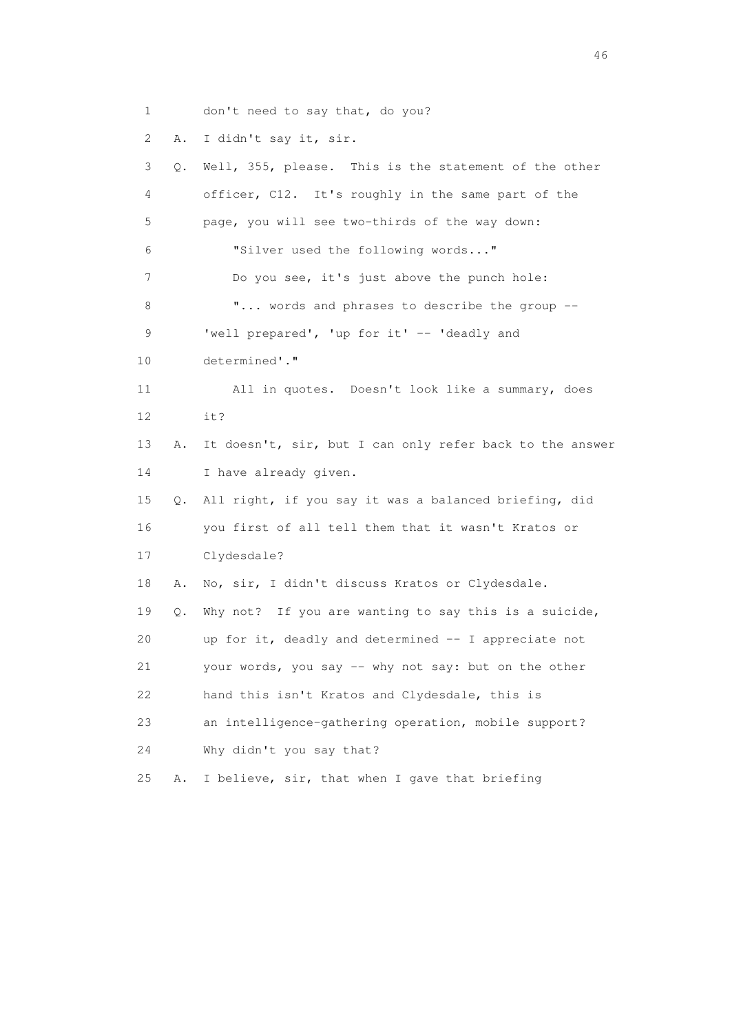1 don't need to say that, do you?

2 A. I didn't say it, sir.

3 Q. Well, 355, please. This is the statement of the other

4 officer, C12. It's roughly in the same part of the

5 page, you will see two-thirds of the way down:

6 "Silver used the following words..."

7 Do you see, it's just above the punch hole:

8 "... words and phrases to describe the group --

9 'well prepared', 'up for it' -- 'deadly and

10 determined'."

11 All in quotes. Doesn't look like a summary, does

12 it?

13 A. It doesn't, sir, but I can only refer back to the answer

14 I have already given.

15 Q. All right, if you say it was a balanced briefing, did

16 you first of all tell them that it wasn't Kratos or

17 Clydesdale?

18 A. No, sir, I didn't discuss Kratos or Clydesdale.

19 Q. Why not? If you are wanting to say this is a suicide,

20 up for it, deadly and determined -- I appreciate not

21 your words, you say -- why not say: but on the other

22 hand this isn't Kratos and Clydesdale, this is

23 an intelligence-gathering operation, mobile support?

24 Why didn't you say that?

25 A. I believe, sir, that when I gave that briefing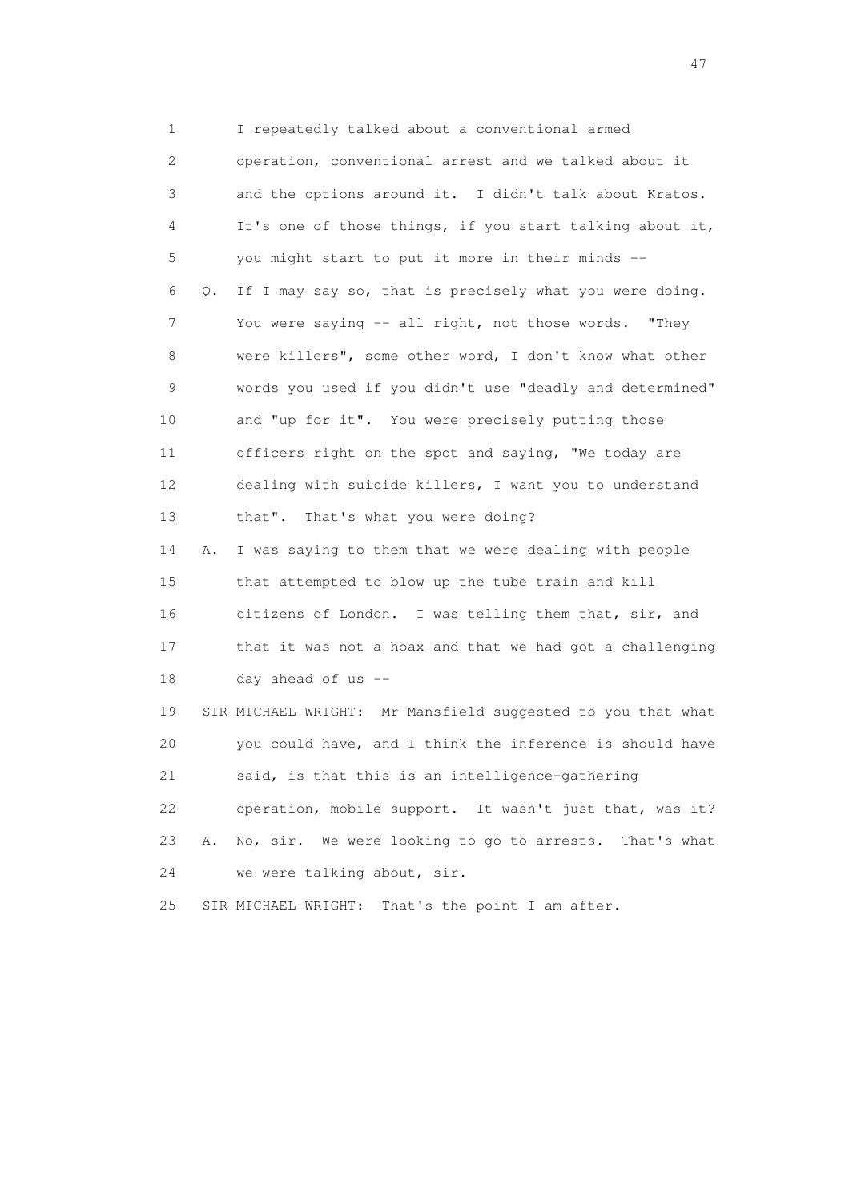1 I repeatedly talked about a conventional armed
2 operation, conventional arrest and we talked about it
3 and the options around it. I didn't talk about Kratos.
4 It's one of those things, if you start talking about it,
5 you might start to put it more in their minds --
6 Q. If I may say so, that is precisely what you were doing.
7 You were saying -- all right, not those words. "They
8 were killers", some other word, I don't know what other
9 words you used if you didn't use "deadly and determined"
10 and "up for it". You were precisely putting those
11 officers right on the spot and saying, "We today are
12 dealing with suicide killers, I want you to understand
13 that". That's what you were doing?
14 A. I was saying to them that we were dealing with people
15 that attempted to blow up the tube train and kill
16 citizens of London. I was telling them that, sir, and
17 that it was not a hoax and that we had got a challenging
18 day ahead of us --
19 SIR MICHAEL WRIGHT: Mr Mansfield suggested to you that what
20 you could have, and I think the inference is should have
21 said, is that this is an intelligence-gathering
22 operation, mobile support. It wasn't just that, was it?
23 A. No, sir. We were looking to go to arrests. That's what
24 we were talking about, sir.
25 SIR MICHAEL WRIGHT: That's the point I am after.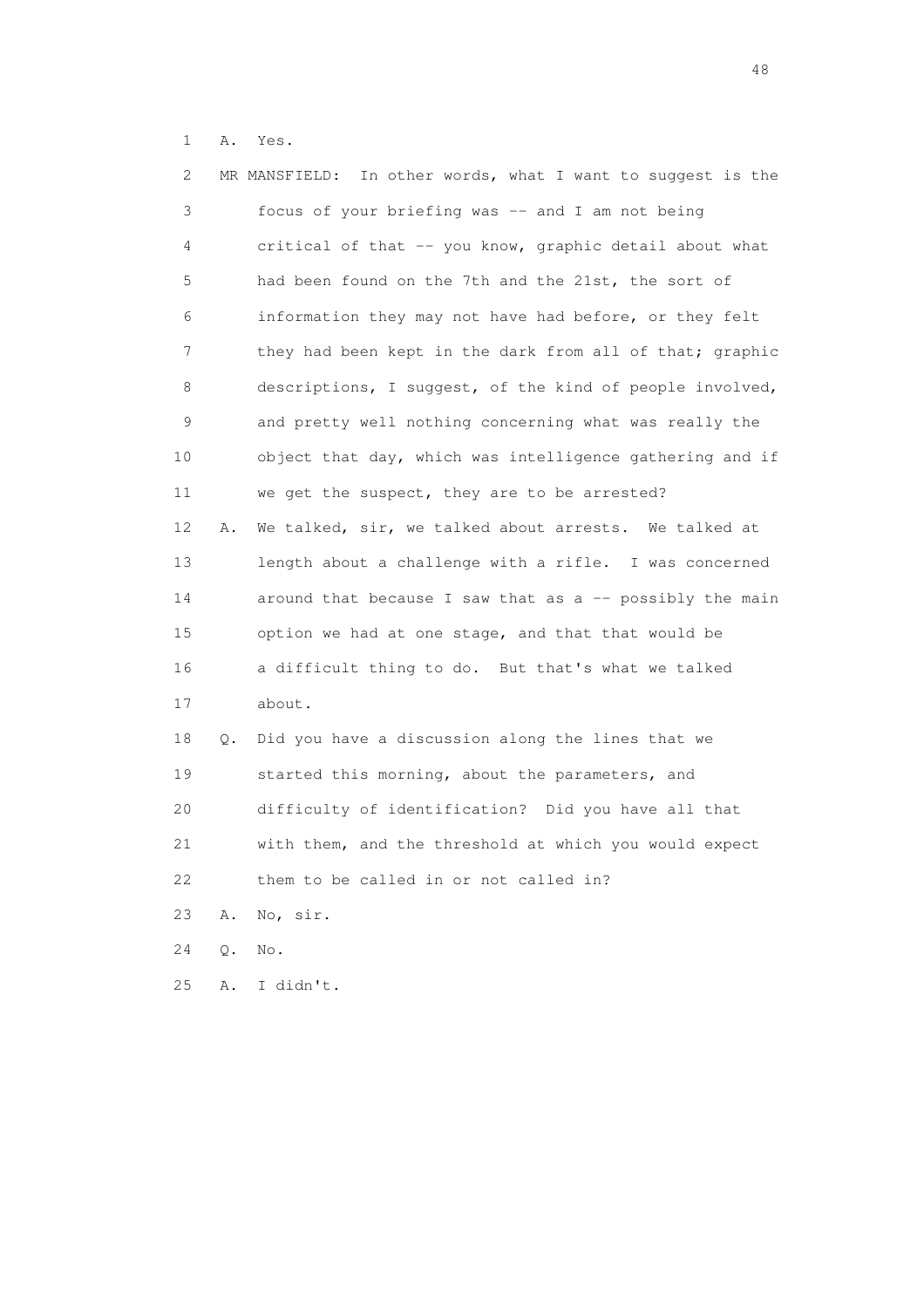1 A. Yes.

2 MR MANSFIELD: In other words, what I want to suggest is the

3 focus of your briefing was -- and I am not being

4 critical of that -- you know, graphic detail about what

5 had been found on the 7th and the 21st, the sort of

6 information they may not have had before, or they felt

7 they had been kept in the dark from all of that; graphic

8 descriptions, I suggest, of the kind of people involved,

9 and pretty well nothing concerning what was really the

10 object that day, which was intelligence gathering and if

11 we get the suspect, they are to be arrested?

12 A. We talked, sir, we talked about arrests. We talked at

13 length about a challenge with a rifle. I was concerned

14 around that because I saw that as a -- possibly the main

15 option we had at one stage, and that that would be

16 a difficult thing to do. But that's what we talked

17 about.

18 Q. Did you have a discussion along the lines that we

19 started this morning, about the parameters, and

20 difficulty of identification? Did you have all that

21 with them, and the threshold at which you would expect

22 them to be called in or not called in?

23 A. No, sir.

24 Q. No.

25 A. I didn't.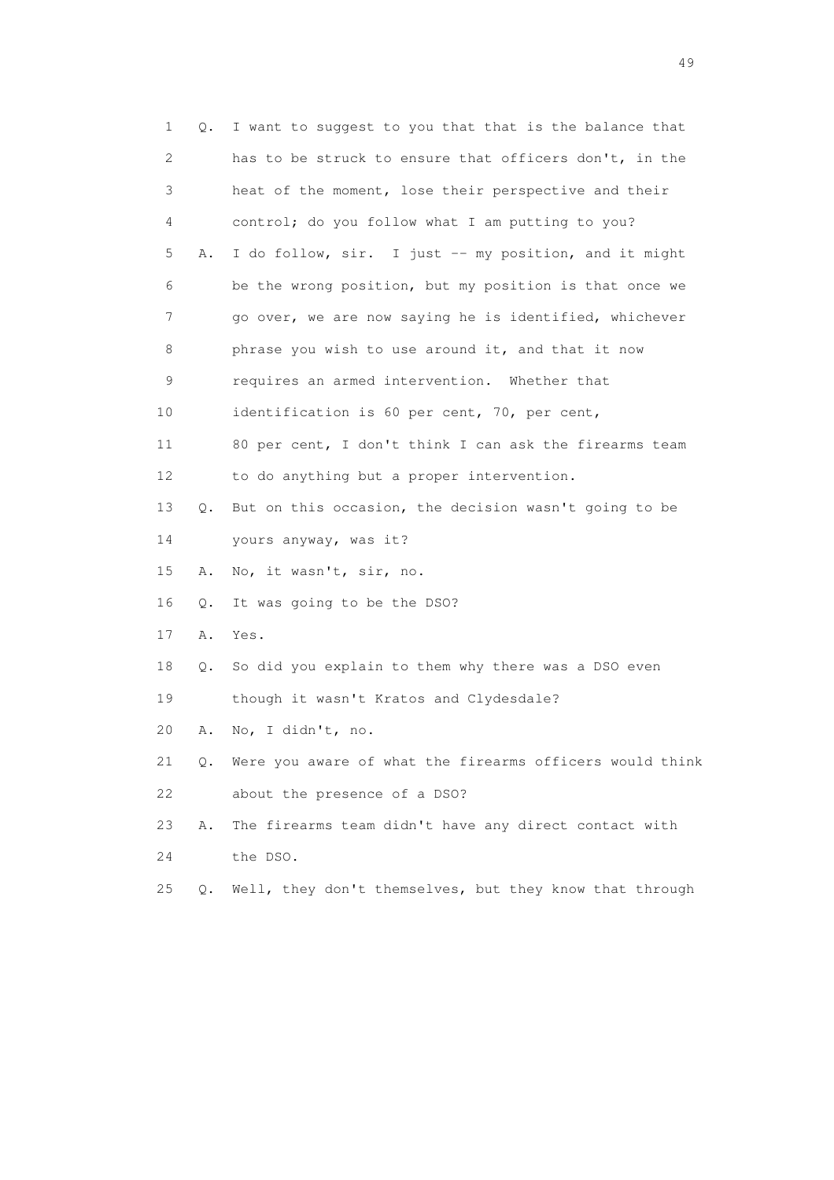1 Q. I want to suggest to you that that is the balance that
2 has to be struck to ensure that officers don't, in the
3 heat of the moment, lose their perspective and their
4 control; do you follow what I am putting to you?
5 A. I do follow, sir. I just -- my position, and it might
6 be the wrong position, but my position is that once we
7 go over, we are now saying he is identified, whichever
8 phrase you wish to use around it, and that it now
9 requires an armed intervention. Whether that
10 identification is 60 per cent, 70, per cent,
11 80 per cent, I don't think I can ask the firearms team
12 to do anything but a proper intervention.
13 Q. But on this occasion, the decision wasn't going to be
14 yours anyway, was it?
15 A. No, it wasn't, sir, no.
16 Q. It was going to be the DSO?
17 A. Yes.
18 Q. So did you explain to them why there was a DSO even
19 though it wasn't Kratos and Clydesdale?
20 A. No, I didn't, no.
21 Q. Were you aware of what the firearms officers would think
22 about the presence of a DSO?
23 A. The firearms team didn't have any direct contact with
24 the DSO.
25 Q. Well, they don't themselves, but they know that through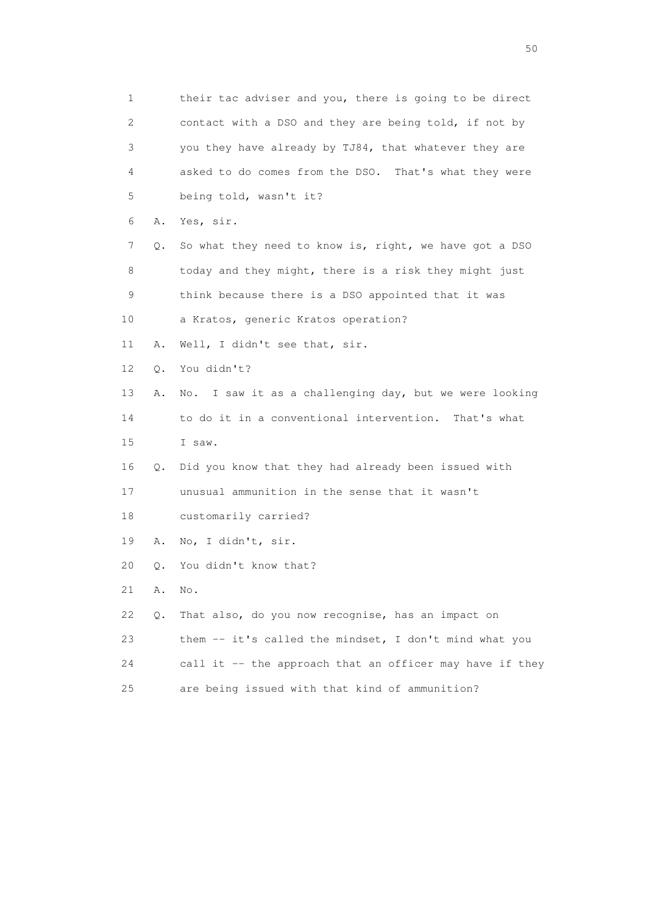1 their tac adviser and you, there is going to be direct
2 contact with a DSO and they are being told, if not by
3 you they have already by TJ84, that whatever they are
4 asked to do comes from the DSO. That's what they were
5 being told, wasn't it?
6 A. Yes, sir.
7 Q. So what they need to know is, right, we have got a DSO
8 today and they might, there is a risk they might just
9 think because there is a DSO appointed that it was
10 a Kratos, generic Kratos operation?
11 A. Well, I didn't see that, sir.
12 Q. You didn't?
13 A. No. I saw it as a challenging day, but we were looking
14 to do it in a conventional intervention. That's what
15 I saw.
16 Q. Did you know that they had already been issued with
17 unusual ammunition in the sense that it wasn't
18 customarily carried?
19 A. No, I didn't, sir.
20 Q. You didn't know that?
21 A. No.
22 Q. That also, do you now recognise, has an impact on
23 them -- it's called the mindset, I don't mind what you
24 call it -- the approach that an officer may have if they
25 are being issued with that kind of ammunition?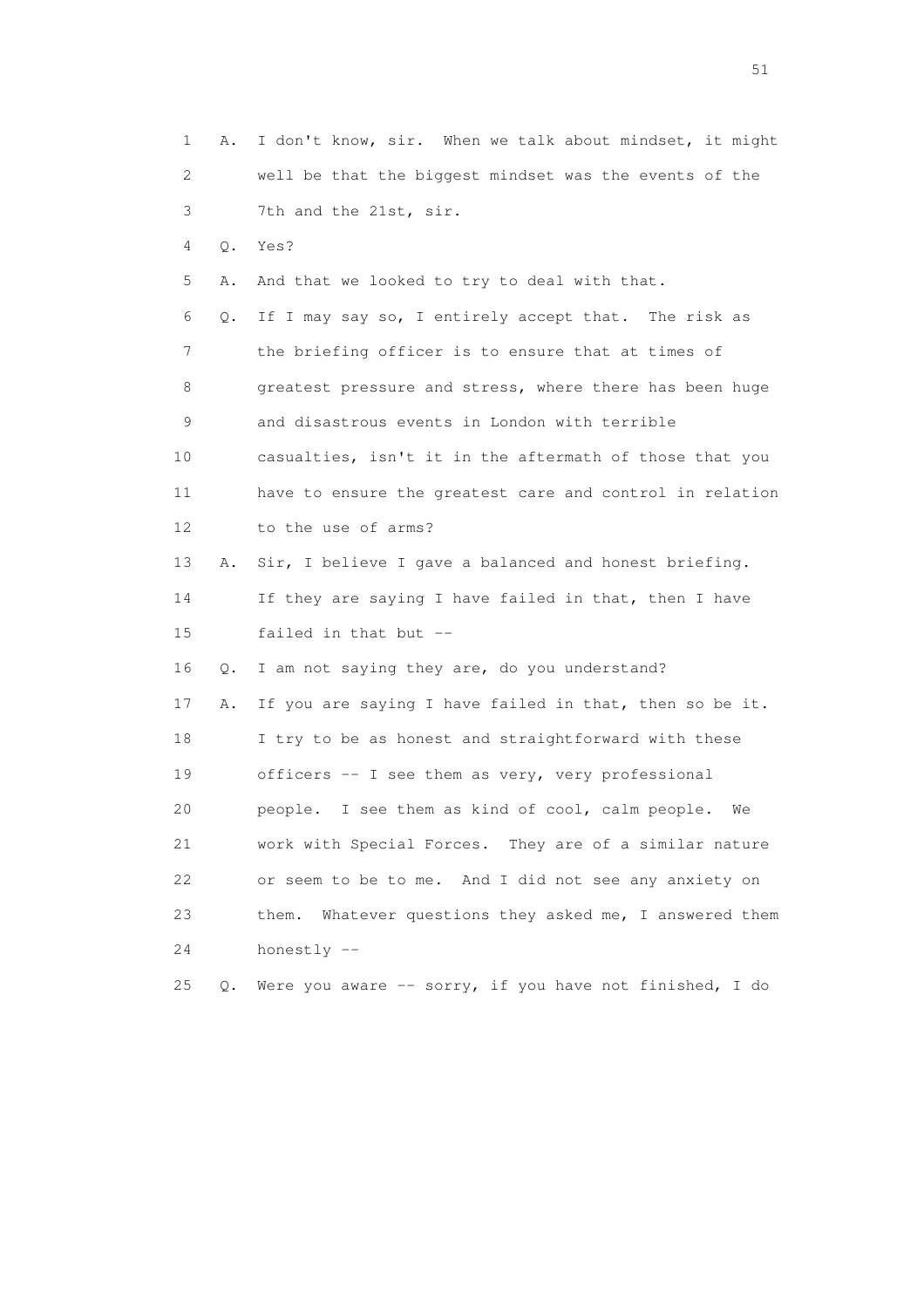1 A. I don't know, sir. When we talk about mindset, it might
2 well be that the biggest mindset was the events of the
3 7th and the 21st, sir.
4 Q. Yes?
5 A. And that we looked to try to deal with that.
6 Q. If I may say so, I entirely accept that. The risk as
7 the briefing officer is to ensure that at times of
8 greatest pressure and stress, where there has been huge
9 and disastrous events in London with terrible
10 casualties, isn't it in the aftermath of those that you
11 have to ensure the greatest care and control in relation
12 to the use of arms?
13 A. Sir, I believe I gave a balanced and honest briefing.
14 If they are saying I have failed in that, then I have
15 failed in that but --
16 Q. I am not saying they are, do you understand?
17 A. If you are saying I have failed in that, then so be it.
18 I try to be as honest and straightforward with these
19 officers -- I see them as very, very professional
20 people. I see them as kind of cool, calm people. We
21 work with Special Forces. They are of a similar nature
22 or seem to be to me. And I did not see any anxiety on
23 them. Whatever questions they asked me, I answered them
24 honestly --
25 Q. Were you aware -- sorry, if you have not finished, I do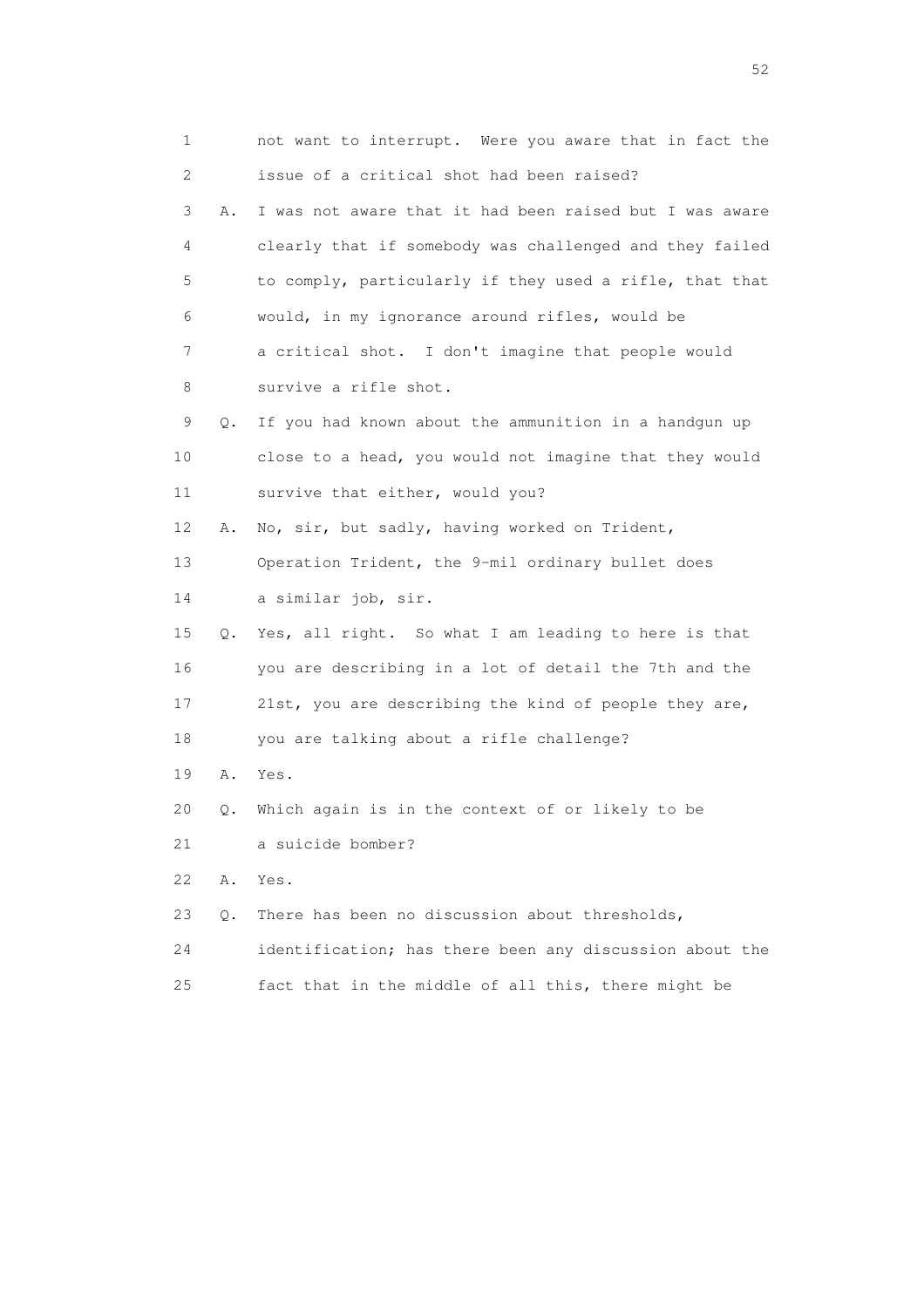1 not want to interrupt. Were you aware that in fact the
2 issue of a critical shot had been raised?
3 A. I was not aware that it had been raised but I was aware
4 clearly that if somebody was challenged and they failed
5 to comply, particularly if they used a rifle, that that
6 would, in my ignorance around rifles, would be
7 a critical shot. I don't imagine that people would
8 survive a rifle shot.
9 Q. If you had known about the ammunition in a handgun up
10 close to a head, you would not imagine that they would
11 survive that either, would you?
12 A. No, sir, but sadly, having worked on Trident,
13 Operation Trident, the 9-mil ordinary bullet does
14 a similar job, sir.
15 Q. Yes, all right. So what I am leading to here is that
16 you are describing in a lot of detail the 7th and the
17 21st, you are describing the kind of people they are,
18 you are talking about a rifle challenge?
19 A. Yes.
20 Q. Which again is in the context of or likely to be
21 a suicide bomber?
22 A. Yes.
23 Q. There has been no discussion about thresholds,
24 identification; has there been any discussion about the
25 fact that in the middle of all this, there might be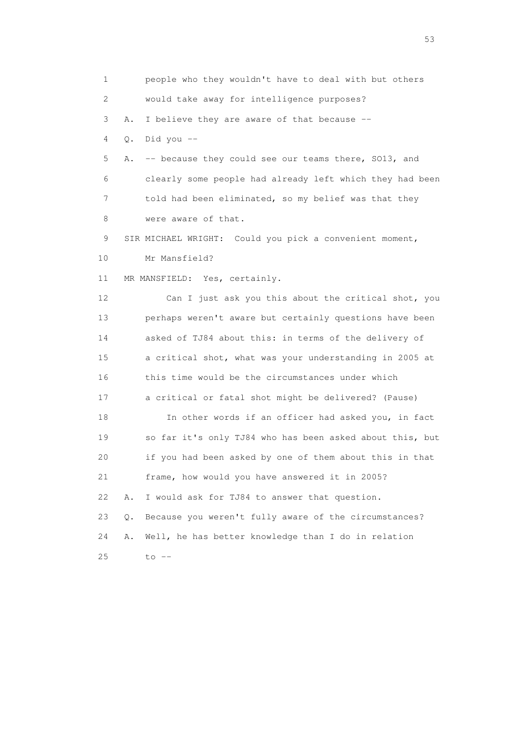1 people who they wouldn't have to deal with but others

2 would take away for intelligence purposes?

3 A. I believe they are aware of that because --

4 Q. Did you --

5 A. -- because they could see our teams there, SO13, and

6 clearly some people had already left which they had been

7 told had been eliminated, so my belief was that they

8 were aware of that.

9 SIR MICHAEL WRIGHT: Could you pick a convenient moment,

10 Mr Mansfield?

11 MR MANSFIELD: Yes, certainly.

12 Can I just ask you this about the critical shot, you

13 perhaps weren't aware but certainly questions have been

14 asked of TJ84 about this: in terms of the delivery of

15 a critical shot, what was your understanding in 2005 at

16 this time would be the circumstances under which

17 a critical or fatal shot might be delivered? (Pause)

18 In other words if an officer had asked you, in fact

19 so far it's only TJ84 who has been asked about this, but

20 if you had been asked by one of them about this in that

21 frame, how would you have answered it in 2005?

22 A. I would ask for TJ84 to answer that question.

23 Q. Because you weren't fully aware of the circumstances?

24 A. Well, he has better knowledge than I do in relation

25 to --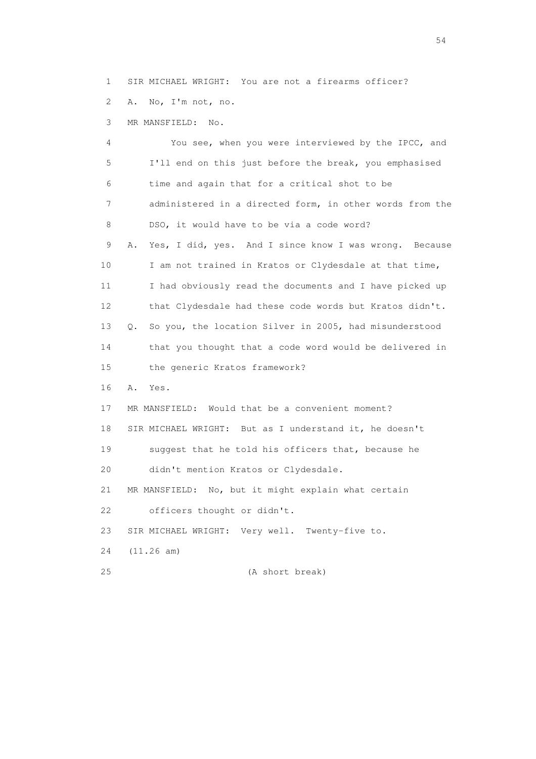1 SIR MICHAEL WRIGHT: You are not a firearms officer?

2 A. No, I'm not, no.

3 MR MANSFIELD: No.

4 You see, when you were interviewed by the IPCC, and

5 I'll end on this just before the break, you emphasised

6 time and again that for a critical shot to be

7 administered in a directed form, in other words from the

8 DSO, it would have to be via a code word?

9 A. Yes, I did, yes. And I since know I was wrong. Because

10 I am not trained in Kratos or Clydesdale at that time,

11 I had obviously read the documents and I have picked up

12 that Clydesdale had these code words but Kratos didn't.

13 Q. So you, the location Silver in 2005, had misunderstood

14 that you thought that a code word would be delivered in

15 the generic Kratos framework?

16 A. Yes.

17 MR MANSFIELD: Would that be a convenient moment?

18 SIR MICHAEL WRIGHT: But as I understand it, he doesn't

19 suggest that he told his officers that, because he

20 didn't mention Kratos or Clydesdale.

21 MR MANSFIELD: No, but it might explain what certain

22 officers thought or didn't.

23 SIR MICHAEL WRIGHT: Very well. Twenty-five to.

24 (11.26 am)

25 (A short break)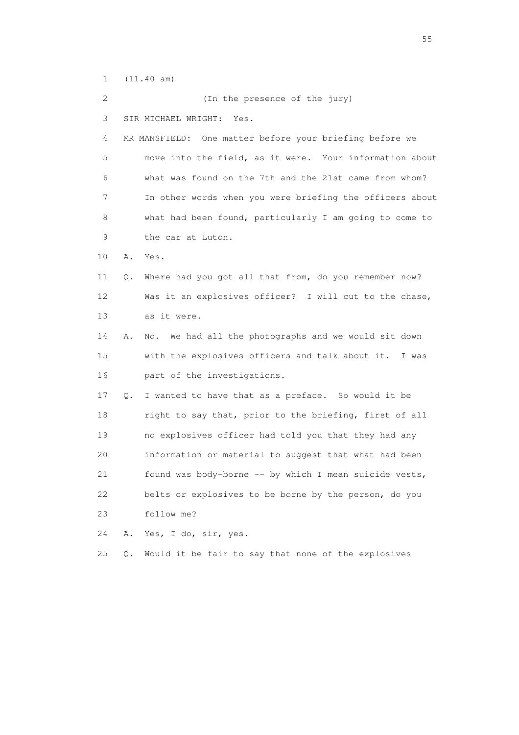1 (11.40 am)

2 (In the presence of the jury)

3 SIR MICHAEL WRIGHT: Yes.

4 MR MANSFIELD: One matter before your briefing before we

5 move into the field, as it were. Your information about

6 what was found on the 7th and the 21st came from whom?

7 In other words when you were briefing the officers about

8 what had been found, particularly I am going to come to

9 the car at Luton.

10 A. Yes.

11 Q. Where had you got all that from, do you remember now?

12 Was it an explosives officer? I will cut to the chase,

13 as it were.

14 A. No. We had all the photographs and we would sit down

15 with the explosives officers and talk about it. I was

16 part of the investigations.

17 Q. I wanted to have that as a preface. So would it be

18 right to say that, prior to the briefing, first of all

19 no explosives officer had told you that they had any

20 information or material to suggest that what had been

21 found was body-borne -- by which I mean suicide vests,

22 belts or explosives to be borne by the person, do you

23 follow me?

24 A. Yes, I do, sir, yes.

25 Q. Would it be fair to say that none of the explosives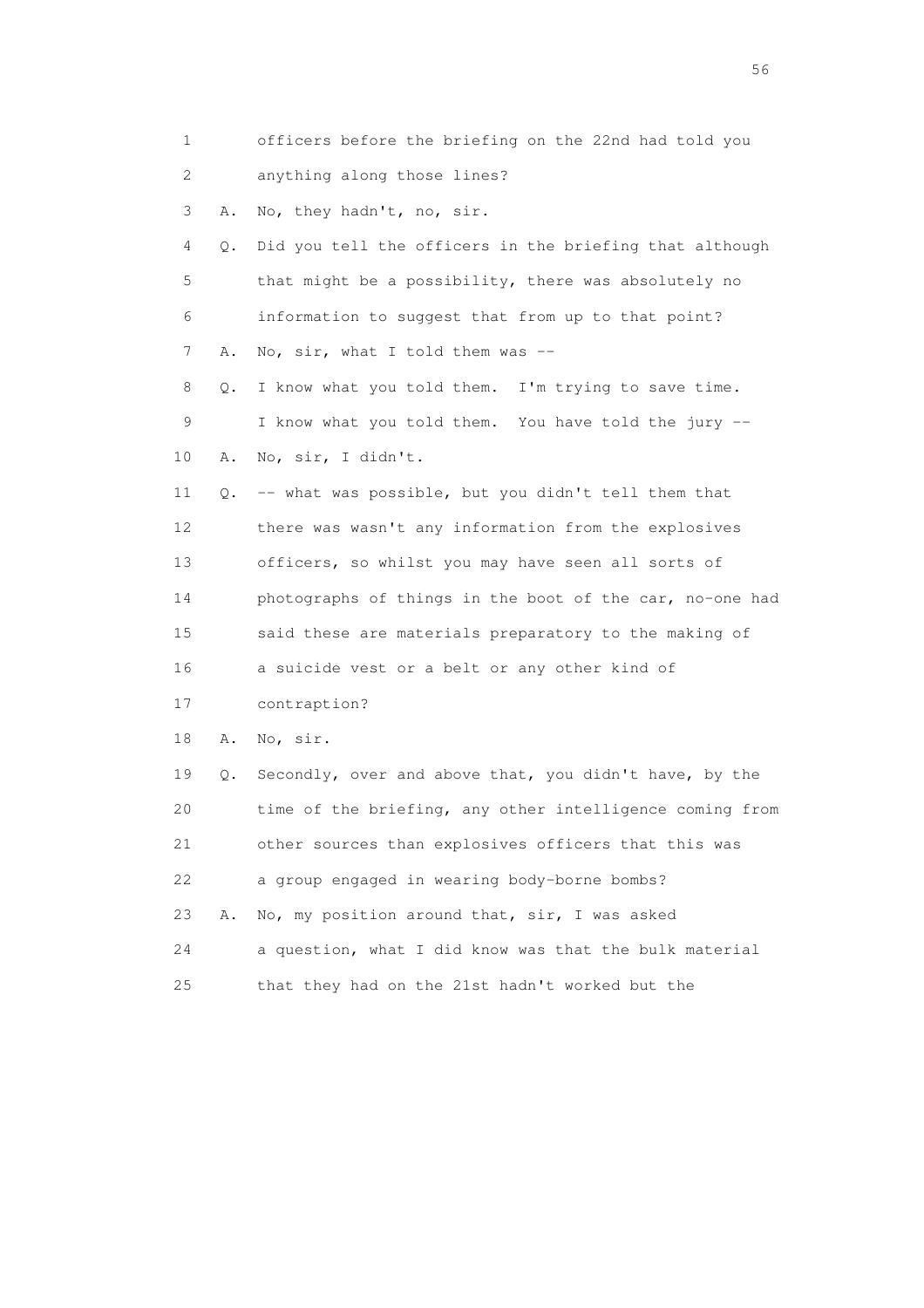1 officers before the briefing on the 22nd had told you
2 anything along those lines?
3 A. No, they hadn't, no, sir.
4 Q. Did you tell the officers in the briefing that although
5 that might be a possibility, there was absolutely no
6 information to suggest that from up to that point?
7 A. No, sir, what I told them was --
8 Q. I know what you told them. I'm trying to save time.
9 I know what you told them. You have told the jury --
10 A. No, sir, I didn't.
11 Q. -- what was possible, but you didn't tell them that
12 there was wasn't any information from the explosives
13 officers, so whilst you may have seen all sorts of
14 photographs of things in the boot of the car, no-one had
15 said these are materials preparatory to the making of
16 a suicide vest or a belt or any other kind of
17 contraption?
18 A. No, sir.
19 Q. Secondly, over and above that, you didn't have, by the
20 time of the briefing, any other intelligence coming from
21 other sources than explosives officers that this was
22 a group engaged in wearing body-borne bombs?
23 A. No, my position around that, sir, I was asked
24 a question, what I did know was that the bulk material
25 that they had on the 21st hadn't worked but the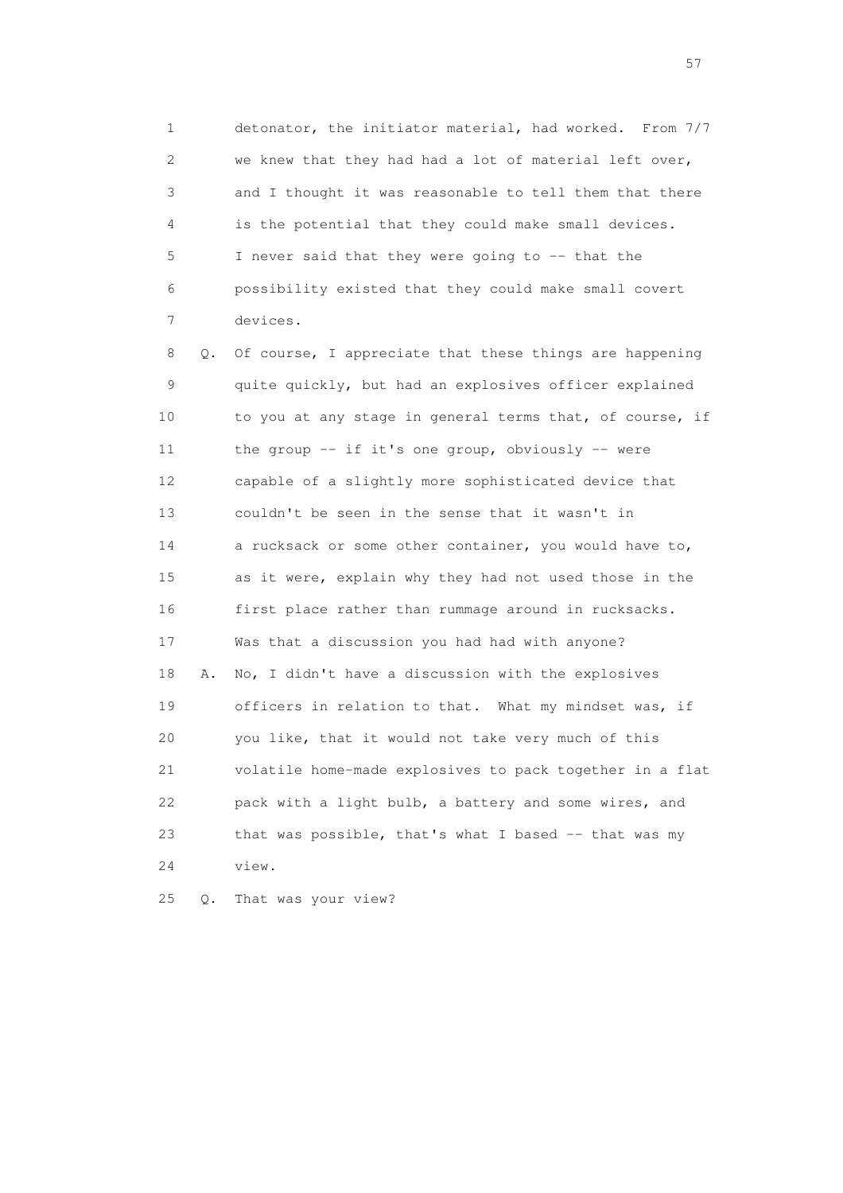1 detonator, the initiator material, had worked. From 7/7
2 we knew that they had had a lot of material left over,
3 and I thought it was reasonable to tell them that there
4 is the potential that they could make small devices.
5 I never said that they were going to -- that the
6 possibility existed that they could make small covert
7 devices.

8 Q. Of course, I appreciate that these things are happening
9 quite quickly, but had an explosives officer explained
10 to you at any stage in general terms that, of course, if
11 the group -- if it's one group, obviously -- were
12 capable of a slightly more sophisticated device that
13 couldn't be seen in the sense that it wasn't in
14 a rucksack or some other container, you would have to,
15 as it were, explain why they had not used those in the
16 first place rather than rummage around in rucksacks.
17 Was that a discussion you had had with anyone?

18 A. No, I didn't have a discussion with the explosives
19 officers in relation to that. What my mindset was, if
20 you like, that it would not take very much of this
21 volatile home-made explosives to pack together in a flat
22 pack with a light bulb, a battery and some wires, and
23 that was possible, that's what I based -- that was my
24 view.

25 Q. That was your view?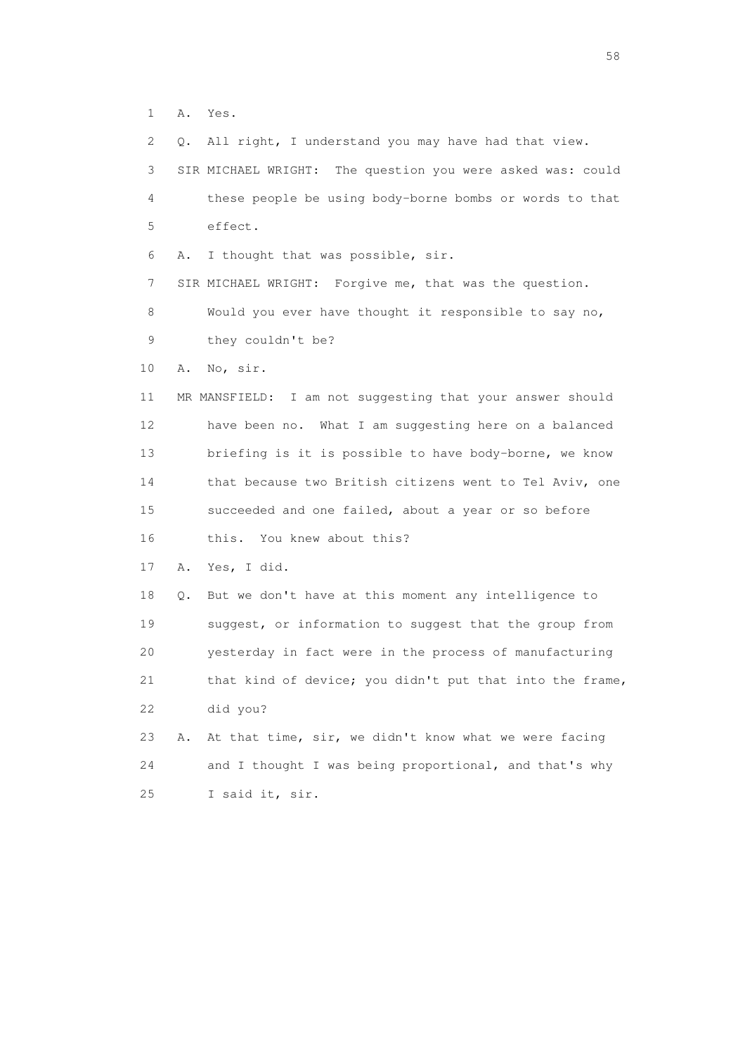1 A. Yes.

2 Q. All right, I understand you may have had that view.

3 SIR MICHAEL WRIGHT: The question you were asked was: could

4 these people be using body-borne bombs or words to that

5 effect.

6 A. I thought that was possible, sir.

7 SIR MICHAEL WRIGHT: Forgive me, that was the question.

8 Would you ever have thought it responsible to say no,

9 they couldn't be?

10 A. No, sir.

11 MR MANSFIELD: I am not suggesting that your answer should

12 have been no. What I am suggesting here on a balanced

13 briefing is it is possible to have body-borne, we know

14 that because two British citizens went to Tel Aviv, one

15 succeeded and one failed, about a year or so before

16 this. You knew about this?

17 A. Yes, I did.

18 Q. But we don't have at this moment any intelligence to

19 suggest, or information to suggest that the group from

20 yesterday in fact were in the process of manufacturing

21 that kind of device; you didn't put that into the frame,

22 did you?

23 A. At that time, sir, we didn't know what we were facing

24 and I thought I was being proportional, and that's why

25 I said it, sir.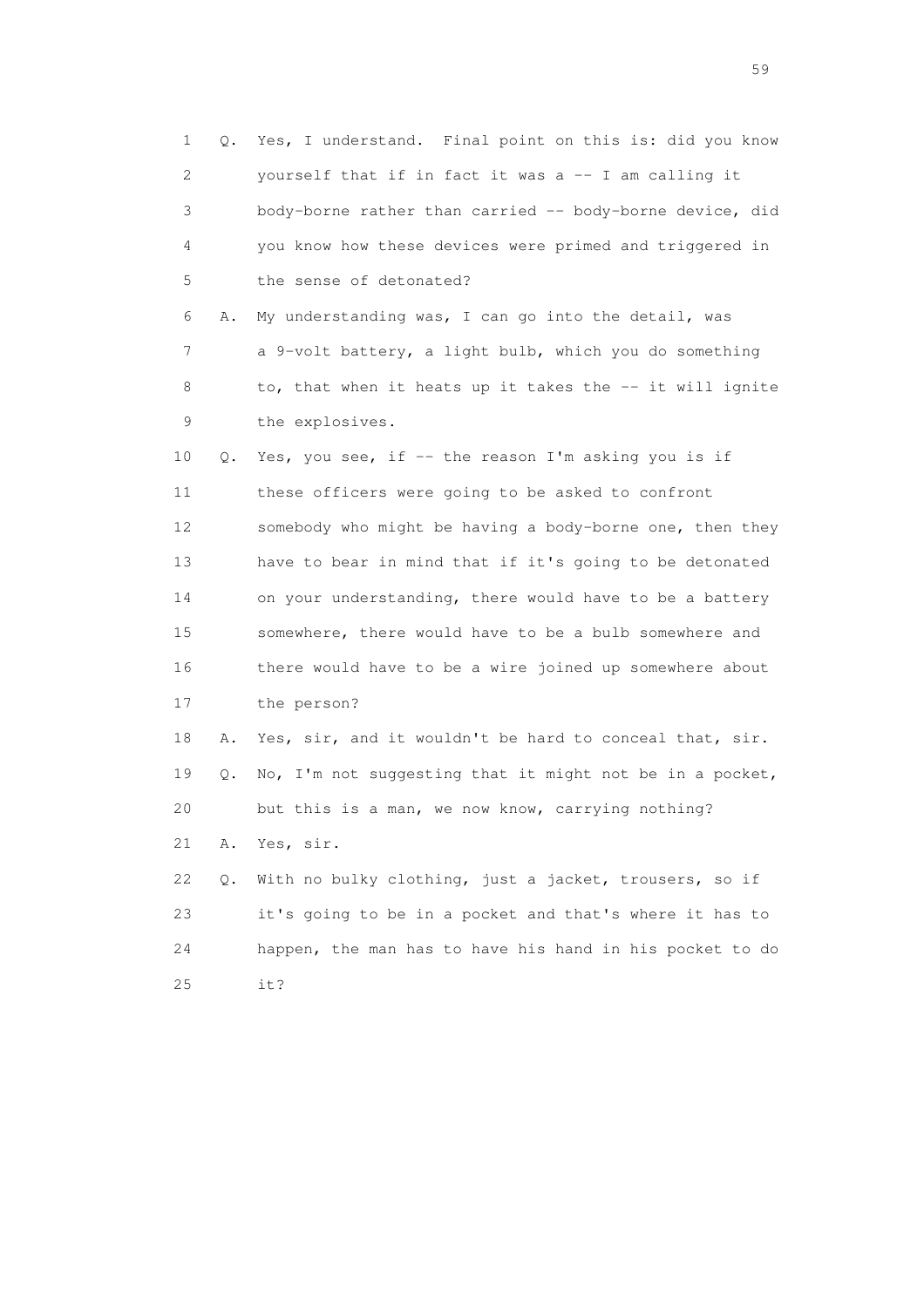1 Q. Yes, I understand. Final point on this is: did you know
2 yourself that if in fact it was a -- I am calling it
3 body-borne rather than carried -- body-borne device, did
4 you know how these devices were primed and triggered in
5 the sense of detonated?

6 A. My understanding was, I can go into the detail, was
7 a 9-volt battery, a light bulb, which you do something
8 to, that when it heats up it takes the -- it will ignite
9 the explosives.

10 Q. Yes, you see, if -- the reason I'm asking you is if
11 these officers were going to be asked to confront
12 somebody who might be having a body-borne one, then they
13 have to bear in mind that if it's going to be detonated
14 on your understanding, there would have to be a battery
15 somewhere, there would have to be a bulb somewhere and
16 there would have to be a wire joined up somewhere about
17 the person?

18 A. Yes, sir, and it wouldn't be hard to conceal that, sir.

19 Q. No, I'm not suggesting that it might not be in a pocket,
20 but this is a man, we now know, carrying nothing?

21 A. Yes, sir.

22 Q. With no bulky clothing, just a jacket, trousers, so if
23 it's going to be in a pocket and that's where it has to
24 happen, the man has to have his hand in his pocket to do
25 it?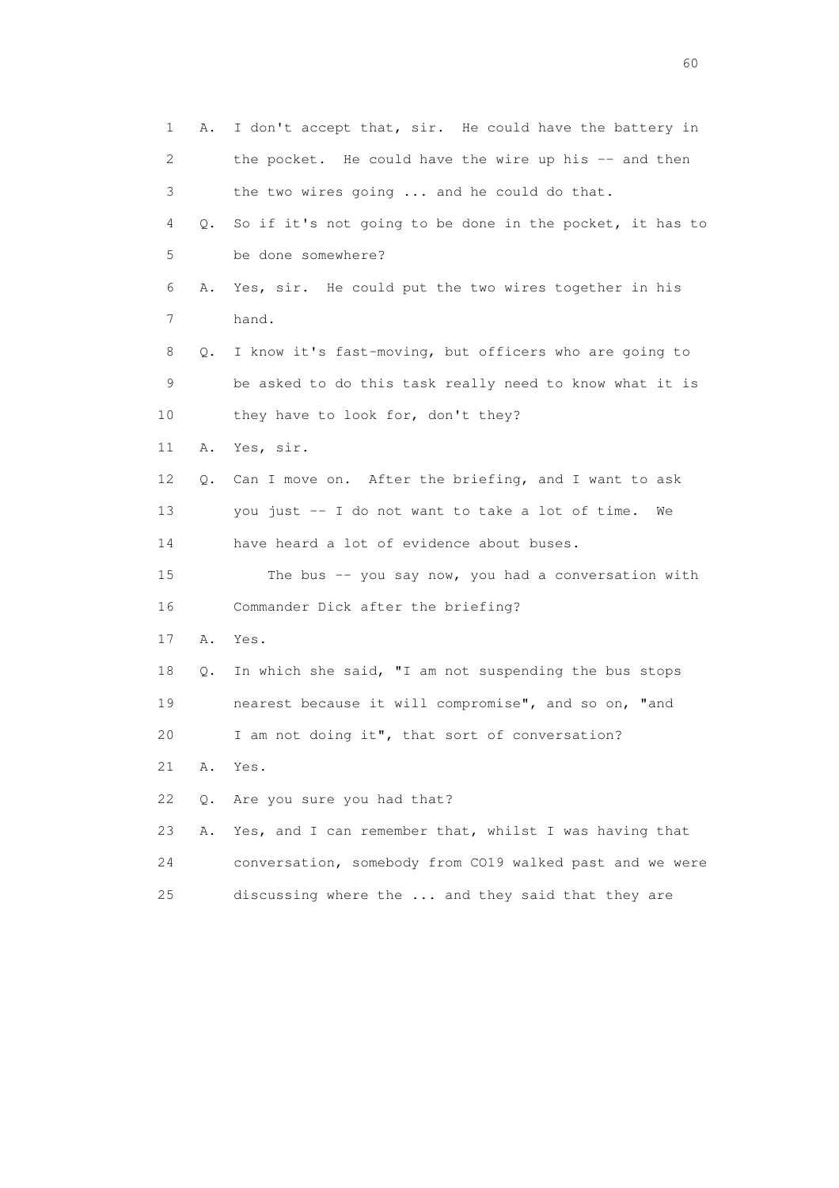1 A. I don't accept that, sir. He could have the battery in
2 the pocket. He could have the wire up his -- and then
3 the two wires going ... and he could do that.
4 Q. So if it's not going to be done in the pocket, it has to
5 be done somewhere?
6 A. Yes, sir. He could put the two wires together in his
7 hand.
8 Q. I know it's fast-moving, but officers who are going to
9 be asked to do this task really need to know what it is
10 they have to look for, don't they?
11 A. Yes, sir.
12 Q. Can I move on. After the briefing, and I want to ask
13 you just -- I do not want to take a lot of time. We
14 have heard a lot of evidence about buses.
15 The bus -- you say now, you had a conversation with
16 Commander Dick after the briefing?
17 A. Yes.
18 Q. In which she said, "I am not suspending the bus stops
19 nearest because it will compromise", and so on, "and
20 I am not doing it", that sort of conversation?
21 A. Yes.
22 Q. Are you sure you had that?
23 A. Yes, and I can remember that, whilst I was having that
24 conversation, somebody from CO19 walked past and we were
25 discussing where the ... and they said that they are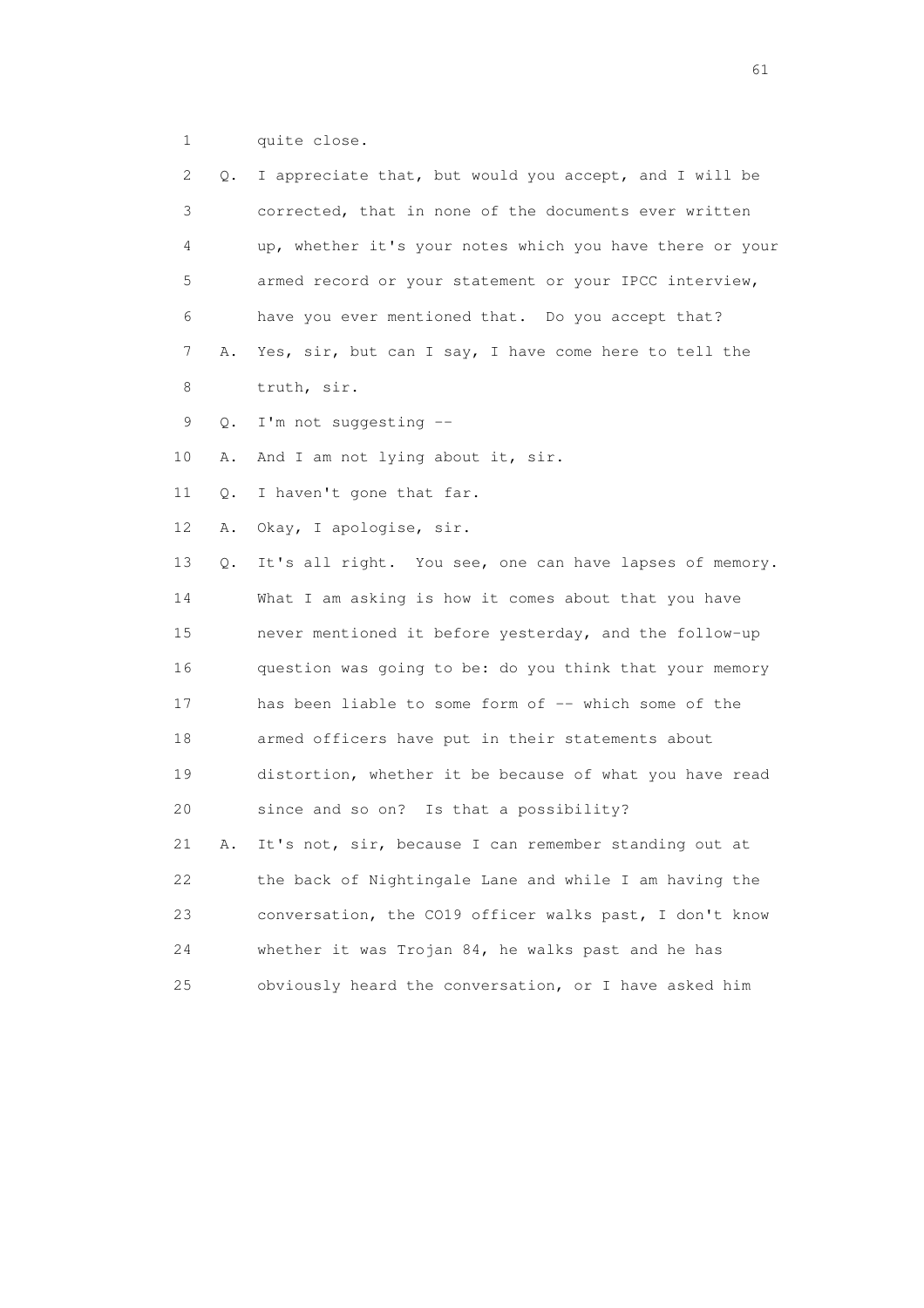1 quite close.

2 Q. I appreciate that, but would you accept, and I will be

3 corrected, that in none of the documents ever written

4 up, whether it's your notes which you have there or your

5 armed record or your statement or your IPCC interview,

6 have you ever mentioned that. Do you accept that?

7 A. Yes, sir, but can I say, I have come here to tell the

8 truth, sir.

9 Q. I'm not suggesting --

10 A. And I am not lying about it, sir.

11 Q. I haven't gone that far.

12 A. Okay, I apologise, sir.

13 Q. It's all right. You see, one can have lapses of memory.

14 What I am asking is how it comes about that you have

15 never mentioned it before yesterday, and the follow-up

16 question was going to be: do you think that your memory

17 has been liable to some form of -- which some of the

18 armed officers have put in their statements about

19 distortion, whether it be because of what you have read

20 since and so on? Is that a possibility?

21 A. It's not, sir, because I can remember standing out at

22 the back of Nightingale Lane and while I am having the

23 conversation, the CO19 officer walks past, I don't know

24 whether it was Trojan 84, he walks past and he has

25 obviously heard the conversation, or I have asked him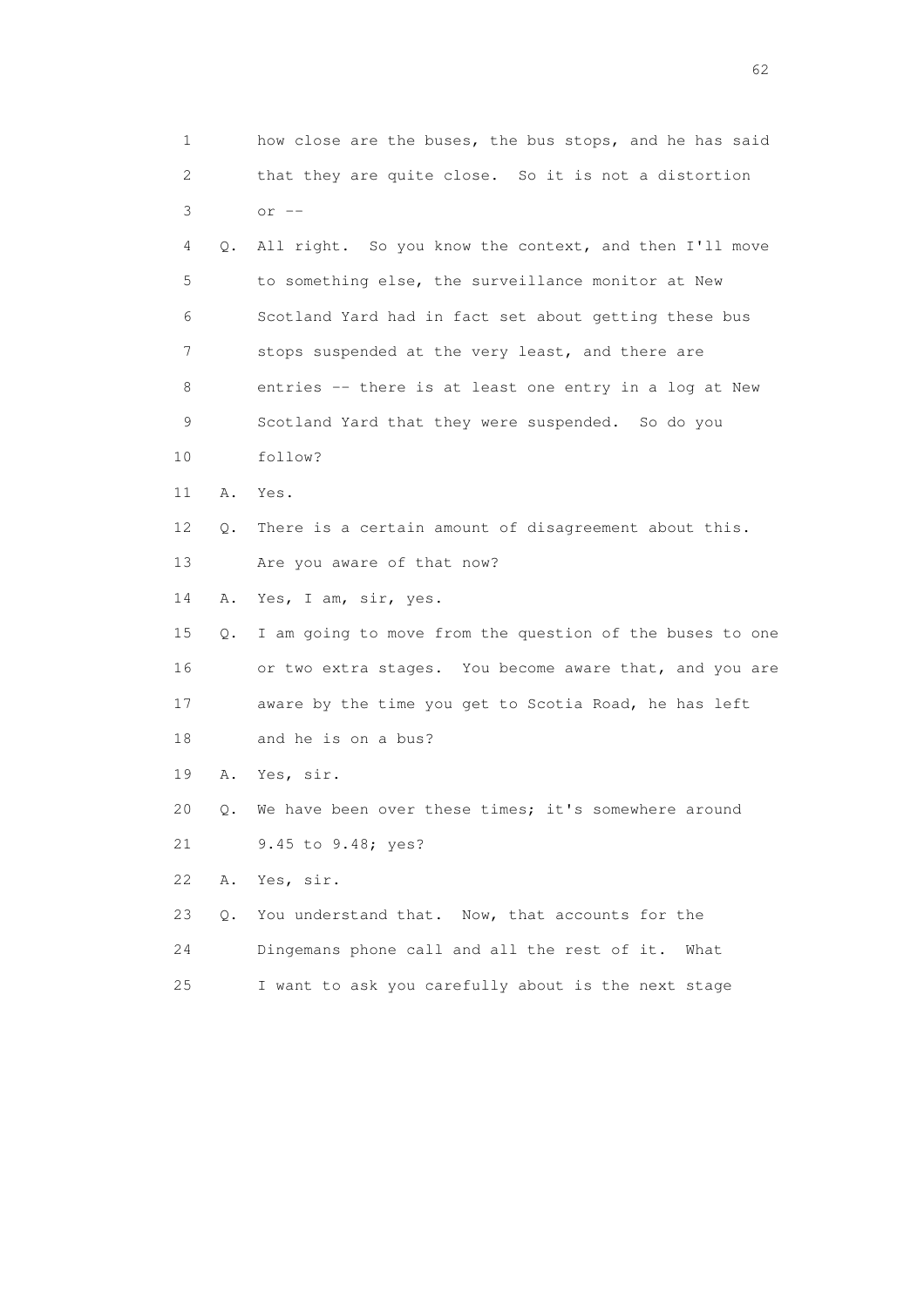1 how close are the buses, the bus stops, and he has said
2 that they are quite close. So it is not a distortion
3 or --
4 Q. All right. So you know the context, and then I'll move
5 to something else, the surveillance monitor at New
6 Scotland Yard had in fact set about getting these bus
7 stops suspended at the very least, and there are
8 entries -- there is at least one entry in a log at New
9 Scotland Yard that they were suspended. So do you
10 follow?
11 A. Yes.
12 Q. There is a certain amount of disagreement about this.
13 Are you aware of that now?
14 A. Yes, I am, sir, yes.
15 Q. I am going to move from the question of the buses to one
16 or two extra stages. You become aware that, and you are
17 aware by the time you get to Scotia Road, he has left
18 and he is on a bus?
19 A. Yes, sir.
20 Q. We have been over these times; it's somewhere around
21 9.45 to 9.48; yes?
22 A. Yes, sir.
23 Q. You understand that. Now, that accounts for the
24 Dingemans phone call and all the rest of it. What
25 I want to ask you carefully about is the next stage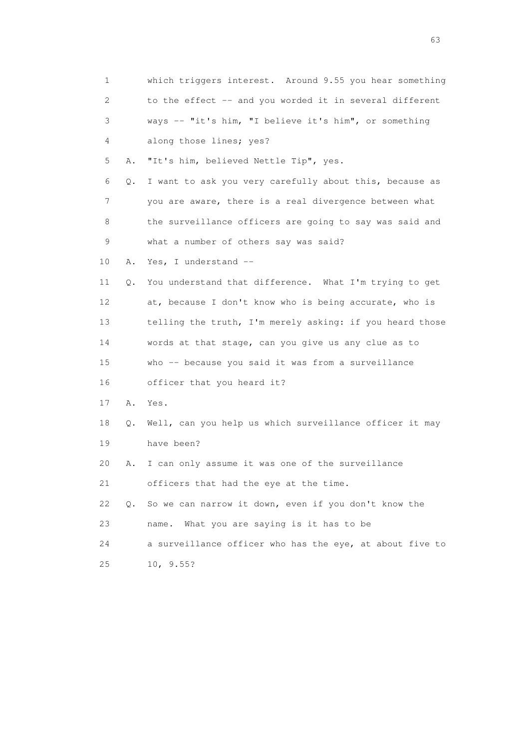1 which triggers interest. Around 9.55 you hear something
2 to the effect -- and you worded it in several different
3 ways -- "it's him, "I believe it's him", or something
4 along those lines; yes?

5 A. "It's him, believed Nettle Tip", yes.

6 Q. I want to ask you very carefully about this, because as
7 you are aware, there is a real divergence between what
8 the surveillance officers are going to say was said and
9 what a number of others say was said?

10 A. Yes, I understand --

11 Q. You understand that difference. What I'm trying to get
12 at, because I don't know who is being accurate, who is
13 telling the truth, I'm merely asking: if you heard those
14 words at that stage, can you give us any clue as to
15 who -- because you said it was from a surveillance
16 officer that you heard it?

17 A. Yes.

18 Q. Well, can you help us which surveillance officer it may
19 have been?

20 A. I can only assume it was one of the surveillance
21 officers that had the eye at the time.

22 Q. So we can narrow it down, even if you don't know the
23 name. What you are saying is it has to be
24 a surveillance officer who has the eye, at about five to
25 10, 9.55?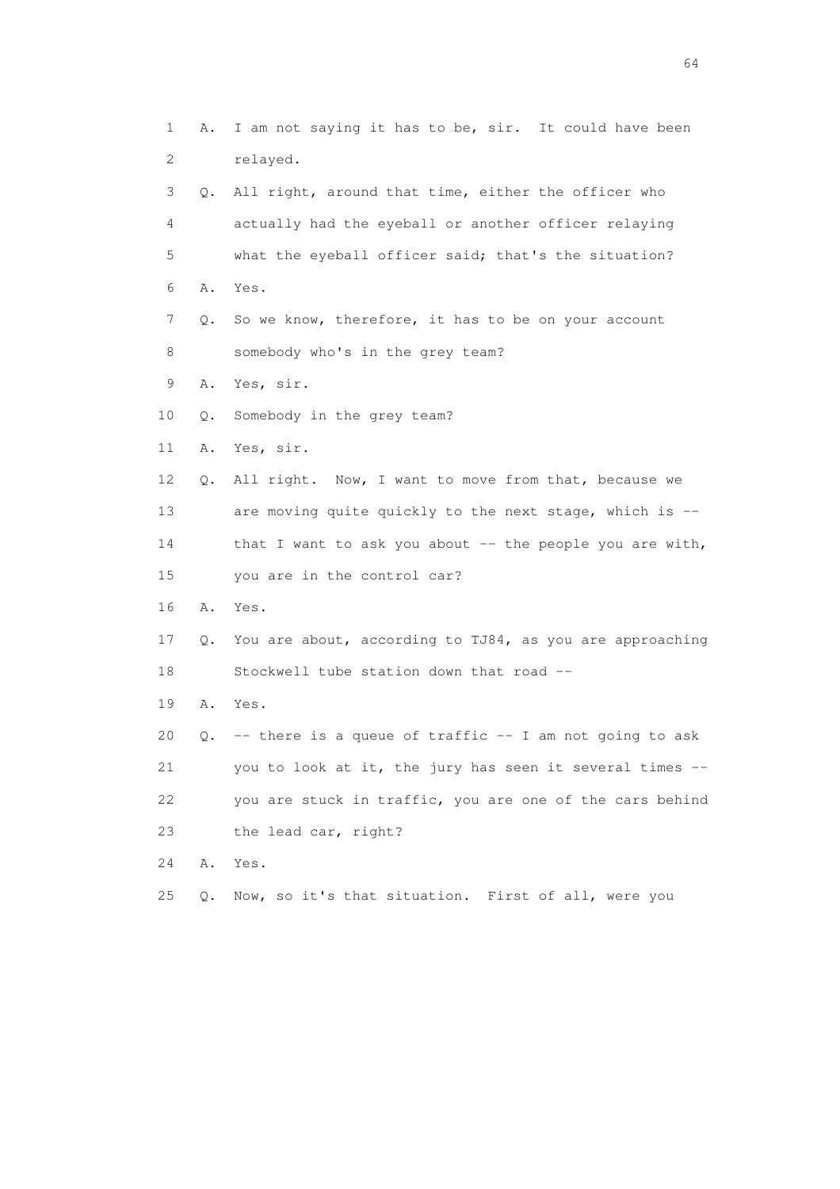1 A. I am not saying it has to be, sir. It could have been
2 relayed.
3 Q. All right, around that time, either the officer who
4 actually had the eyeball or another officer relaying
5 what the eyeball officer said; that's the situation?
6 A. Yes.
7 Q. So we know, therefore, it has to be on your account
8 somebody who's in the grey team?
9 A. Yes, sir.
10 Q. Somebody in the grey team?
11 A. Yes, sir.
12 Q. All right. Now, I want to move from that, because we
13 are moving quite quickly to the next stage, which is --
14 that I want to ask you about -- the people you are with,
15 you are in the control car?
16 A. Yes.
17 Q. You are about, according to TJ84, as you are approaching
18 Stockwell tube station down that road --
19 A. Yes.
20 Q. -- there is a queue of traffic -- I am not going to ask
21 you to look at it, the jury has seen it several times --
22 you are stuck in traffic, you are one of the cars behind
23 the lead car, right?
24 A. Yes.
25 Q. Now, so it's that situation. First of all, were you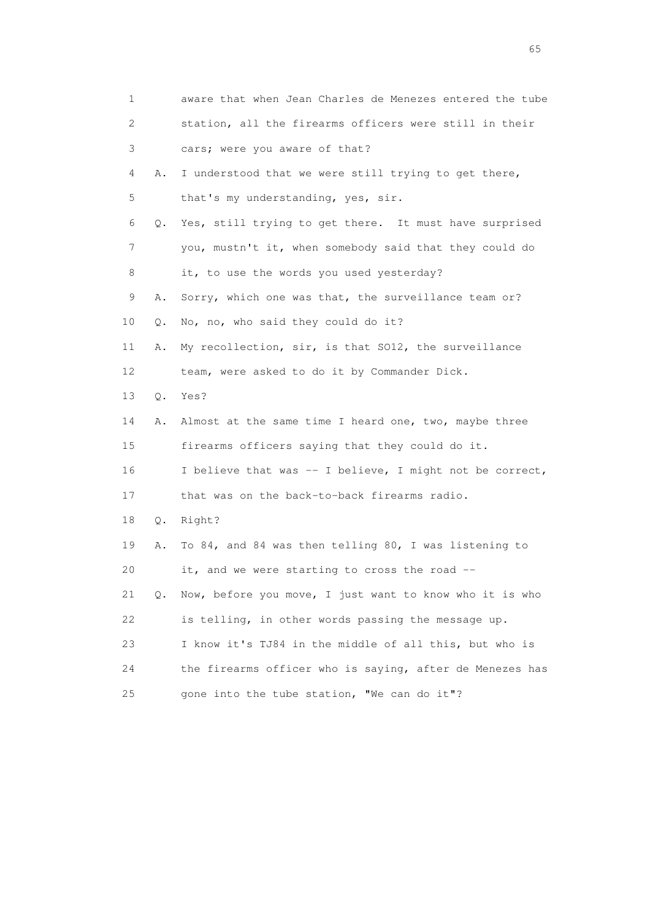1 aware that when Jean Charles de Menezes entered the tube
2 station, all the firearms officers were still in their
3 cars; were you aware of that?

4 A. I understood that we were still trying to get there,
5 that's my understanding, yes, sir.

6 Q. Yes, still trying to get there. It must have surprised
7 you, mustn't it, when somebody said that they could do
8 it, to use the words you used yesterday?

9 A. Sorry, which one was that, the surveillance team or?

10 Q. No, no, who said they could do it?

11 A. My recollection, sir, is that SO12, the surveillance
12 team, were asked to do it by Commander Dick.

13 Q. Yes?

14 A. Almost at the same time I heard one, two, maybe three
15 firearms officers saying that they could do it.
16 I believe that was -- I believe, I might not be correct,
17 that was on the back-to-back firearms radio.

18 Q. Right?

19 A. To 84, and 84 was then telling 80, I was listening to
20 it, and we were starting to cross the road --

21 Q. Now, before you move, I just want to know who it is who
22 is telling, in other words passing the message up.
23 I know it's TJ84 in the middle of all this, but who is
24 the firearms officer who is saying, after de Menezes has
25 gone into the tube station, "We can do it"?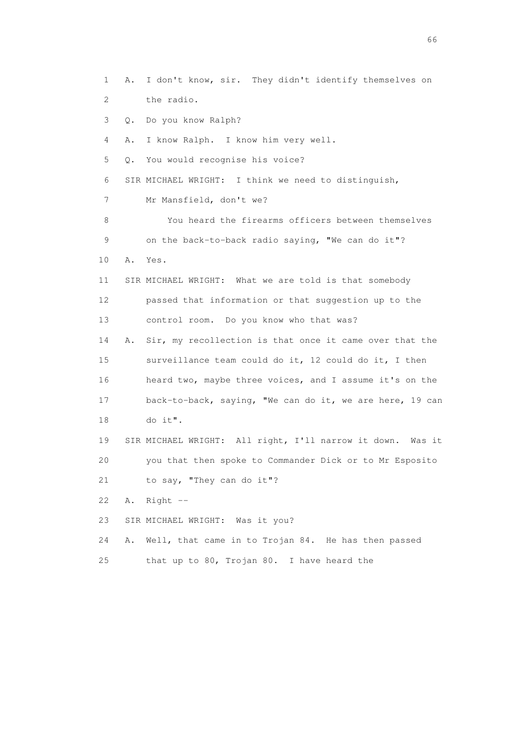1 A. I don't know, sir. They didn't identify themselves on
2 the radio.
3 Q. Do you know Ralph?
4 A. I know Ralph. I know him very well.
5 Q. You would recognise his voice?
6 SIR MICHAEL WRIGHT: I think we need to distinguish,
7 Mr Mansfield, don't we?
8 You heard the firearms officers between themselves
9 on the back-to-back radio saying, "We can do it"?
10 A. Yes.
11 SIR MICHAEL WRIGHT: What we are told is that somebody
12 passed that information or that suggestion up to the
13 control room. Do you know who that was?
14 A. Sir, my recollection is that once it came over that the
15 surveillance team could do it, 12 could do it, I then
16 heard two, maybe three voices, and I assume it's on the
17 back-to-back, saying, "We can do it, we are here, 19 can
18 do it".
19 SIR MICHAEL WRIGHT: All right, I'll narrow it down. Was it
20 you that then spoke to Commander Dick or to Mr Esposito
21 to say, "They can do it"?
22 A. Right --
23 SIR MICHAEL WRIGHT: Was it you?
24 A. Well, that came in to Trojan 84. He has then passed
25 that up to 80, Trojan 80. I have heard the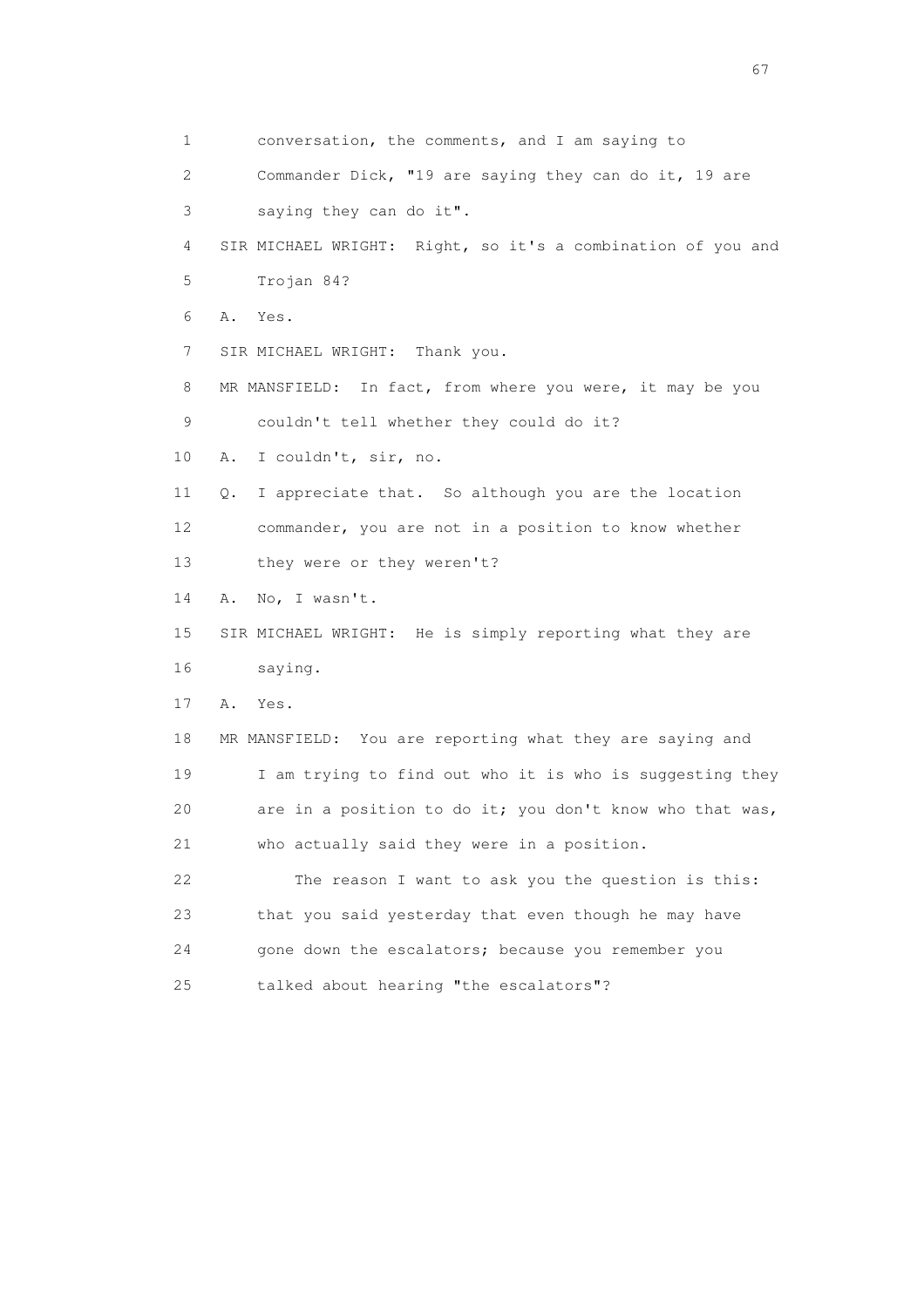1 conversation, the comments, and I am saying to

2 Commander Dick, "19 are saying they can do it, 19 are

3 saying they can do it".

4 SIR MICHAEL WRIGHT: Right, so it's a combination of you and

5 Trojan 84?

6 A. Yes.

7 SIR MICHAEL WRIGHT: Thank you.

8 MR MANSFIELD: In fact, from where you were, it may be you

9 couldn't tell whether they could do it?

10 A. I couldn't, sir, no.

11 Q. I appreciate that. So although you are the location

12 commander, you are not in a position to know whether

13 they were or they weren't?

14 A. No, I wasn't.

15 SIR MICHAEL WRIGHT: He is simply reporting what they are

16 saying.

17 A. Yes.

18 MR MANSFIELD: You are reporting what they are saying and

19 I am trying to find out who it is who is suggesting they

20 are in a position to do it; you don't know who that was,

21 who actually said they were in a position.

22 The reason I want to ask you the question is this:

23 that you said yesterday that even though he may have

24 gone down the escalators; because you remember you

25 talked about hearing "the escalators"?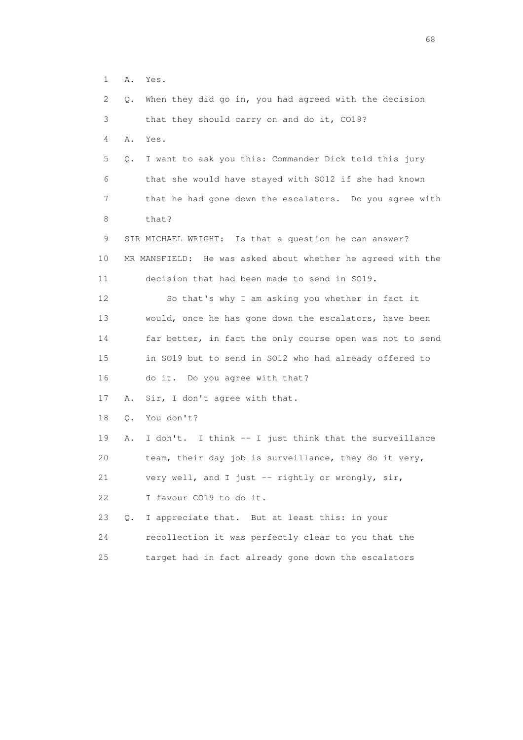1 A. Yes.

2 Q. When they did go in, you had agreed with the decision

3 that they should carry on and do it, CO19?

4 A. Yes.

5 Q. I want to ask you this: Commander Dick told this jury

6 that she would have stayed with SO12 if she had known

7 that he had gone down the escalators. Do you agree with

8 that?

9 SIR MICHAEL WRIGHT: Is that a question he can answer?

10 MR MANSFIELD: He was asked about whether he agreed with the

11 decision that had been made to send in SO19.

12 So that's why I am asking you whether in fact it

13 would, once he has gone down the escalators, have been

14 far better, in fact the only course open was not to send

15 in SO19 but to send in SO12 who had already offered to

16 do it. Do you agree with that?

17 A. Sir, I don't agree with that.

18 Q. You don't?

19 A. I don't. I think -- I just think that the surveillance

20 team, their day job is surveillance, they do it very,

21 very well, and I just -- rightly or wrongly, sir,

22 I favour CO19 to do it.

23 Q. I appreciate that. But at least this: in your

24 recollection it was perfectly clear to you that the

25 target had in fact already gone down the escalators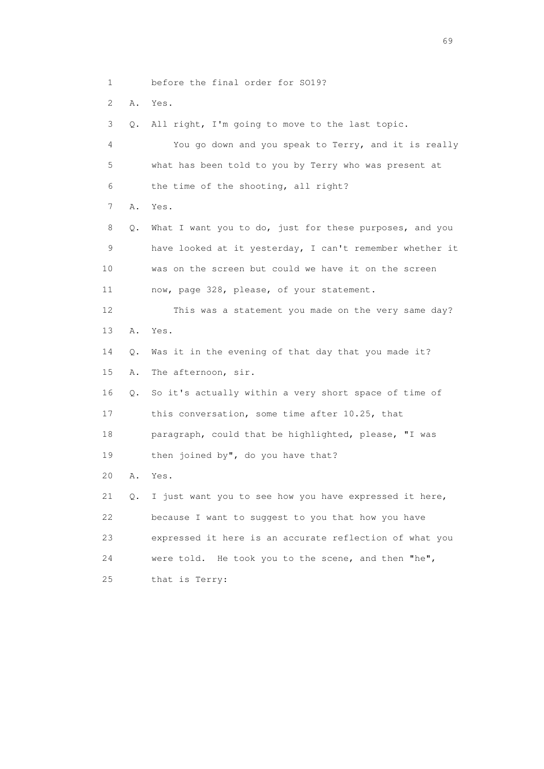1 before the final order for SO19?

2 A. Yes.

3 Q. All right, I'm going to move to the last topic.

4 You go down and you speak to Terry, and it is really

5 what has been told to you by Terry who was present at

6 the time of the shooting, all right?

7 A. Yes.

8 Q. What I want you to do, just for these purposes, and you

9 have looked at it yesterday, I can't remember whether it

10 was on the screen but could we have it on the screen

11 now, page 328, please, of your statement.

12 This was a statement you made on the very same day?

13 A. Yes.

14 Q. Was it in the evening of that day that you made it?

15 A. The afternoon, sir.

16 Q. So it's actually within a very short space of time of

17 this conversation, some time after 10.25, that

18 paragraph, could that be highlighted, please, "I was

19 then joined by", do you have that?

20 A. Yes.

21 Q. I just want you to see how you have expressed it here,

22 because I want to suggest to you that how you have

23 expressed it here is an accurate reflection of what you

24 were told. He took you to the scene, and then "he",

25 that is Terry: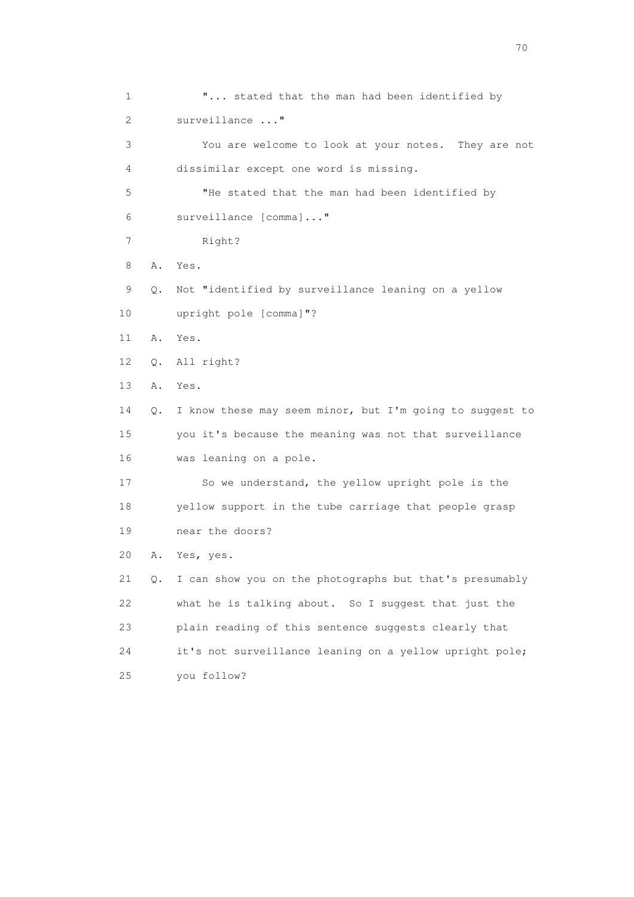1 "... stated that the man had been identified by
2 surveillance ..."
3 You are welcome to look at your notes. They are not
4 dissimilar except one word is missing.
5 "He stated that the man had been identified by
6 surveillance [comma]..."
7 Right?
8 A. Yes.
9 Q. Not "identified by surveillance leaning on a yellow
10 upright pole [comma]"?
11 A. Yes.
12 Q. All right?
13 A. Yes.
14 Q. I know these may seem minor, but I'm going to suggest to
15 you it's because the meaning was not that surveillance
16 was leaning on a pole.
17 So we understand, the yellow upright pole is the
18 yellow support in the tube carriage that people grasp
19 near the doors?
20 A. Yes, yes.
21 Q. I can show you on the photographs but that's presumably
22 what he is talking about. So I suggest that just the
23 plain reading of this sentence suggests clearly that
24 it's not surveillance leaning on a yellow upright pole;
25 you follow?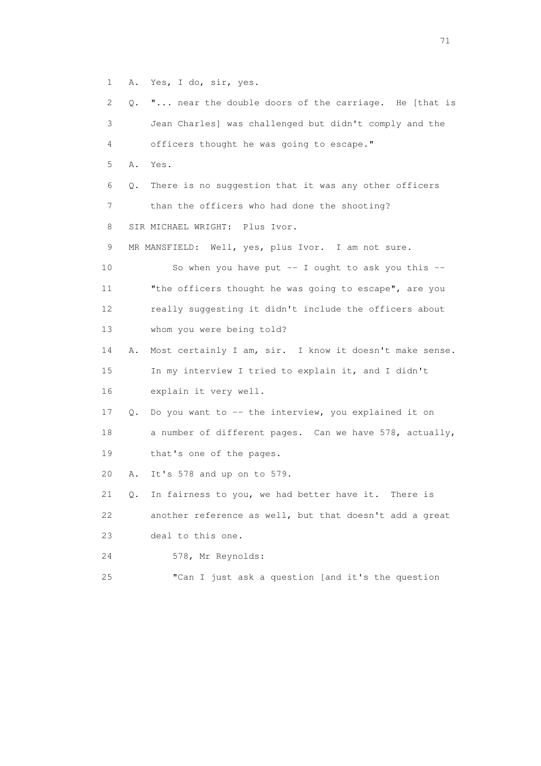1 A. Yes, I do, sir, yes.

2 Q. "... near the double doors of the carriage. He [that is

3 Jean Charles] was challenged but didn't comply and the

4 officers thought he was going to escape."

5 A. Yes.

6 Q. There is no suggestion that it was any other officers

7 than the officers who had done the shooting?

8 SIR MICHAEL WRIGHT: Plus Ivor.

9 MR MANSFIELD: Well, yes, plus Ivor. I am not sure.

10 So when you have put -- I ought to ask you this --

11 "the officers thought he was going to escape", are you

12 really suggesting it didn't include the officers about

13 whom you were being told?

14 A. Most certainly I am, sir. I know it doesn't make sense.

15 In my interview I tried to explain it, and I didn't

16 explain it very well.

17 Q. Do you want to -- the interview, you explained it on

18 a number of different pages. Can we have 578, actually,

19 that's one of the pages.

20 A. It's 578 and up on to 579.

21 Q. In fairness to you, we had better have it. There is

22 another reference as well, but that doesn't add a great

23 deal to this one.

24 578, Mr Reynolds:

25 "Can I just ask a question [and it's the question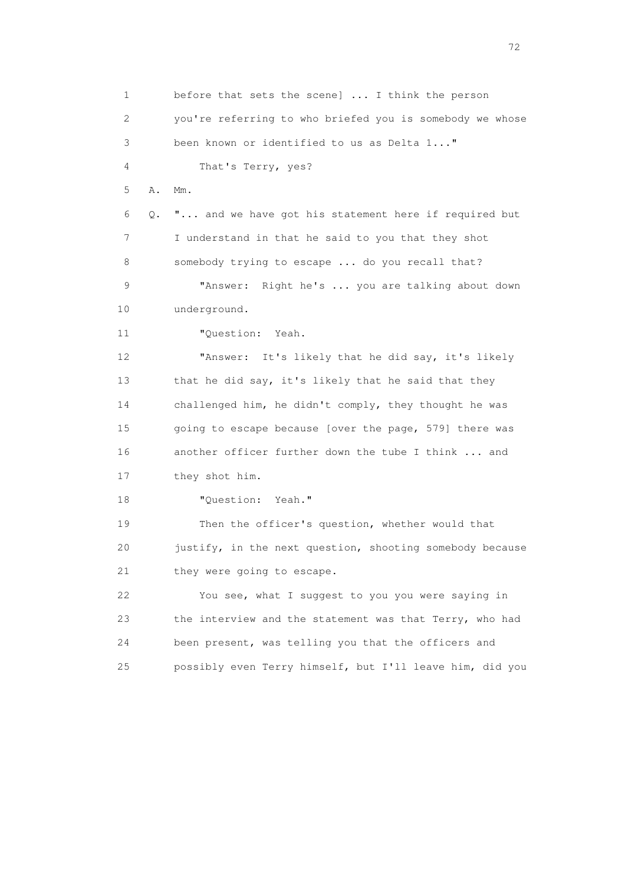1 before that sets the scene] ... I think the person
2 you're referring to who briefed you is somebody we whose
3 been known or identified to us as Delta 1..."
4 That's Terry, yes?
5 A. Mm.
6 Q. "... and we have got his statement here if required but
7 I understand in that he said to you that they shot
8 somebody trying to escape ... do you recall that?
9 "Answer: Right he's ... you are talking about down
10 underground.
11 "Question: Yeah.
12 "Answer: It's likely that he did say, it's likely
13 that he did say, it's likely that he said that they
14 challenged him, he didn't comply, they thought he was
15 going to escape because [over the page, 579] there was
16 another officer further down the tube I think ... and
17 they shot him.
18 "Question: Yeah."
19 Then the officer's question, whether would that
20 justify, in the next question, shooting somebody because
21 they were going to escape.
22 You see, what I suggest to you you were saying in
23 the interview and the statement was that Terry, who had
24 been present, was telling you that the officers and
25 possibly even Terry himself, but I'll leave him, did you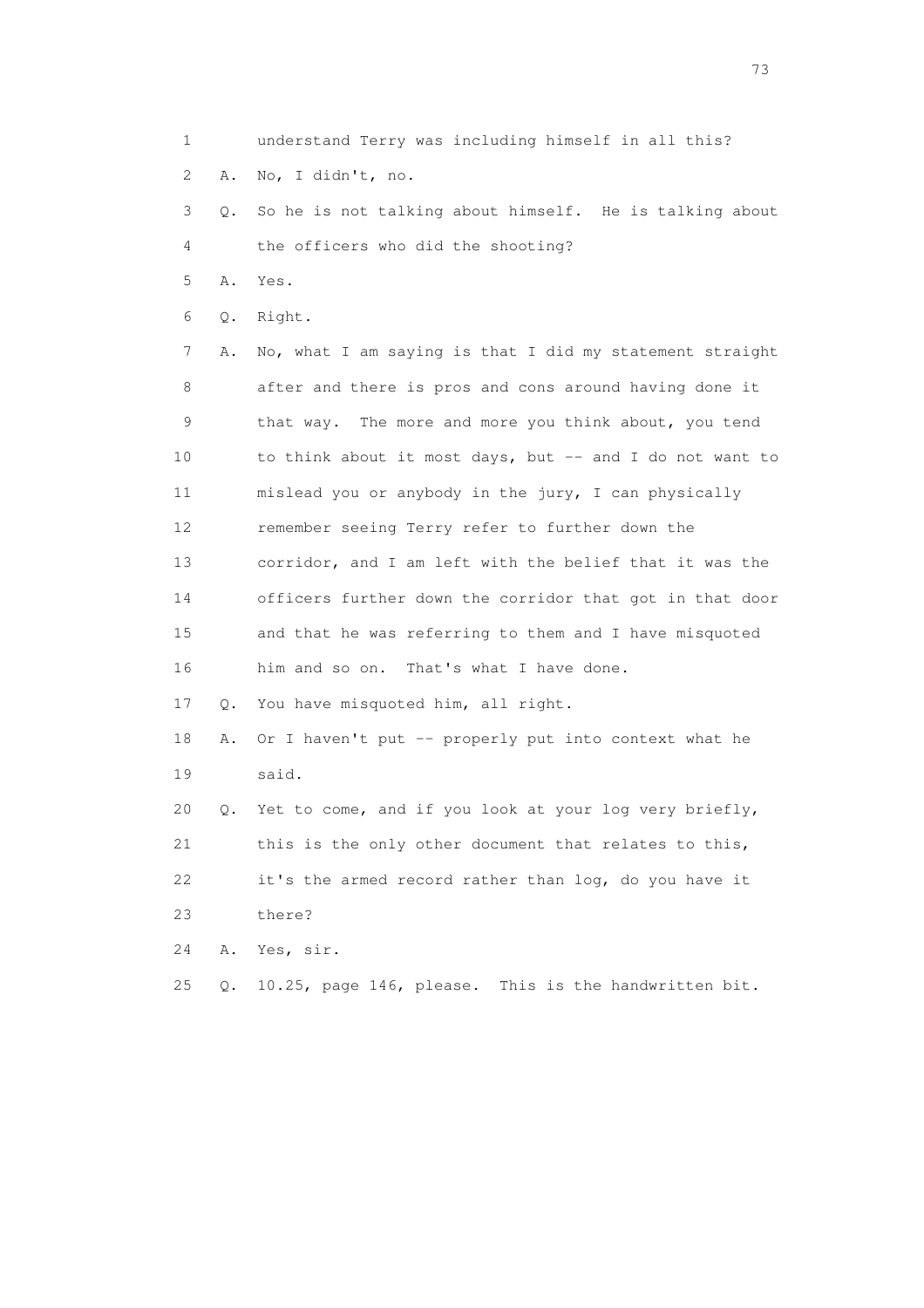1 understand Terry was including himself in all this?

2 A. No, I didn't, no.

3 Q. So he is not talking about himself. He is talking about

4 the officers who did the shooting?

5 A. Yes.

6 Q. Right.

7 A. No, what I am saying is that I did my statement straight

8 after and there is pros and cons around having done it

9 that way. The more and more you think about, you tend

10 to think about it most days, but -- and I do not want to

11 mislead you or anybody in the jury, I can physically

12 remember seeing Terry refer to further down the

13 corridor, and I am left with the belief that it was the

14 officers further down the corridor that got in that door

15 and that he was referring to them and I have misquoted

16 him and so on. That's what I have done.

17 Q. You have misquoted him, all right.

18 A. Or I haven't put -- properly put into context what he

19 said.

20 Q. Yet to come, and if you look at your log very briefly,

21 this is the only other document that relates to this,

22 it's the armed record rather than log, do you have it

23 there?

24 A. Yes, sir.

25 Q. 10.25, page 146, please. This is the handwritten bit.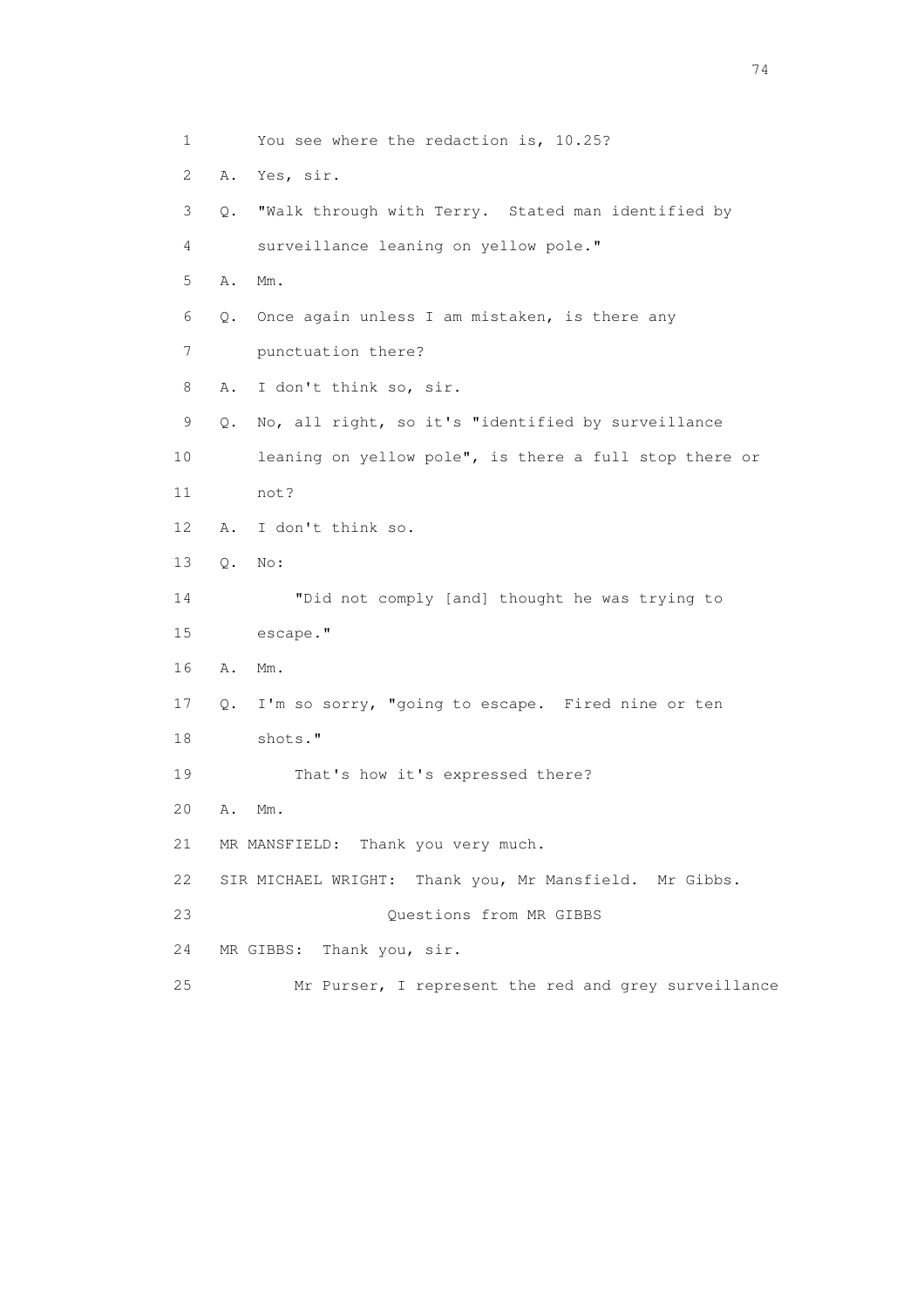1 You see where the redaction is, 10.25?

2 A. Yes, sir.

3 Q. "Walk through with Terry. Stated man identified by

4 surveillance leaning on yellow pole."

5 A. Mm.

6 Q. Once again unless I am mistaken, is there any

7 punctuation there?

8 A. I don't think so, sir.

9 Q. No, all right, so it's "identified by surveillance

10 leaning on yellow pole", is there a full stop there or

11 not?

12 A. I don't think so.

13 Q. No:

14 "Did not comply [and] thought he was trying to

15 escape."

16 A. Mm.

17 Q. I'm so sorry, "going to escape. Fired nine or ten

18 shots."

19 That's how it's expressed there?

20 A. Mm.

21 MR MANSFIELD: Thank you very much.

22 SIR MICHAEL WRIGHT: Thank you, Mr Mansfield. Mr Gibbs.

23 Questions from MR GIBBS

24 MR GIBBS: Thank you, sir.

25 Mr Purser, I represent the red and grey surveillance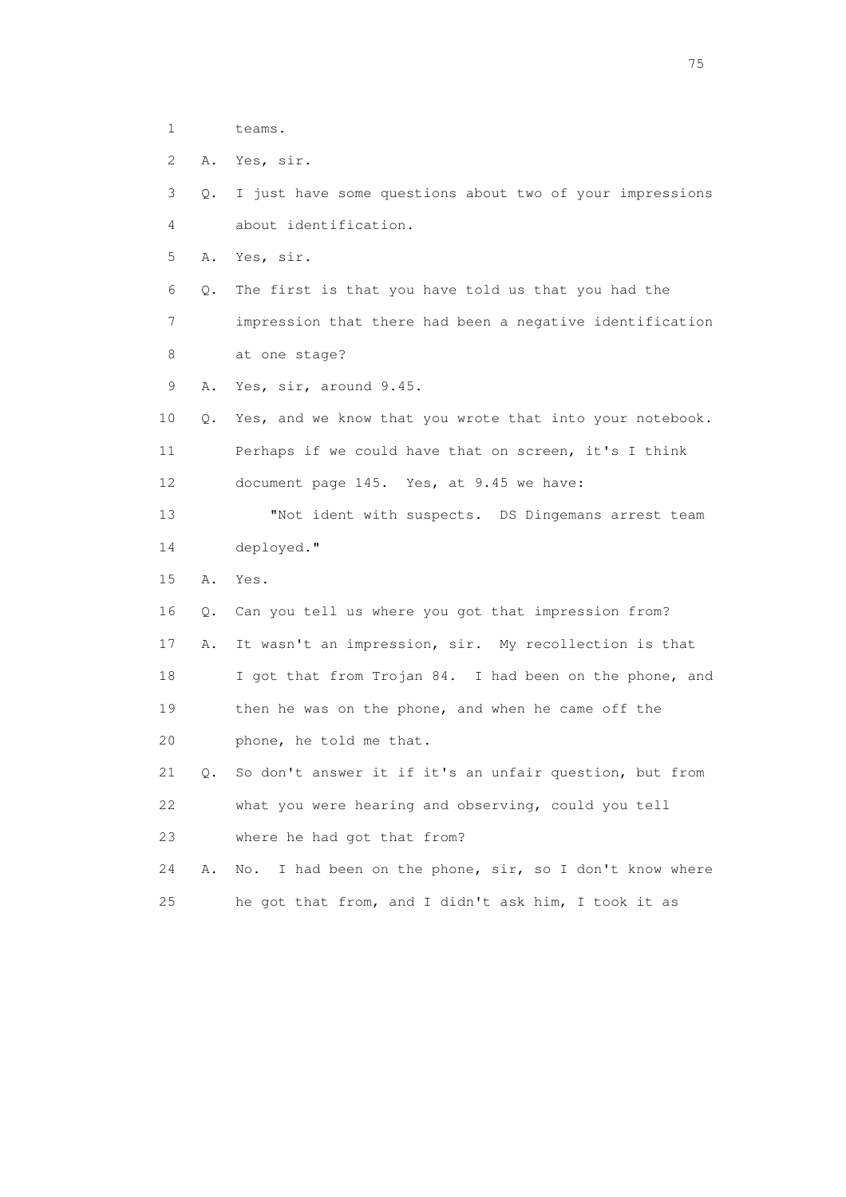1 teams.

2 A. Yes, sir.

3 Q. I just have some questions about two of your impressions

4 about identification.

5 A. Yes, sir.

6 Q. The first is that you have told us that you had the

7 impression that there had been a negative identification

8 at one stage?

9 A. Yes, sir, around 9.45.

10 Q. Yes, and we know that you wrote that into your notebook.

11 Perhaps if we could have that on screen, it's I think

12 document page 145. Yes, at 9.45 we have:

13 "Not ident with suspects. DS Dingemans arrest team

14 deployed."

15 A. Yes.

16 Q. Can you tell us where you got that impression from?

17 A. It wasn't an impression, sir. My recollection is that

18 I got that from Trojan 84. I had been on the phone, and

19 then he was on the phone, and when he came off the

20 phone, he told me that.

21 Q. So don't answer it if it's an unfair question, but from

22 what you were hearing and observing, could you tell

23 where he had got that from?

24 A. No. I had been on the phone, sir, so I don't know where

25 he got that from, and I didn't ask him, I took it as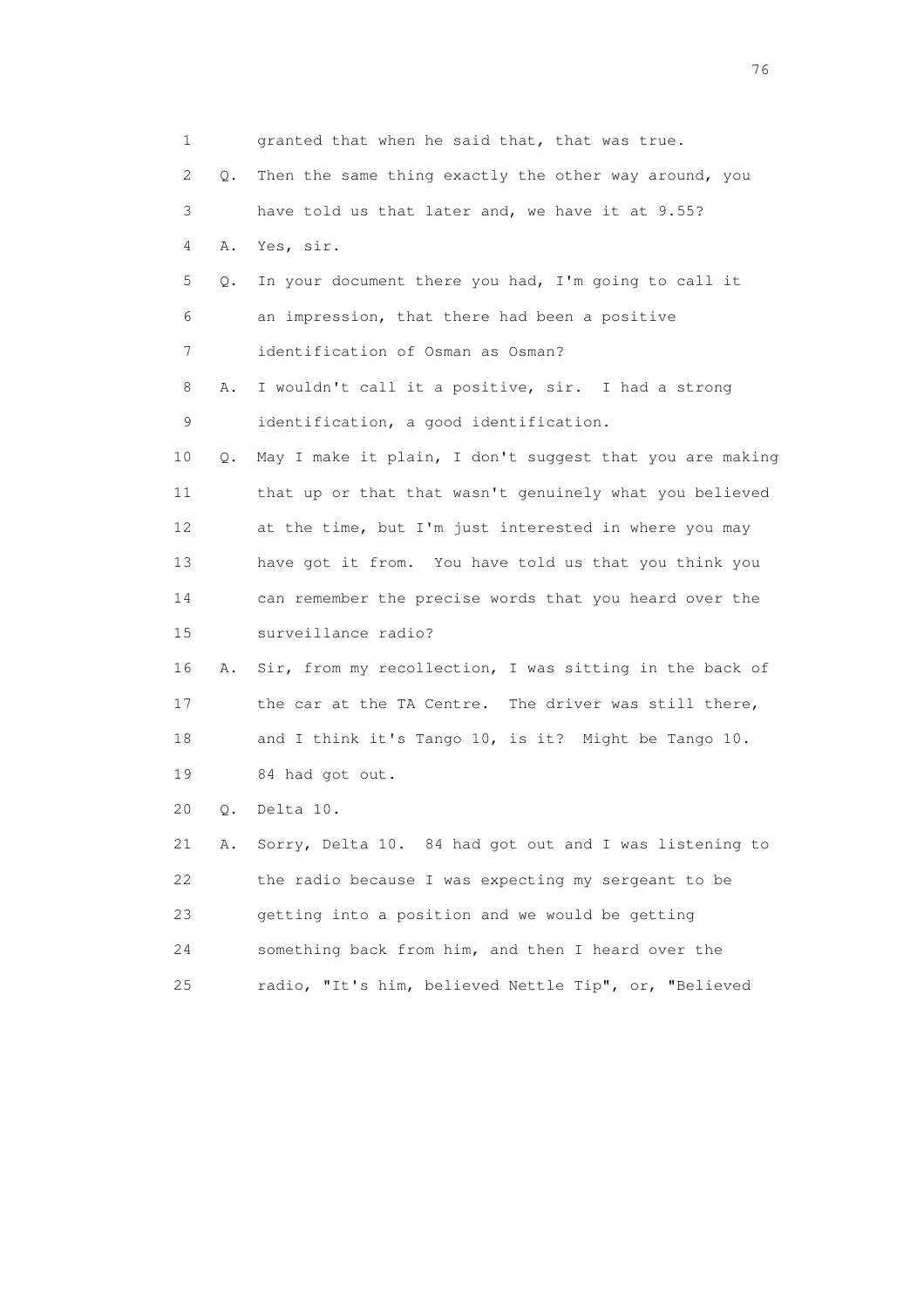1 granted that when he said that, that was true.

2 Q. Then the same thing exactly the other way around, you

3 have told us that later and, we have it at 9.55?

4 A. Yes, sir.

5 Q. In your document there you had, I'm going to call it

6 an impression, that there had been a positive

7 identification of Osman as Osman?

8 A. I wouldn't call it a positive, sir. I had a strong

9 identification, a good identification.

10 Q. May I make it plain, I don't suggest that you are making

11 that up or that that wasn't genuinely what you believed

12 at the time, but I'm just interested in where you may

13 have got it from. You have told us that you think you

14 can remember the precise words that you heard over the

15 surveillance radio?

16 A. Sir, from my recollection, I was sitting in the back of

17 the car at the TA Centre. The driver was still there,

18 and I think it's Tango 10, is it? Might be Tango 10.

19 84 had got out.

20 Q. Delta 10.

21 A. Sorry, Delta 10. 84 had got out and I was listening to

22 the radio because I was expecting my sergeant to be

23 getting into a position and we would be getting

24 something back from him, and then I heard over the

25 radio, "It's him, believed Nettle Tip", or, "Believed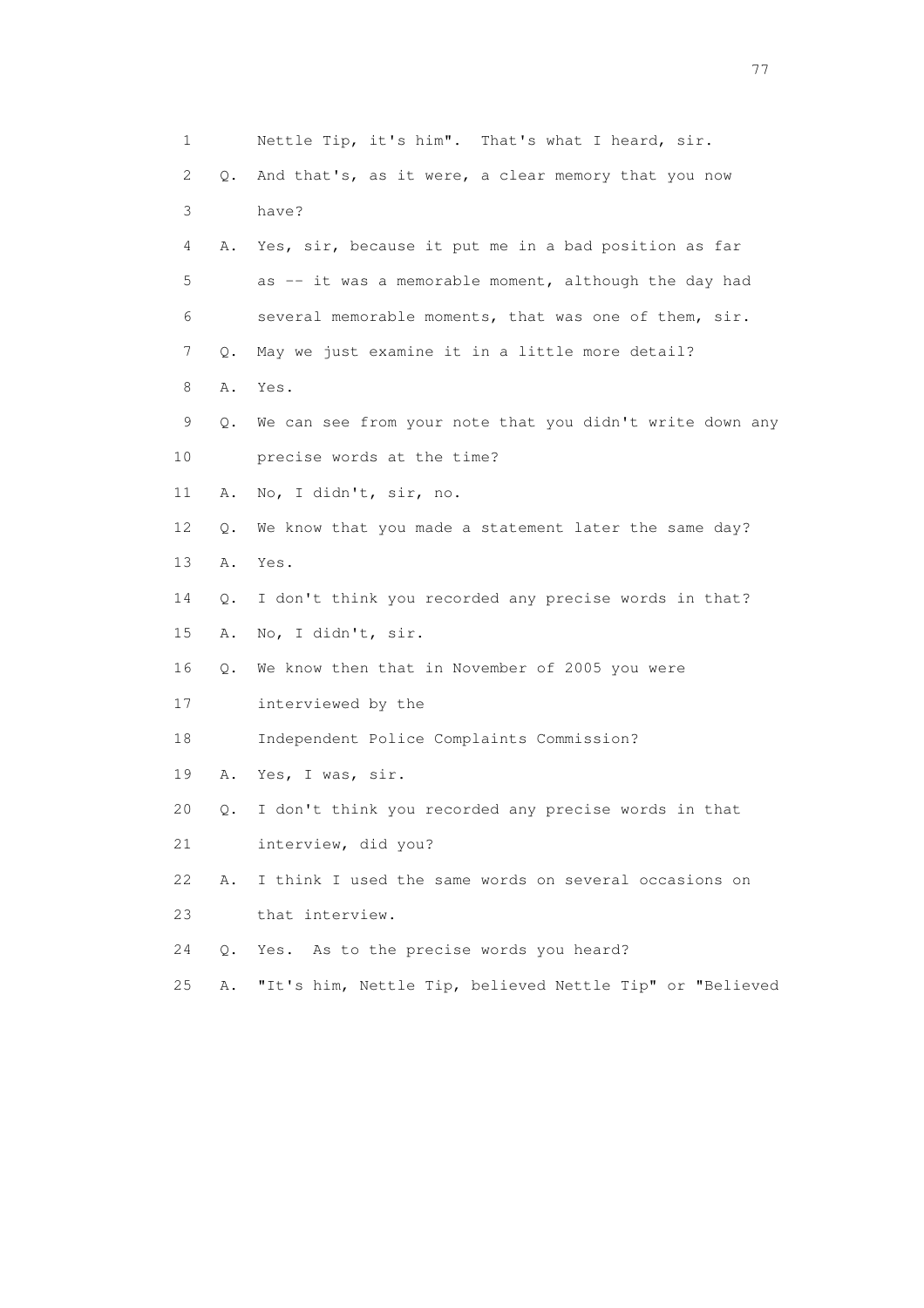1 Nettle Tip, it's him". That's what I heard, sir.

2 Q. And that's, as it were, a clear memory that you now

3 have?

4 A. Yes, sir, because it put me in a bad position as far

5 as -- it was a memorable moment, although the day had

6 several memorable moments, that was one of them, sir.

7 Q. May we just examine it in a little more detail?

8 A. Yes.

9 Q. We can see from your note that you didn't write down any

10 precise words at the time?

11 A. No, I didn't, sir, no.

12 Q. We know that you made a statement later the same day?

13 A. Yes.

14 Q. I don't think you recorded any precise words in that?

15 A. No, I didn't, sir.

16 Q. We know then that in November of 2005 you were

17 interviewed by the

18 Independent Police Complaints Commission?

19 A. Yes, I was, sir.

20 Q. I don't think you recorded any precise words in that

21 interview, did you?

22 A. I think I used the same words on several occasions on

23 that interview.

24 Q. Yes. As to the precise words you heard?

25 A. "It's him, Nettle Tip, believed Nettle Tip" or "Believed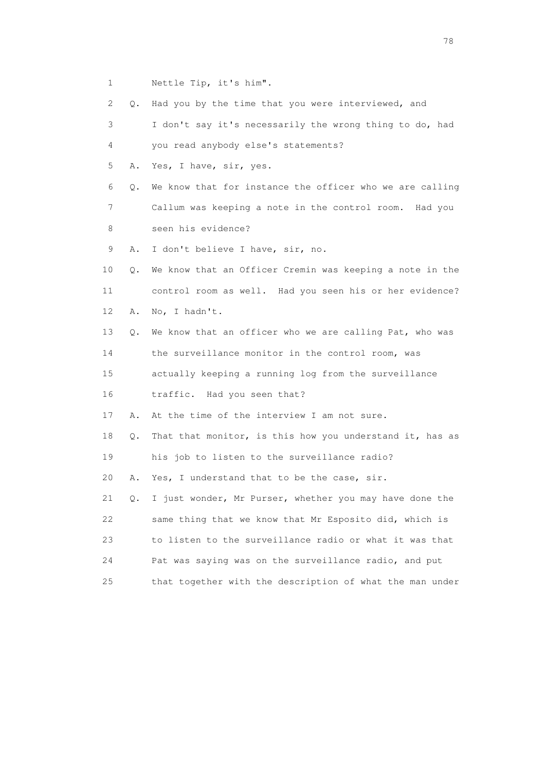1 Nettle Tip, it's him".

2 Q. Had you by the time that you were interviewed, and

3 I don't say it's necessarily the wrong thing to do, had

4 you read anybody else's statements?

5 A. Yes, I have, sir, yes.

6 Q. We know that for instance the officer who we are calling

7 Callum was keeping a note in the control room. Had you

8 seen his evidence?

9 A. I don't believe I have, sir, no.

10 Q. We know that an Officer Cremin was keeping a note in the

11 control room as well. Had you seen his or her evidence?

12 A. No, I hadn't.

13 Q. We know that an officer who we are calling Pat, who was

14 the surveillance monitor in the control room, was

15 actually keeping a running log from the surveillance

16 traffic. Had you seen that?

17 A. At the time of the interview I am not sure.

18 Q. That that monitor, is this how you understand it, has as

19 his job to listen to the surveillance radio?

20 A. Yes, I understand that to be the case, sir.

21 Q. I just wonder, Mr Purser, whether you may have done the

22 same thing that we know that Mr Esposito did, which is

23 to listen to the surveillance radio or what it was that

24 Pat was saying was on the surveillance radio, and put

25 that together with the description of what the man under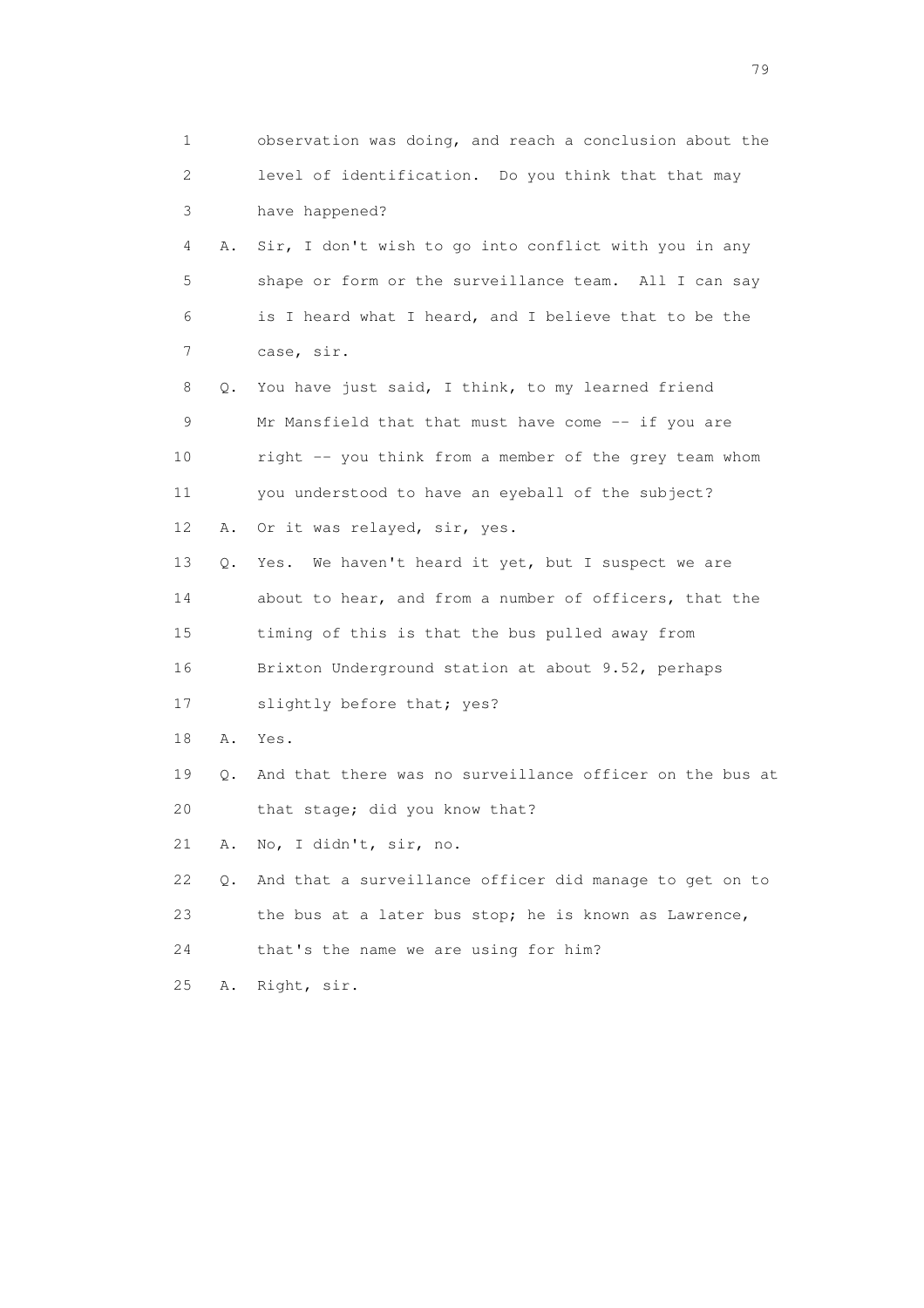1 observation was doing, and reach a conclusion about the
2 level of identification. Do you think that that may
3 have happened?

4 A. Sir, I don't wish to go into conflict with you in any
5 shape or form or the surveillance team. All I can say
6 is I heard what I heard, and I believe that to be the
7 case, sir.

8 Q. You have just said, I think, to my learned friend
9 Mr Mansfield that that must have come -- if you are
10 right -- you think from a member of the grey team whom
11 you understood to have an eyeball of the subject?

12 A. Or it was relayed, sir, yes.

13 Q. Yes. We haven't heard it yet, but I suspect we are
14 about to hear, and from a number of officers, that the
15 timing of this is that the bus pulled away from
16 Brixton Underground station at about 9.52, perhaps
17 slightly before that; yes?

18 A. Yes.

19 Q. And that there was no surveillance officer on the bus at
20 that stage; did you know that?

21 A. No, I didn't, sir, no.

22 Q. And that a surveillance officer did manage to get on to
23 the bus at a later bus stop; he is known as Lawrence,
24 that's the name we are using for him?

25 A. Right, sir.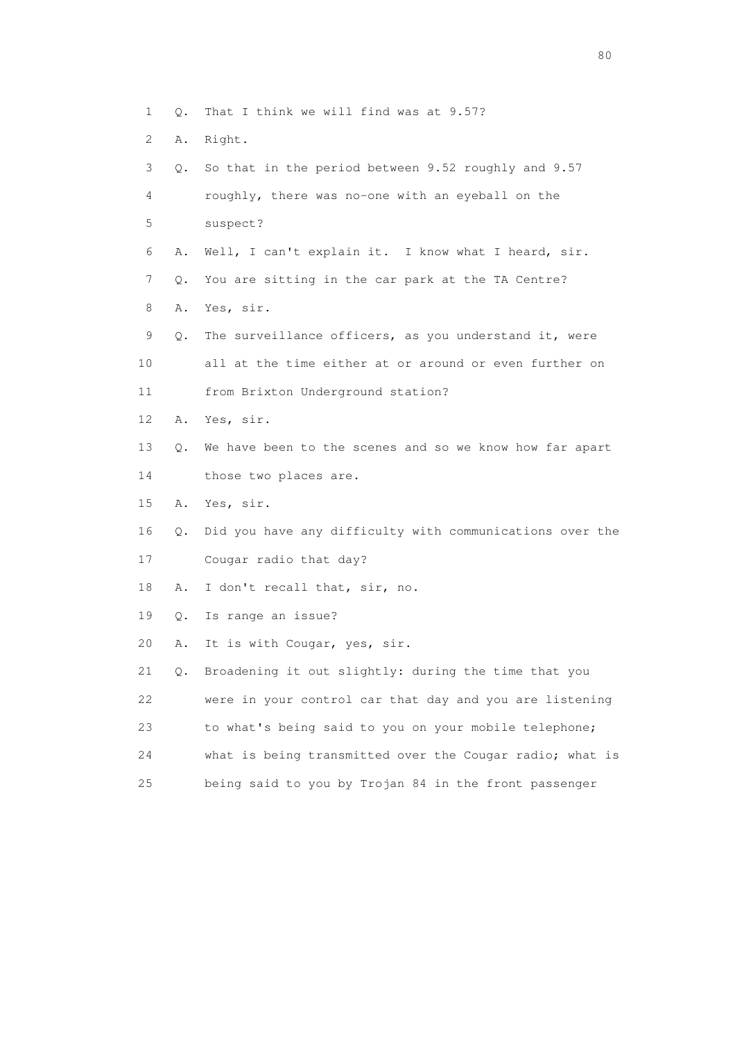1 Q. That I think we will find was at 9.57?

2 A. Right.

3 Q. So that in the period between 9.52 roughly and 9.57

4 roughly, there was no-one with an eyeball on the

5 suspect?

6 A. Well, I can't explain it. I know what I heard, sir.

7 Q. You are sitting in the car park at the TA Centre?

8 A. Yes, sir.

9 Q. The surveillance officers, as you understand it, were

10 all at the time either at or around or even further on

11 from Brixton Underground station?

12 A. Yes, sir.

13 Q. We have been to the scenes and so we know how far apart

14 those two places are.

15 A. Yes, sir.

16 Q. Did you have any difficulty with communications over the

17 Cougar radio that day?

18 A. I don't recall that, sir, no.

19 Q. Is range an issue?

20 A. It is with Cougar, yes, sir.

21 Q. Broadening it out slightly: during the time that you

22 were in your control car that day and you are listening

23 to what's being said to you on your mobile telephone;

24 what is being transmitted over the Cougar radio; what is

25 being said to you by Trojan 84 in the front passenger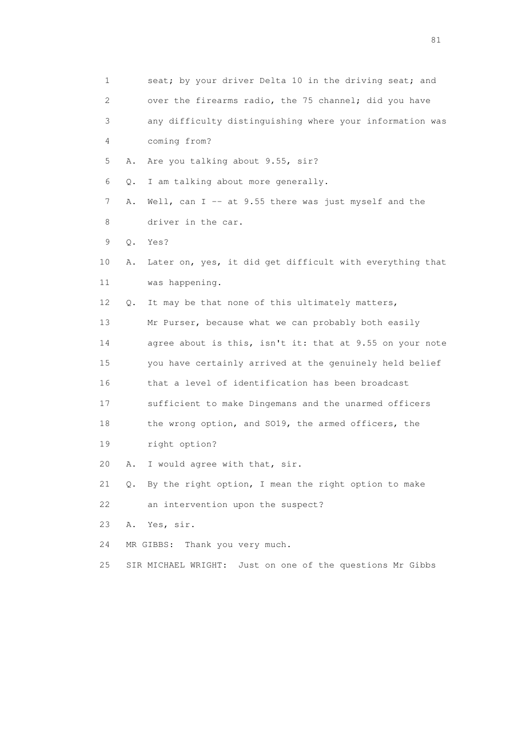1 seat; by your driver Delta 10 in the driving seat; and
2 over the firearms radio, the 75 channel; did you have
3 any difficulty distinguishing where your information was
4 coming from?

5 A. Are you talking about 9.55, sir?

6 Q. I am talking about more generally.

7 A. Well, can I -- at 9.55 there was just myself and the
8 driver in the car.

9 Q. Yes?

10 A. Later on, yes, it did get difficult with everything that
11 was happening.

12 Q. It may be that none of this ultimately matters,
13 Mr Purser, because what we can probably both easily
14 agree about is this, isn't it: that at 9.55 on your note
15 you have certainly arrived at the genuinely held belief
16 that a level of identification has been broadcast
17 sufficient to make Dingemans and the unarmed officers
18 the wrong option, and SO19, the armed officers, the
19 right option?

20 A. I would agree with that, sir.

21 Q. By the right option, I mean the right option to make
22 an intervention upon the suspect?

23 A. Yes, sir.

24 MR GIBBS: Thank you very much.

25 SIR MICHAEL WRIGHT: Just on one of the questions Mr Gibbs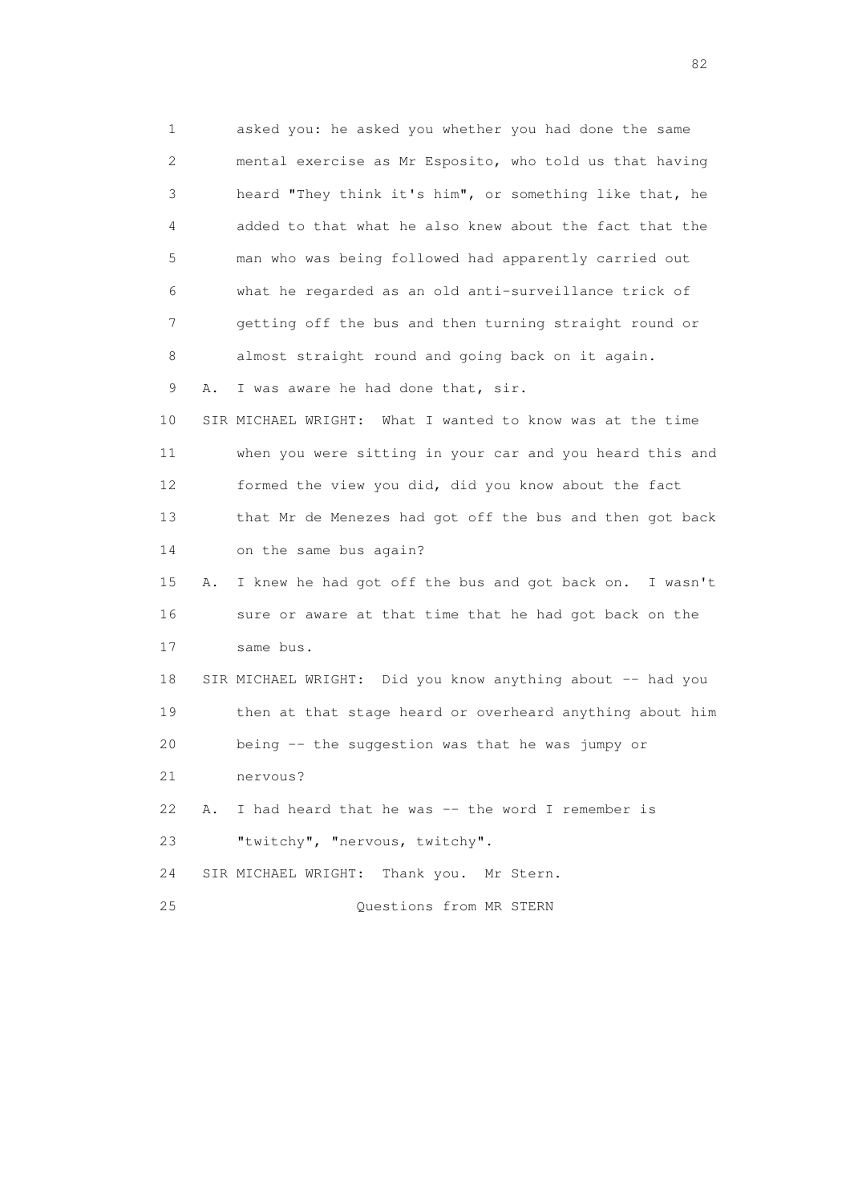1 asked you: he asked you whether you had done the same
2 mental exercise as Mr Esposito, who told us that having
3 heard "They think it's him", or something like that, he
4 added to that what he also knew about the fact that the
5 man who was being followed had apparently carried out
6 what he regarded as an old anti-surveillance trick of
7 getting off the bus and then turning straight round or
8 almost straight round and going back on it again.
9 A. I was aware he had done that, sir.
10 SIR MICHAEL WRIGHT: What I wanted to know was at the time
11 when you were sitting in your car and you heard this and
12 formed the view you did, did you know about the fact
13 that Mr de Menezes had got off the bus and then got back
14 on the same bus again?
15 A. I knew he had got off the bus and got back on. I wasn't
16 sure or aware at that time that he had got back on the
17 same bus.
18 SIR MICHAEL WRIGHT: Did you know anything about -- had you
19 then at that stage heard or overheard anything about him
20 being -- the suggestion was that he was jumpy or
21 nervous?
22 A. I had heard that he was -- the word I remember is
23 "twitchy", "nervous, twitchy".
24 SIR MICHAEL WRIGHT: Thank you. Mr Stern.
25 Questions from MR STERN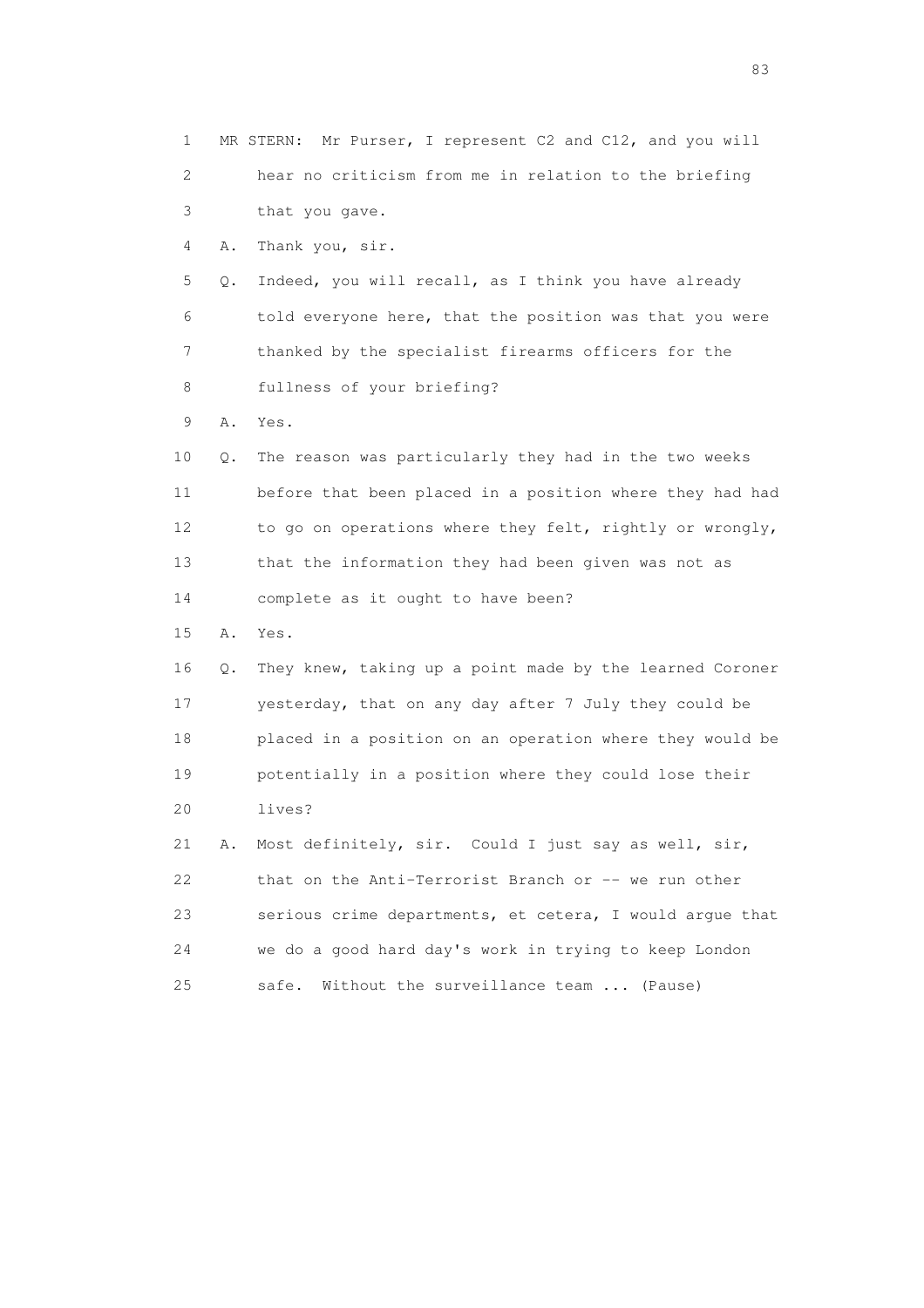1 MR STERN: Mr Purser, I represent C2 and C12, and you will
2 hear no criticism from me in relation to the briefing
3 that you gave.
4 A. Thank you, sir.
5 Q. Indeed, you will recall, as I think you have already
6 told everyone here, that the position was that you were
7 thanked by the specialist firearms officers for the
8 fullness of your briefing?
9 A. Yes.
10 Q. The reason was particularly they had in the two weeks
11 before that been placed in a position where they had had
12 to go on operations where they felt, rightly or wrongly,
13 that the information they had been given was not as
14 complete as it ought to have been?
15 A. Yes.
16 Q. They knew, taking up a point made by the learned Coroner
17 yesterday, that on any day after 7 July they could be
18 placed in a position on an operation where they would be
19 potentially in a position where they could lose their
20 lives?
21 A. Most definitely, sir. Could I just say as well, sir,
22 that on the Anti-Terrorist Branch or -- we run other
23 serious crime departments, et cetera, I would argue that
24 we do a good hard day's work in trying to keep London
25 safe. Without the surveillance team ... (Pause)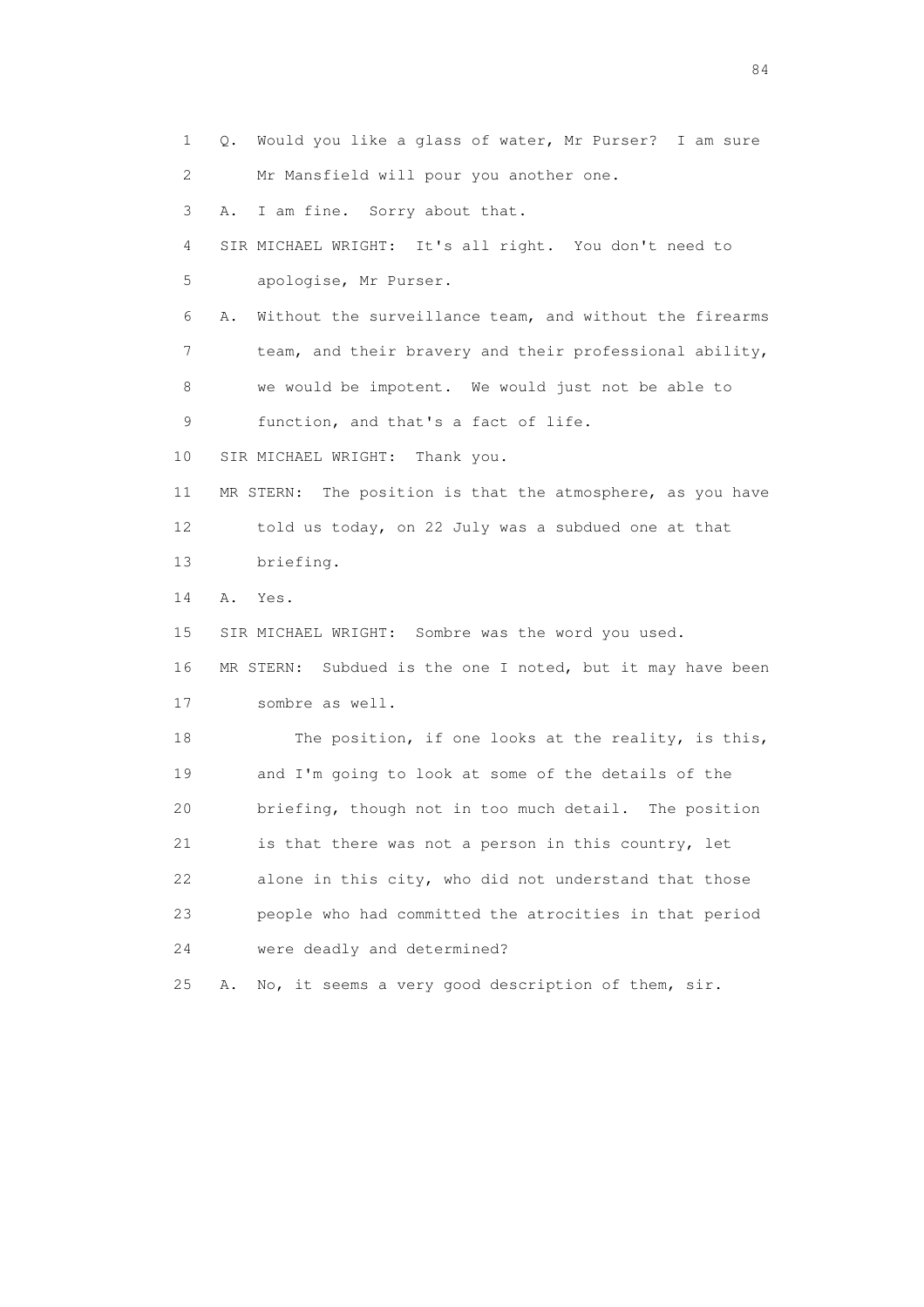1 Q. Would you like a glass of water, Mr Purser? I am sure
2 Mr Mansfield will pour you another one.
3 A. I am fine. Sorry about that.
4 SIR MICHAEL WRIGHT: It's all right. You don't need to
5 apologise, Mr Purser.
6 A. Without the surveillance team, and without the firearms
7 team, and their bravery and their professional ability,
8 we would be impotent. We would just not be able to
9 function, and that's a fact of life.
10 SIR MICHAEL WRIGHT: Thank you.
11 MR STERN: The position is that the atmosphere, as you have
12 told us today, on 22 July was a subdued one at that
13 briefing.
14 A. Yes.
15 SIR MICHAEL WRIGHT: Sombre was the word you used.
16 MR STERN: Subdued is the one I noted, but it may have been
17 sombre as well.
18 The position, if one looks at the reality, is this,
19 and I'm going to look at some of the details of the
20 briefing, though not in too much detail. The position
21 is that there was not a person in this country, let
22 alone in this city, who did not understand that those
23 people who had committed the atrocities in that period
24 were deadly and determined?
25 A. No, it seems a very good description of them, sir.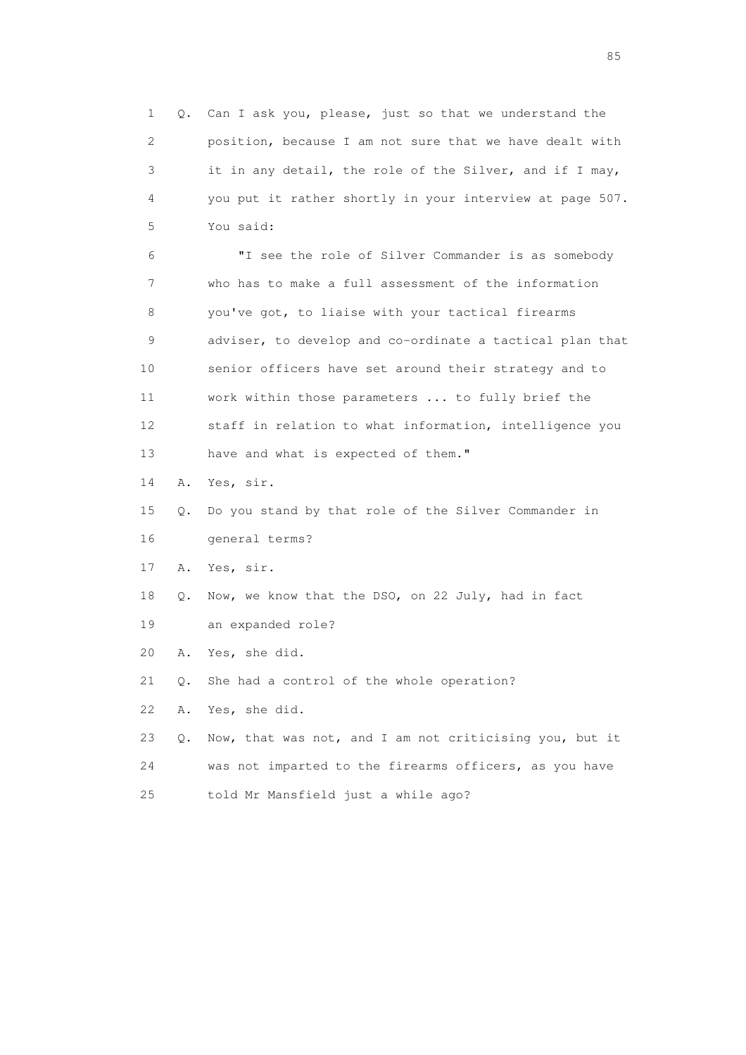1 Q. Can I ask you, please, just so that we understand the
2 position, because I am not sure that we have dealt with
3 it in any detail, the role of the Silver, and if I may,
4 you put it rather shortly in your interview at page 507.
5 You said:

6 "I see the role of Silver Commander is as somebody
7 who has to make a full assessment of the information
8 you've got, to liaise with your tactical firearms
9 adviser, to develop and co-ordinate a tactical plan that
10 senior officers have set around their strategy and to
11 work within those parameters ... to fully brief the
12 staff in relation to what information, intelligence you
13 have and what is expected of them."

14 A. Yes, sir.

15 Q. Do you stand by that role of the Silver Commander in
16 general terms?

17 A. Yes, sir.

18 Q. Now, we know that the DSO, on 22 July, had in fact
19 an expanded role?

20 A. Yes, she did.

21 Q. She had a control of the whole operation?

22 A. Yes, she did.

23 Q. Now, that was not, and I am not criticising you, but it
24 was not imparted to the firearms officers, as you have
25 told Mr Mansfield just a while ago?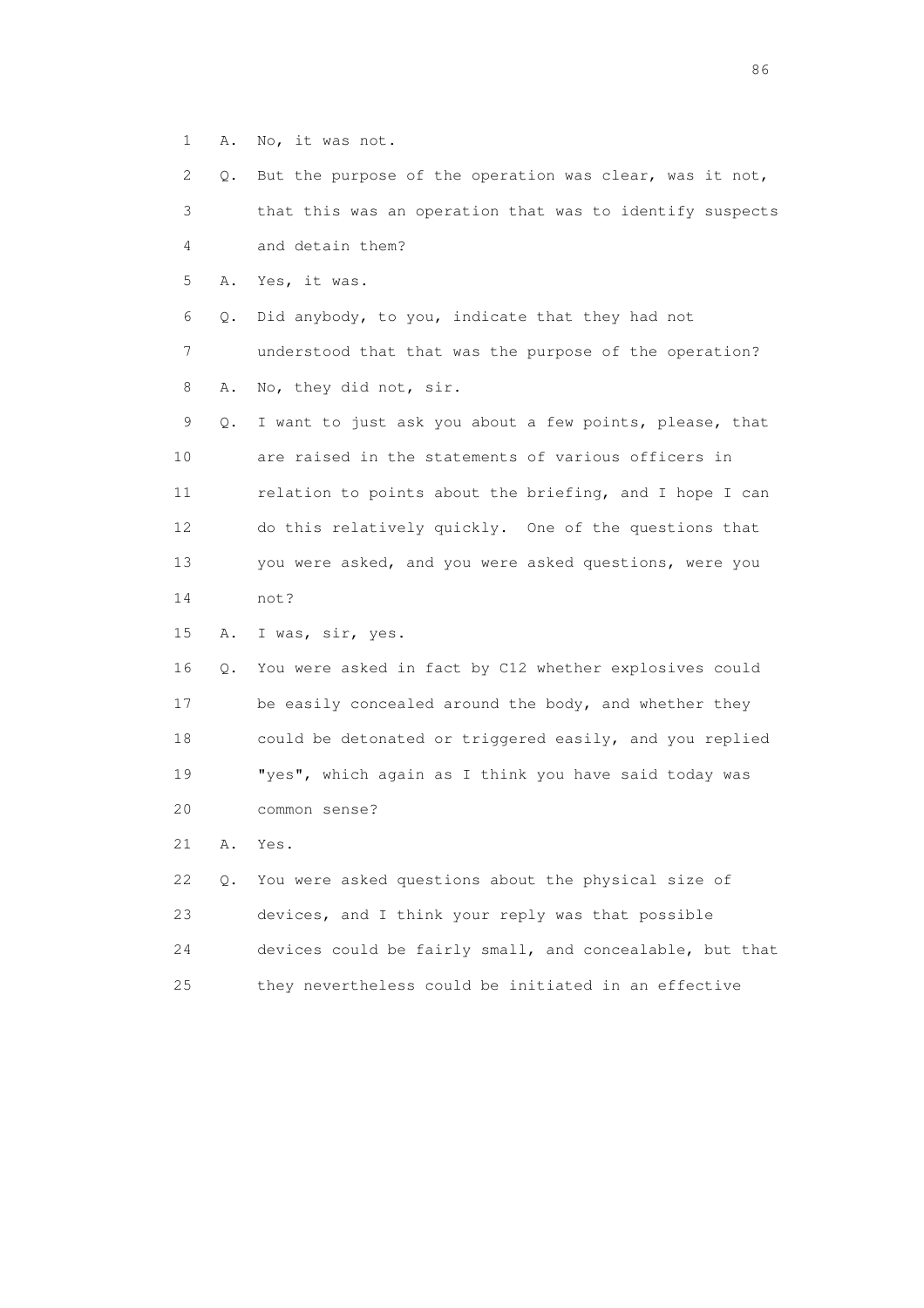1 A. No, it was not.

2 Q. But the purpose of the operation was clear, was it not,

3 that this was an operation that was to identify suspects

4 and detain them?

5 A. Yes, it was.

6 Q. Did anybody, to you, indicate that they had not

7 understood that that was the purpose of the operation?

8 A. No, they did not, sir.

9 Q. I want to just ask you about a few points, please, that

10 are raised in the statements of various officers in

11 relation to points about the briefing, and I hope I can

12 do this relatively quickly. One of the questions that

13 you were asked, and you were asked questions, were you

14 not?

15 A. I was, sir, yes.

16 Q. You were asked in fact by C12 whether explosives could

17 be easily concealed around the body, and whether they

18 could be detonated or triggered easily, and you replied

19 "yes", which again as I think you have said today was

20 common sense?

21 A. Yes.

22 Q. You were asked questions about the physical size of

23 devices, and I think your reply was that possible

24 devices could be fairly small, and concealable, but that

25 they nevertheless could be initiated in an effective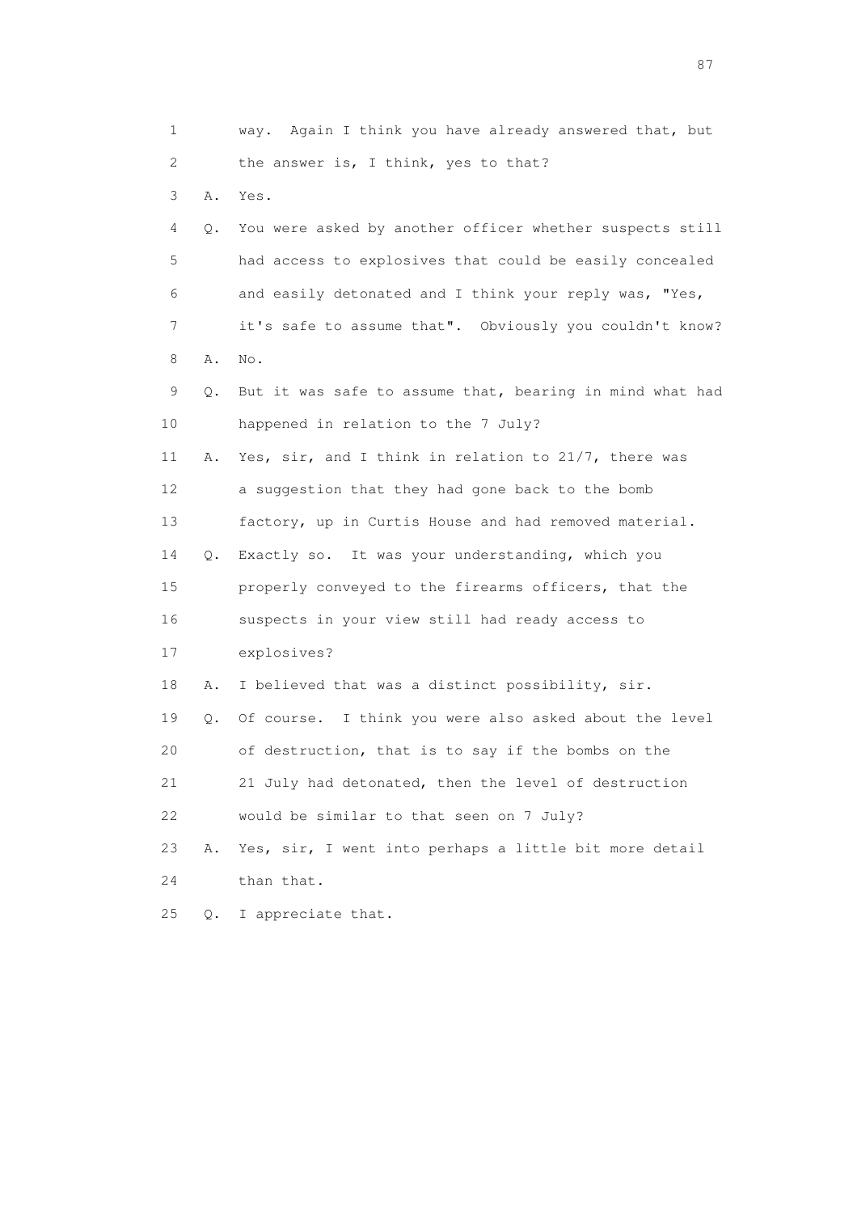1 way. Again I think you have already answered that, but
2 the answer is, I think, yes to that?
3 A. Yes.
4 Q. You were asked by another officer whether suspects still
5 had access to explosives that could be easily concealed
6 and easily detonated and I think your reply was, "Yes,
7 it's safe to assume that". Obviously you couldn't know?
8 A. No.
9 Q. But it was safe to assume that, bearing in mind what had
10 happened in relation to the 7 July?
11 A. Yes, sir, and I think in relation to 21/7, there was
12 a suggestion that they had gone back to the bomb
13 factory, up in Curtis House and had removed material.
14 Q. Exactly so. It was your understanding, which you
15 properly conveyed to the firearms officers, that the
16 suspects in your view still had ready access to
17 explosives?
18 A. I believed that was a distinct possibility, sir.
19 Q. Of course. I think you were also asked about the level
20 of destruction, that is to say if the bombs on the
21 21 July had detonated, then the level of destruction
22 would be similar to that seen on 7 July?
23 A. Yes, sir, I went into perhaps a little bit more detail
24 than that.
25 Q. I appreciate that.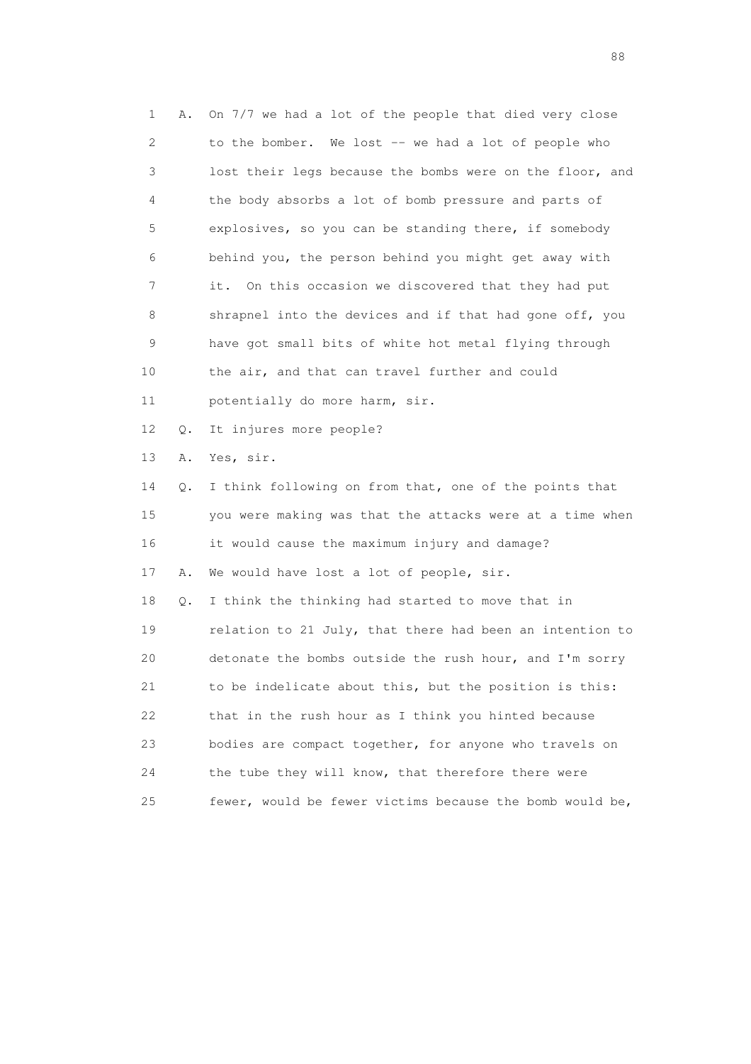1 A. On 7/7 we had a lot of the people that died very close
2 to the bomber. We lost -- we had a lot of people who
3 lost their legs because the bombs were on the floor, and
4 the body absorbs a lot of bomb pressure and parts of
5 explosives, so you can be standing there, if somebody
6 behind you, the person behind you might get away with
7 it. On this occasion we discovered that they had put
8 shrapnel into the devices and if that had gone off, you
9 have got small bits of white hot metal flying through
10 the air, and that can travel further and could
11 potentially do more harm, sir.

12 Q. It injures more people?

13 A. Yes, sir.

14 Q. I think following on from that, one of the points that
15 you were making was that the attacks were at a time when
16 it would cause the maximum injury and damage?

17 A. We would have lost a lot of people, sir.

18 Q. I think the thinking had started to move that in
19 relation to 21 July, that there had been an intention to
20 detonate the bombs outside the rush hour, and I'm sorry
21 to be indelicate about this, but the position is this:
22 that in the rush hour as I think you hinted because
23 bodies are compact together, for anyone who travels on
24 the tube they will know, that therefore there were
25 fewer, would be fewer victims because the bomb would be,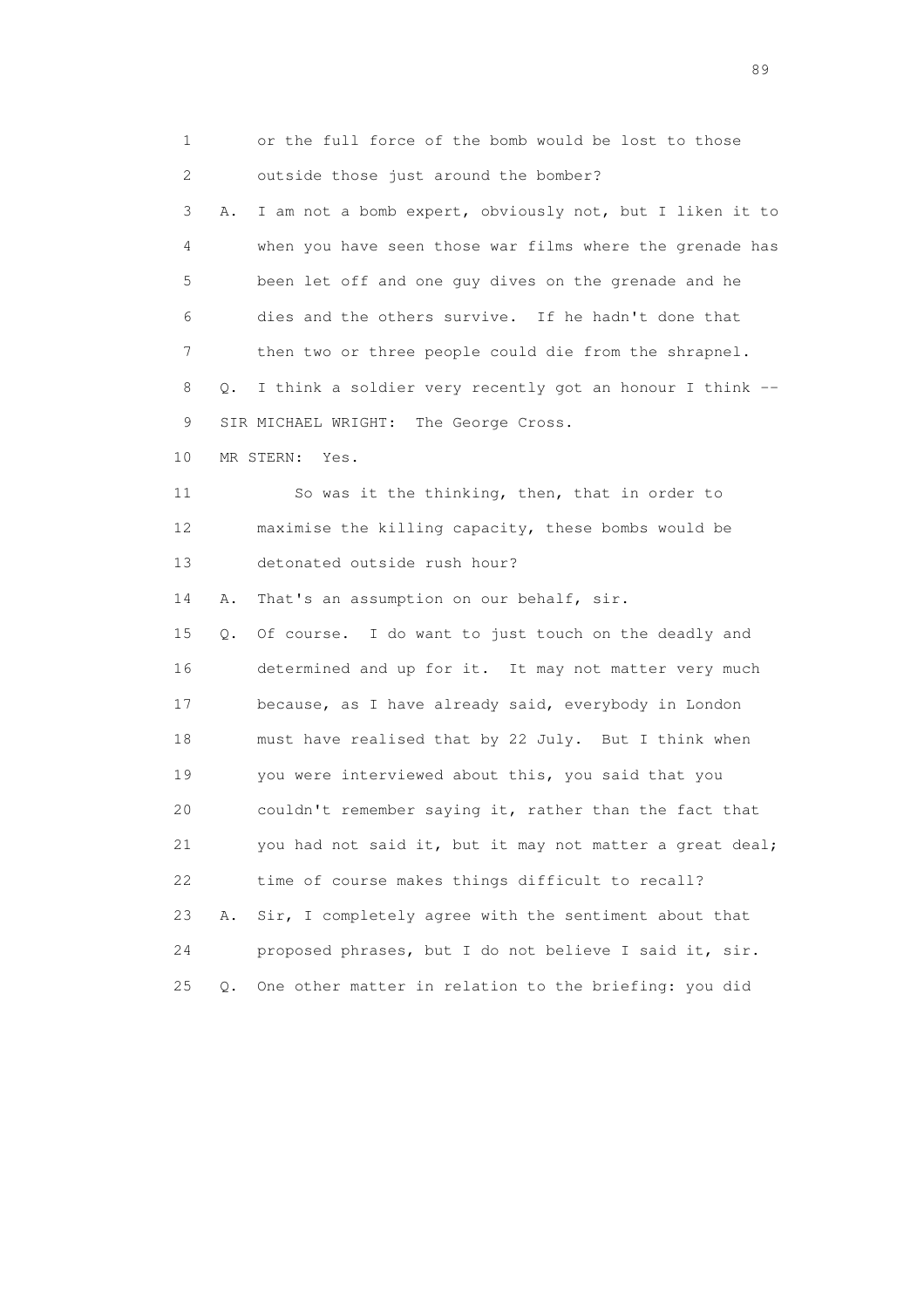1 or the full force of the bomb would be lost to those
2 outside those just around the bomber?
3 A. I am not a bomb expert, obviously not, but I liken it to
4 when you have seen those war films where the grenade has
5 been let off and one guy dives on the grenade and he
6 dies and the others survive. If he hadn't done that
7 then two or three people could die from the shrapnel.
8 Q. I think a soldier very recently got an honour I think --
9 SIR MICHAEL WRIGHT: The George Cross.
10 MR STERN: Yes.
11 So was it the thinking, then, that in order to
12 maximise the killing capacity, these bombs would be
13 detonated outside rush hour?
14 A. That's an assumption on our behalf, sir.
15 Q. Of course. I do want to just touch on the deadly and
16 determined and up for it. It may not matter very much
17 because, as I have already said, everybody in London
18 must have realised that by 22 July. But I think when
19 you were interviewed about this, you said that you
20 couldn't remember saying it, rather than the fact that
21 you had not said it, but it may not matter a great deal;
22 time of course makes things difficult to recall?
23 A. Sir, I completely agree with the sentiment about that
24 proposed phrases, but I do not believe I said it, sir.
25 Q. One other matter in relation to the briefing: you did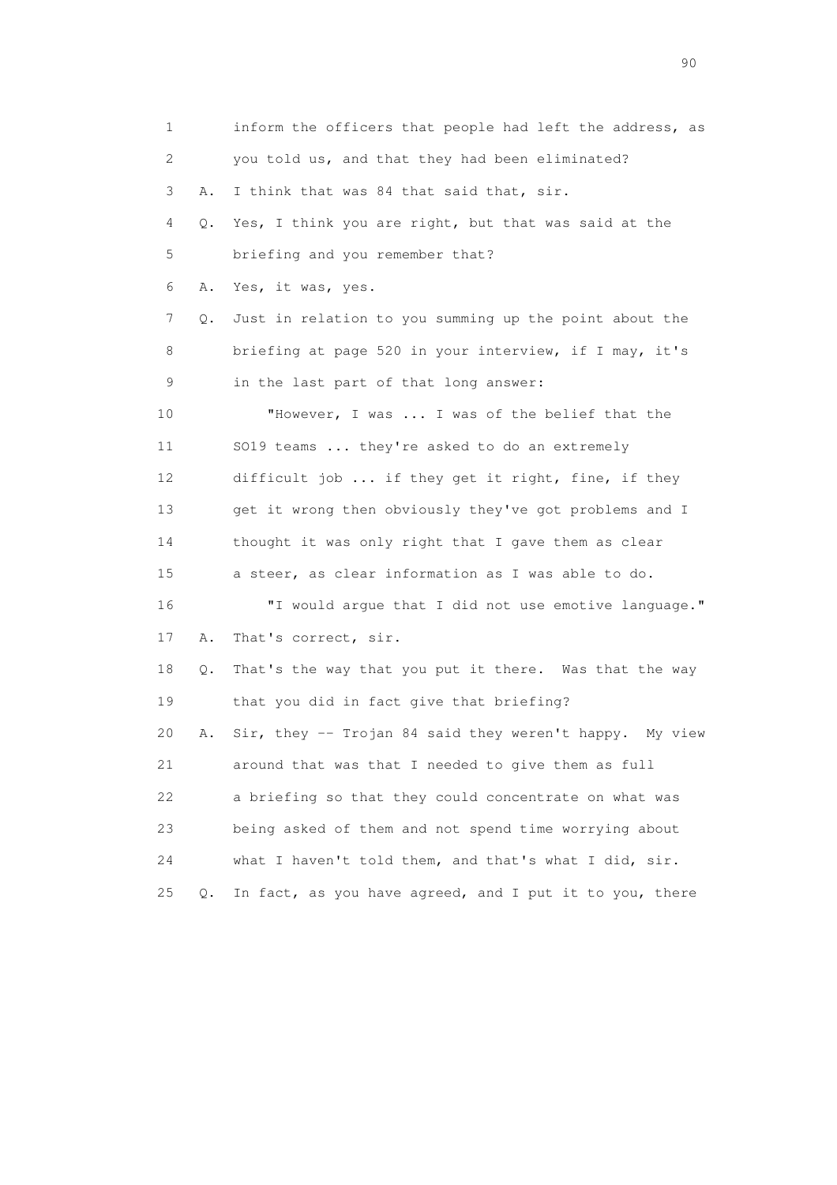1 inform the officers that people had left the address, as
2 you told us, and that they had been eliminated?
3 A. I think that was 84 that said that, sir.
4 Q. Yes, I think you are right, but that was said at the
5 briefing and you remember that?
6 A. Yes, it was, yes.
7 Q. Just in relation to you summing up the point about the
8 briefing at page 520 in your interview, if I may, it's
9 in the last part of that long answer:
10 "However, I was ... I was of the belief that the
11 SO19 teams ... they're asked to do an extremely
12 difficult job ... if they get it right, fine, if they
13 get it wrong then obviously they've got problems and I
14 thought it was only right that I gave them as clear
15 a steer, as clear information as I was able to do.
16 "I would argue that I did not use emotive language."
17 A. That's correct, sir.
18 Q. That's the way that you put it there. Was that the way
19 that you did in fact give that briefing?
20 A. Sir, they -- Trojan 84 said they weren't happy. My view
21 around that was that I needed to give them as full
22 a briefing so that they could concentrate on what was
23 being asked of them and not spend time worrying about
24 what I haven't told them, and that's what I did, sir.
25 Q. In fact, as you have agreed, and I put it to you, there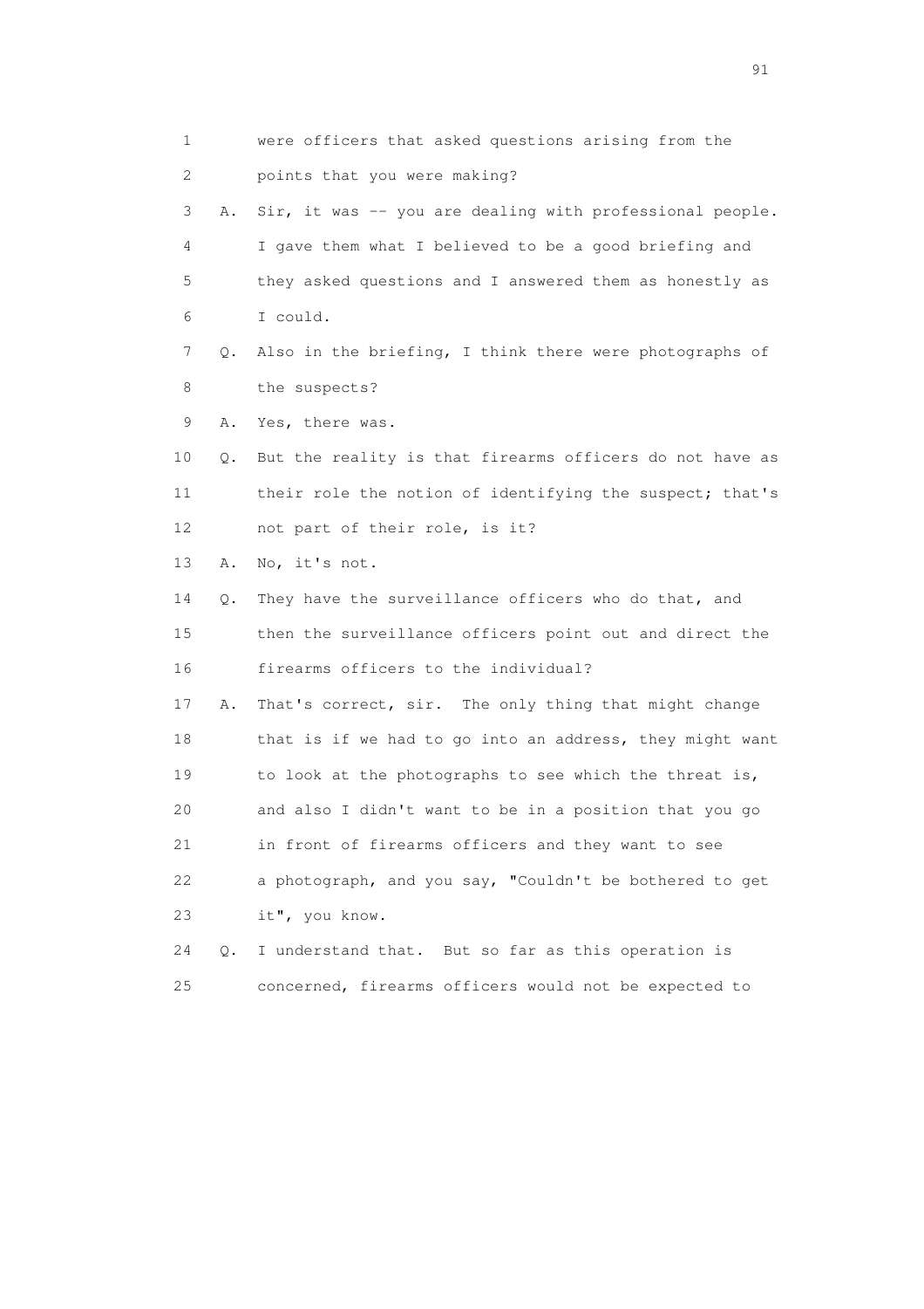1 were officers that asked questions arising from the
2 points that you were making?
3 A. Sir, it was -- you are dealing with professional people.
4 I gave them what I believed to be a good briefing and
5 they asked questions and I answered them as honestly as
6 I could.
7 Q. Also in the briefing, I think there were photographs of
8 the suspects?
9 A. Yes, there was.
10 Q. But the reality is that firearms officers do not have as
11 their role the notion of identifying the suspect; that's
12 not part of their role, is it?
13 A. No, it's not.
14 Q. They have the surveillance officers who do that, and
15 then the surveillance officers point out and direct the
16 firearms officers to the individual?
17 A. That's correct, sir. The only thing that might change
18 that is if we had to go into an address, they might want
19 to look at the photographs to see which the threat is,
20 and also I didn't want to be in a position that you go
21 in front of firearms officers and they want to see
22 a photograph, and you say, "Couldn't be bothered to get
23 it", you know.
24 Q. I understand that. But so far as this operation is
25 concerned, firearms officers would not be expected to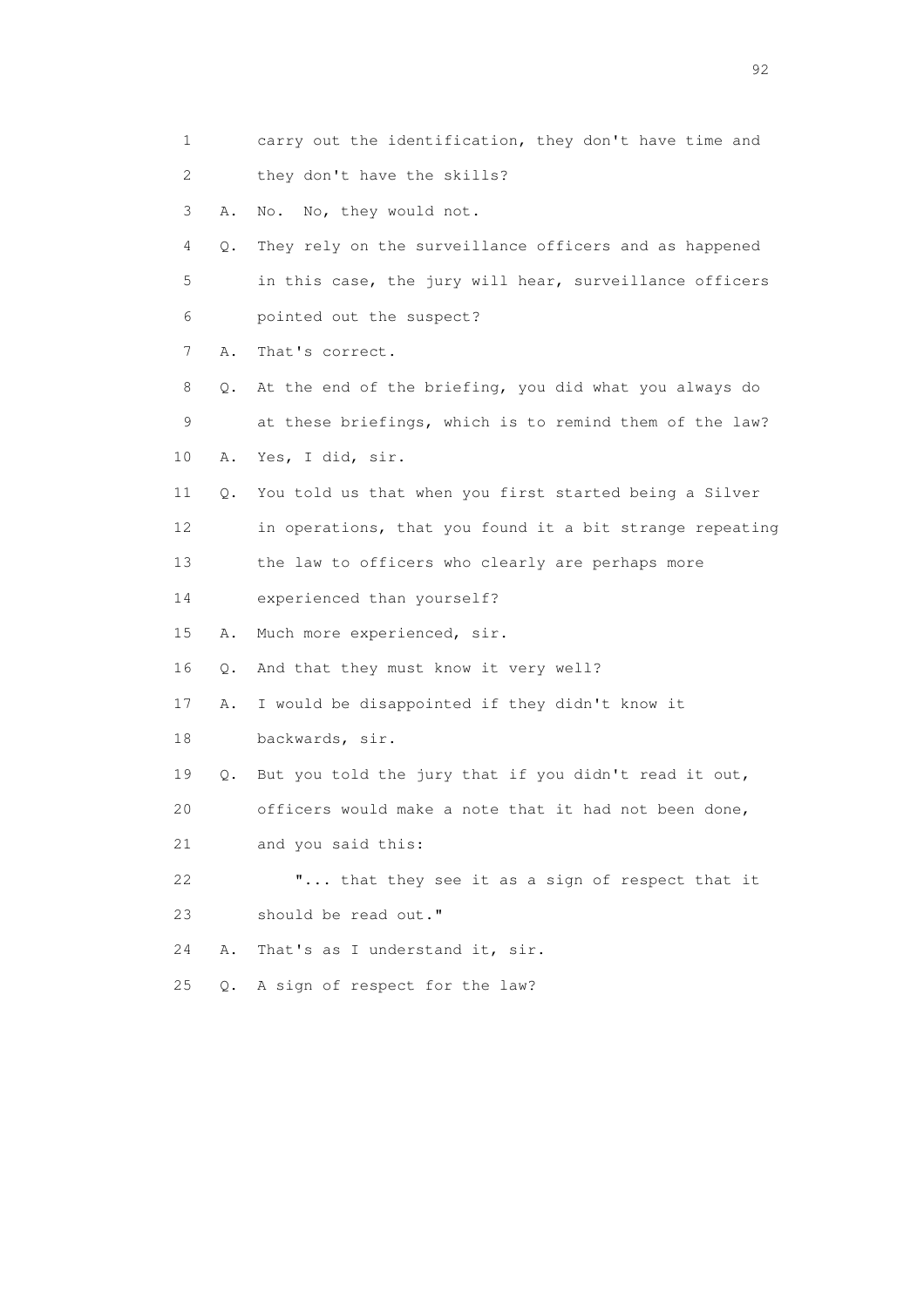1 carry out the identification, they don't have time and
2 they don't have the skills?
3 A. No. No, they would not.
4 Q. They rely on the surveillance officers and as happened
5 in this case, the jury will hear, surveillance officers
6 pointed out the suspect?
7 A. That's correct.
8 Q. At the end of the briefing, you did what you always do
9 at these briefings, which is to remind them of the law?
10 A. Yes, I did, sir.
11 Q. You told us that when you first started being a Silver
12 in operations, that you found it a bit strange repeating
13 the law to officers who clearly are perhaps more
14 experienced than yourself?
15 A. Much more experienced, sir.
16 Q. And that they must know it very well?
17 A. I would be disappointed if they didn't know it
18 backwards, sir.
19 Q. But you told the jury that if you didn't read it out,
20 officers would make a note that it had not been done,
21 and you said this:
22 "... that they see it as a sign of respect that it
23 should be read out."
24 A. That's as I understand it, sir.
25 Q. A sign of respect for the law?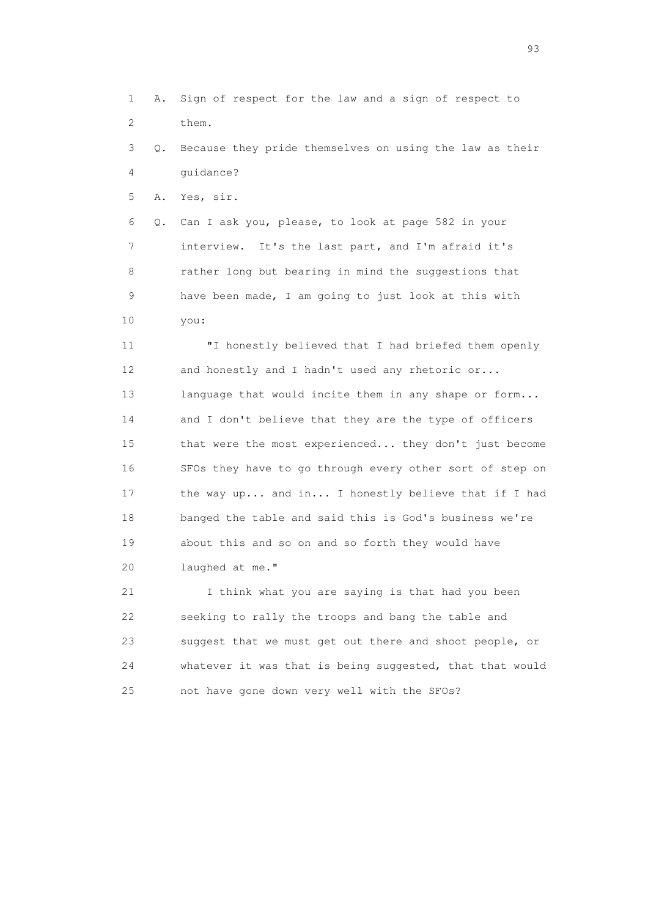1 A. Sign of respect for the law and a sign of respect to
2 them.

3 Q. Because they pride themselves on using the law as their
4 guidance?

5 A. Yes, sir.

6 Q. Can I ask you, please, to look at page 582 in your
7 interview. It's the last part, and I'm afraid it's
8 rather long but bearing in mind the suggestions that
9 have been made, I am going to just look at this with
10 you:

11 "I honestly believed that I had briefed them openly
12 and honestly and I hadn't used any rhetoric or...
13 language that would incite them in any shape or form...
14 and I don't believe that they are the type of officers
15 that were the most experienced... they don't just become
16 SFOs they have to go through every other sort of step on
17 the way up... and in... I honestly believe that if I had
18 banged the table and said this is God's business we're
19 about this and so on and so forth they would have
20 laughed at me."

21 I think what you are saying is that had you been
22 seeking to rally the troops and bang the table and
23 suggest that we must get out there and shoot people, or
24 whatever it was that is being suggested, that that would
25 not have gone down very well with the SFOs?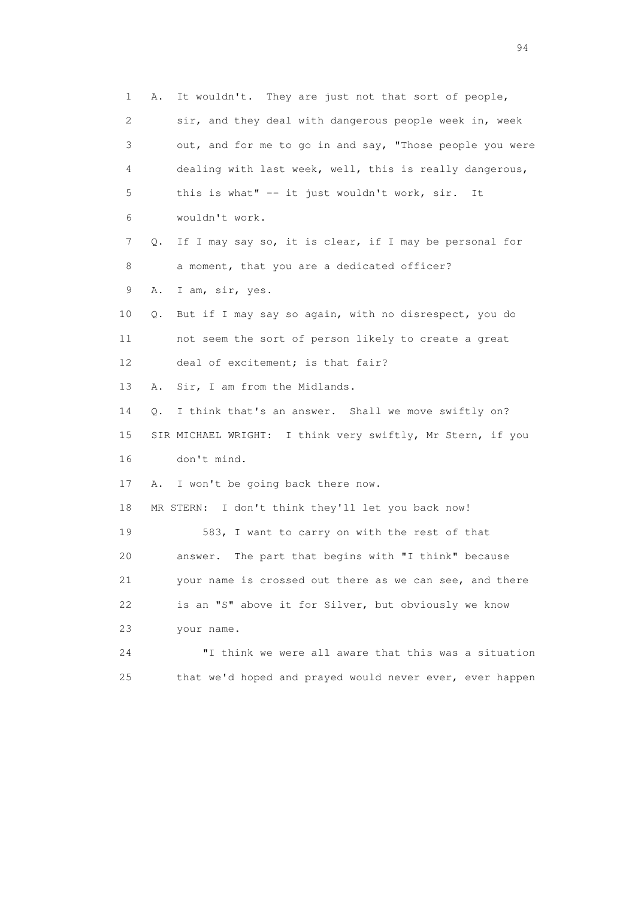1 A. It wouldn't. They are just not that sort of people,
2 sir, and they deal with dangerous people week in, week
3 out, and for me to go in and say, "Those people you were
4 dealing with last week, well, this is really dangerous,
5 this is what" -- it just wouldn't work, sir. It
6 wouldn't work.
7 Q. If I may say so, it is clear, if I may be personal for
8 a moment, that you are a dedicated officer?
9 A. I am, sir, yes.
10 Q. But if I may say so again, with no disrespect, you do
11 not seem the sort of person likely to create a great
12 deal of excitement; is that fair?
13 A. Sir, I am from the Midlands.
14 Q. I think that's an answer. Shall we move swiftly on?
15 SIR MICHAEL WRIGHT: I think very swiftly, Mr Stern, if you
16 don't mind.
17 A. I won't be going back there now.
18 MR STERN: I don't think they'll let you back now!
19 583, I want to carry on with the rest of that
20 answer. The part that begins with "I think" because
21 your name is crossed out there as we can see, and there
22 is an "S" above it for Silver, but obviously we know
23 your name.
24 "I think we were all aware that this was a situation
25 that we'd hoped and prayed would never ever, ever happen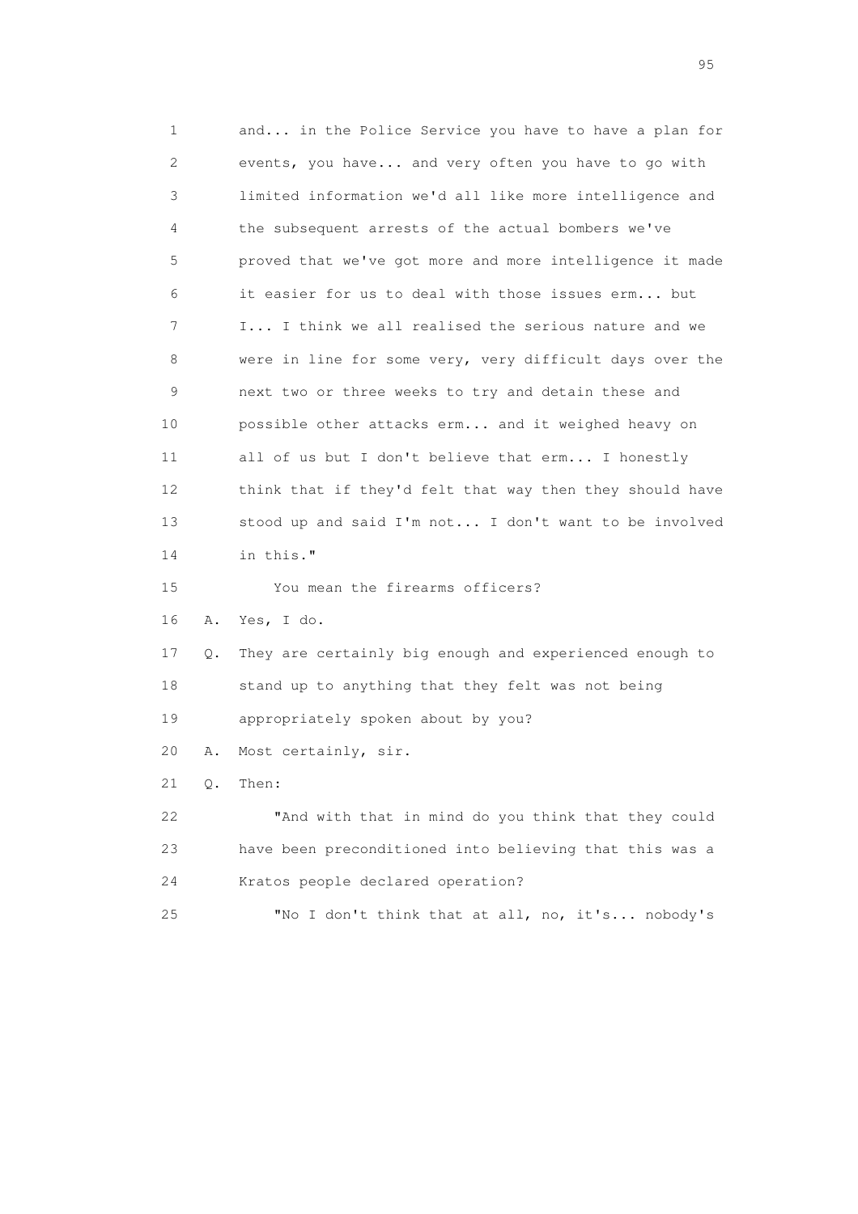1 and... in the Police Service you have to have a plan for
2 events, you have... and very often you have to go with
3 limited information we'd all like more intelligence and
4 the subsequent arrests of the actual bombers we've
5 proved that we've got more and more intelligence it made
6 it easier for us to deal with those issues erm... but
7 I... I think we all realised the serious nature and we
8 were in line for some very, very difficult days over the
9 next two or three weeks to try and detain these and
10 possible other attacks erm... and it weighed heavy on
11 all of us but I don't believe that erm... I honestly
12 think that if they'd felt that way then they should have
13 stood up and said I'm not... I don't want to be involved
14 in this."

15 You mean the firearms officers?

16 A. Yes, I do.

17 Q. They are certainly big enough and experienced enough to
18 stand up to anything that they felt was not being
19 appropriately spoken about by you?

20 A. Most certainly, sir.

21 Q. Then:

22 "And with that in mind do you think that they could
23 have been preconditioned into believing that this was a
24 Kratos people declared operation?

25 "No I don't think that at all, no, it's... nobody's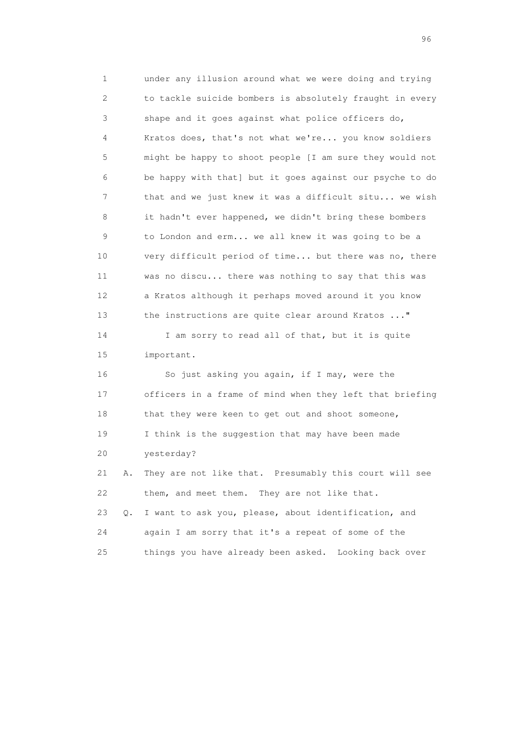1 under any illusion around what we were doing and trying
2 to tackle suicide bombers is absolutely fraught in every
3 shape and it goes against what police officers do,
4 Kratos does, that's not what we're... you know soldiers
5 might be happy to shoot people [I am sure they would not
6 be happy with that] but it goes against our psyche to do
7 that and we just knew it was a difficult situ... we wish
8 it hadn't ever happened, we didn't bring these bombers
9 to London and erm... we all knew it was going to be a
10 very difficult period of time... but there was no, there
11 was no discu... there was nothing to say that this was
12 a Kratos although it perhaps moved around it you know
13 the instructions are quite clear around Kratos ..."

14 I am sorry to read all of that, but it is quite
15 important.

16 So just asking you again, if I may, were the
17 officers in a frame of mind when they left that briefing
18 that they were keen to get out and shoot someone,
19 I think is the suggestion that may have been made
20 yesterday?

21 A. They are not like that. Presumably this court will see
22 them, and meet them. They are not like that.

23 Q. I want to ask you, please, about identification, and
24 again I am sorry that it's a repeat of some of the
25 things you have already been asked. Looking back over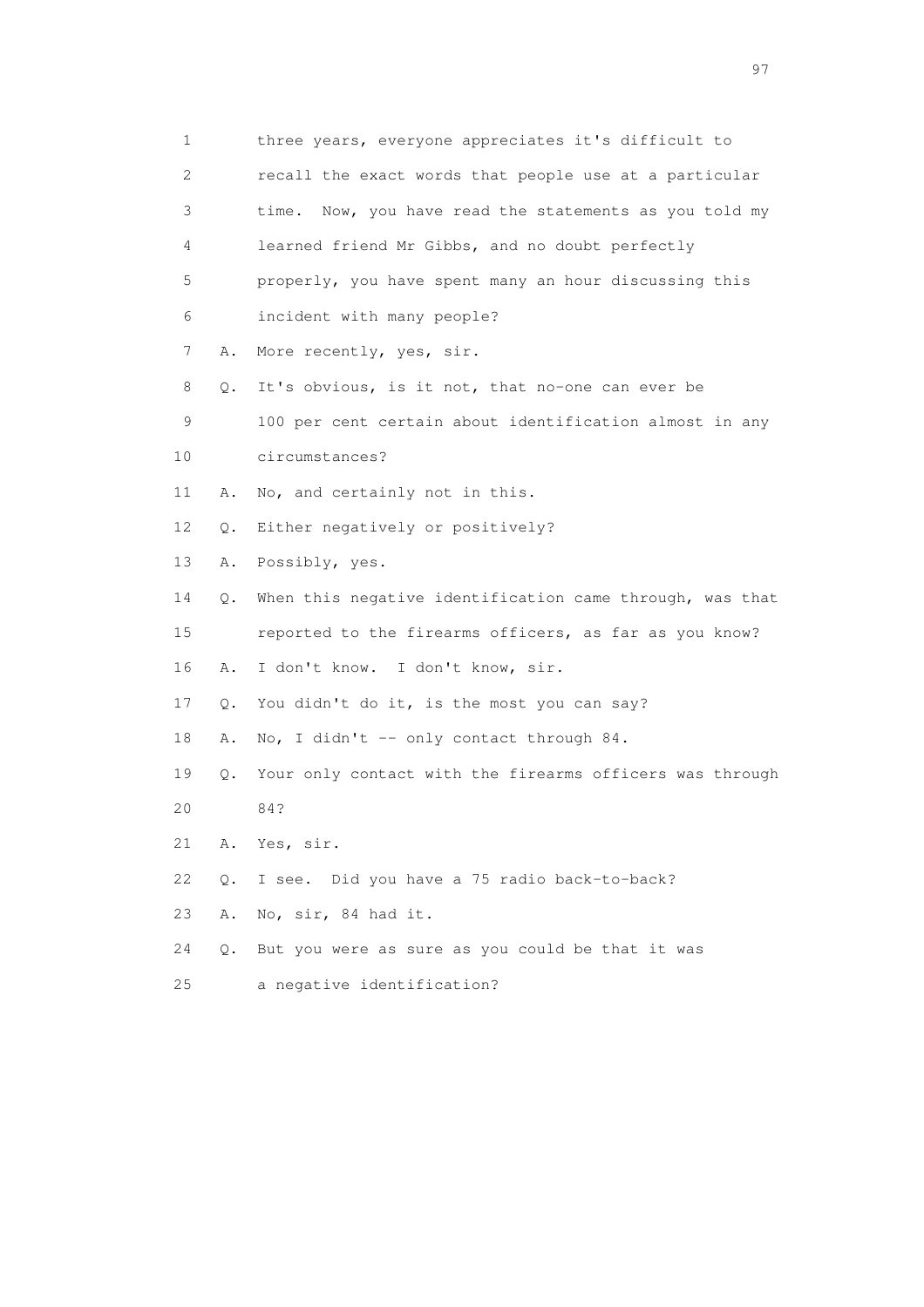1 three years, everyone appreciates it's difficult to
2 recall the exact words that people use at a particular
3 time. Now, you have read the statements as you told my
4 learned friend Mr Gibbs, and no doubt perfectly
5 properly, you have spent many an hour discussing this
6 incident with many people?
7 A. More recently, yes, sir.
8 Q. It's obvious, is it not, that no-one can ever be
9 100 per cent certain about identification almost in any
10 circumstances?
11 A. No, and certainly not in this.
12 Q. Either negatively or positively?
13 A. Possibly, yes.
14 Q. When this negative identification came through, was that
15 reported to the firearms officers, as far as you know?
16 A. I don't know. I don't know, sir.
17 Q. You didn't do it, is the most you can say?
18 A. No, I didn't -- only contact through 84.
19 Q. Your only contact with the firearms officers was through
20 84?
21 A. Yes, sir.
22 Q. I see. Did you have a 75 radio back-to-back?
23 A. No, sir, 84 had it.
24 Q. But you were as sure as you could be that it was
25 a negative identification?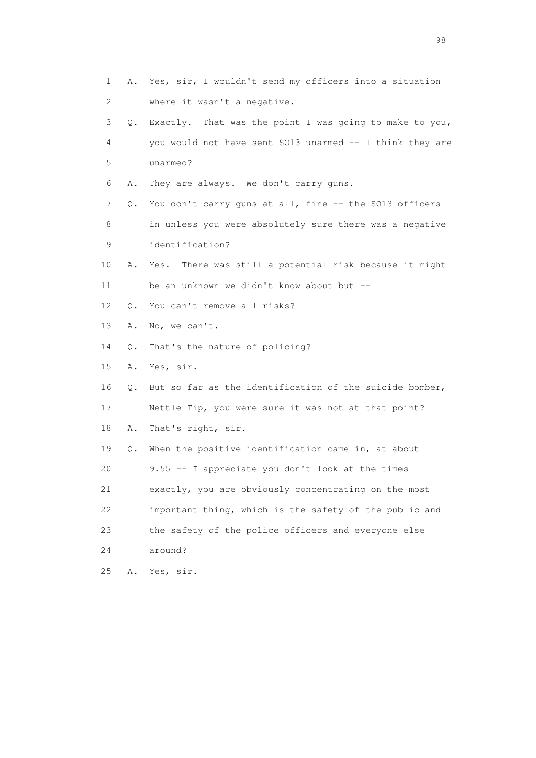1 A. Yes, sir, I wouldn't send my officers into a situation
2 where it wasn't a negative.
3 Q. Exactly. That was the point I was going to make to you,
4 you would not have sent SO13 unarmed -- I think they are
5 unarmed?
6 A. They are always. We don't carry guns.
7 Q. You don't carry guns at all, fine -- the SO13 officers
8 in unless you were absolutely sure there was a negative
9 identification?
10 A. Yes. There was still a potential risk because it might
11 be an unknown we didn't know about but --
12 Q. You can't remove all risks?
13 A. No, we can't.
14 Q. That's the nature of policing?
15 A. Yes, sir.
16 Q. But so far as the identification of the suicide bomber,
17 Nettle Tip, you were sure it was not at that point?
18 A. That's right, sir.
19 Q. When the positive identification came in, at about
20 9.55 -- I appreciate you don't look at the times
21 exactly, you are obviously concentrating on the most
22 important thing, which is the safety of the public and
23 the safety of the police officers and everyone else
24 around?
25 A. Yes, sir.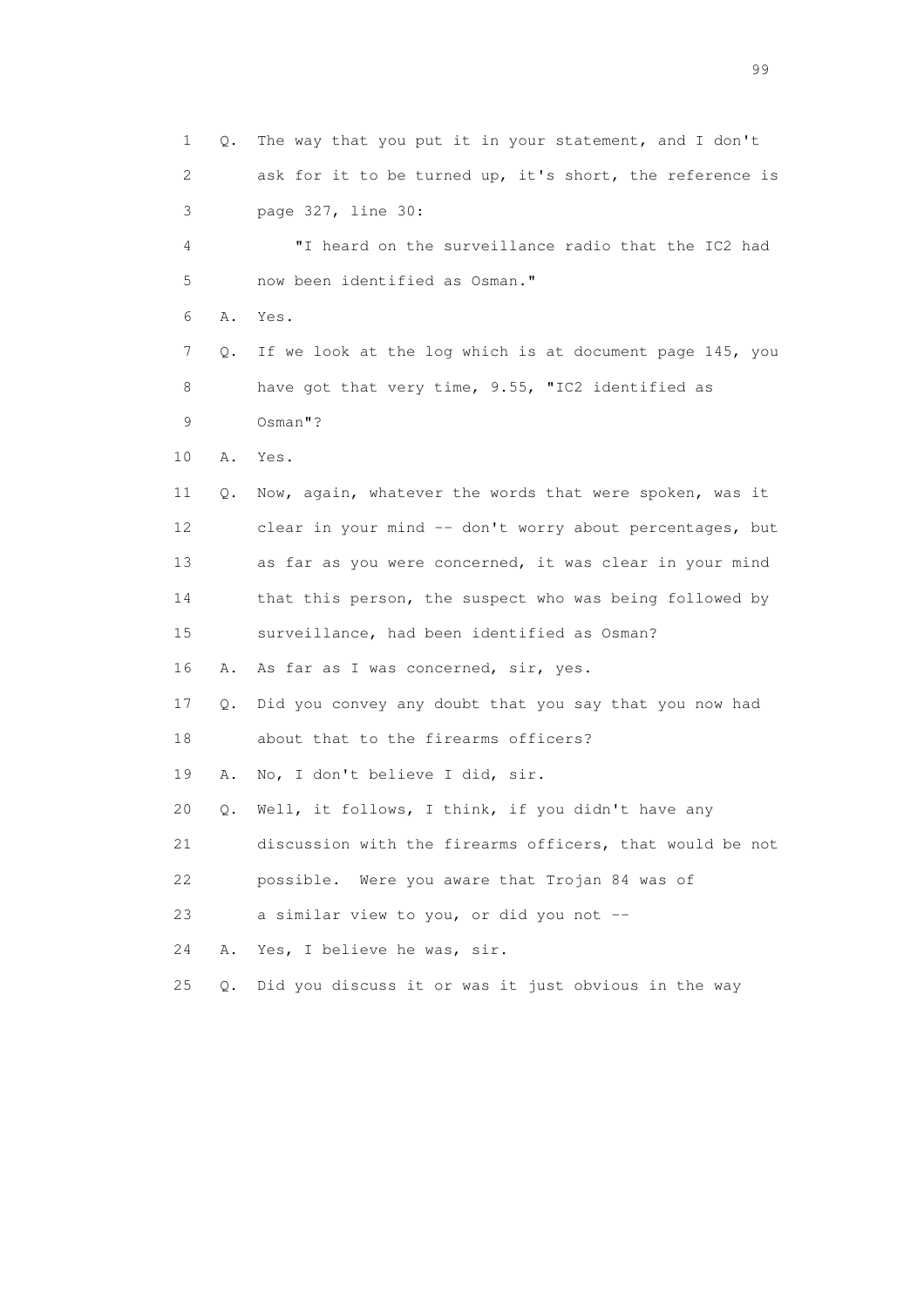1 Q. The way that you put it in your statement, and I don't
2 ask for it to be turned up, it's short, the reference is
3 page 327, line 30:
4 "I heard on the surveillance radio that the IC2 had
5 now been identified as Osman."
6 A. Yes.
7 Q. If we look at the log which is at document page 145, you
8 have got that very time, 9.55, "IC2 identified as
9 Osman"?
10 A. Yes.
11 Q. Now, again, whatever the words that were spoken, was it
12 clear in your mind -- don't worry about percentages, but
13 as far as you were concerned, it was clear in your mind
14 that this person, the suspect who was being followed by
15 surveillance, had been identified as Osman?
16 A. As far as I was concerned, sir, yes.
17 Q. Did you convey any doubt that you say that you now had
18 about that to the firearms officers?
19 A. No, I don't believe I did, sir.
20 Q. Well, it follows, I think, if you didn't have any
21 discussion with the firearms officers, that would be not
22 possible. Were you aware that Trojan 84 was of
23 a similar view to you, or did you not --
24 A. Yes, I believe he was, sir.
25 Q. Did you discuss it or was it just obvious in the way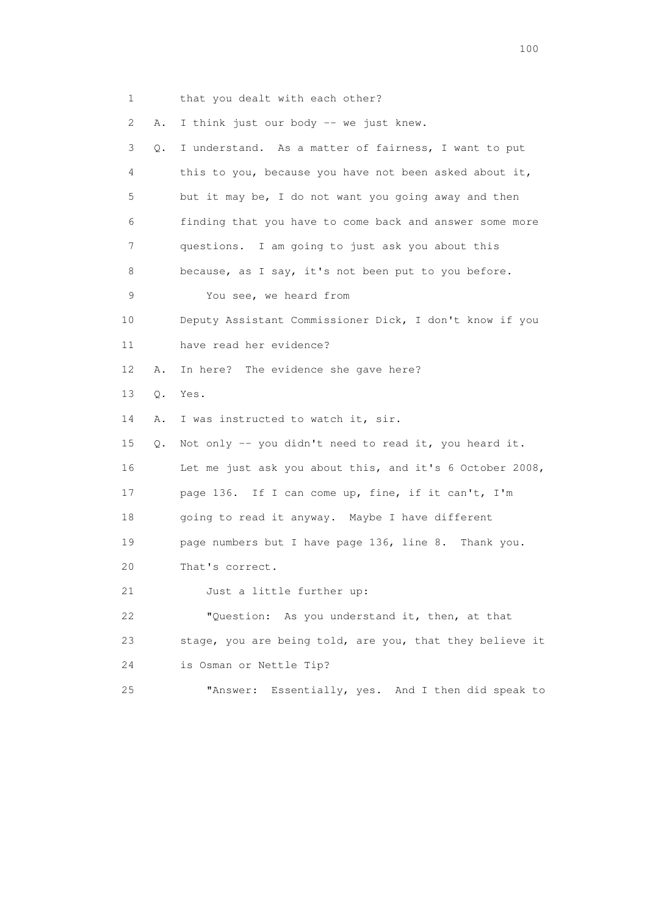1 that you dealt with each other?

2 A. I think just our body -- we just knew.

3 Q. I understand. As a matter of fairness, I want to put

4 this to you, because you have not been asked about it,

5 but it may be, I do not want you going away and then

6 finding that you have to come back and answer some more

7 questions. I am going to just ask you about this

8 because, as I say, it's not been put to you before.

9 You see, we heard from

10 Deputy Assistant Commissioner Dick, I don't know if you

11 have read her evidence?

12 A. In here? The evidence she gave here?

13 Q. Yes.

14 A. I was instructed to watch it, sir.

15 Q. Not only -- you didn't need to read it, you heard it.

16 Let me just ask you about this, and it's 6 October 2008,

17 page 136. If I can come up, fine, if it can't, I'm

18 going to read it anyway. Maybe I have different

19 page numbers but I have page 136, line 8. Thank you.

20 That's correct.

21 Just a little further up:

22 "Question: As you understand it, then, at that

23 stage, you are being told, are you, that they believe it

24 is Osman or Nettle Tip?

25 "Answer: Essentially, yes. And I then did speak to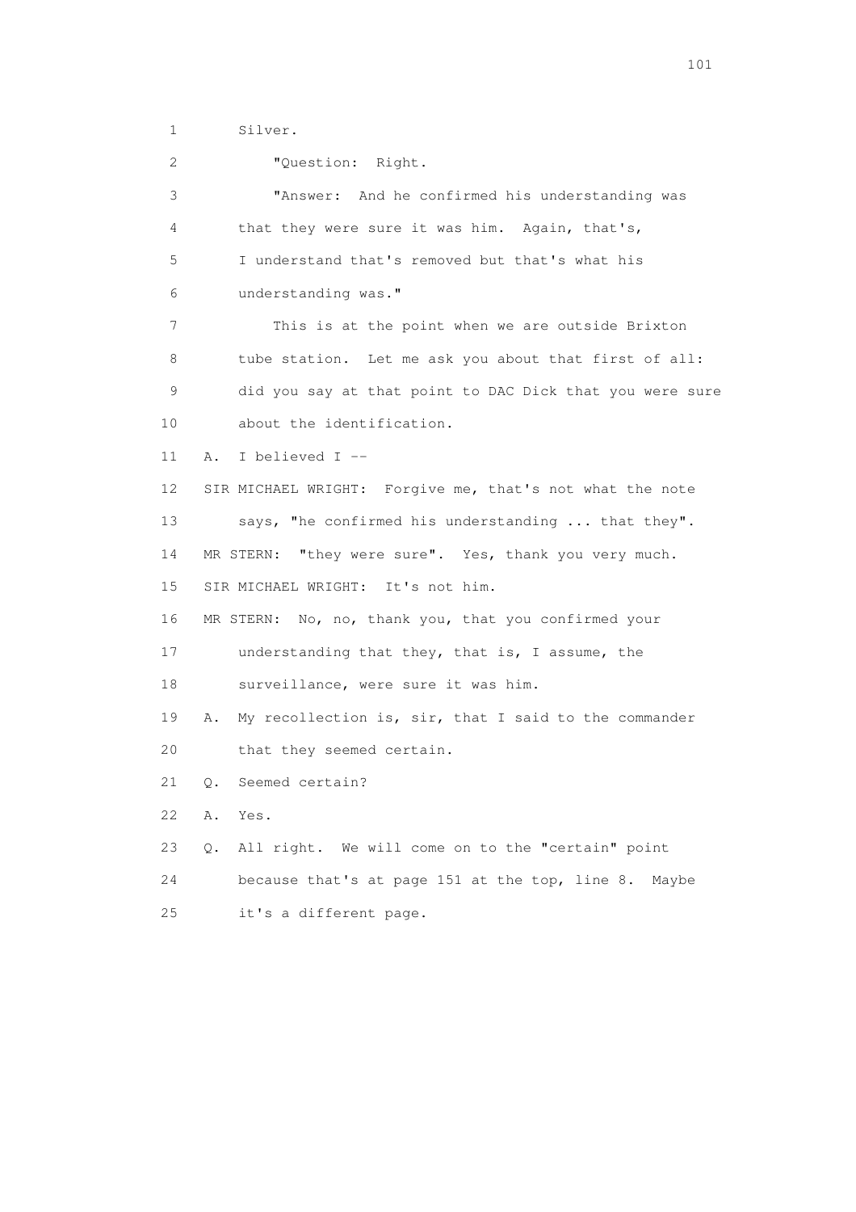1 Silver.

2 "Question: Right.

3 "Answer: And he confirmed his understanding was

4 that they were sure it was him. Again, that's,

5 I understand that's removed but that's what his

6 understanding was."

7 This is at the point when we are outside Brixton

8 tube station. Let me ask you about that first of all:

9 did you say at that point to DAC Dick that you were sure

10 about the identification.

11 A. I believed I --

12 SIR MICHAEL WRIGHT: Forgive me, that's not what the note

13 says, "he confirmed his understanding ... that they".

14 MR STERN: "they were sure". Yes, thank you very much.

15 SIR MICHAEL WRIGHT: It's not him.

16 MR STERN: No, no, thank you, that you confirmed your

17 understanding that they, that is, I assume, the

18 surveillance, were sure it was him.

19 A. My recollection is, sir, that I said to the commander

20 that they seemed certain.

21 Q. Seemed certain?

22 A. Yes.

23 Q. All right. We will come on to the "certain" point

24 because that's at page 151 at the top, line 8. Maybe

25 it's a different page.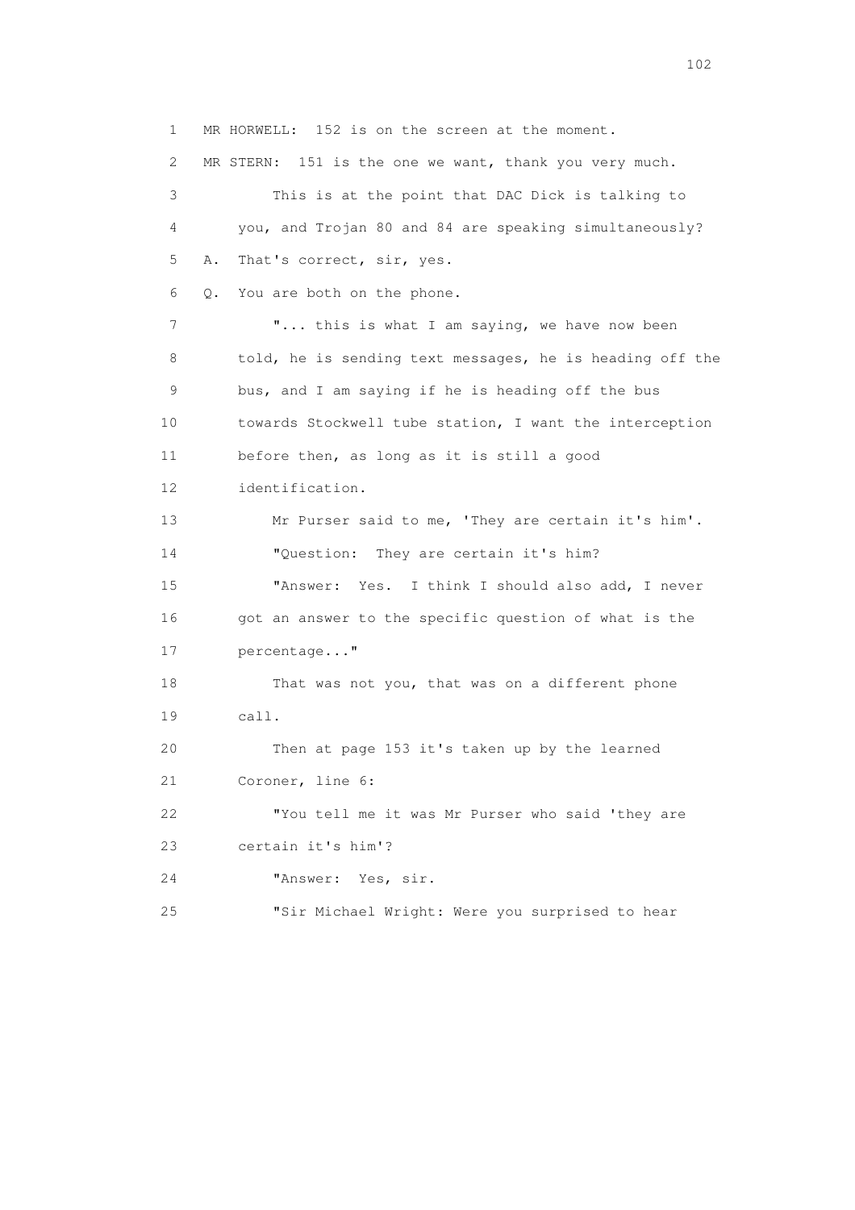1 MR HORWELL: 152 is on the screen at the moment.

2 MR STERN: 151 is the one we want, thank you very much.

3 This is at the point that DAC Dick is talking to

4 you, and Trojan 80 and 84 are speaking simultaneously?

5 A. That's correct, sir, yes.

6 Q. You are both on the phone.

7 "... this is what I am saying, we have now been

8 told, he is sending text messages, he is heading off the

9 bus, and I am saying if he is heading off the bus

10 towards Stockwell tube station, I want the interception

11 before then, as long as it is still a good

12 identification.

13 Mr Purser said to me, 'They are certain it's him'.

14 "Question: They are certain it's him?

15 "Answer: Yes. I think I should also add, I never

16 got an answer to the specific question of what is the

17 percentage..."

18 That was not you, that was on a different phone

19 call.

20 Then at page 153 it's taken up by the learned

21 Coroner, line 6:

22 "You tell me it was Mr Purser who said 'they are

23 certain it's him'?

24 "Answer: Yes, sir.

25 "Sir Michael Wright: Were you surprised to hear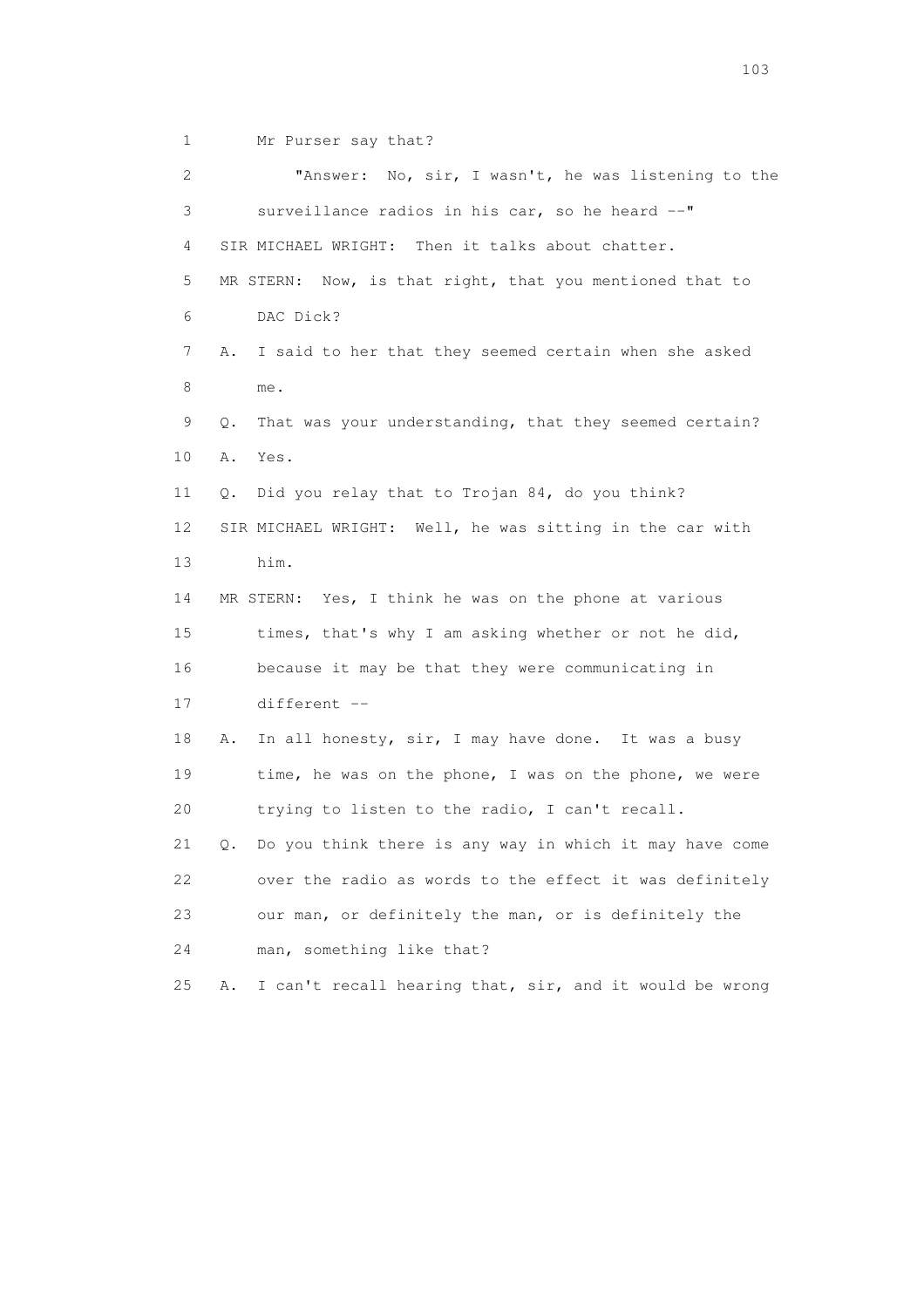1 Mr Purser say that?

2 "Answer: No, sir, I wasn't, he was listening to the

3 surveillance radios in his car, so he heard --"

4 SIR MICHAEL WRIGHT: Then it talks about chatter.

5 MR STERN: Now, is that right, that you mentioned that to

6 DAC Dick?

7 A. I said to her that they seemed certain when she asked

8 me.

9 Q. That was your understanding, that they seemed certain?

10 A. Yes.

11 Q. Did you relay that to Trojan 84, do you think?

12 SIR MICHAEL WRIGHT: Well, he was sitting in the car with

13 him.

14 MR STERN: Yes, I think he was on the phone at various

15 times, that's why I am asking whether or not he did,

16 because it may be that they were communicating in

17 different --

18 A. In all honesty, sir, I may have done. It was a busy

19 time, he was on the phone, I was on the phone, we were

20 trying to listen to the radio, I can't recall.

21 Q. Do you think there is any way in which it may have come

22 over the radio as words to the effect it was definitely

23 our man, or definitely the man, or is definitely the

24 man, something like that?

25 A. I can't recall hearing that, sir, and it would be wrong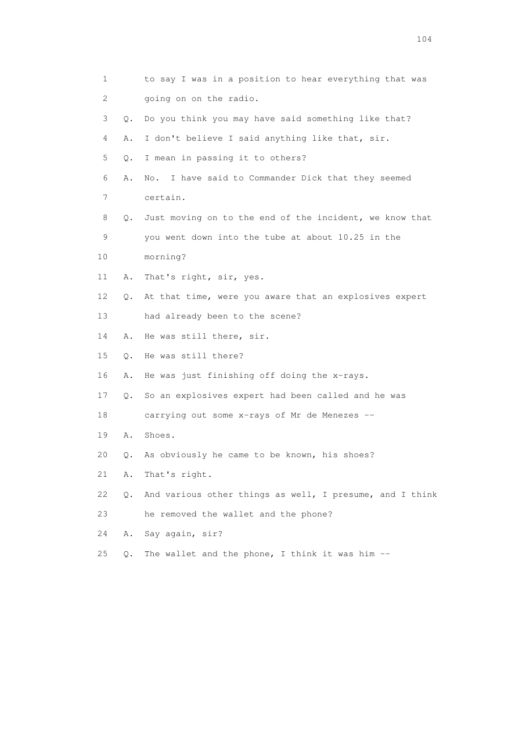1 to say I was in a position to hear everything that was
2 going on on the radio.
3 Q. Do you think you may have said something like that?
4 A. I don't believe I said anything like that, sir.
5 Q. I mean in passing it to others?
6 A. No. I have said to Commander Dick that they seemed
7 certain.
8 Q. Just moving on to the end of the incident, we know that
9 you went down into the tube at about 10.25 in the
10 morning?
11 A. That's right, sir, yes.
12 Q. At that time, were you aware that an explosives expert
13 had already been to the scene?
14 A. He was still there, sir.
15 Q. He was still there?
16 A. He was just finishing off doing the x-rays.
17 Q. So an explosives expert had been called and he was
18 carrying out some x-rays of Mr de Menezes --
19 A. Shoes.
20 Q. As obviously he came to be known, his shoes?
21 A. That's right.
22 Q. And various other things as well, I presume, and I think
23 he removed the wallet and the phone?
24 A. Say again, sir?
25 Q. The wallet and the phone, I think it was him --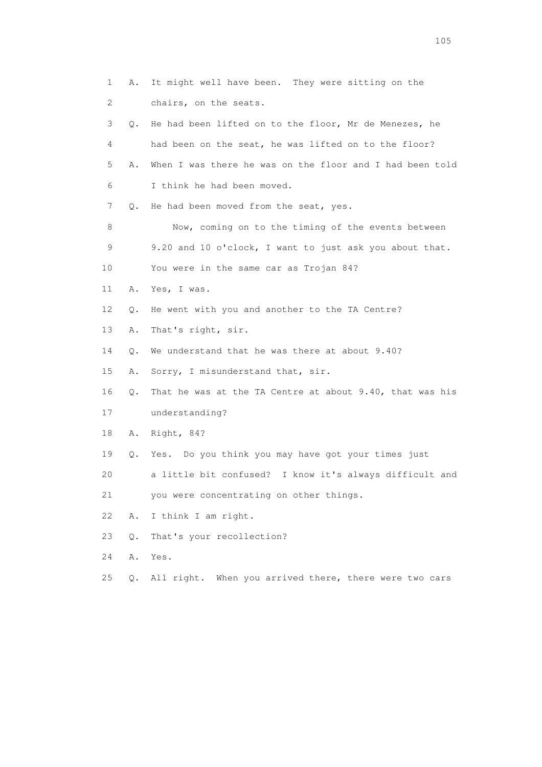1 A. It might well have been. They were sitting on the
2 chairs, on the seats.
3 Q. He had been lifted on to the floor, Mr de Menezes, he
4 had been on the seat, he was lifted on to the floor?
5 A. When I was there he was on the floor and I had been told
6 I think he had been moved.
7 Q. He had been moved from the seat, yes.
8 Now, coming on to the timing of the events between
9 9.20 and 10 o'clock, I want to just ask you about that.
10 You were in the same car as Trojan 84?
11 A. Yes, I was.
12 Q. He went with you and another to the TA Centre?
13 A. That's right, sir.
14 Q. We understand that he was there at about 9.40?
15 A. Sorry, I misunderstand that, sir.
16 Q. That he was at the TA Centre at about 9.40, that was his
17 understanding?
18 A. Right, 84?
19 Q. Yes. Do you think you may have got your times just
20 a little bit confused? I know it's always difficult and
21 you were concentrating on other things.
22 A. I think I am right.
23 Q. That's your recollection?
24 A. Yes.
25 Q. All right. When you arrived there, there were two cars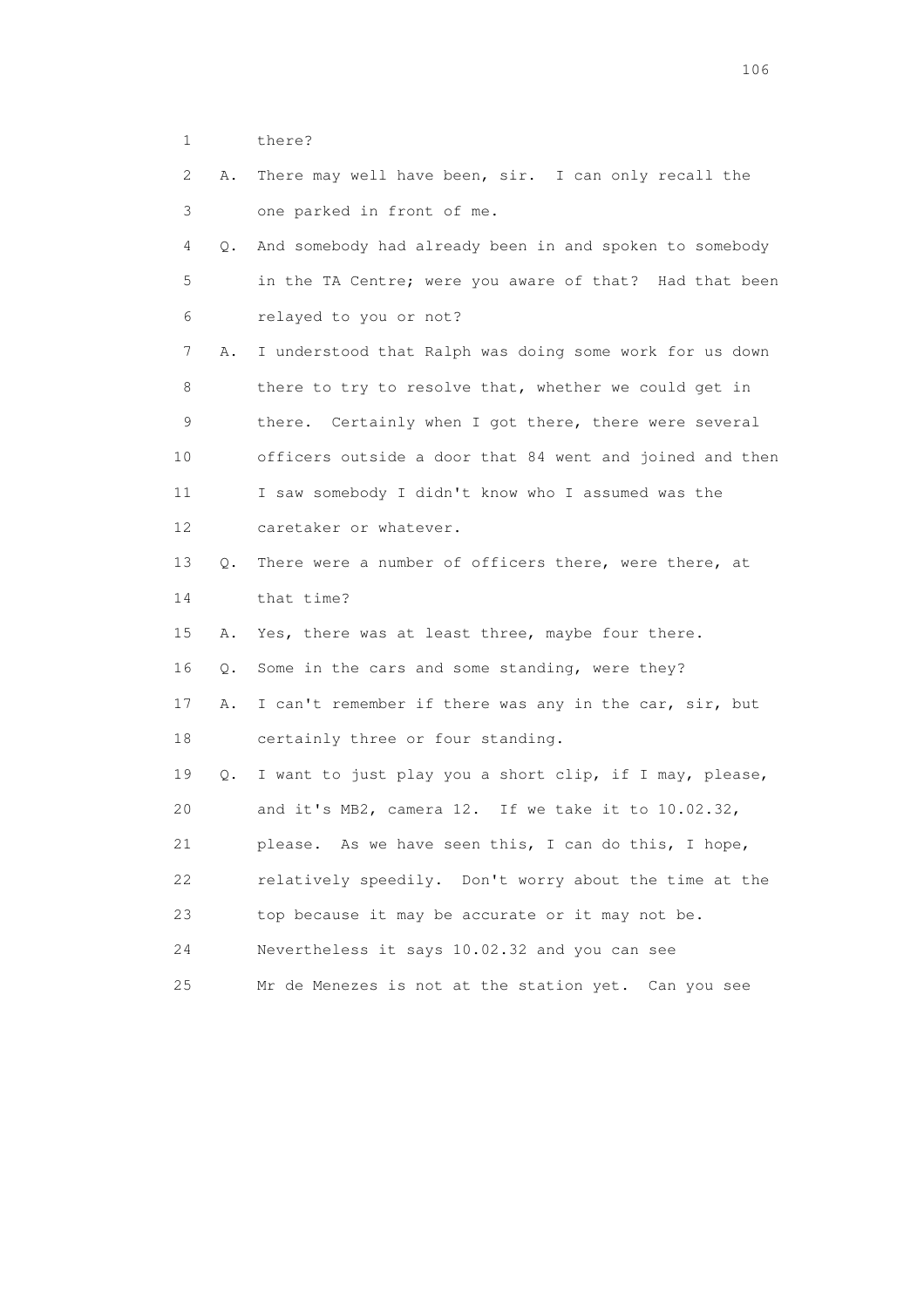1 there?

2 A. There may well have been, sir. I can only recall the

3 one parked in front of me.

4 Q. And somebody had already been in and spoken to somebody

5 in the TA Centre; were you aware of that? Had that been

6 relayed to you or not?

7 A. I understood that Ralph was doing some work for us down

8 there to try to resolve that, whether we could get in

9 there. Certainly when I got there, there were several

10 officers outside a door that 84 went and joined and then

11 I saw somebody I didn't know who I assumed was the

12 caretaker or whatever.

13 Q. There were a number of officers there, were there, at

14 that time?

15 A. Yes, there was at least three, maybe four there.

16 Q. Some in the cars and some standing, were they?

17 A. I can't remember if there was any in the car, sir, but

18 certainly three or four standing.

19 Q. I want to just play you a short clip, if I may, please,

20 and it's MB2, camera 12. If we take it to 10.02.32,

21 please. As we have seen this, I can do this, I hope,

22 relatively speedily. Don't worry about the time at the

23 top because it may be accurate or it may not be.

24 Nevertheless it says 10.02.32 and you can see

25 Mr de Menezes is not at the station yet. Can you see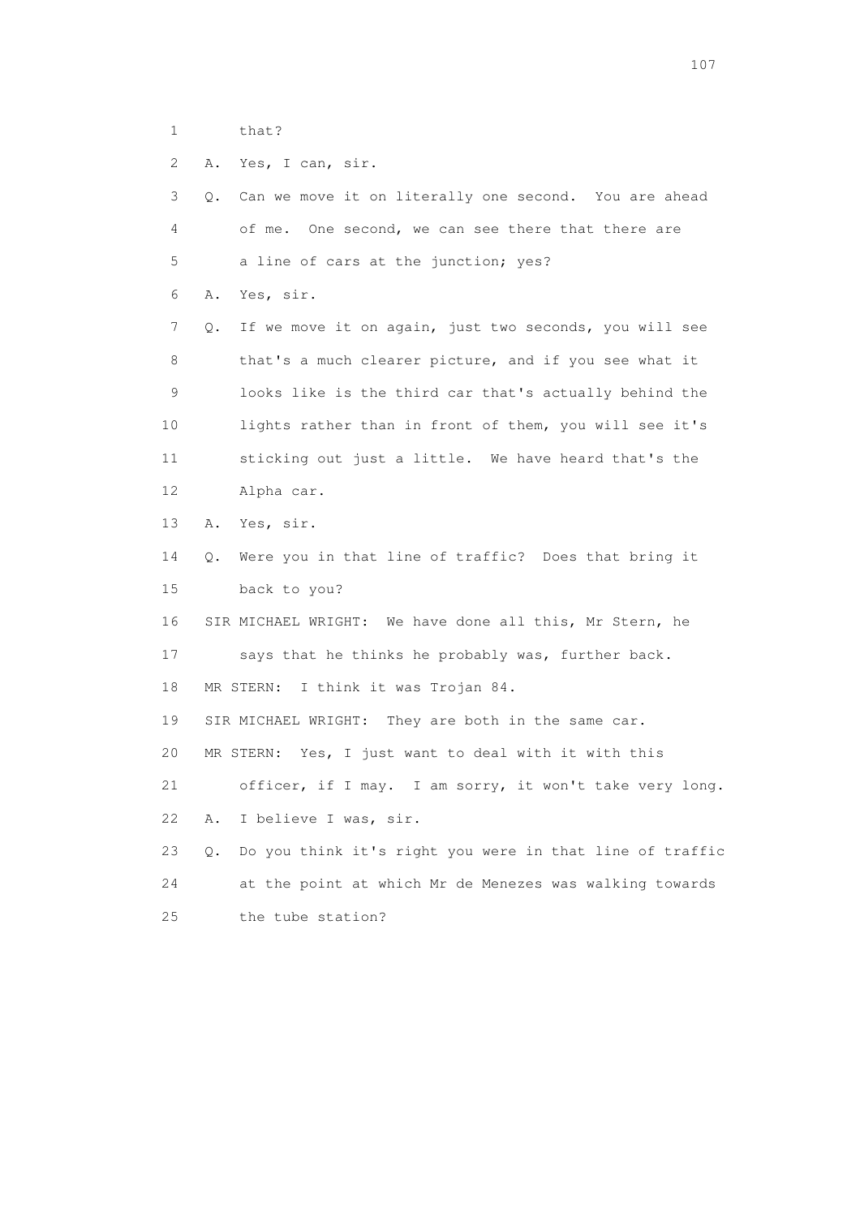1 that?

2 A. Yes, I can, sir.

3 Q. Can we move it on literally one second. You are ahead

4 of me. One second, we can see there that there are

5 a line of cars at the junction; yes?

6 A. Yes, sir.

7 Q. If we move it on again, just two seconds, you will see

8 that's a much clearer picture, and if you see what it

9 looks like is the third car that's actually behind the

10 lights rather than in front of them, you will see it's

11 sticking out just a little. We have heard that's the

12 Alpha car.

13 A. Yes, sir.

14 Q. Were you in that line of traffic? Does that bring it

15 back to you?

16 SIR MICHAEL WRIGHT: We have done all this, Mr Stern, he

17 says that he thinks he probably was, further back.

18 MR STERN: I think it was Trojan 84.

19 SIR MICHAEL WRIGHT: They are both in the same car.

20 MR STERN: Yes, I just want to deal with it with this

21 officer, if I may. I am sorry, it won't take very long.

22 A. I believe I was, sir.

23 Q. Do you think it's right you were in that line of traffic

24 at the point at which Mr de Menezes was walking towards

25 the tube station?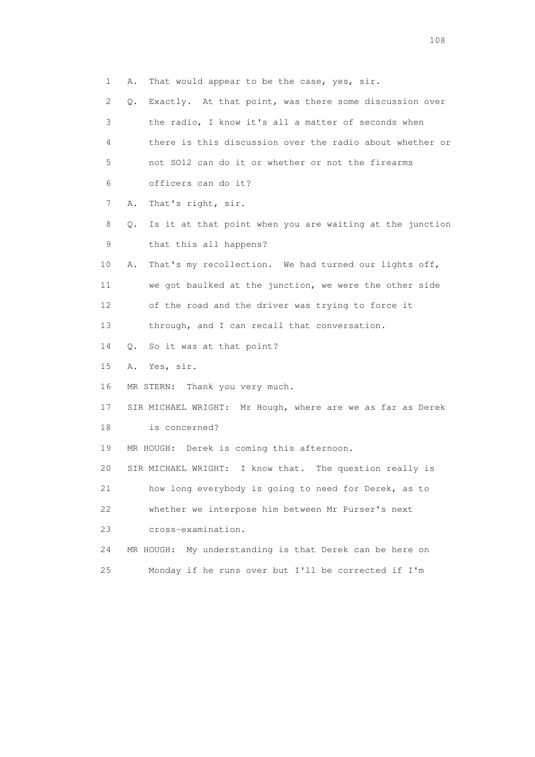1 A. That would appear to be the case, yes, sir.

2 Q. Exactly. At that point, was there some discussion over

3 the radio, I know it's all a matter of seconds when

4 there is this discussion over the radio about whether or

5 not SO12 can do it or whether or not the firearms

6 officers can do it?

7 A. That's right, sir.

8 Q. Is it at that point when you are waiting at the junction

9 that this all happens?

10 A. That's my recollection. We had turned our lights off,

11 we got baulked at the junction, we were the other side

12 of the road and the driver was trying to force it

13 through, and I can recall that conversation.

14 Q. So it was at that point?

15 A. Yes, sir.

16 MR STERN: Thank you very much.

17 SIR MICHAEL WRIGHT: Mr Hough, where are we as far as Derek

18 is concerned?

19 MR HOUGH: Derek is coming this afternoon.

20 SIR MICHAEL WRIGHT: I know that. The question really is

21 how long everybody is going to need for Derek, as to

22 whether we interpose him between Mr Purser's next

23 cross-examination.

24 MR HOUGH: My understanding is that Derek can be here on

25 Monday if he runs over but I'll be corrected if I'm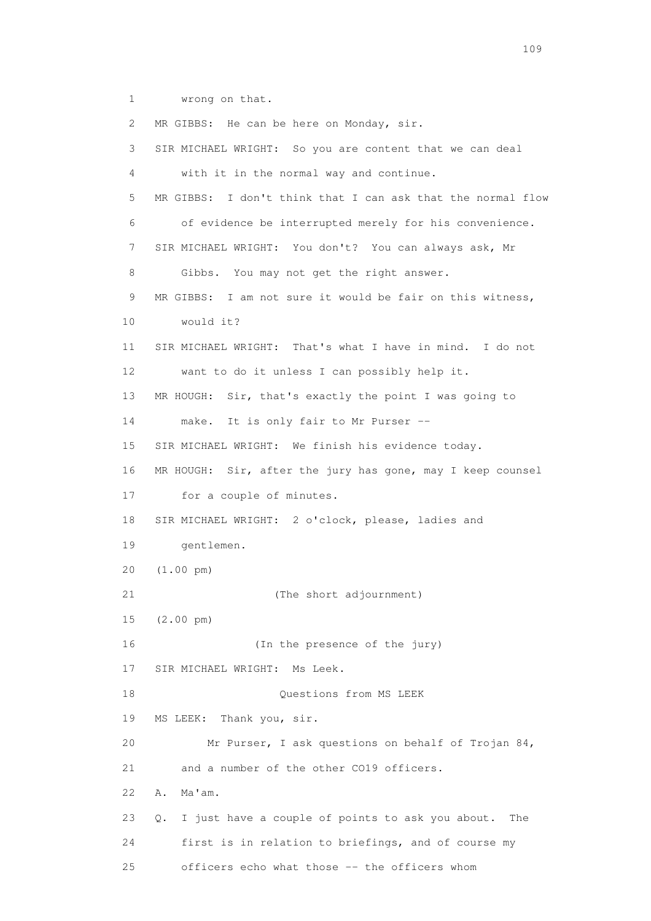1 wrong on that.

2 MR GIBBS: He can be here on Monday, sir.

3 SIR MICHAEL WRIGHT: So you are content that we can deal

4 with it in the normal way and continue.

5 MR GIBBS: I don't think that I can ask that the normal flow

6 of evidence be interrupted merely for his convenience.

7 SIR MICHAEL WRIGHT: You don't? You can always ask, Mr

8 Gibbs. You may not get the right answer.

9 MR GIBBS: I am not sure it would be fair on this witness,

10 would it?

11 SIR MICHAEL WRIGHT: That's what I have in mind. I do not

12 want to do it unless I can possibly help it.

13 MR HOUGH: Sir, that's exactly the point I was going to

14 make. It is only fair to Mr Purser --

15 SIR MICHAEL WRIGHT: We finish his evidence today.

16 MR HOUGH: Sir, after the jury has gone, may I keep counsel

17 for a couple of minutes.

18 SIR MICHAEL WRIGHT: 2 o'clock, please, ladies and

19 gentlemen.

20 (1.00 pm)

21 (The short adjournment)

15 (2.00 pm)

16 (In the presence of the jury)

17 SIR MICHAEL WRIGHT: Ms Leek.

18 Questions from MS LEEK

19 MS LEEK: Thank you, sir.

20 Mr Purser, I ask questions on behalf of Trojan 84,

21 and a number of the other CO19 officers.

22 A. Ma'am.

23 Q. I just have a couple of points to ask you about. The

24 first is in relation to briefings, and of course my

25 officers echo what those -- the officers whom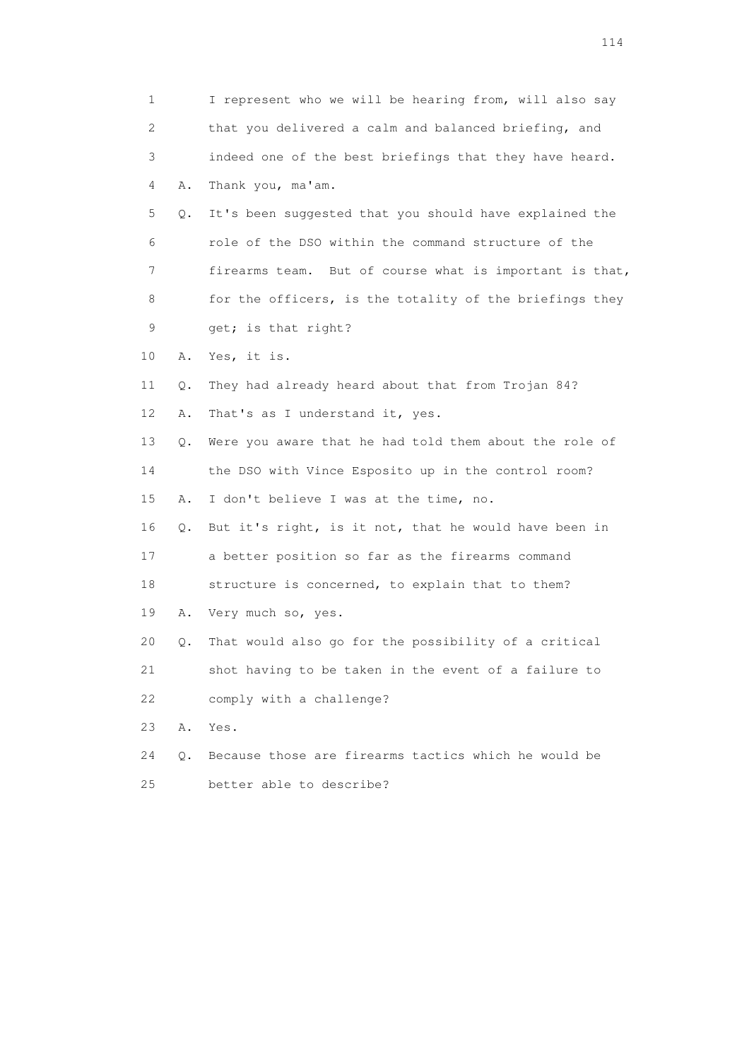1 I represent who we will be hearing from, will also say
2 that you delivered a calm and balanced briefing, and
3 indeed one of the best briefings that they have heard.
4 A. Thank you, ma'am.
5 Q. It's been suggested that you should have explained the
6 role of the DSO within the command structure of the
7 firearms team. But of course what is important is that,
8 for the officers, is the totality of the briefings they
9 get; is that right?
10 A. Yes, it is.
11 Q. They had already heard about that from Trojan 84?
12 A. That's as I understand it, yes.
13 Q. Were you aware that he had told them about the role of
14 the DSO with Vince Esposito up in the control room?
15 A. I don't believe I was at the time, no.
16 Q. But it's right, is it not, that he would have been in
17 a better position so far as the firearms command
18 structure is concerned, to explain that to them?
19 A. Very much so, yes.
20 Q. That would also go for the possibility of a critical
21 shot having to be taken in the event of a failure to
22 comply with a challenge?
23 A. Yes.
24 Q. Because those are firearms tactics which he would be
25 better able to describe?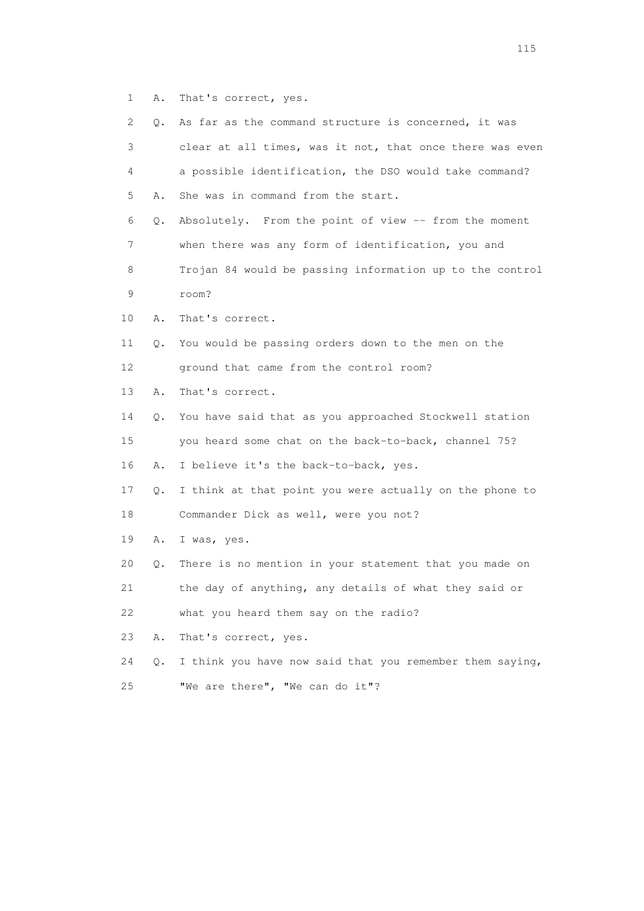1 A. That's correct, yes.

2 Q. As far as the command structure is concerned, it was

3 clear at all times, was it not, that once there was even

4 a possible identification, the DSO would take command?

5 A. She was in command from the start.

6 Q. Absolutely. From the point of view -- from the moment

7 when there was any form of identification, you and

8 Trojan 84 would be passing information up to the control

9 room?

10 A. That's correct.

11 Q. You would be passing orders down to the men on the

12 ground that came from the control room?

13 A. That's correct.

14 Q. You have said that as you approached Stockwell station

15 you heard some chat on the back-to-back, channel 75?

16 A. I believe it's the back-to-back, yes.

17 Q. I think at that point you were actually on the phone to

18 Commander Dick as well, were you not?

19 A. I was, yes.

20 Q. There is no mention in your statement that you made on

21 the day of anything, any details of what they said or

22 what you heard them say on the radio?

23 A. That's correct, yes.

24 Q. I think you have now said that you remember them saying,

25 "We are there", "We can do it"?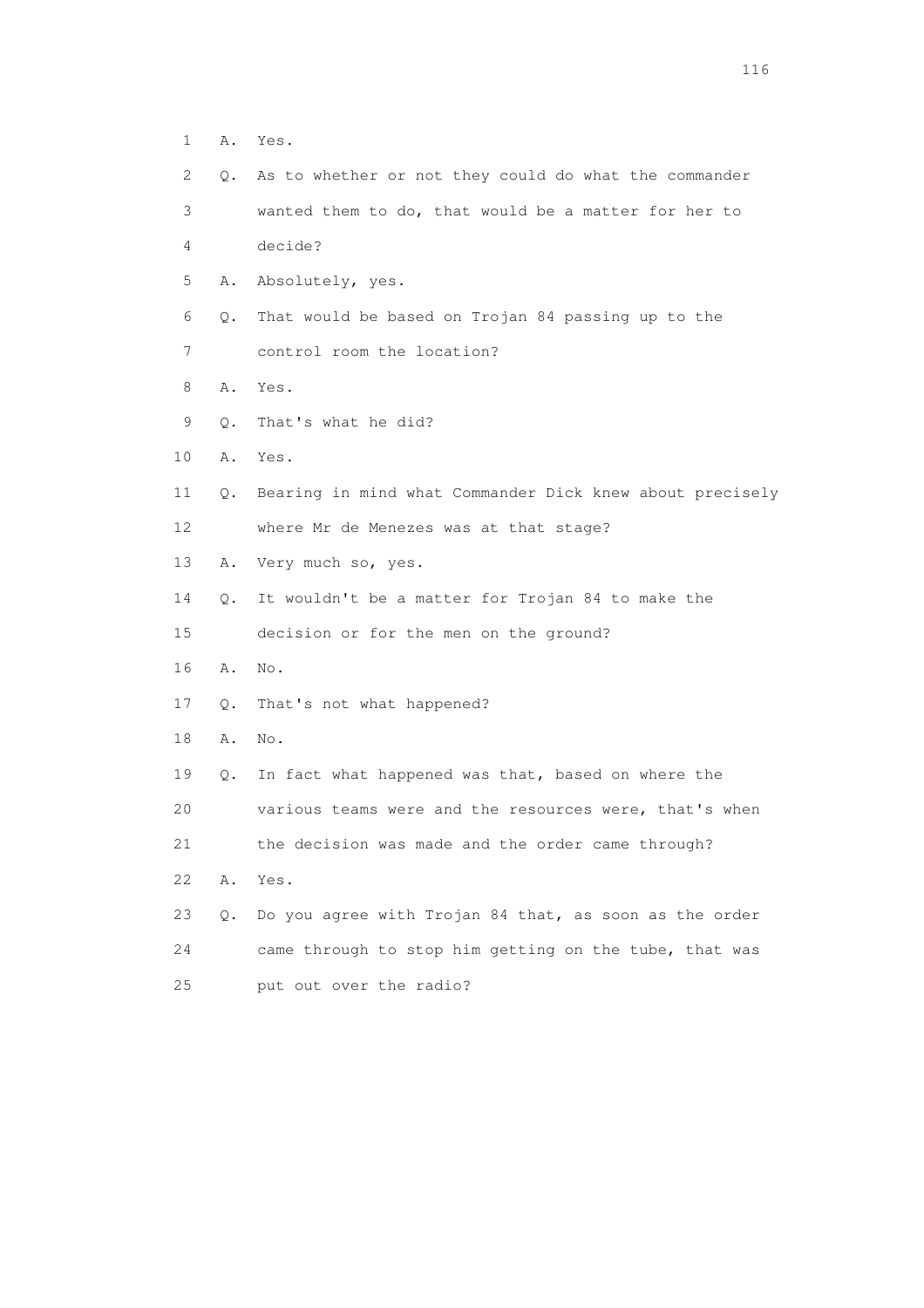1 A. Yes.

2 Q. As to whether or not they could do what the commander

3 wanted them to do, that would be a matter for her to

4 decide?

5 A. Absolutely, yes.

6 Q. That would be based on Trojan 84 passing up to the

7 control room the location?

8 A. Yes.

9 Q. That's what he did?

10 A. Yes.

11 Q. Bearing in mind what Commander Dick knew about precisely

12 where Mr de Menezes was at that stage?

13 A. Very much so, yes.

14 Q. It wouldn't be a matter for Trojan 84 to make the

15 decision or for the men on the ground?

16 A. No.

17 Q. That's not what happened?

18 A. No.

19 Q. In fact what happened was that, based on where the

20 various teams were and the resources were, that's when

21 the decision was made and the order came through?

22 A. Yes.

23 Q. Do you agree with Trojan 84 that, as soon as the order

24 came through to stop him getting on the tube, that was

25 put out over the radio?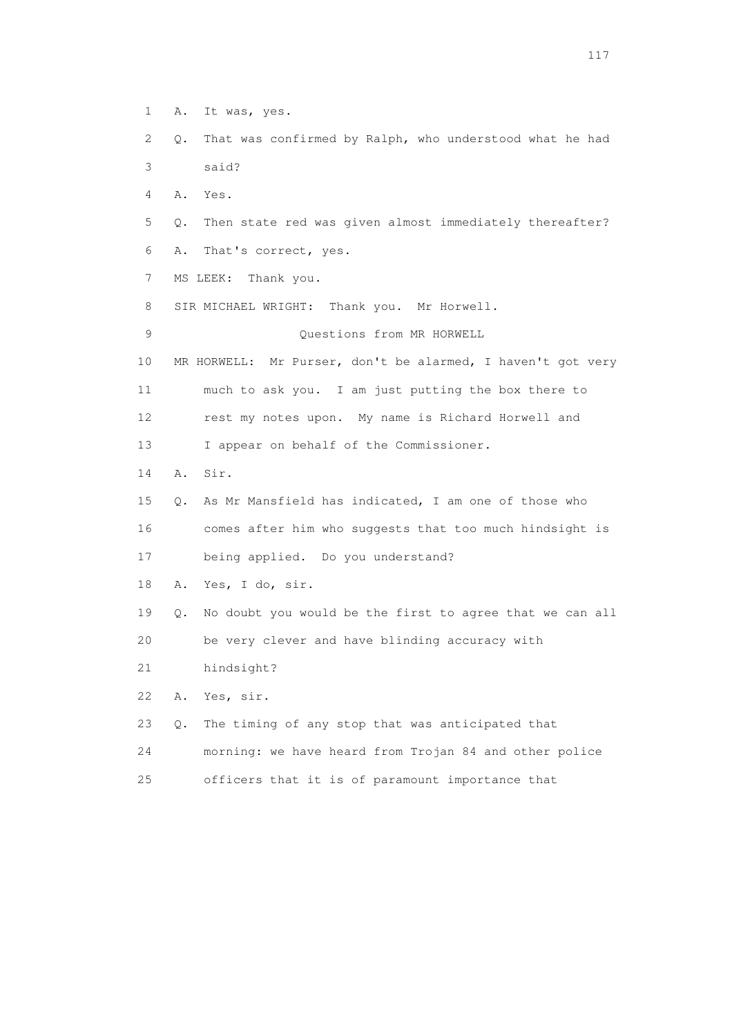1 A. It was, yes.

2 Q. That was confirmed by Ralph, who understood what he had

3 said?

4 A. Yes.

5 Q. Then state red was given almost immediately thereafter?

6 A. That's correct, yes.

7 MS LEEK: Thank you.

8 SIR MICHAEL WRIGHT: Thank you. Mr Horwell.

9 Questions from MR HORWELL

10 MR HORWELL: Mr Purser, don't be alarmed, I haven't got very

11 much to ask you. I am just putting the box there to

12 rest my notes upon. My name is Richard Horwell and

13 I appear on behalf of the Commissioner.

14 A. Sir.

15 Q. As Mr Mansfield has indicated, I am one of those who

16 comes after him who suggests that too much hindsight is

17 being applied. Do you understand?

18 A. Yes, I do, sir.

19 Q. No doubt you would be the first to agree that we can all

20 be very clever and have blinding accuracy with

21 hindsight?

22 A. Yes, sir.

23 Q. The timing of any stop that was anticipated that

24 morning: we have heard from Trojan 84 and other police

25 officers that it is of paramount importance that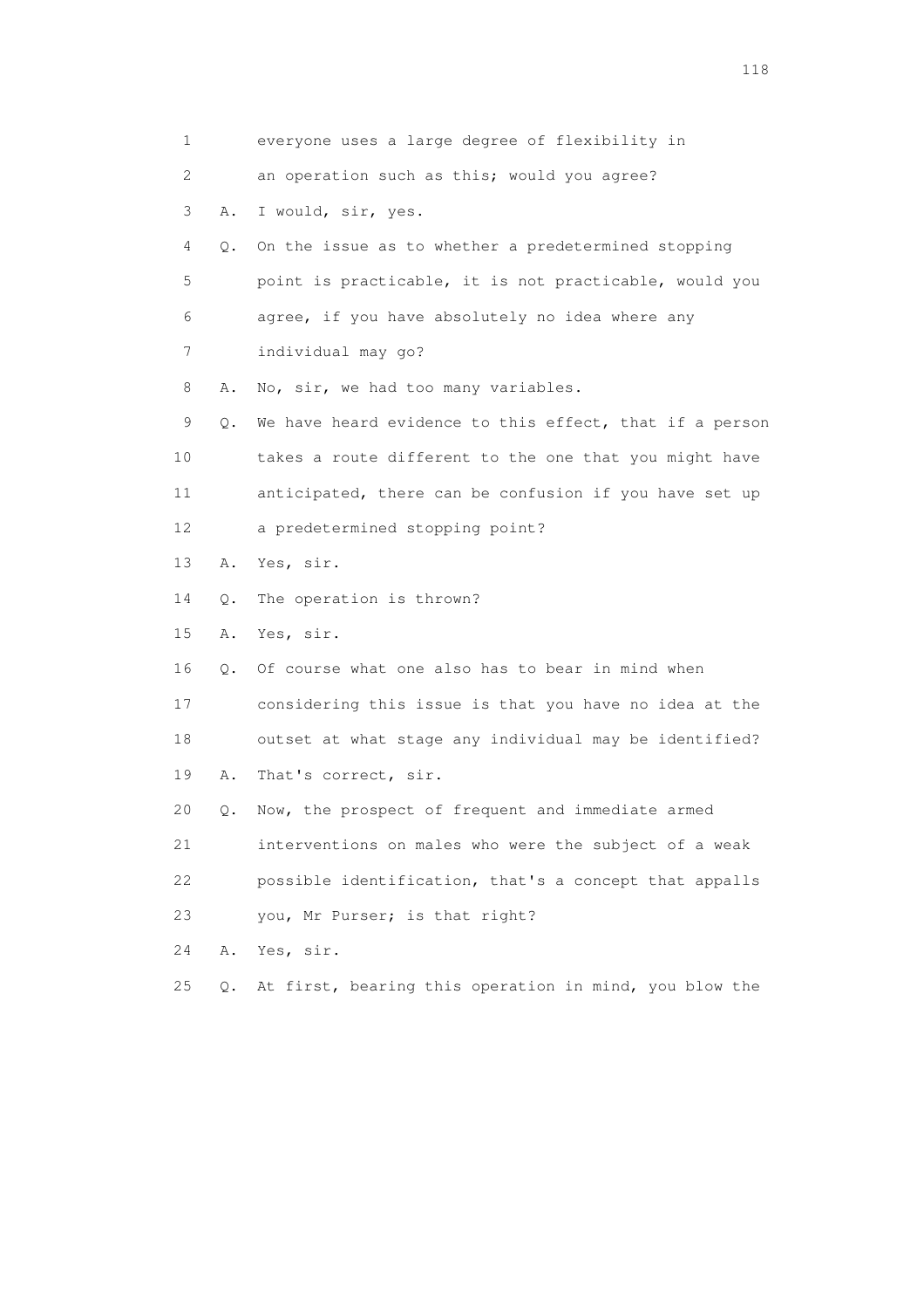1 everyone uses a large degree of flexibility in
2 an operation such as this; would you agree?
3 A. I would, sir, yes.
4 Q. On the issue as to whether a predetermined stopping
5 point is practicable, it is not practicable, would you
6 agree, if you have absolutely no idea where any
7 individual may go?
8 A. No, sir, we had too many variables.
9 Q. We have heard evidence to this effect, that if a person
10 takes a route different to the one that you might have
11 anticipated, there can be confusion if you have set up
12 a predetermined stopping point?
13 A. Yes, sir.
14 Q. The operation is thrown?
15 A. Yes, sir.
16 Q. Of course what one also has to bear in mind when
17 considering this issue is that you have no idea at the
18 outset at what stage any individual may be identified?
19 A. That's correct, sir.
20 Q. Now, the prospect of frequent and immediate armed
21 interventions on males who were the subject of a weak
22 possible identification, that's a concept that appalls
23 you, Mr Purser; is that right?
24 A. Yes, sir.
25 Q. At first, bearing this operation in mind, you blow the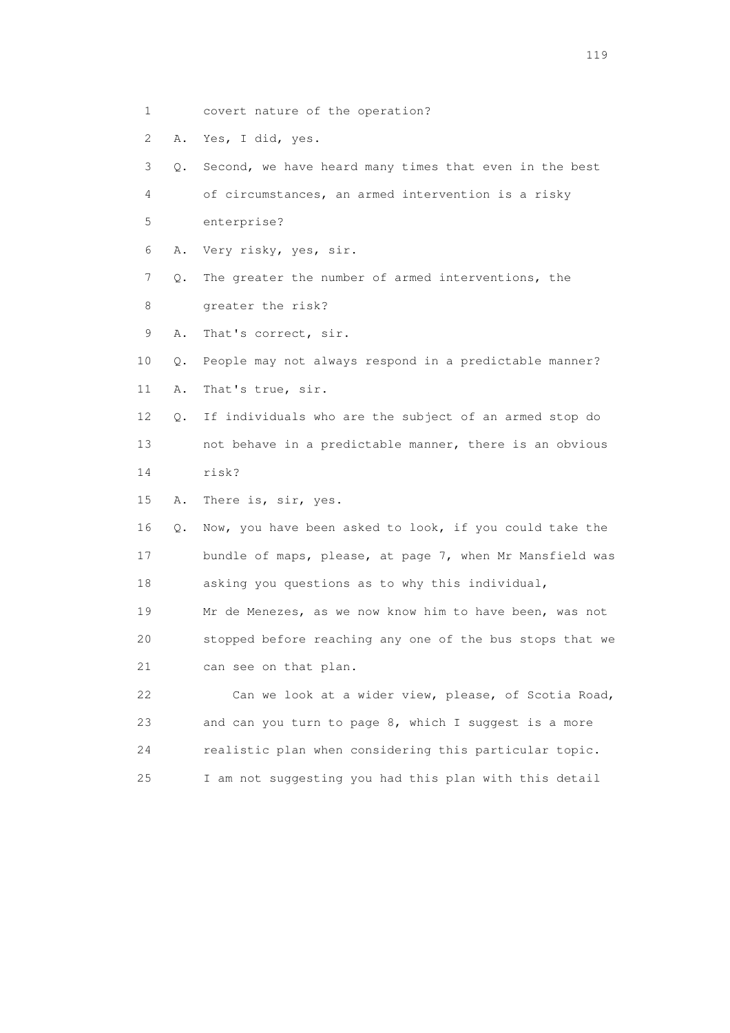1 covert nature of the operation?

2 A. Yes, I did, yes.

3 Q. Second, we have heard many times that even in the best

4 of circumstances, an armed intervention is a risky

5 enterprise?

6 A. Very risky, yes, sir.

7 Q. The greater the number of armed interventions, the

8 greater the risk?

9 A. That's correct, sir.

10 Q. People may not always respond in a predictable manner?

11 A. That's true, sir.

12 Q. If individuals who are the subject of an armed stop do

13 not behave in a predictable manner, there is an obvious

14 risk?

15 A. There is, sir, yes.

16 Q. Now, you have been asked to look, if you could take the

17 bundle of maps, please, at page 7, when Mr Mansfield was

18 asking you questions as to why this individual,

19 Mr de Menezes, as we now know him to have been, was not

20 stopped before reaching any one of the bus stops that we

21 can see on that plan.

22 Can we look at a wider view, please, of Scotia Road,

23 and can you turn to page 8, which I suggest is a more

24 realistic plan when considering this particular topic.

25 I am not suggesting you had this plan with this detail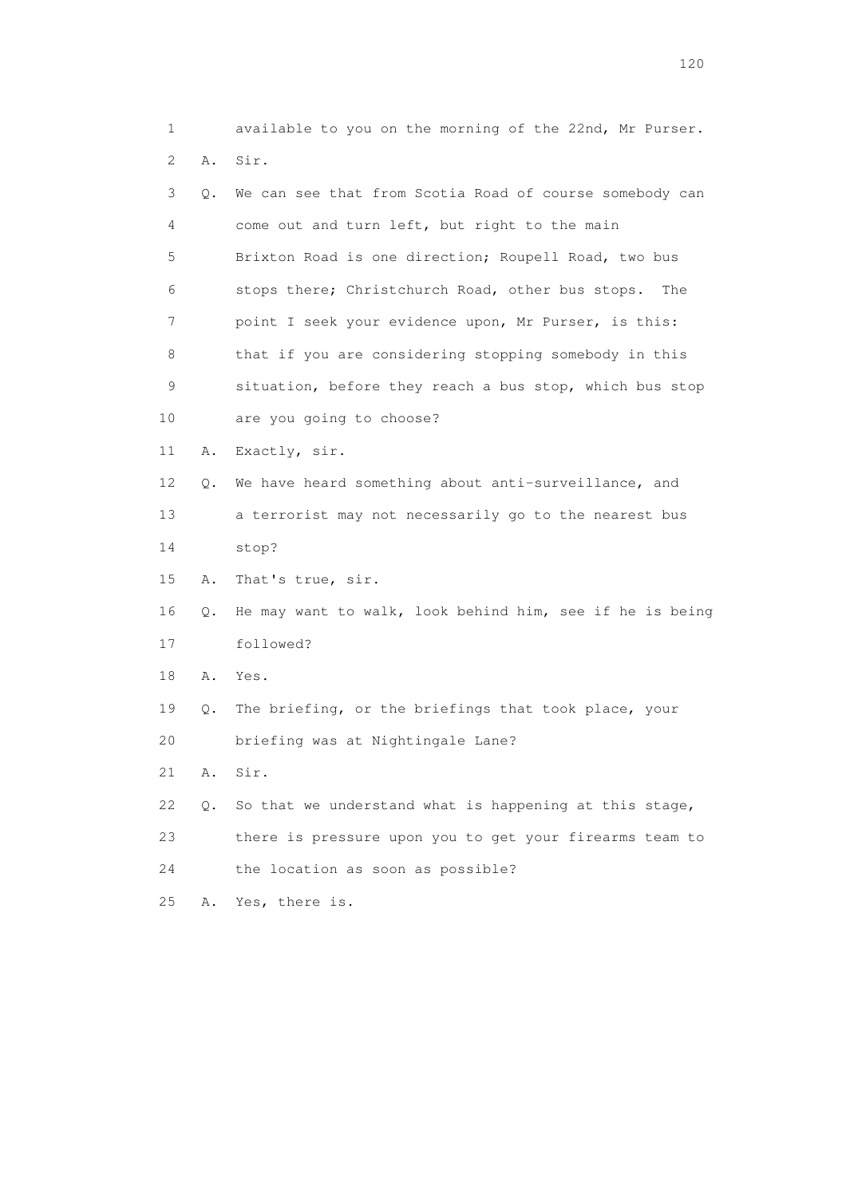1 available to you on the morning of the 22nd, Mr Purser.

2 A. Sir.

3 Q. We can see that from Scotia Road of course somebody can

4 come out and turn left, but right to the main

5 Brixton Road is one direction; Roupell Road, two bus

6 stops there; Christchurch Road, other bus stops. The

7 point I seek your evidence upon, Mr Purser, is this:

8 that if you are considering stopping somebody in this

9 situation, before they reach a bus stop, which bus stop

10 are you going to choose?

11 A. Exactly, sir.

12 Q. We have heard something about anti-surveillance, and

13 a terrorist may not necessarily go to the nearest bus

14 stop?

15 A. That's true, sir.

16 Q. He may want to walk, look behind him, see if he is being

17 followed?

18 A. Yes.

19 Q. The briefing, or the briefings that took place, your

20 briefing was at Nightingale Lane?

21 A. Sir.

22 Q. So that we understand what is happening at this stage,

23 there is pressure upon you to get your firearms team to

24 the location as soon as possible?

25 A. Yes, there is.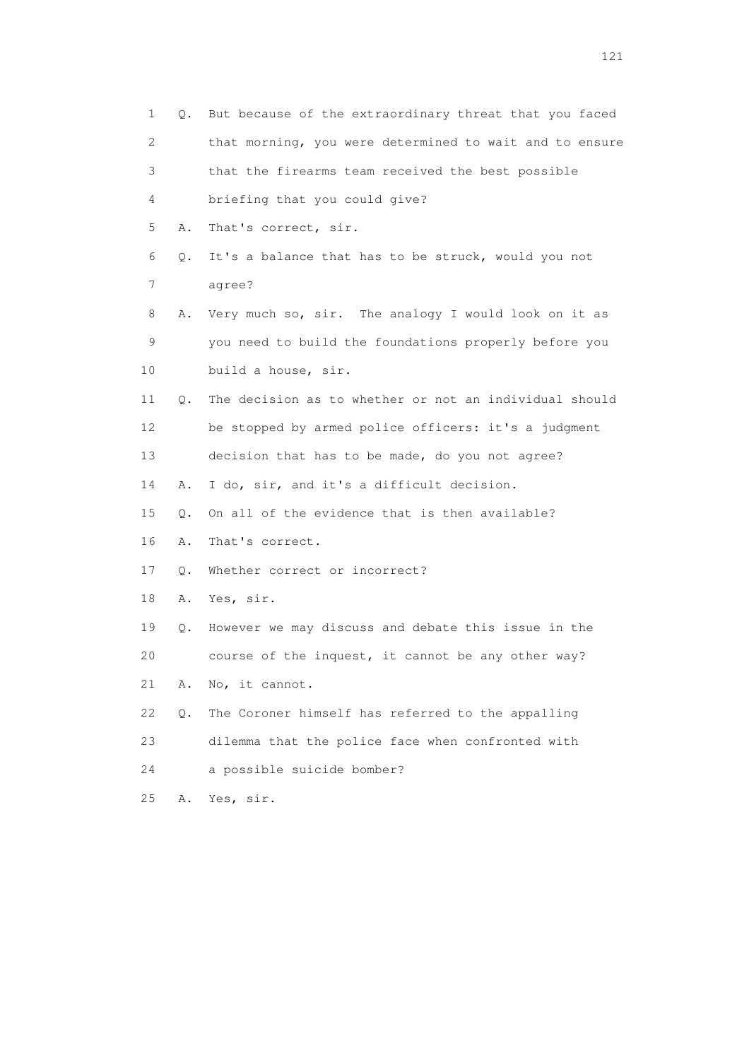1 Q. But because of the extraordinary threat that you faced
2 that morning, you were determined to wait and to ensure
3 that the firearms team received the best possible
4 briefing that you could give?
5 A. That's correct, sir.
6 Q. It's a balance that has to be struck, would you not
7 agree?
8 A. Very much so, sir. The analogy I would look on it as
9 you need to build the foundations properly before you
10 build a house, sir.
11 Q. The decision as to whether or not an individual should
12 be stopped by armed police officers: it's a judgment
13 decision that has to be made, do you not agree?
14 A. I do, sir, and it's a difficult decision.
15 Q. On all of the evidence that is then available?
16 A. That's correct.
17 Q. Whether correct or incorrect?
18 A. Yes, sir.
19 Q. However we may discuss and debate this issue in the
20 course of the inquest, it cannot be any other way?
21 A. No, it cannot.
22 Q. The Coroner himself has referred to the appalling
23 dilemma that the police face when confronted with
24 a possible suicide bomber?
25 A. Yes, sir.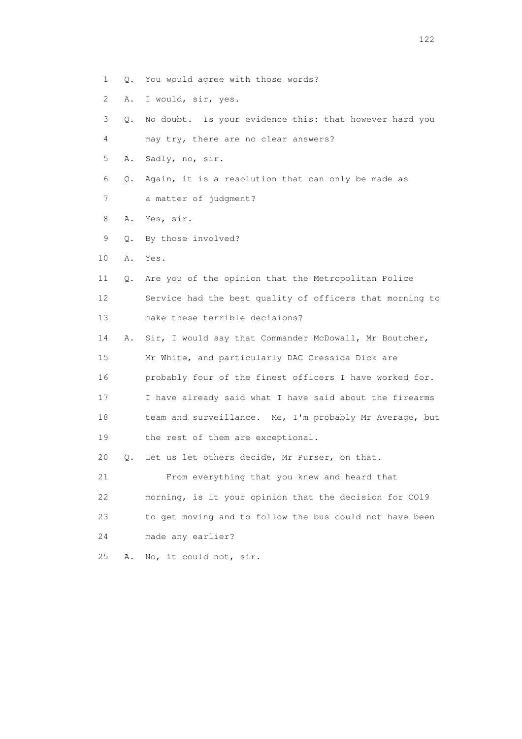1 Q. You would agree with those words?

2 A. I would, sir, yes.

3 Q. No doubt. Is your evidence this: that however hard you

4 may try, there are no clear answers?

5 A. Sadly, no, sir.

6 Q. Again, it is a resolution that can only be made as

7 a matter of judgment?

8 A. Yes, sir.

9 Q. By those involved?

10 A. Yes.

11 Q. Are you of the opinion that the Metropolitan Police

12 Service had the best quality of officers that morning to

13 make these terrible decisions?

14 A. Sir, I would say that Commander McDowall, Mr Boutcher,

15 Mr White, and particularly DAC Cressida Dick are

16 probably four of the finest officers I have worked for.

17 I have already said what I have said about the firearms

18 team and surveillance. Me, I'm probably Mr Average, but

19 the rest of them are exceptional.

20 Q. Let us let others decide, Mr Purser, on that.

21 From everything that you knew and heard that

22 morning, is it your opinion that the decision for CO19

23 to get moving and to follow the bus could not have been

24 made any earlier?

25 A. No, it could not, sir.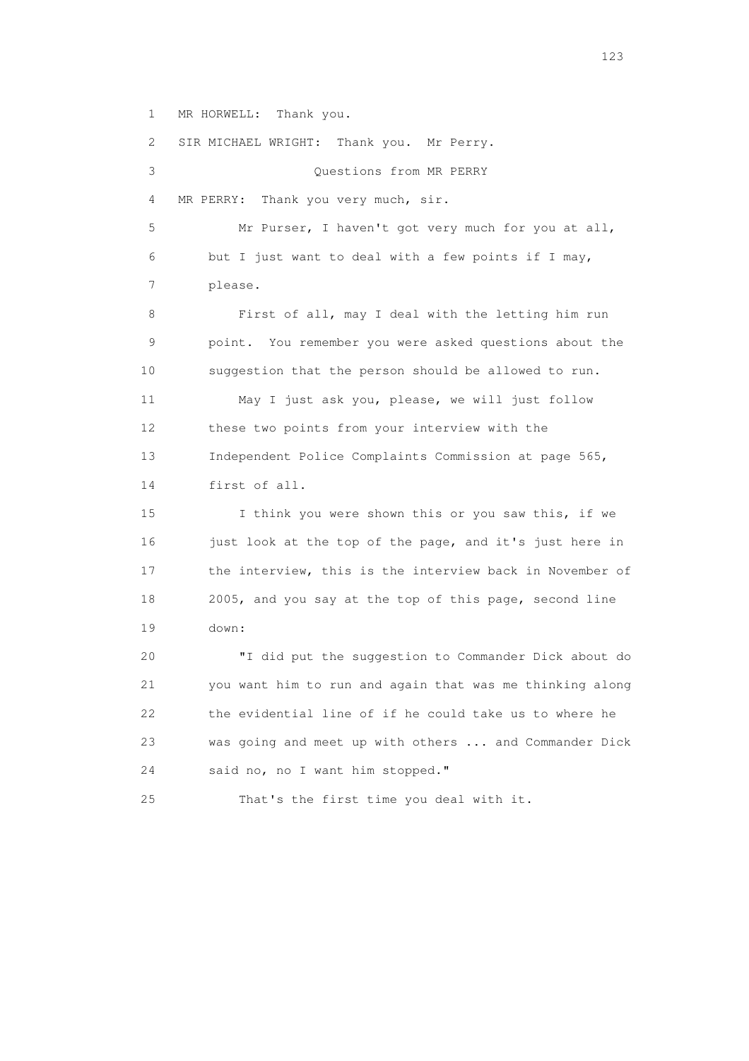1 MR HORWELL: Thank you.

2 SIR MICHAEL WRIGHT: Thank you. Mr Perry.

3 Questions from MR PERRY

4 MR PERRY: Thank you very much, sir.

5 Mr Purser, I haven't got very much for you at all,
6 but I just want to deal with a few points if I may,
7 please.

8 First of all, may I deal with the letting him run
9 point. You remember you were asked questions about the
10 suggestion that the person should be allowed to run.

11 May I just ask you, please, we will just follow
12 these two points from your interview with the
13 Independent Police Complaints Commission at page 565,
14 first of all.

15 I think you were shown this or you saw this, if we
16 just look at the top of the page, and it's just here in
17 the interview, this is the interview back in November of
18 2005, and you say at the top of this page, second line
19 down:

20 "I did put the suggestion to Commander Dick about do
21 you want him to run and again that was me thinking along
22 the evidential line of if he could take us to where he
23 was going and meet up with others ... and Commander Dick
24 said no, no I want him stopped."

25 That's the first time you deal with it.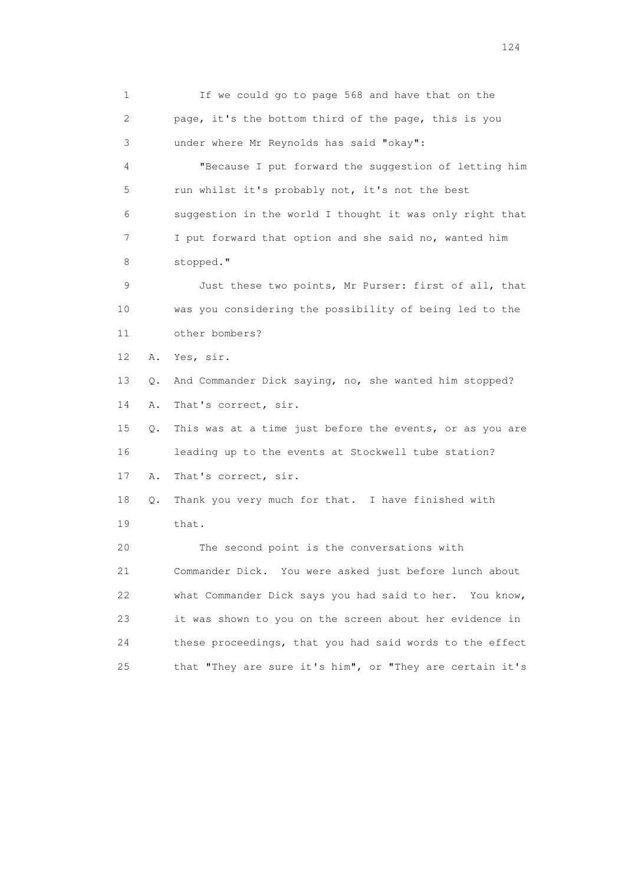1 If we could go to page 568 and have that on the
2 page, it's the bottom third of the page, this is you
3 under where Mr Reynolds has said "okay":

4 "Because I put forward the suggestion of letting him
5 run whilst it's probably not, it's not the best
6 suggestion in the world I thought it was only right that
7 I put forward that option and she said no, wanted him
8 stopped."

9 Just these two points, Mr Purser: first of all, that
10 was you considering the possibility of being led to the
11 other bombers?

12 A. Yes, sir.

13 Q. And Commander Dick saying, no, she wanted him stopped?

14 A. That's correct, sir.

15 Q. This was at a time just before the events, or as you are
16 leading up to the events at Stockwell tube station?

17 A. That's correct, sir.

18 Q. Thank you very much for that. I have finished with
19 that.

20 The second point is the conversations with
21 Commander Dick. You were asked just before lunch about
22 what Commander Dick says you had said to her. You know,
23 it was shown to you on the screen about her evidence in
24 these proceedings, that you had said words to the effect
25 that "They are sure it's him", or "They are certain it's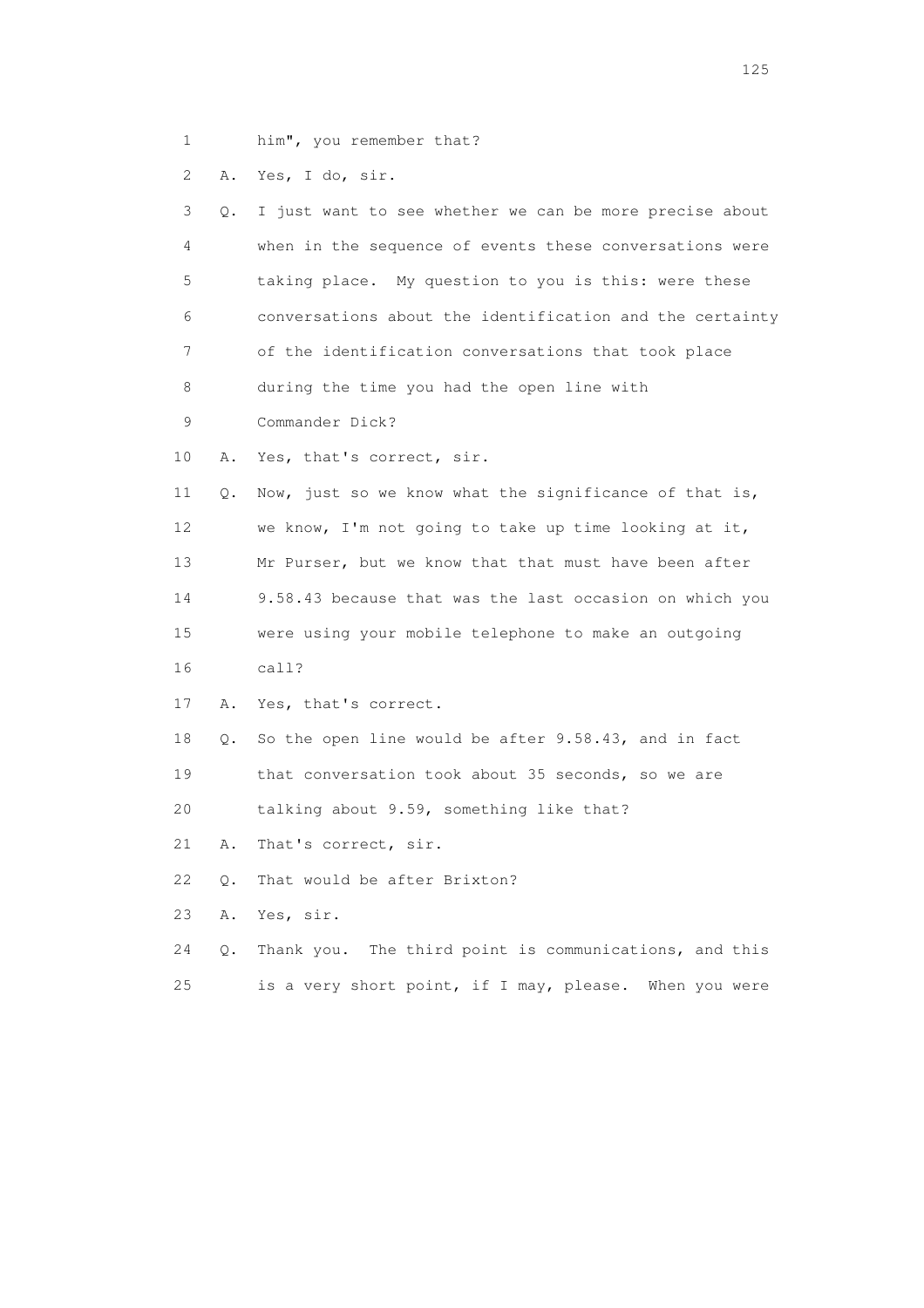1 him", you remember that?

2 A. Yes, I do, sir.

3 Q. I just want to see whether we can be more precise about

4 when in the sequence of events these conversations were

5 taking place. My question to you is this: were these

6 conversations about the identification and the certainty

7 of the identification conversations that took place

8 during the time you had the open line with

9 Commander Dick?

10 A. Yes, that's correct, sir.

11 Q. Now, just so we know what the significance of that is,

12 we know, I'm not going to take up time looking at it,

13 Mr Purser, but we know that that must have been after

14 9.58.43 because that was the last occasion on which you

15 were using your mobile telephone to make an outgoing

16 call?

17 A. Yes, that's correct.

18 Q. So the open line would be after 9.58.43, and in fact

19 that conversation took about 35 seconds, so we are

20 talking about 9.59, something like that?

21 A. That's correct, sir.

22 Q. That would be after Brixton?

23 A. Yes, sir.

24 Q. Thank you. The third point is communications, and this

25 is a very short point, if I may, please. When you were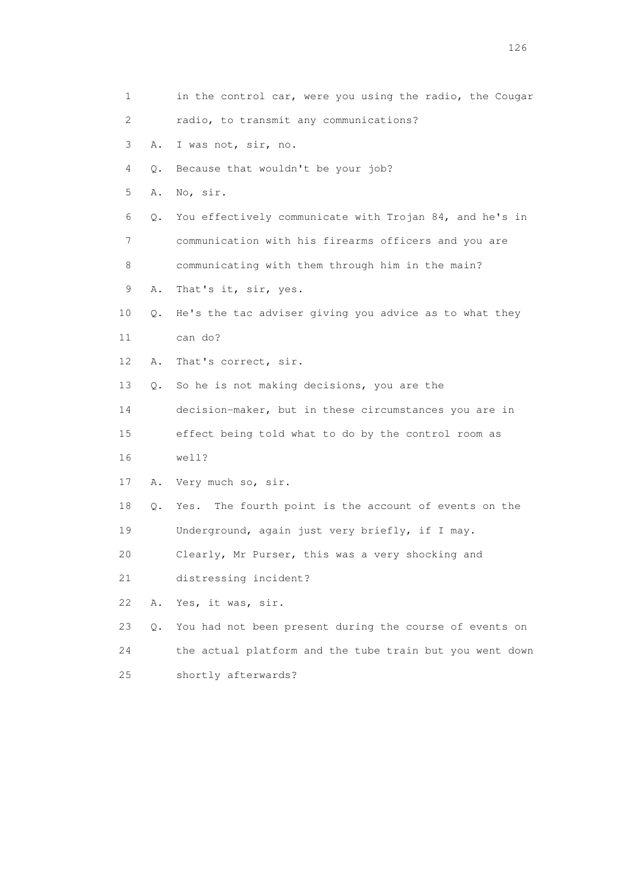1 in the control car, were you using the radio, the Cougar
2 radio, to transmit any communications?
3 A. I was not, sir, no.
4 Q. Because that wouldn't be your job?
5 A. No, sir.
6 Q. You effectively communicate with Trojan 84, and he's in
7 communication with his firearms officers and you are
8 communicating with them through him in the main?
9 A. That's it, sir, yes.
10 Q. He's the tac adviser giving you advice as to what they
11 can do?
12 A. That's correct, sir.
13 Q. So he is not making decisions, you are the
14 decision-maker, but in these circumstances you are in
15 effect being told what to do by the control room as
16 well?
17 A. Very much so, sir.
18 Q. Yes. The fourth point is the account of events on the
19 Underground, again just very briefly, if I may.
20 Clearly, Mr Purser, this was a very shocking and
21 distressing incident?
22 A. Yes, it was, sir.
23 Q. You had not been present during the course of events on
24 the actual platform and the tube train but you went down
25 shortly afterwards?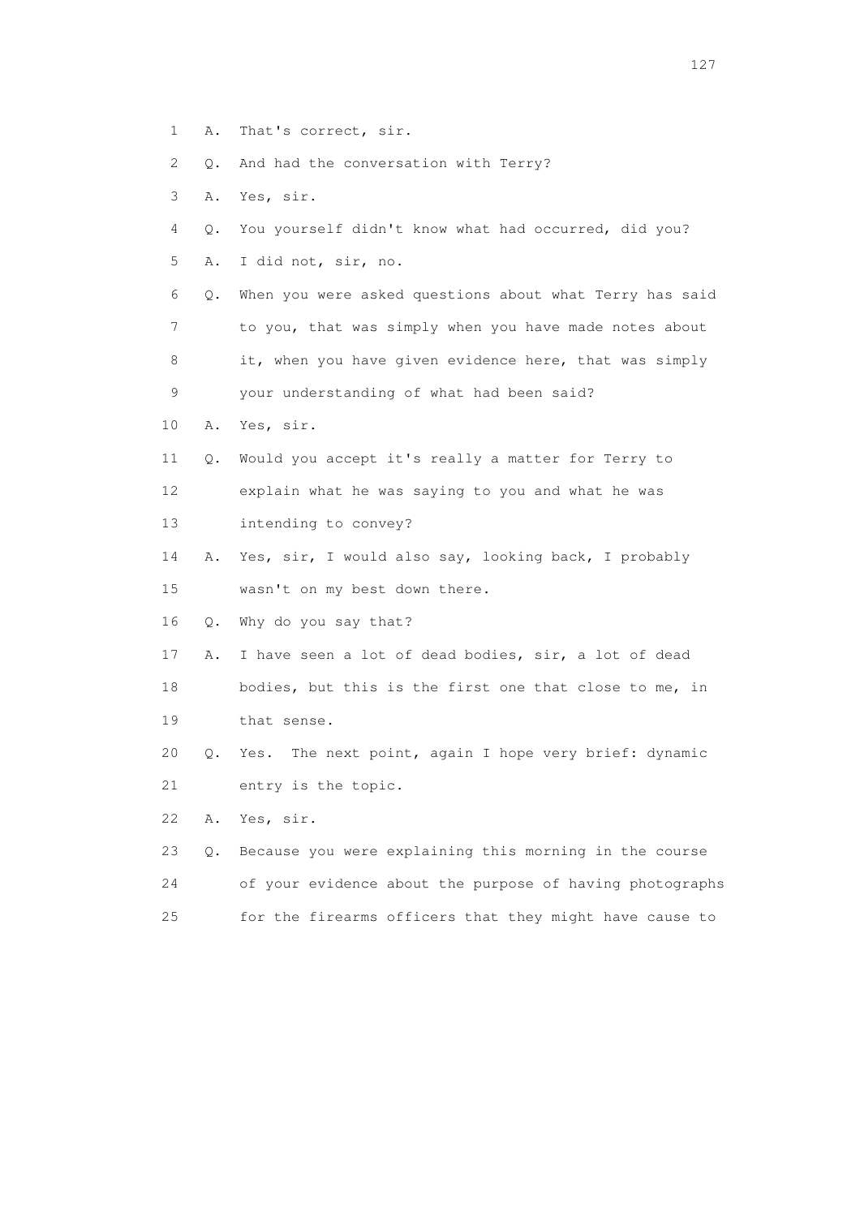1 A. That's correct, sir.

2 Q. And had the conversation with Terry?

3 A. Yes, sir.

4 Q. You yourself didn't know what had occurred, did you?

5 A. I did not, sir, no.

6 Q. When you were asked questions about what Terry has said

7 to you, that was simply when you have made notes about

8 it, when you have given evidence here, that was simply

9 your understanding of what had been said?

10 A. Yes, sir.

11 Q. Would you accept it's really a matter for Terry to

12 explain what he was saying to you and what he was

13 intending to convey?

14 A. Yes, sir, I would also say, looking back, I probably

15 wasn't on my best down there.

16 Q. Why do you say that?

17 A. I have seen a lot of dead bodies, sir, a lot of dead

18 bodies, but this is the first one that close to me, in

19 that sense.

20 Q. Yes. The next point, again I hope very brief: dynamic

21 entry is the topic.

22 A. Yes, sir.

23 Q. Because you were explaining this morning in the course

24 of your evidence about the purpose of having photographs

25 for the firearms officers that they might have cause to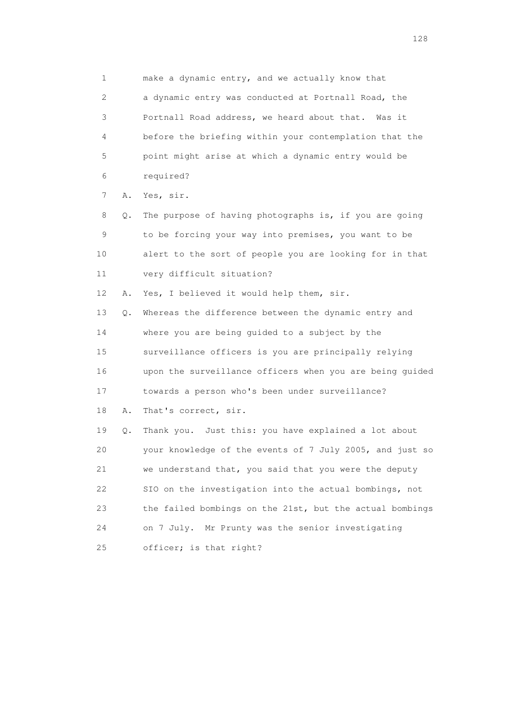1 make a dynamic entry, and we actually know that
2 a dynamic entry was conducted at Portnall Road, the
3 Portnall Road address, we heard about that. Was it
4 before the briefing within your contemplation that the
5 point might arise at which a dynamic entry would be
6 required?

7 A. Yes, sir.

8 Q. The purpose of having photographs is, if you are going
9 to be forcing your way into premises, you want to be
10 alert to the sort of people you are looking for in that
11 very difficult situation?

12 A. Yes, I believed it would help them, sir.

13 Q. Whereas the difference between the dynamic entry and
14 where you are being guided to a subject by the
15 surveillance officers is you are principally relying
16 upon the surveillance officers when you are being guided
17 towards a person who's been under surveillance?

18 A. That's correct, sir.

19 Q. Thank you. Just this: you have explained a lot about
20 your knowledge of the events of 7 July 2005, and just so
21 we understand that, you said that you were the deputy
22 SIO on the investigation into the actual bombings, not
23 the failed bombings on the 21st, but the actual bombings
24 on 7 July. Mr Prunty was the senior investigating
25 officer; is that right?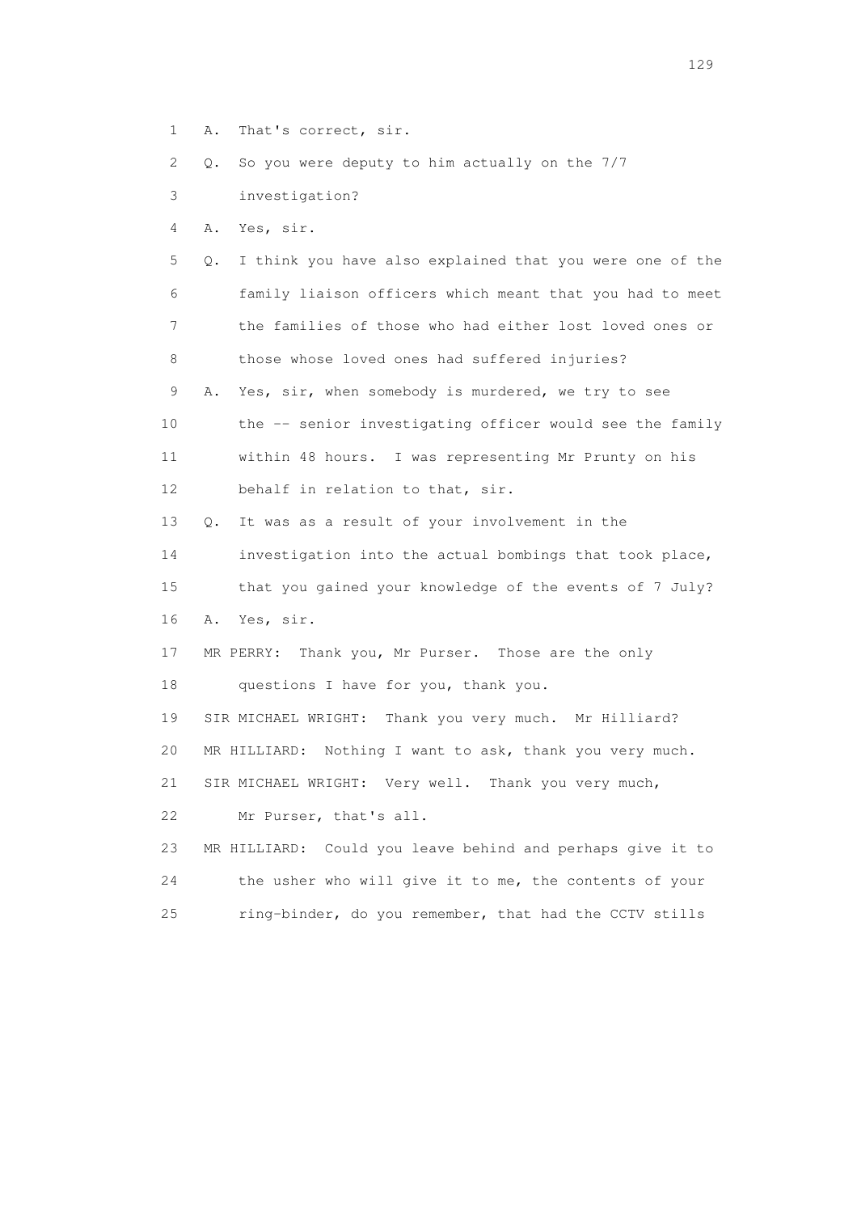1 A. That's correct, sir.

2 Q. So you were deputy to him actually on the 7/7

3 investigation?

4 A. Yes, sir.

5 Q. I think you have also explained that you were one of the

6 family liaison officers which meant that you had to meet

7 the families of those who had either lost loved ones or

8 those whose loved ones had suffered injuries?

9 A. Yes, sir, when somebody is murdered, we try to see

10 the -- senior investigating officer would see the family

11 within 48 hours. I was representing Mr Prunty on his

12 behalf in relation to that, sir.

13 Q. It was as a result of your involvement in the

14 investigation into the actual bombings that took place,

15 that you gained your knowledge of the events of 7 July?

16 A. Yes, sir.

17 MR PERRY: Thank you, Mr Purser. Those are the only

18 questions I have for you, thank you.

19 SIR MICHAEL WRIGHT: Thank you very much. Mr Hilliard?

20 MR HILLIARD: Nothing I want to ask, thank you very much.

21 SIR MICHAEL WRIGHT: Very well. Thank you very much,

22 Mr Purser, that's all.

23 MR HILLIARD: Could you leave behind and perhaps give it to

24 the usher who will give it to me, the contents of your

25 ring-binder, do you remember, that had the CCTV stills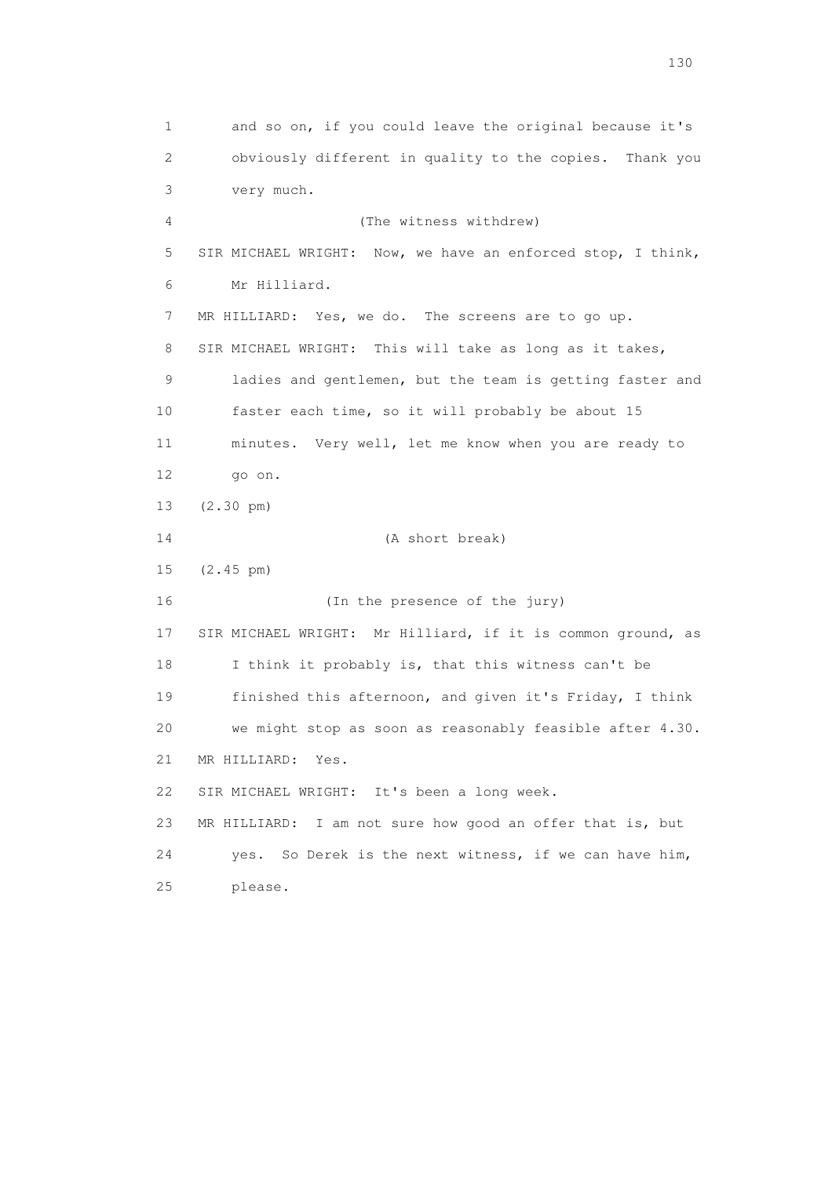1 and so on, if you could leave the original because it's
2 obviously different in quality to the copies. Thank you
3 very much.

4 (The witness withdrew)

5 SIR MICHAEL WRIGHT: Now, we have an enforced stop, I think,
6 Mr Hilliard.

7 MR HILLIARD: Yes, we do. The screens are to go up.

8 SIR MICHAEL WRIGHT: This will take as long as it takes,
9 ladies and gentlemen, but the team is getting faster and
10 faster each time, so it will probably be about 15
11 minutes. Very well, let me know when you are ready to
12 go on.

13 (2.30 pm)

14 (A short break)

15 (2.45 pm)

16 (In the presence of the jury)

17 SIR MICHAEL WRIGHT: Mr Hilliard, if it is common ground, as
18 I think it probably is, that this witness can't be
19 finished this afternoon, and given it's Friday, I think
20 we might stop as soon as reasonably feasible after 4.30.

21 MR HILLIARD: Yes.

22 SIR MICHAEL WRIGHT: It's been a long week.

23 MR HILLIARD: I am not sure how good an offer that is, but
24 yes. So Derek is the next witness, if we can have him,
25 please.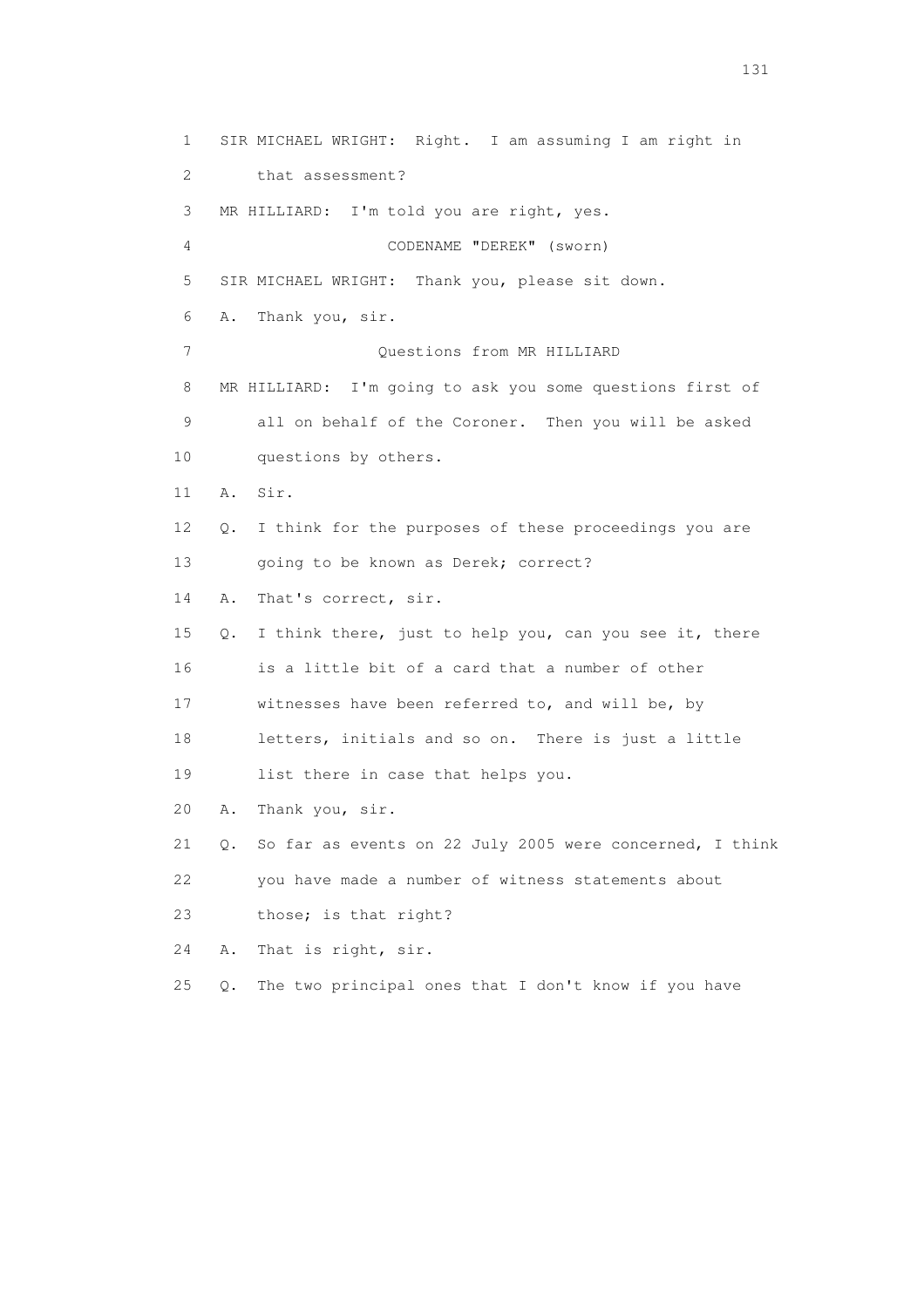1 SIR MICHAEL WRIGHT: Right. I am assuming I am right in
2 that assessment?
3 MR HILLIARD: I'm told you are right, yes.
4 CODENAME "DEREK" (sworn)
5 SIR MICHAEL WRIGHT: Thank you, please sit down.
6 A. Thank you, sir.
7 Questions from MR HILLIARD
8 MR HILLIARD: I'm going to ask you some questions first of
9 all on behalf of the Coroner. Then you will be asked
10 questions by others.
11 A. Sir.
12 Q. I think for the purposes of these proceedings you are
13 going to be known as Derek; correct?
14 A. That's correct, sir.
15 Q. I think there, just to help you, can you see it, there
16 is a little bit of a card that a number of other
17 witnesses have been referred to, and will be, by
18 letters, initials and so on. There is just a little
19 list there in case that helps you.
20 A. Thank you, sir.
21 Q. So far as events on 22 July 2005 were concerned, I think
22 you have made a number of witness statements about
23 those; is that right?
24 A. That is right, sir.
25 Q. The two principal ones that I don't know if you have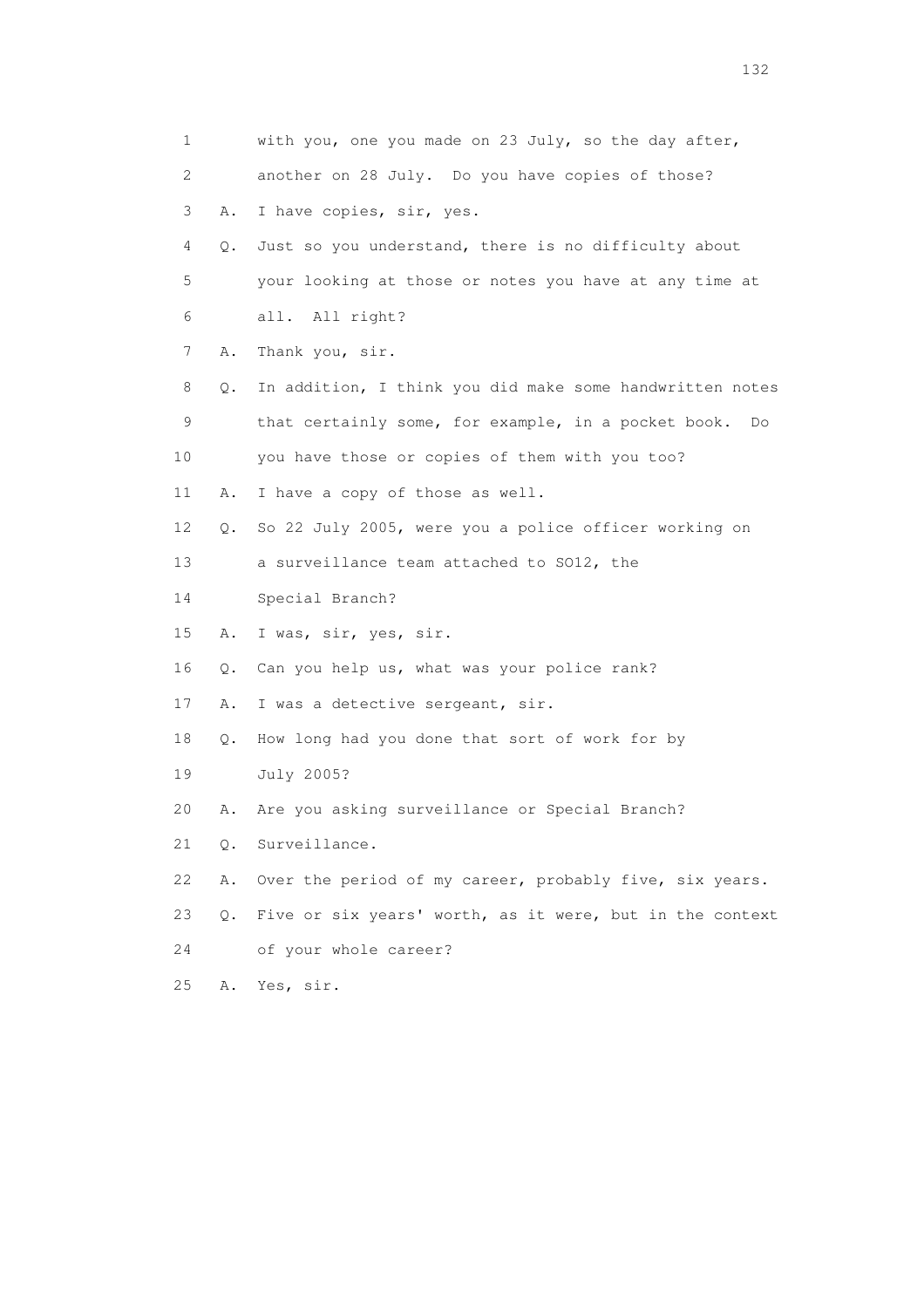1 with you, one you made on 23 July, so the day after,
2 another on 28 July. Do you have copies of those?
3 A. I have copies, sir, yes.
4 Q. Just so you understand, there is no difficulty about
5 your looking at those or notes you have at any time at
6 all. All right?
7 A. Thank you, sir.
8 Q. In addition, I think you did make some handwritten notes
9 that certainly some, for example, in a pocket book. Do
10 you have those or copies of them with you too?
11 A. I have a copy of those as well.
12 Q. So 22 July 2005, were you a police officer working on
13 a surveillance team attached to SO12, the
14 Special Branch?
15 A. I was, sir, yes, sir.
16 Q. Can you help us, what was your police rank?
17 A. I was a detective sergeant, sir.
18 Q. How long had you done that sort of work for by
19 July 2005?
20 A. Are you asking surveillance or Special Branch?
21 Q. Surveillance.
22 A. Over the period of my career, probably five, six years.
23 Q. Five or six years' worth, as it were, but in the context
24 of your whole career?
25 A. Yes, sir.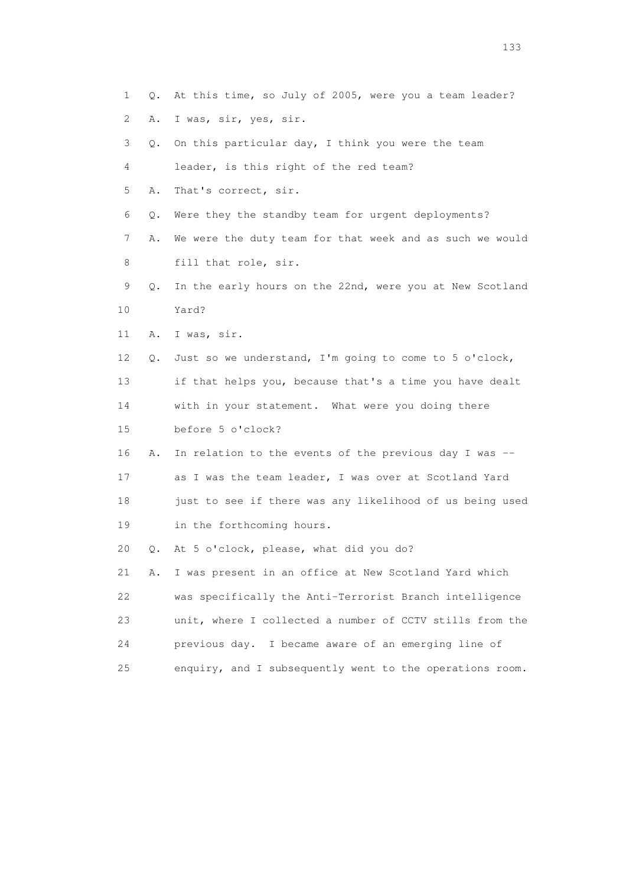1 Q. At this time, so July of 2005, were you a team leader?

2 A. I was, sir, yes, sir.

3 Q. On this particular day, I think you were the team

4 leader, is this right of the red team?

5 A. That's correct, sir.

6 Q. Were they the standby team for urgent deployments?

7 A. We were the duty team for that week and as such we would

8 fill that role, sir.

9 Q. In the early hours on the 22nd, were you at New Scotland

10 Yard?

11 A. I was, sir.

12 Q. Just so we understand, I'm going to come to 5 o'clock,

13 if that helps you, because that's a time you have dealt

14 with in your statement. What were you doing there

15 before 5 o'clock?

16 A. In relation to the events of the previous day I was --

17 as I was the team leader, I was over at Scotland Yard

18 just to see if there was any likelihood of us being used

19 in the forthcoming hours.

20 Q. At 5 o'clock, please, what did you do?

21 A. I was present in an office at New Scotland Yard which

22 was specifically the Anti-Terrorist Branch intelligence

23 unit, where I collected a number of CCTV stills from the

24 previous day. I became aware of an emerging line of

25 enquiry, and I subsequently went to the operations room.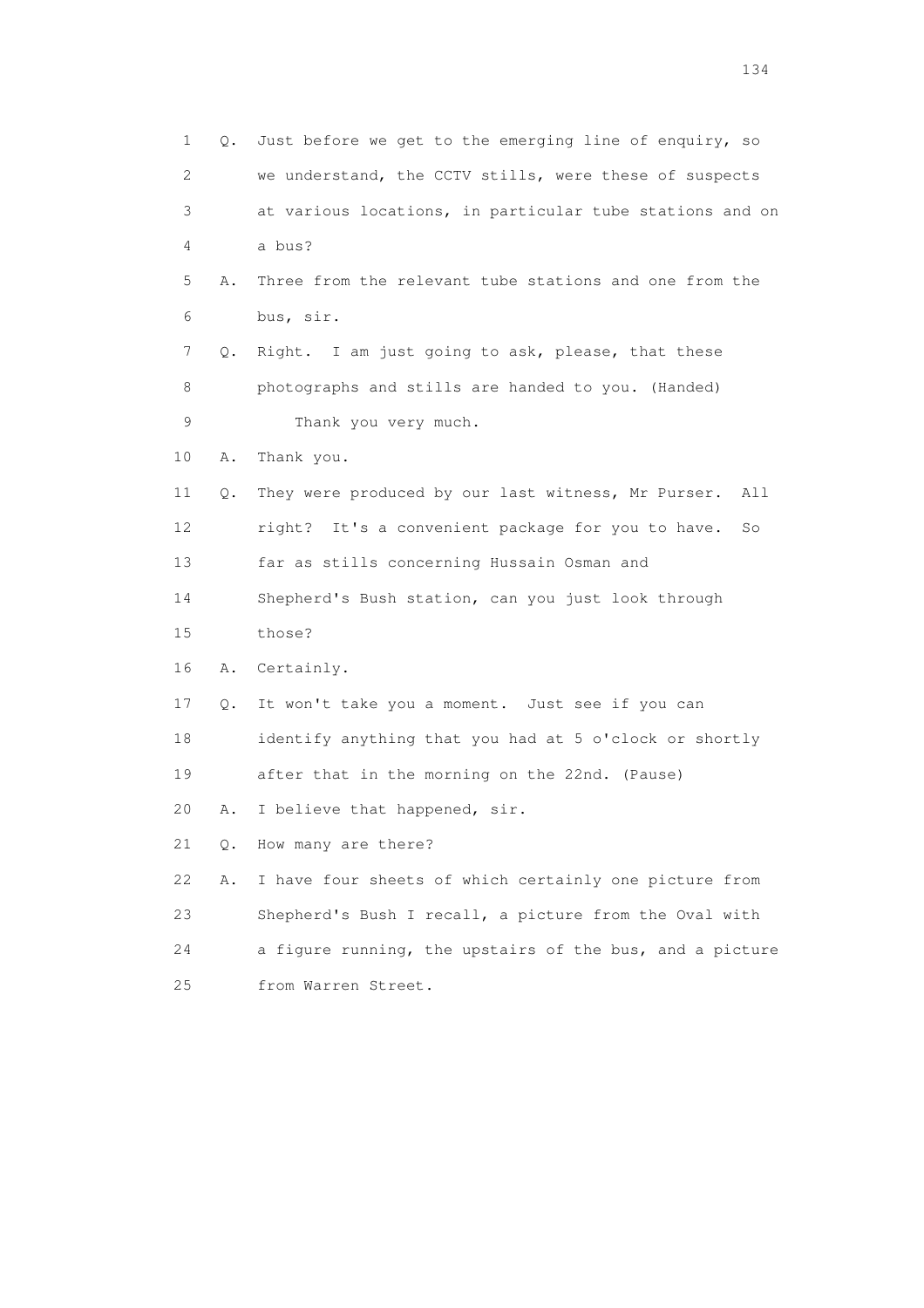1 Q. Just before we get to the emerging line of enquiry, so
2 we understand, the CCTV stills, were these of suspects
3 at various locations, in particular tube stations and on
4 a bus?
5 A. Three from the relevant tube stations and one from the
6 bus, sir.
7 Q. Right. I am just going to ask, please, that these
8 photographs and stills are handed to you. (Handed)
9 Thank you very much.
10 A. Thank you.
11 Q. They were produced by our last witness, Mr Purser. All
12 right? It's a convenient package for you to have. So
13 far as stills concerning Hussain Osman and
14 Shepherd's Bush station, can you just look through
15 those?
16 A. Certainly.
17 Q. It won't take you a moment. Just see if you can
18 identify anything that you had at 5 o'clock or shortly
19 after that in the morning on the 22nd. (Pause)
20 A. I believe that happened, sir.
21 Q. How many are there?
22 A. I have four sheets of which certainly one picture from
23 Shepherd's Bush I recall, a picture from the Oval with
24 a figure running, the upstairs of the bus, and a picture
25 from Warren Street.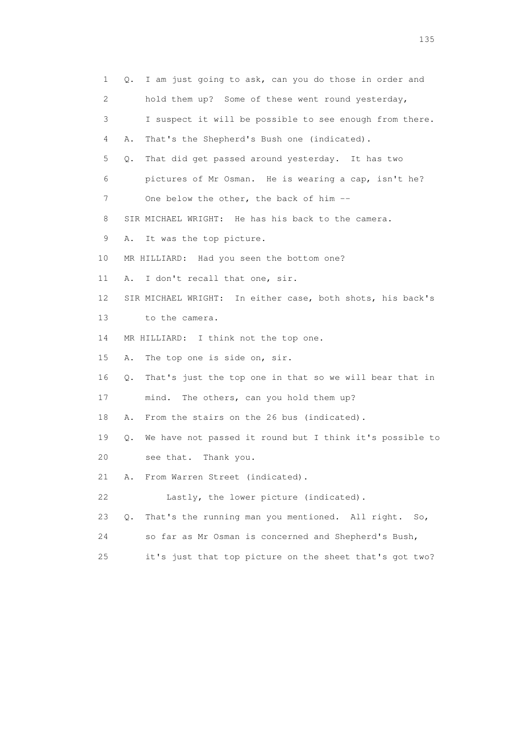1 Q. I am just going to ask, can you do those in order and
2 hold them up? Some of these went round yesterday,
3 I suspect it will be possible to see enough from there.
4 A. That's the Shepherd's Bush one (indicated).
5 Q. That did get passed around yesterday. It has two
6 pictures of Mr Osman. He is wearing a cap, isn't he?
7 One below the other, the back of him --
8 SIR MICHAEL WRIGHT: He has his back to the camera.
9 A. It was the top picture.
10 MR HILLIARD: Had you seen the bottom one?
11 A. I don't recall that one, sir.
12 SIR MICHAEL WRIGHT: In either case, both shots, his back's
13 to the camera.
14 MR HILLIARD: I think not the top one.
15 A. The top one is side on, sir.
16 Q. That's just the top one in that so we will bear that in
17 mind. The others, can you hold them up?
18 A. From the stairs on the 26 bus (indicated).
19 Q. We have not passed it round but I think it's possible to
20 see that. Thank you.
21 A. From Warren Street (indicated).
22 Lastly, the lower picture (indicated).
23 Q. That's the running man you mentioned. All right. So,
24 so far as Mr Osman is concerned and Shepherd's Bush,
25 it's just that top picture on the sheet that's got two?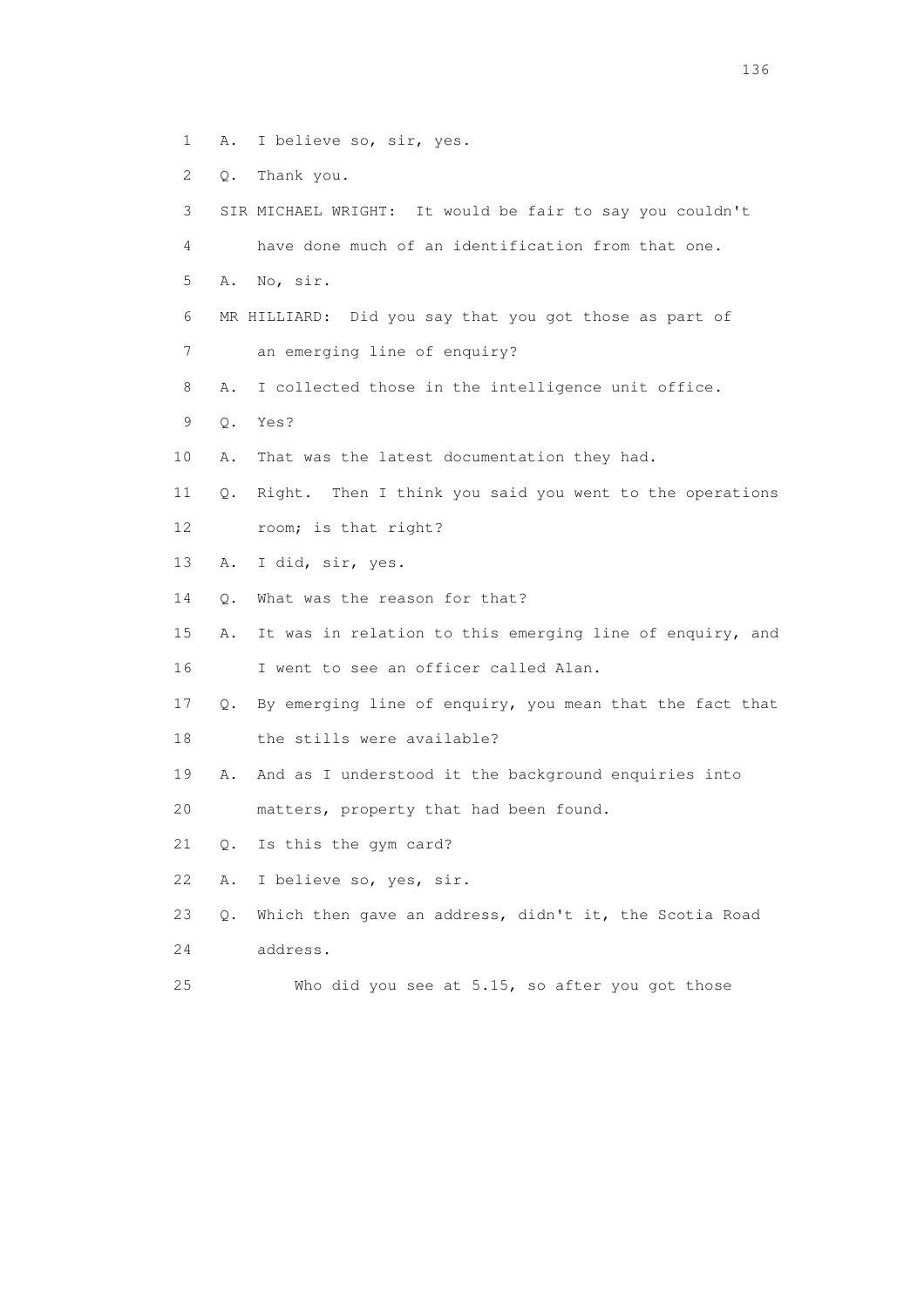1 A. I believe so, sir, yes.

2 Q. Thank you.

3 SIR MICHAEL WRIGHT: It would be fair to say you couldn't

4 have done much of an identification from that one.

5 A. No, sir.

6 MR HILLIARD: Did you say that you got those as part of

7 an emerging line of enquiry?

8 A. I collected those in the intelligence unit office.

9 Q. Yes?

10 A. That was the latest documentation they had.

11 Q. Right. Then I think you said you went to the operations

12 room; is that right?

13 A. I did, sir, yes.

14 Q. What was the reason for that?

15 A. It was in relation to this emerging line of enquiry, and

16 I went to see an officer called Alan.

17 Q. By emerging line of enquiry, you mean that the fact that

18 the stills were available?

19 A. And as I understood it the background enquiries into

20 matters, property that had been found.

21 Q. Is this the gym card?

22 A. I believe so, yes, sir.

23 Q. Which then gave an address, didn't it, the Scotia Road

24 address.

25 Who did you see at 5.15, so after you got those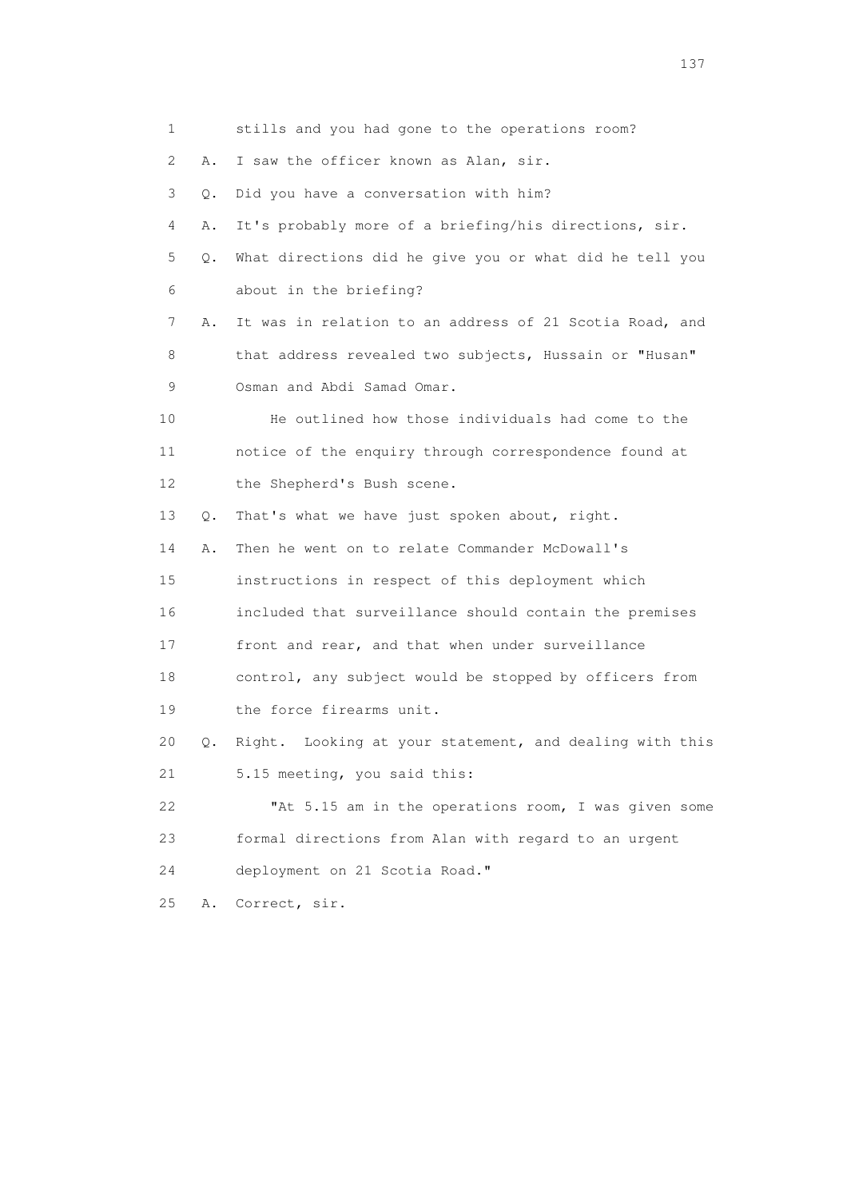1 stills and you had gone to the operations room?

2 A. I saw the officer known as Alan, sir.

3 Q. Did you have a conversation with him?

4 A. It's probably more of a briefing/his directions, sir.

5 Q. What directions did he give you or what did he tell you

6 about in the briefing?

7 A. It was in relation to an address of 21 Scotia Road, and

8 that address revealed two subjects, Hussain or "Husan"

9 Osman and Abdi Samad Omar.

10 He outlined how those individuals had come to the

11 notice of the enquiry through correspondence found at

12 the Shepherd's Bush scene.

13 Q. That's what we have just spoken about, right.

14 A. Then he went on to relate Commander McDowall's

15 instructions in respect of this deployment which

16 included that surveillance should contain the premises

17 front and rear, and that when under surveillance

18 control, any subject would be stopped by officers from

19 the force firearms unit.

20 Q. Right. Looking at your statement, and dealing with this

21 5.15 meeting, you said this:

22 "At 5.15 am in the operations room, I was given some

23 formal directions from Alan with regard to an urgent

24 deployment on 21 Scotia Road."

25 A. Correct, sir.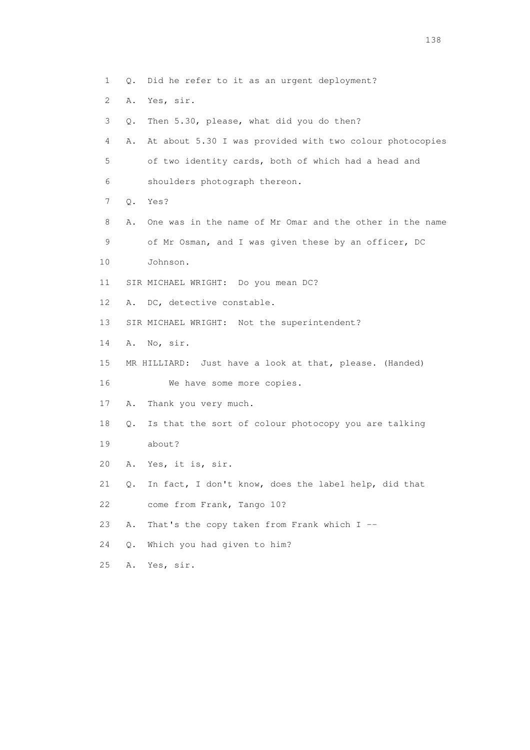1 Q. Did he refer to it as an urgent deployment?

2 A. Yes, sir.

3 Q. Then 5.30, please, what did you do then?

4 A. At about 5.30 I was provided with two colour photocopies

5 of two identity cards, both of which had a head and

6 shoulders photograph thereon.

7 Q. Yes?

8 A. One was in the name of Mr Omar and the other in the name

9 of Mr Osman, and I was given these by an officer, DC

10 Johnson.

11 SIR MICHAEL WRIGHT: Do you mean DC?

12 A. DC, detective constable.

13 SIR MICHAEL WRIGHT: Not the superintendent?

14 A. No, sir.

15 MR HILLIARD: Just have a look at that, please. (Handed)

16 We have some more copies.

17 A. Thank you very much.

18 Q. Is that the sort of colour photocopy you are talking

19 about?

20 A. Yes, it is, sir.

21 Q. In fact, I don't know, does the label help, did that

22 come from Frank, Tango 10?

23 A. That's the copy taken from Frank which I --

24 Q. Which you had given to him?

25 A. Yes, sir.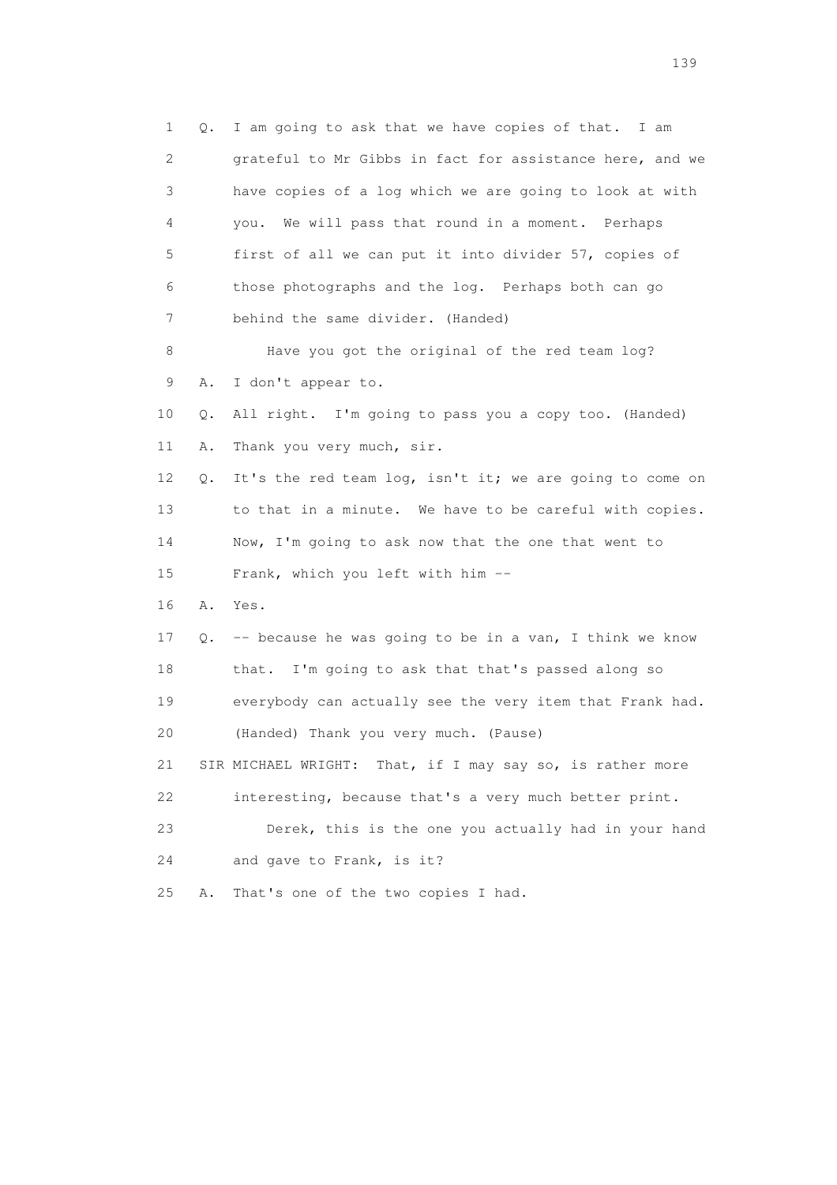1 Q. I am going to ask that we have copies of that. I am
2 grateful to Mr Gibbs in fact for assistance here, and we
3 have copies of a log which we are going to look at with
4 you. We will pass that round in a moment. Perhaps
5 first of all we can put it into divider 57, copies of
6 those photographs and the log. Perhaps both can go
7 behind the same divider. (Handed)
8 Have you got the original of the red team log?
9 A. I don't appear to.
10 Q. All right. I'm going to pass you a copy too. (Handed)
11 A. Thank you very much, sir.
12 Q. It's the red team log, isn't it; we are going to come on
13 to that in a minute. We have to be careful with copies.
14 Now, I'm going to ask now that the one that went to
15 Frank, which you left with him --
16 A. Yes.
17 Q. -- because he was going to be in a van, I think we know
18 that. I'm going to ask that that's passed along so
19 everybody can actually see the very item that Frank had.
20 (Handed) Thank you very much. (Pause)
21 SIR MICHAEL WRIGHT: That, if I may say so, is rather more
22 interesting, because that's a very much better print.
23 Derek, this is the one you actually had in your hand
24 and gave to Frank, is it?
25 A. That's one of the two copies I had.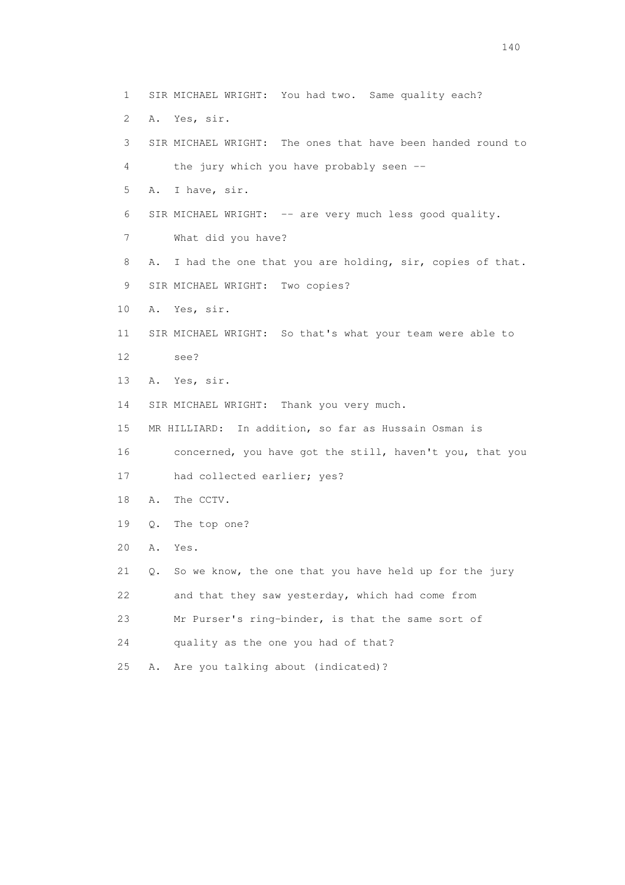1 SIR MICHAEL WRIGHT: You had two. Same quality each?

2 A. Yes, sir.

3 SIR MICHAEL WRIGHT: The ones that have been handed round to

4 the jury which you have probably seen --

5 A. I have, sir.

6 SIR MICHAEL WRIGHT: -- are very much less good quality.

7 What did you have?

8 A. I had the one that you are holding, sir, copies of that.

9 SIR MICHAEL WRIGHT: Two copies?

10 A. Yes, sir.

11 SIR MICHAEL WRIGHT: So that's what your team were able to

12 see?

13 A. Yes, sir.

14 SIR MICHAEL WRIGHT: Thank you very much.

15 MR HILLIARD: In addition, so far as Hussain Osman is

16 concerned, you have got the still, haven't you, that you

17 had collected earlier; yes?

18 A. The CCTV.

19 Q. The top one?

20 A. Yes.

21 Q. So we know, the one that you have held up for the jury

22 and that they saw yesterday, which had come from

23 Mr Purser's ring-binder, is that the same sort of

24 quality as the one you had of that?

25 A. Are you talking about (indicated)?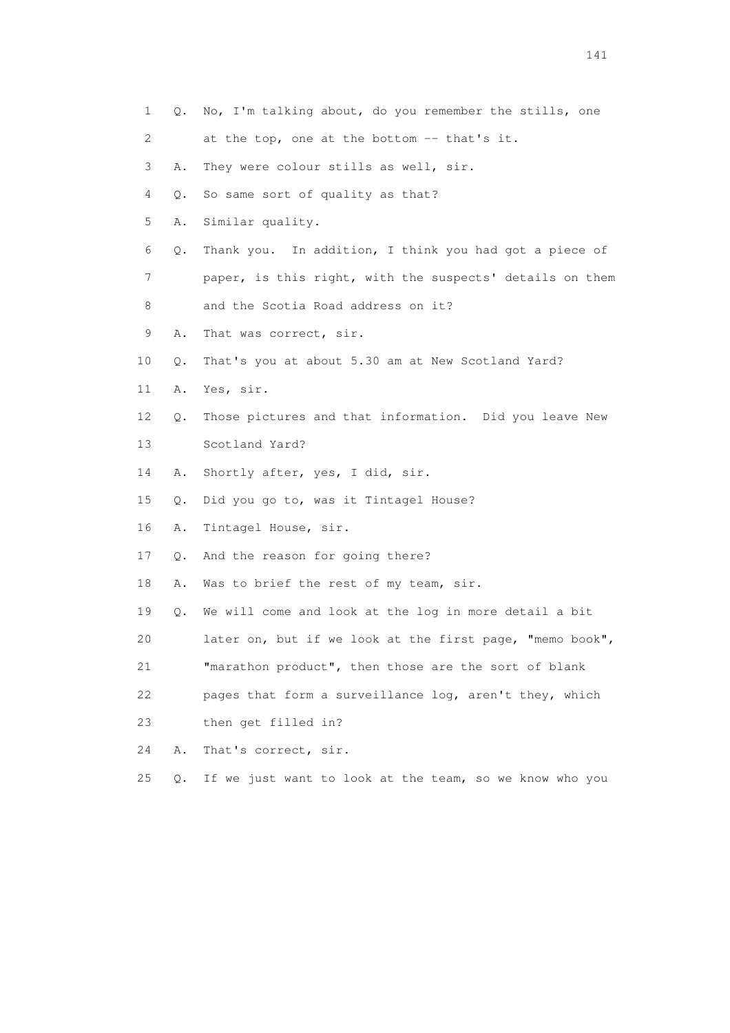1 Q. No, I'm talking about, do you remember the stills, one
2 at the top, one at the bottom -- that's it.
3 A. They were colour stills as well, sir.
4 Q. So same sort of quality as that?
5 A. Similar quality.
6 Q. Thank you. In addition, I think you had got a piece of
7 paper, is this right, with the suspects' details on them
8 and the Scotia Road address on it?
9 A. That was correct, sir.
10 Q. That's you at about 5.30 am at New Scotland Yard?
11 A. Yes, sir.
12 Q. Those pictures and that information. Did you leave New
13 Scotland Yard?
14 A. Shortly after, yes, I did, sir.
15 Q. Did you go to, was it Tintagel House?
16 A. Tintagel House, sir.
17 Q. And the reason for going there?
18 A. Was to brief the rest of my team, sir.
19 Q. We will come and look at the log in more detail a bit
20 later on, but if we look at the first page, "memo book",
21 "marathon product", then those are the sort of blank
22 pages that form a surveillance log, aren't they, which
23 then get filled in?
24 A. That's correct, sir.
25 Q. If we just want to look at the team, so we know who you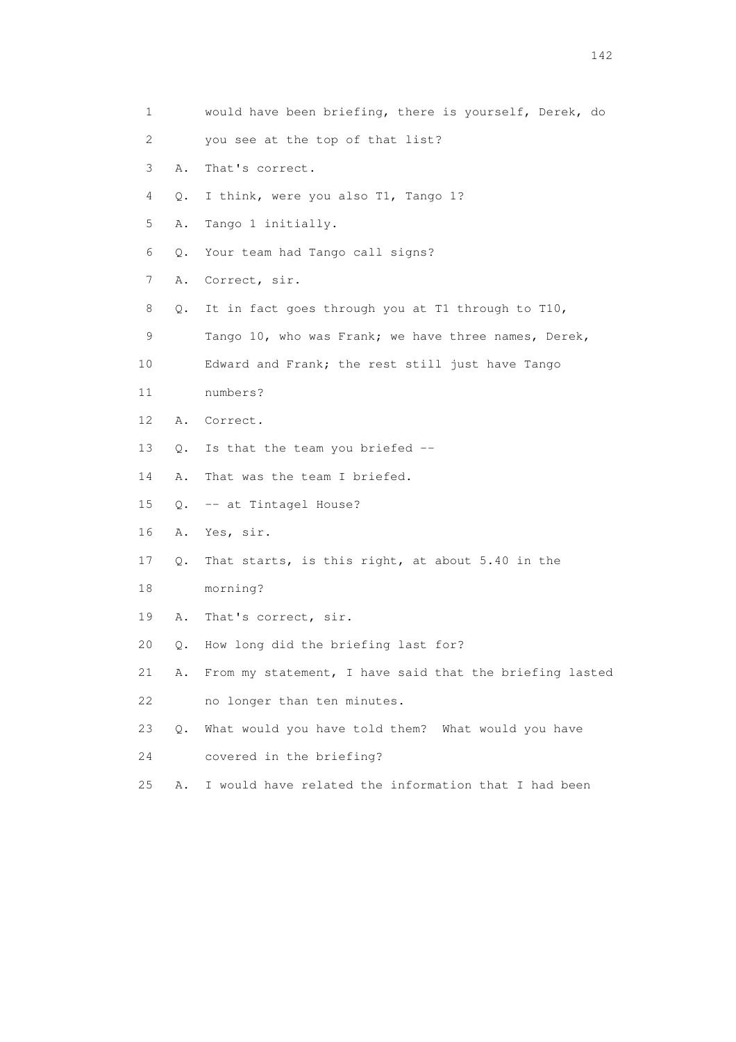1 would have been briefing, there is yourself, Derek, do
2 you see at the top of that list?
3 A. That's correct.
4 Q. I think, were you also T1, Tango 1?
5 A. Tango 1 initially.
6 Q. Your team had Tango call signs?
7 A. Correct, sir.
8 Q. It in fact goes through you at T1 through to T10,
9 Tango 10, who was Frank; we have three names, Derek,
10 Edward and Frank; the rest still just have Tango
11 numbers?
12 A. Correct.
13 Q. Is that the team you briefed --
14 A. That was the team I briefed.
15 Q. -- at Tintagel House?
16 A. Yes, sir.
17 Q. That starts, is this right, at about 5.40 in the
18 morning?
19 A. That's correct, sir.
20 Q. How long did the briefing last for?
21 A. From my statement, I have said that the briefing lasted
22 no longer than ten minutes.
23 Q. What would you have told them? What would you have
24 covered in the briefing?
25 A. I would have related the information that I had been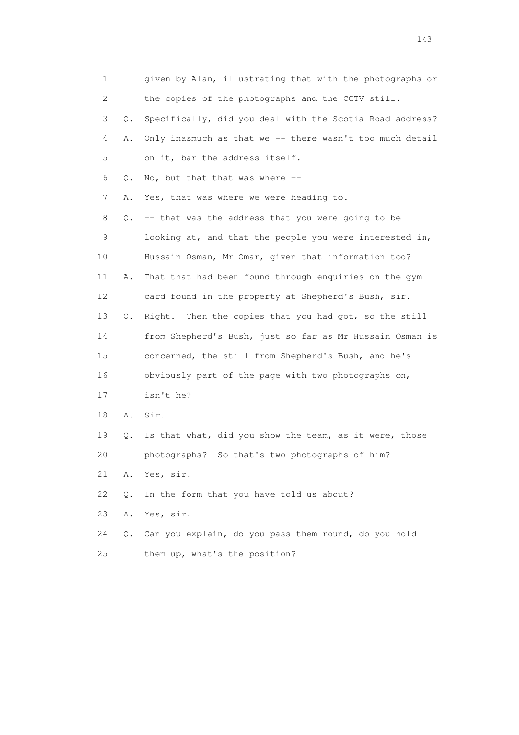1 given by Alan, illustrating that with the photographs or
2 the copies of the photographs and the CCTV still.
3 Q. Specifically, did you deal with the Scotia Road address?
4 A. Only inasmuch as that we -- there wasn't too much detail
5 on it, bar the address itself.
6 Q. No, but that that was where --
7 A. Yes, that was where we were heading to.
8 Q. -- that was the address that you were going to be
9 looking at, and that the people you were interested in,
10 Hussain Osman, Mr Omar, given that information too?
11 A. That that had been found through enquiries on the gym
12 card found in the property at Shepherd's Bush, sir.
13 Q. Right. Then the copies that you had got, so the still
14 from Shepherd's Bush, just so far as Mr Hussain Osman is
15 concerned, the still from Shepherd's Bush, and he's
16 obviously part of the page with two photographs on,
17 isn't he?
18 A. Sir.
19 Q. Is that what, did you show the team, as it were, those
20 photographs? So that's two photographs of him?
21 A. Yes, sir.
22 Q. In the form that you have told us about?
23 A. Yes, sir.
24 Q. Can you explain, do you pass them round, do you hold
25 them up, what's the position?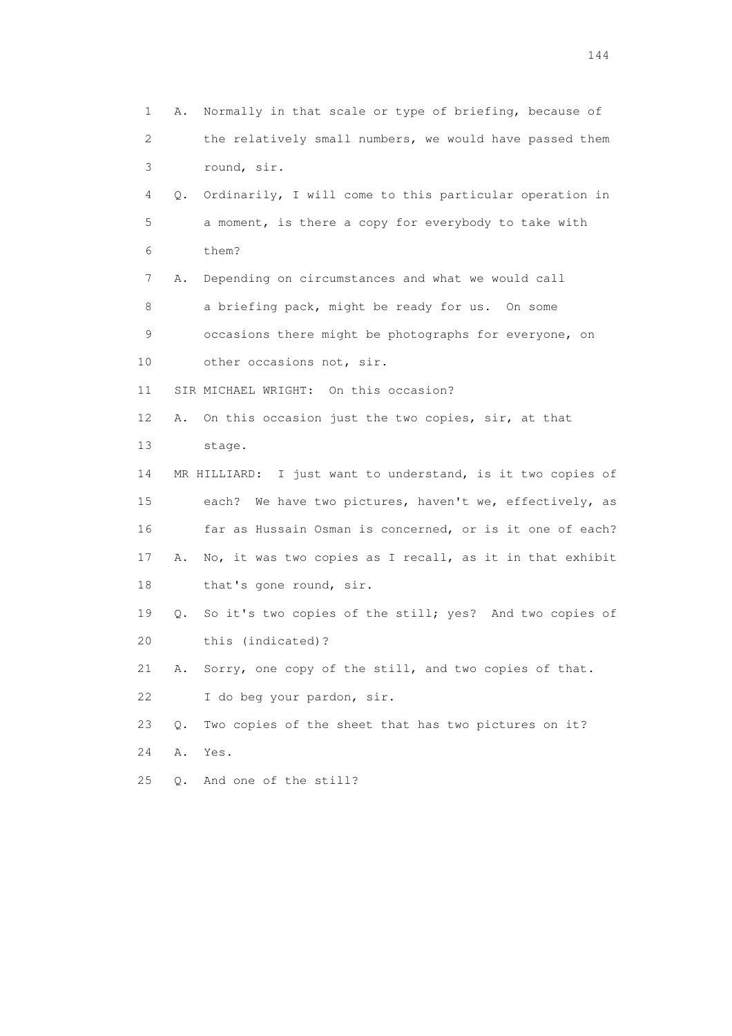1 A. Normally in that scale or type of briefing, because of
2 the relatively small numbers, we would have passed them
3 round, sir.
4 Q. Ordinarily, I will come to this particular operation in
5 a moment, is there a copy for everybody to take with
6 them?
7 A. Depending on circumstances and what we would call
8 a briefing pack, might be ready for us. On some
9 occasions there might be photographs for everyone, on
10 other occasions not, sir.
11 SIR MICHAEL WRIGHT: On this occasion?
12 A. On this occasion just the two copies, sir, at that
13 stage.
14 MR HILLIARD: I just want to understand, is it two copies of
15 each? We have two pictures, haven't we, effectively, as
16 far as Hussain Osman is concerned, or is it one of each?
17 A. No, it was two copies as I recall, as it in that exhibit
18 that's gone round, sir.
19 Q. So it's two copies of the still; yes? And two copies of
20 this (indicated)?
21 A. Sorry, one copy of the still, and two copies of that.
22 I do beg your pardon, sir.
23 Q. Two copies of the sheet that has two pictures on it?
24 A. Yes.
25 Q. And one of the still?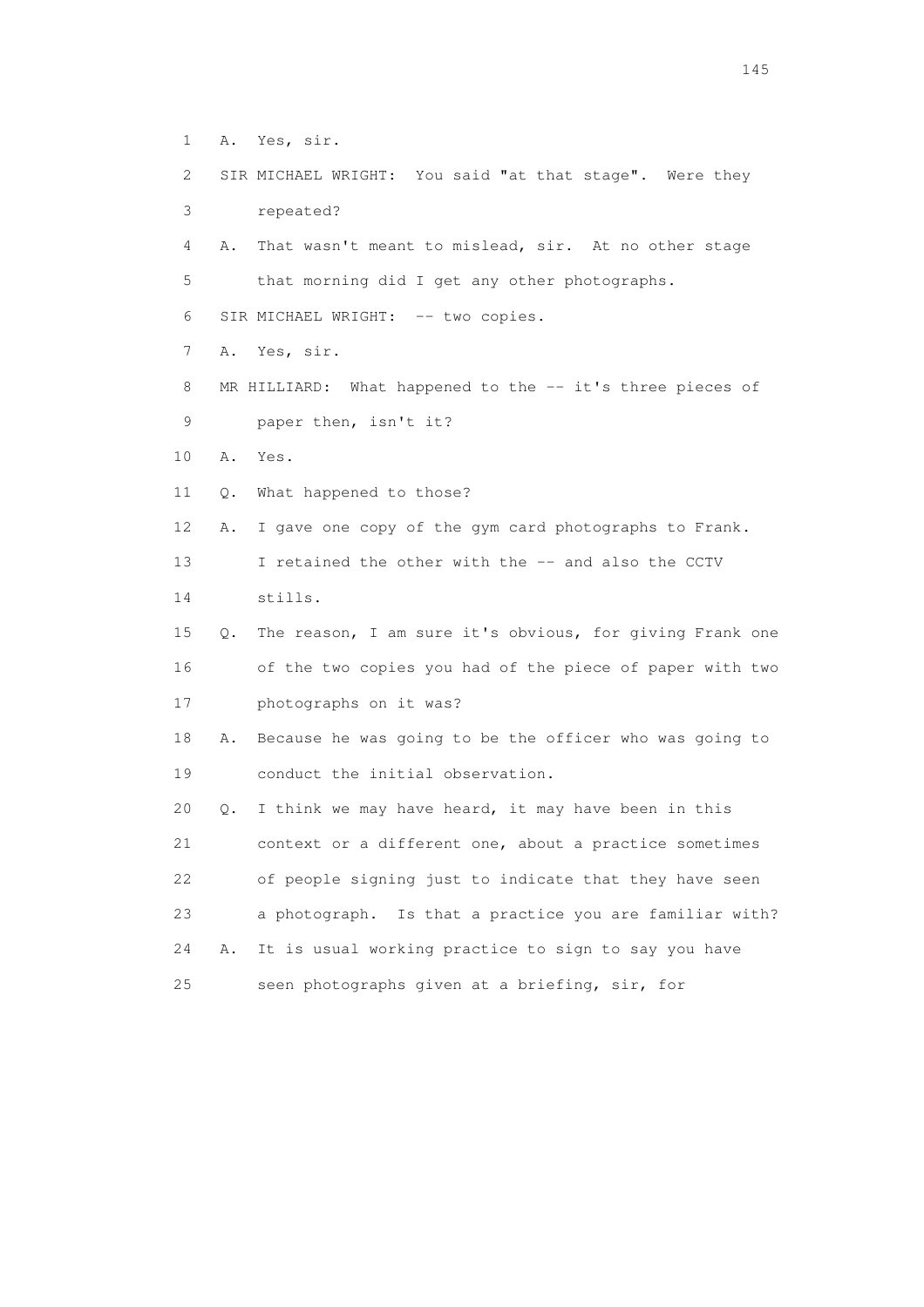1 A. Yes, sir.

2 SIR MICHAEL WRIGHT: You said "at that stage". Were they

3 repeated?

4 A. That wasn't meant to mislead, sir. At no other stage

5 that morning did I get any other photographs.

6 SIR MICHAEL WRIGHT: -- two copies.

7 A. Yes, sir.

8 MR HILLIARD: What happened to the -- it's three pieces of

9 paper then, isn't it?

10 A. Yes.

11 Q. What happened to those?

12 A. I gave one copy of the gym card photographs to Frank.

13 I retained the other with the -- and also the CCTV

14 stills.

15 Q. The reason, I am sure it's obvious, for giving Frank one

16 of the two copies you had of the piece of paper with two

17 photographs on it was?

18 A. Because he was going to be the officer who was going to

19 conduct the initial observation.

20 Q. I think we may have heard, it may have been in this

21 context or a different one, about a practice sometimes

22 of people signing just to indicate that they have seen

23 a photograph. Is that a practice you are familiar with?

24 A. It is usual working practice to sign to say you have

25 seen photographs given at a briefing, sir, for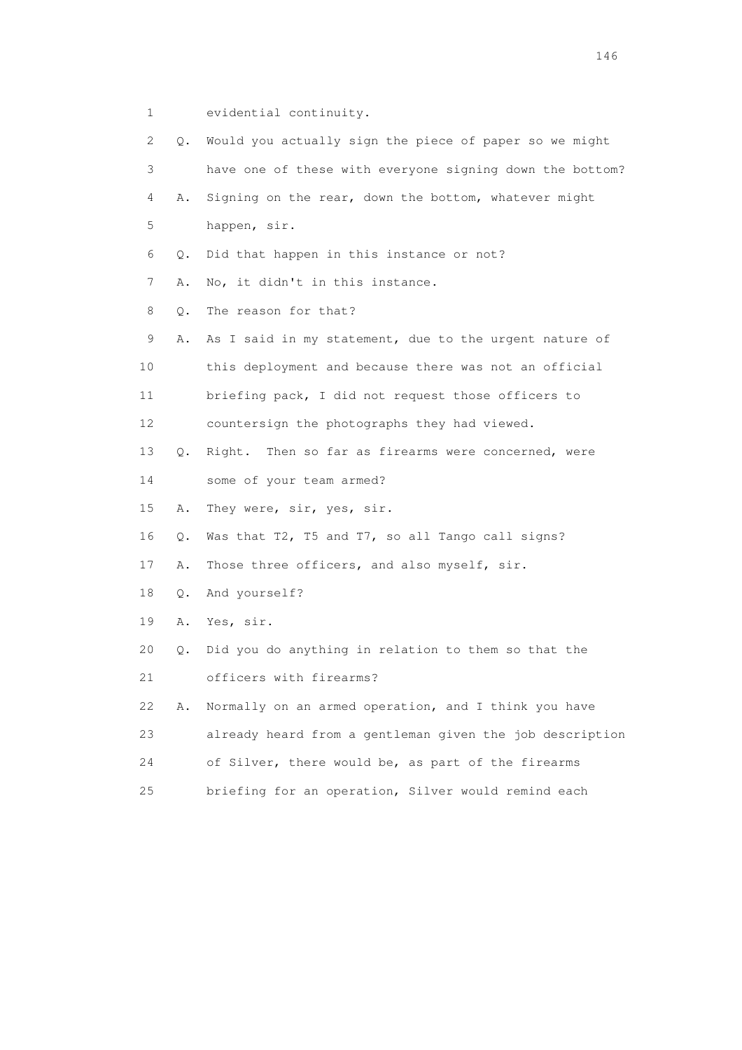1 evidential continuity.

2 Q. Would you actually sign the piece of paper so we might

3 have one of these with everyone signing down the bottom?

4 A. Signing on the rear, down the bottom, whatever might

5 happen, sir.

6 Q. Did that happen in this instance or not?

7 A. No, it didn't in this instance.

8 Q. The reason for that?

9 A. As I said in my statement, due to the urgent nature of

10 this deployment and because there was not an official

11 briefing pack, I did not request those officers to

12 countersign the photographs they had viewed.

13 Q. Right. Then so far as firearms were concerned, were

14 some of your team armed?

15 A. They were, sir, yes, sir.

16 Q. Was that T2, T5 and T7, so all Tango call signs?

17 A. Those three officers, and also myself, sir.

18 Q. And yourself?

19 A. Yes, sir.

20 Q. Did you do anything in relation to them so that the

21 officers with firearms?

22 A. Normally on an armed operation, and I think you have

23 already heard from a gentleman given the job description

24 of Silver, there would be, as part of the firearms

25 briefing for an operation, Silver would remind each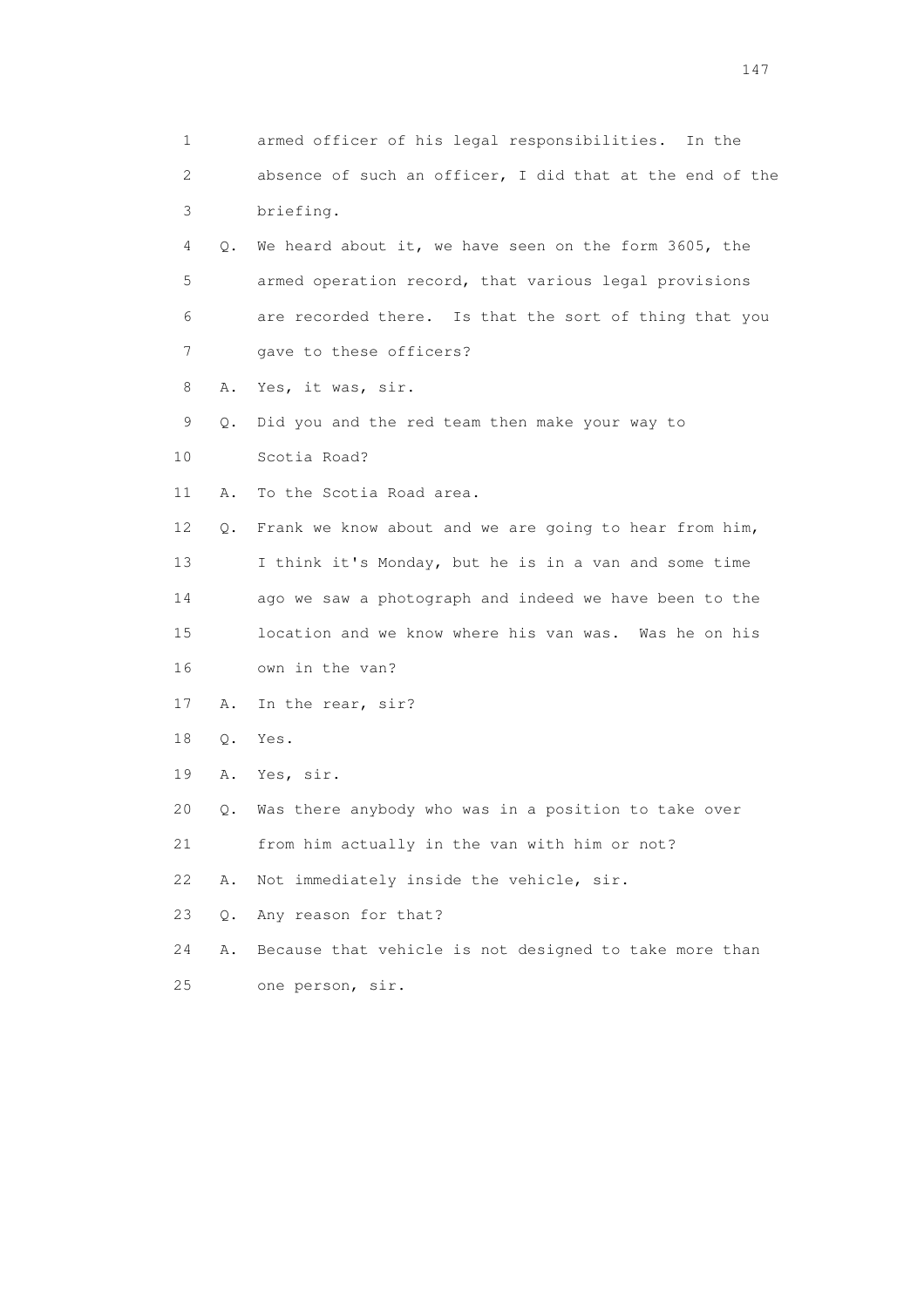1 armed officer of his legal responsibilities. In the
2 absence of such an officer, I did that at the end of the
3 briefing.

4 Q. We heard about it, we have seen on the form 3605, the
5 armed operation record, that various legal provisions
6 are recorded there. Is that the sort of thing that you
7 gave to these officers?

8 A. Yes, it was, sir.

9 Q. Did you and the red team then make your way to
10 Scotia Road?

11 A. To the Scotia Road area.

12 Q. Frank we know about and we are going to hear from him,
13 I think it's Monday, but he is in a van and some time
14 ago we saw a photograph and indeed we have been to the
15 location and we know where his van was. Was he on his
16 own in the van?

17 A. In the rear, sir?

18 Q. Yes.

19 A. Yes, sir.

20 Q. Was there anybody who was in a position to take over
21 from him actually in the van with him or not?

22 A. Not immediately inside the vehicle, sir.

23 Q. Any reason for that?

24 A. Because that vehicle is not designed to take more than
25 one person, sir.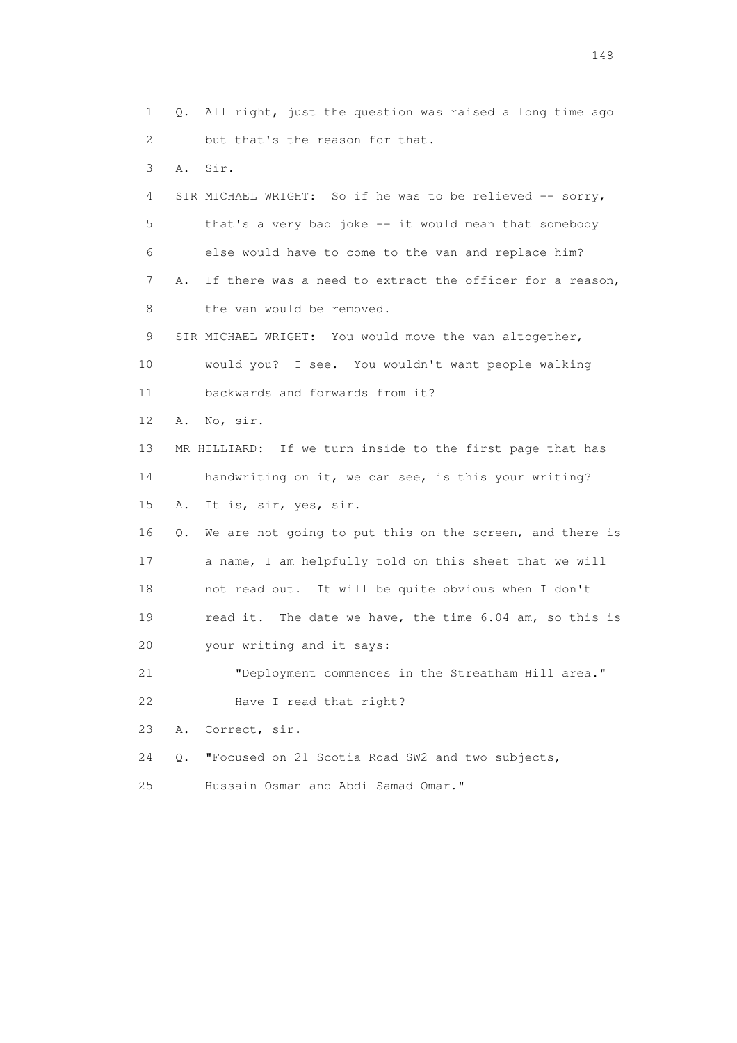1 Q. All right, just the question was raised a long time ago
2 but that's the reason for that.
3 A. Sir.
4 SIR MICHAEL WRIGHT: So if he was to be relieved -- sorry,
5 that's a very bad joke -- it would mean that somebody
6 else would have to come to the van and replace him?
7 A. If there was a need to extract the officer for a reason,
8 the van would be removed.
9 SIR MICHAEL WRIGHT: You would move the van altogether,
10 would you? I see. You wouldn't want people walking
11 backwards and forwards from it?
12 A. No, sir.
13 MR HILLIARD: If we turn inside to the first page that has
14 handwriting on it, we can see, is this your writing?
15 A. It is, sir, yes, sir.
16 Q. We are not going to put this on the screen, and there is
17 a name, I am helpfully told on this sheet that we will
18 not read out. It will be quite obvious when I don't
19 read it. The date we have, the time 6.04 am, so this is
20 your writing and it says:
21 "Deployment commences in the Streatham Hill area."
22 Have I read that right?
23 A. Correct, sir.
24 Q. "Focused on 21 Scotia Road SW2 and two subjects,
25 Hussain Osman and Abdi Samad Omar."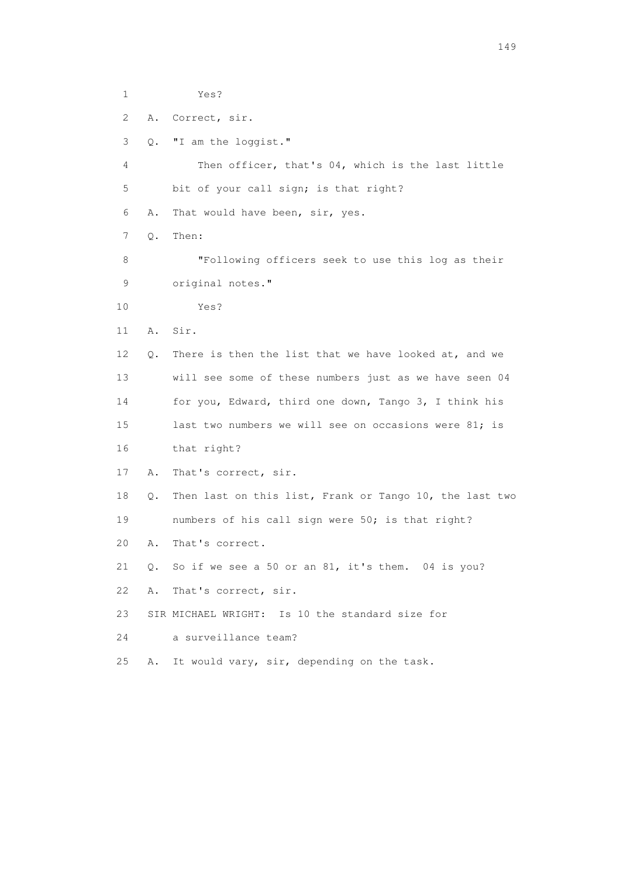1 Yes?

2 A. Correct, sir.

3 Q. "I am the loggist."

4 Then officer, that's 04, which is the last little

5 bit of your call sign; is that right?

6 A. That would have been, sir, yes.

7 Q. Then:

8 "Following officers seek to use this log as their

9 original notes."

10 Yes?

11 A. Sir.

12 Q. There is then the list that we have looked at, and we

13 will see some of these numbers just as we have seen 04

14 for you, Edward, third one down, Tango 3, I think his

15 last two numbers we will see on occasions were 81; is

16 that right?

17 A. That's correct, sir.

18 Q. Then last on this list, Frank or Tango 10, the last two

19 numbers of his call sign were 50; is that right?

20 A. That's correct.

21 Q. So if we see a 50 or an 81, it's them. 04 is you?

22 A. That's correct, sir.

23 SIR MICHAEL WRIGHT: Is 10 the standard size for

24 a surveillance team?

25 A. It would vary, sir, depending on the task.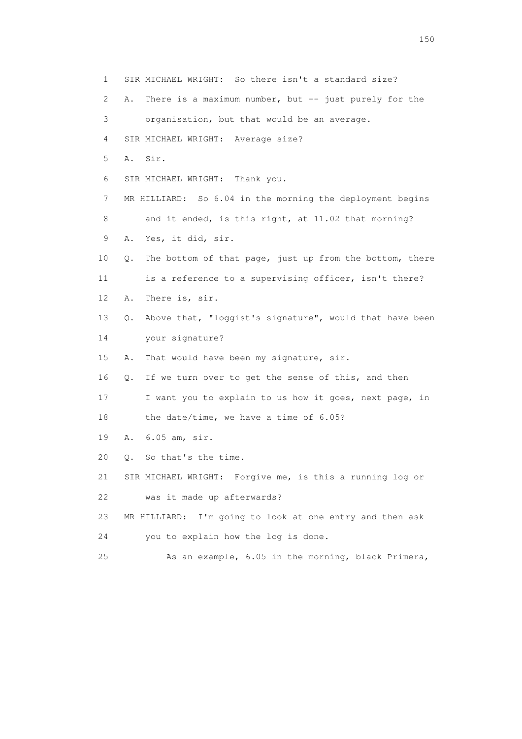1 SIR MICHAEL WRIGHT: So there isn't a standard size?

2 A. There is a maximum number, but -- just purely for the

3 organisation, but that would be an average.

4 SIR MICHAEL WRIGHT: Average size?

5 A. Sir.

6 SIR MICHAEL WRIGHT: Thank you.

7 MR HILLIARD: So 6.04 in the morning the deployment begins

8 and it ended, is this right, at 11.02 that morning?

9 A. Yes, it did, sir.

10 Q. The bottom of that page, just up from the bottom, there

11 is a reference to a supervising officer, isn't there?

12 A. There is, sir.

13 Q. Above that, "loggist's signature", would that have been

14 your signature?

15 A. That would have been my signature, sir.

16 Q. If we turn over to get the sense of this, and then

17 I want you to explain to us how it goes, next page, in

18 the date/time, we have a time of 6.05?

19 A. 6.05 am, sir.

20 Q. So that's the time.

21 SIR MICHAEL WRIGHT: Forgive me, is this a running log or

22 was it made up afterwards?

23 MR HILLIARD: I'm going to look at one entry and then ask

24 you to explain how the log is done.

25 As an example, 6.05 in the morning, black Primera,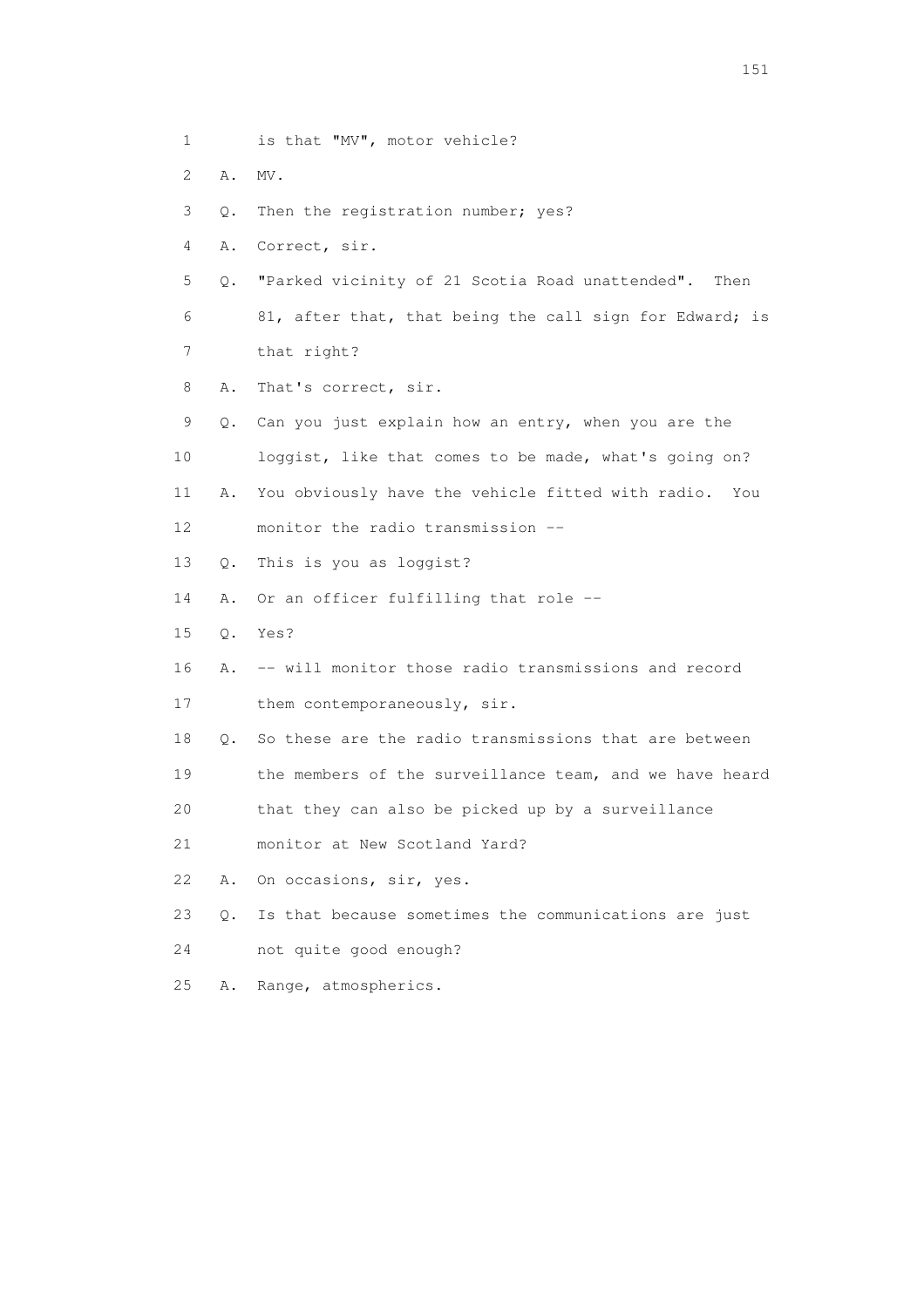1 is that "MV", motor vehicle?

2 A. MV.

3 Q. Then the registration number; yes?

4 A. Correct, sir.

5 Q. "Parked vicinity of 21 Scotia Road unattended". Then

6 81, after that, that being the call sign for Edward; is

7 that right?

8 A. That's correct, sir.

9 Q. Can you just explain how an entry, when you are the

10 loggist, like that comes to be made, what's going on?

11 A. You obviously have the vehicle fitted with radio. You

12 monitor the radio transmission --

13 Q. This is you as loggist?

14 A. Or an officer fulfilling that role --

15 Q. Yes?

16 A. -- will monitor those radio transmissions and record

17 them contemporaneously, sir.

18 Q. So these are the radio transmissions that are between

19 the members of the surveillance team, and we have heard

20 that they can also be picked up by a surveillance

21 monitor at New Scotland Yard?

22 A. On occasions, sir, yes.

23 Q. Is that because sometimes the communications are just

24 not quite good enough?

25 A. Range, atmospherics.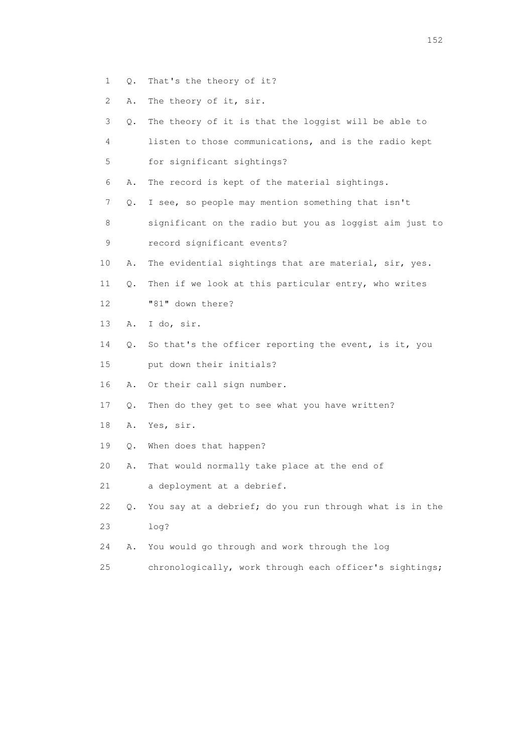1 Q. That's the theory of it?

2 A. The theory of it, sir.

3 Q. The theory of it is that the loggist will be able to

4 listen to those communications, and is the radio kept

5 for significant sightings?

6 A. The record is kept of the material sightings.

7 Q. I see, so people may mention something that isn't

8 significant on the radio but you as loggist aim just to

9 record significant events?

10 A. The evidential sightings that are material, sir, yes.

11 Q. Then if we look at this particular entry, who writes

12 "81" down there?

13 A. I do, sir.

14 Q. So that's the officer reporting the event, is it, you

15 put down their initials?

16 A. Or their call sign number.

17 Q. Then do they get to see what you have written?

18 A. Yes, sir.

19 Q. When does that happen?

20 A. That would normally take place at the end of

21 a deployment at a debrief.

22 Q. You say at a debrief; do you run through what is in the

23 log?

24 A. You would go through and work through the log

25 chronologically, work through each officer's sightings;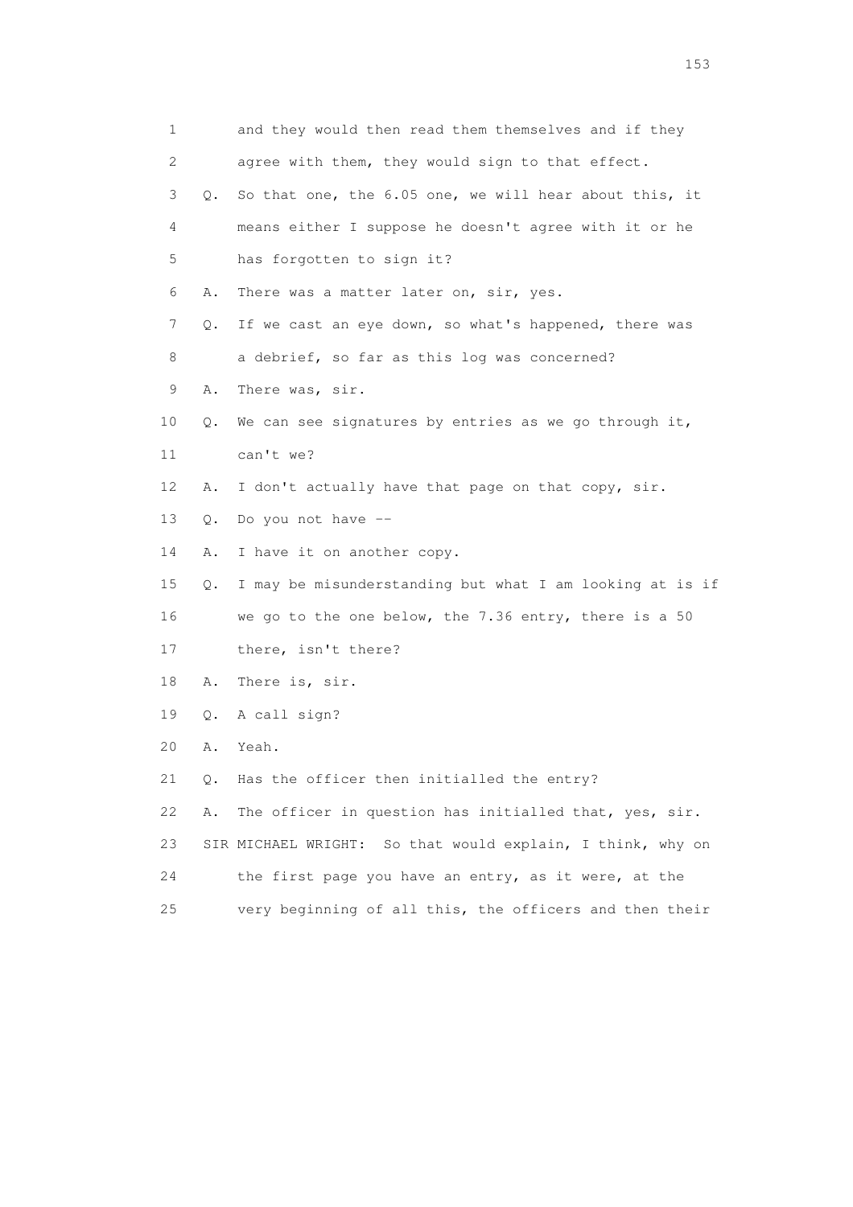1 and they would then read them themselves and if they
2 agree with them, they would sign to that effect.
3 Q. So that one, the 6.05 one, we will hear about this, it
4 means either I suppose he doesn't agree with it or he
5 has forgotten to sign it?
6 A. There was a matter later on, sir, yes.
7 Q. If we cast an eye down, so what's happened, there was
8 a debrief, so far as this log was concerned?
9 A. There was, sir.
10 Q. We can see signatures by entries as we go through it,
11 can't we?
12 A. I don't actually have that page on that copy, sir.
13 Q. Do you not have --
14 A. I have it on another copy.
15 Q. I may be misunderstanding but what I am looking at is if
16 we go to the one below, the 7.36 entry, there is a 50
17 there, isn't there?
18 A. There is, sir.
19 Q. A call sign?
20 A. Yeah.
21 Q. Has the officer then initialled the entry?
22 A. The officer in question has initialled that, yes, sir.
23 SIR MICHAEL WRIGHT: So that would explain, I think, why on
24 the first page you have an entry, as it were, at the
25 very beginning of all this, the officers and then their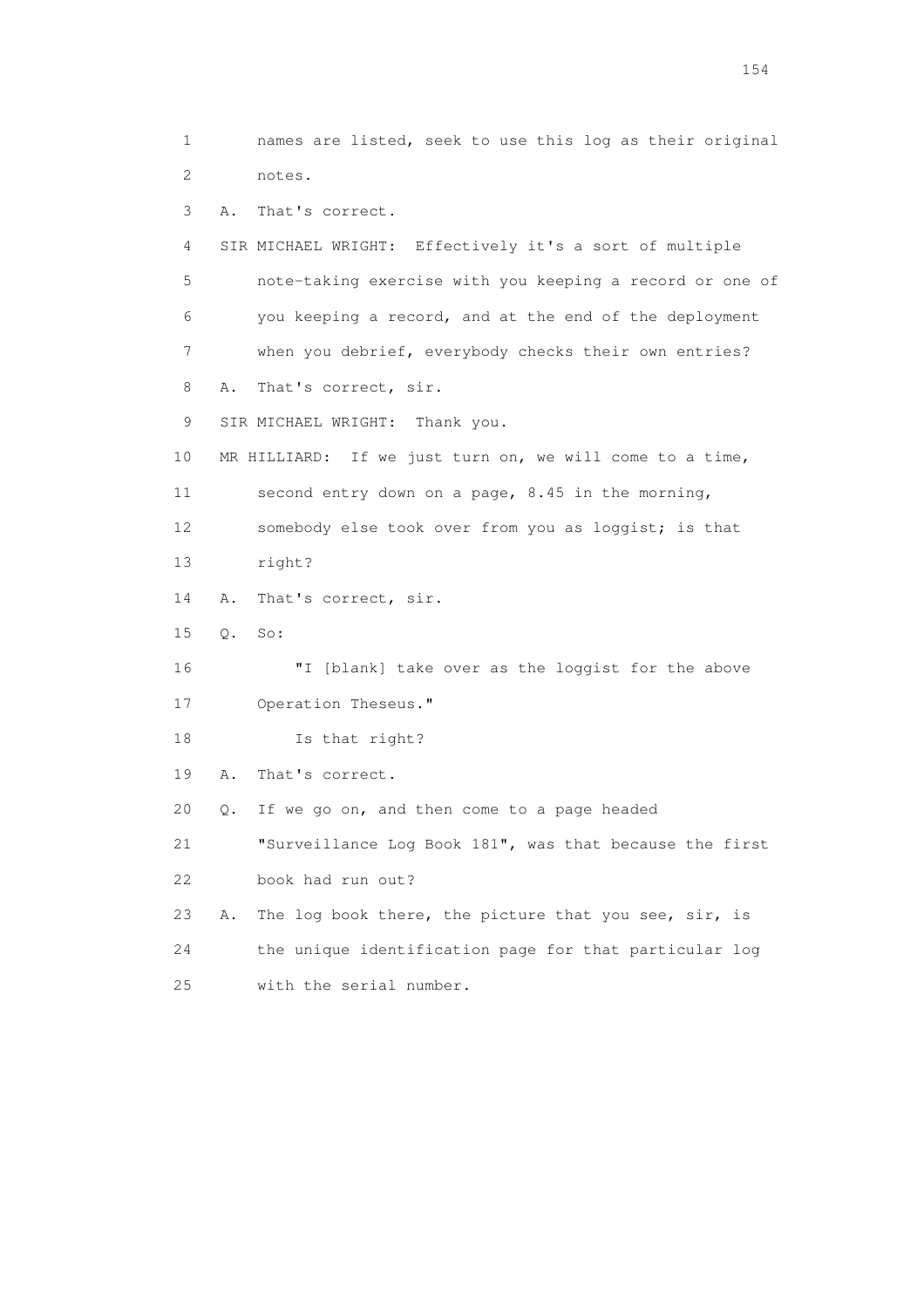1 names are listed, seek to use this log as their original
2 notes.
3 A. That's correct.
4 SIR MICHAEL WRIGHT: Effectively it's a sort of multiple
5 note-taking exercise with you keeping a record or one of
6 you keeping a record, and at the end of the deployment
7 when you debrief, everybody checks their own entries?
8 A. That's correct, sir.
9 SIR MICHAEL WRIGHT: Thank you.
10 MR HILLIARD: If we just turn on, we will come to a time,
11 second entry down on a page, 8.45 in the morning,
12 somebody else took over from you as loggist; is that
13 right?
14 A. That's correct, sir.
15 Q. So:
16 "I [blank] take over as the loggist for the above
17 Operation Theseus."
18 Is that right?
19 A. That's correct.
20 Q. If we go on, and then come to a page headed
21 "Surveillance Log Book 181", was that because the first
22 book had run out?
23 A. The log book there, the picture that you see, sir, is
24 the unique identification page for that particular log
25 with the serial number.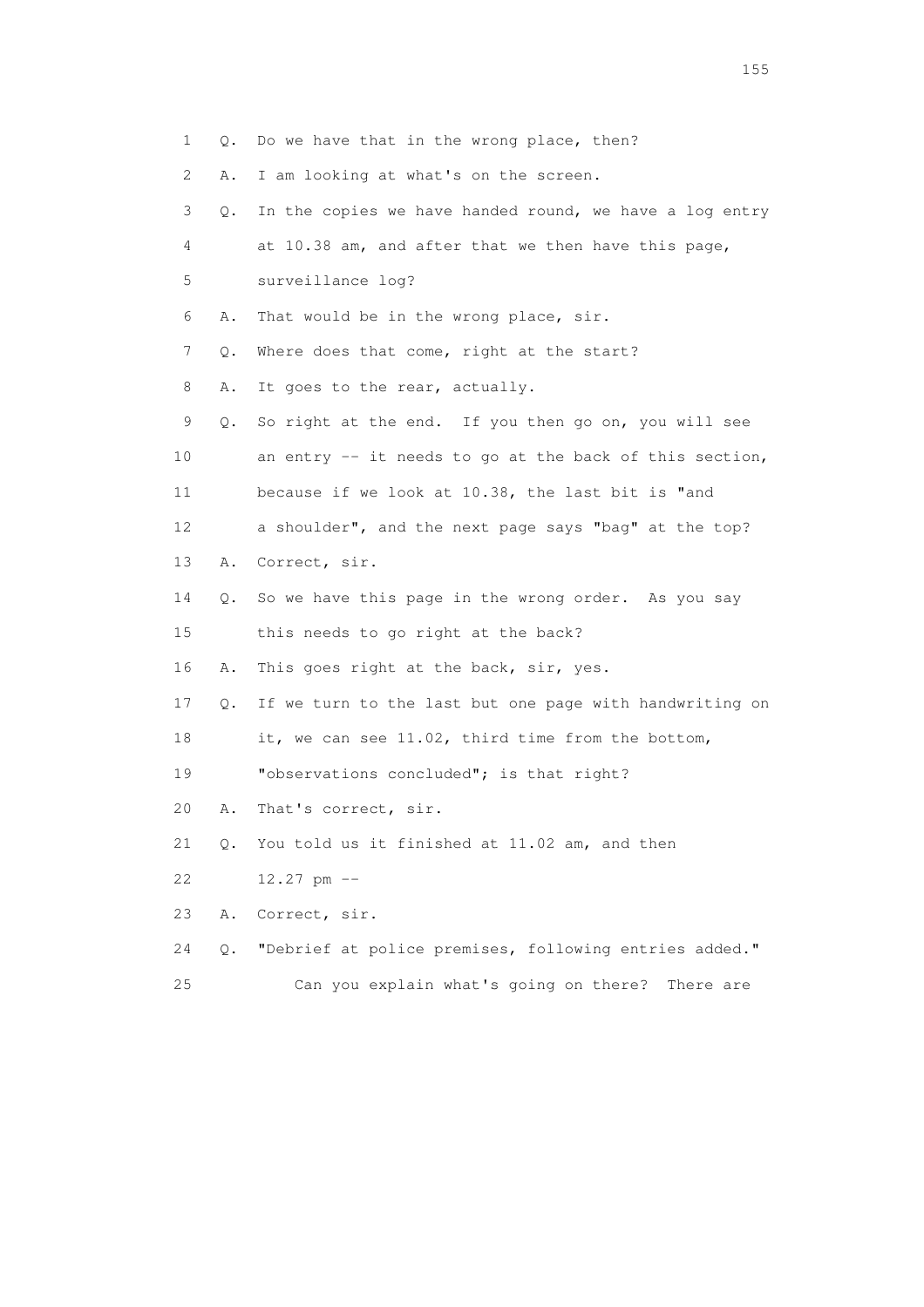1 Q. Do we have that in the wrong place, then?

2 A. I am looking at what's on the screen.

3 Q. In the copies we have handed round, we have a log entry

4 at 10.38 am, and after that we then have this page,

5 surveillance log?

6 A. That would be in the wrong place, sir.

7 Q. Where does that come, right at the start?

8 A. It goes to the rear, actually.

9 Q. So right at the end. If you then go on, you will see

10 an entry -- it needs to go at the back of this section,

11 because if we look at 10.38, the last bit is "and

12 a shoulder", and the next page says "bag" at the top?

13 A. Correct, sir.

14 Q. So we have this page in the wrong order. As you say

15 this needs to go right at the back?

16 A. This goes right at the back, sir, yes.

17 Q. If we turn to the last but one page with handwriting on

18 it, we can see 11.02, third time from the bottom,

19 "observations concluded"; is that right?

20 A. That's correct, sir.

21 Q. You told us it finished at 11.02 am, and then

22 12.27 pm --

23 A. Correct, sir.

24 Q. "Debrief at police premises, following entries added."

25 Can you explain what's going on there? There are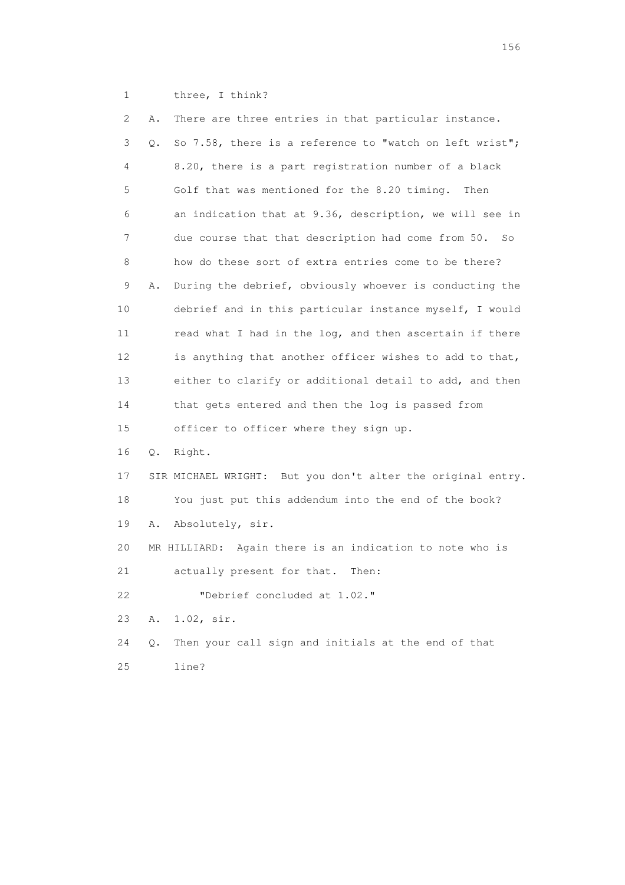1 three, I think?

2 A. There are three entries in that particular instance.

3 Q. So 7.58, there is a reference to "watch on left wrist";

4 8.20, there is a part registration number of a black

5 Golf that was mentioned for the 8.20 timing. Then

6 an indication that at 9.36, description, we will see in

7 due course that that description had come from 50. So

8 how do these sort of extra entries come to be there?

9 A. During the debrief, obviously whoever is conducting the

10 debrief and in this particular instance myself, I would

11 read what I had in the log, and then ascertain if there

12 is anything that another officer wishes to add to that,

13 either to clarify or additional detail to add, and then

14 that gets entered and then the log is passed from

15 officer to officer where they sign up.

16 Q. Right.

17 SIR MICHAEL WRIGHT: But you don't alter the original entry.

18 You just put this addendum into the end of the book?

19 A. Absolutely, sir.

20 MR HILLIARD: Again there is an indication to note who is

21 actually present for that. Then:

22 "Debrief concluded at 1.02."

23 A. 1.02, sir.

24 Q. Then your call sign and initials at the end of that

25 line?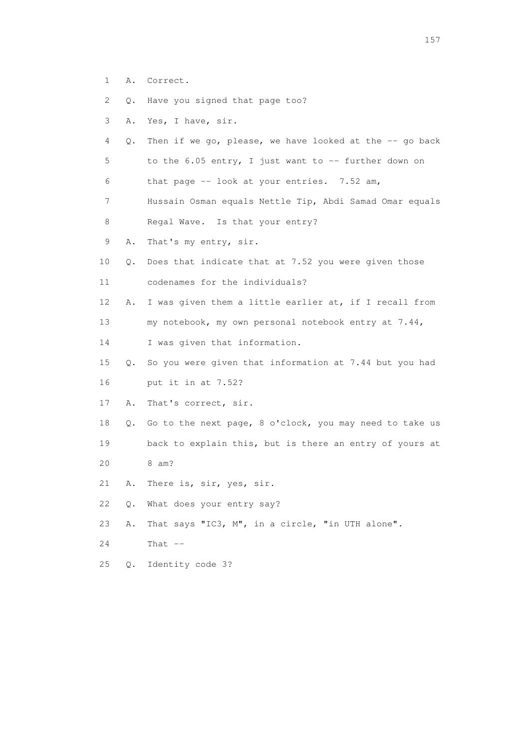1 A. Correct.

2 Q. Have you signed that page too?

3 A. Yes, I have, sir.

4 Q. Then if we go, please, we have looked at the -- go back

5 to the 6.05 entry, I just want to -- further down on

6 that page -- look at your entries. 7.52 am,

7 Hussain Osman equals Nettle Tip, Abdi Samad Omar equals

8 Regal Wave. Is that your entry?

9 A. That's my entry, sir.

10 Q. Does that indicate that at 7.52 you were given those

11 codenames for the individuals?

12 A. I was given them a little earlier at, if I recall from

13 my notebook, my own personal notebook entry at 7.44,

14 I was given that information.

15 Q. So you were given that information at 7.44 but you had

16 put it in at 7.52?

17 A. That's correct, sir.

18 Q. Go to the next page, 8 o'clock, you may need to take us

19 back to explain this, but is there an entry of yours at

20 8 am?

21 A. There is, sir, yes, sir.

22 Q. What does your entry say?

23 A. That says "IC3, M", in a circle, "in UTH alone".

24 That --

25 Q. Identity code 3?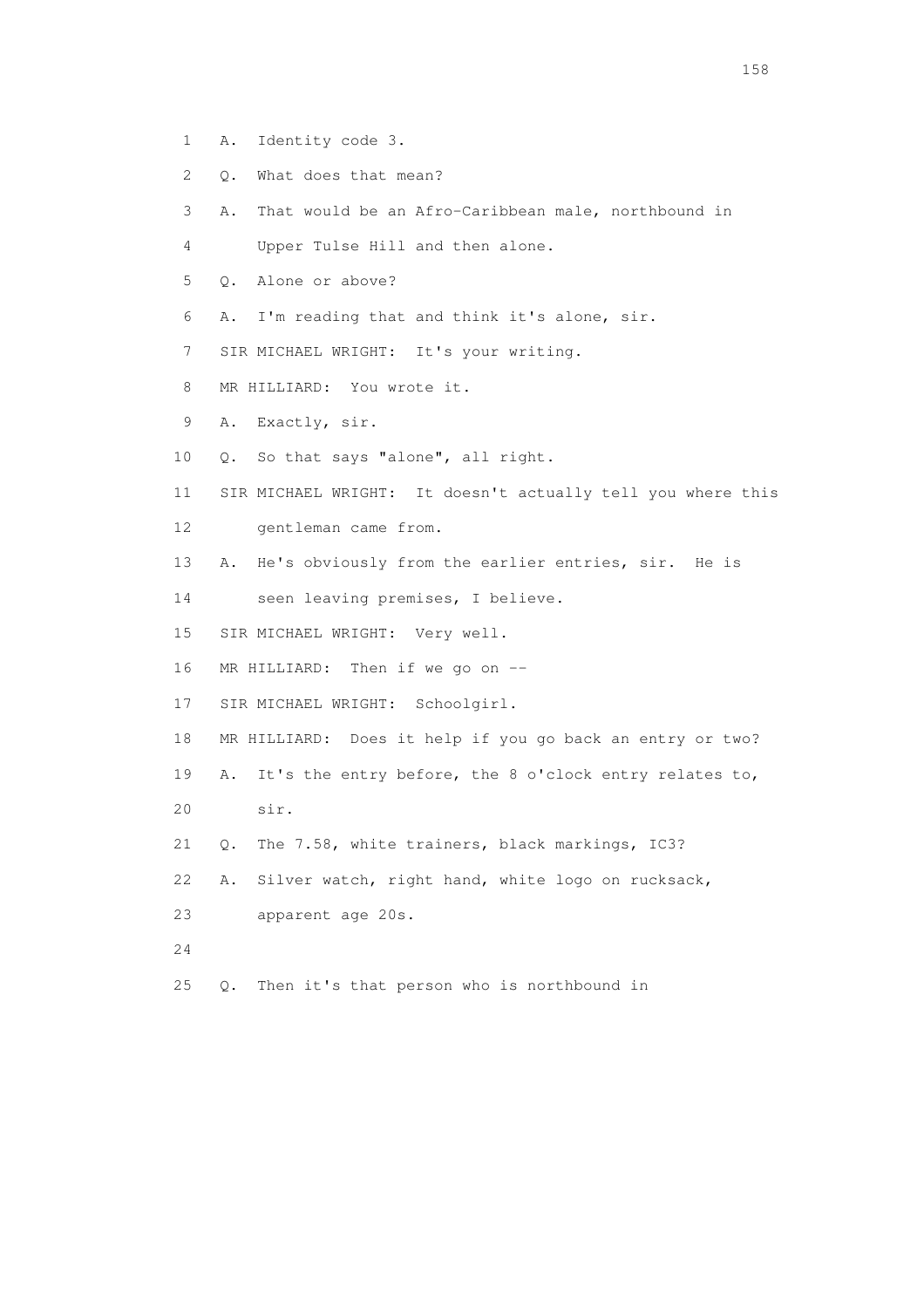1 A. Identity code 3.

2 Q. What does that mean?

3 A. That would be an Afro-Caribbean male, northbound in

4 Upper Tulse Hill and then alone.

5 Q. Alone or above?

6 A. I'm reading that and think it's alone, sir.

7 SIR MICHAEL WRIGHT: It's your writing.

8 MR HILLIARD: You wrote it.

9 A. Exactly, sir.

10 Q. So that says "alone", all right.

11 SIR MICHAEL WRIGHT: It doesn't actually tell you where this

12 gentleman came from.

13 A. He's obviously from the earlier entries, sir. He is

14 seen leaving premises, I believe.

15 SIR MICHAEL WRIGHT: Very well.

16 MR HILLIARD: Then if we go on --

17 SIR MICHAEL WRIGHT: Schoolgirl.

18 MR HILLIARD: Does it help if you go back an entry or two?

19 A. It's the entry before, the 8 o'clock entry relates to,

20 sir.

21 Q. The 7.58, white trainers, black markings, IC3?

22 A. Silver watch, right hand, white logo on rucksack,

23 apparent age 20s.

24

25 Q. Then it's that person who is northbound in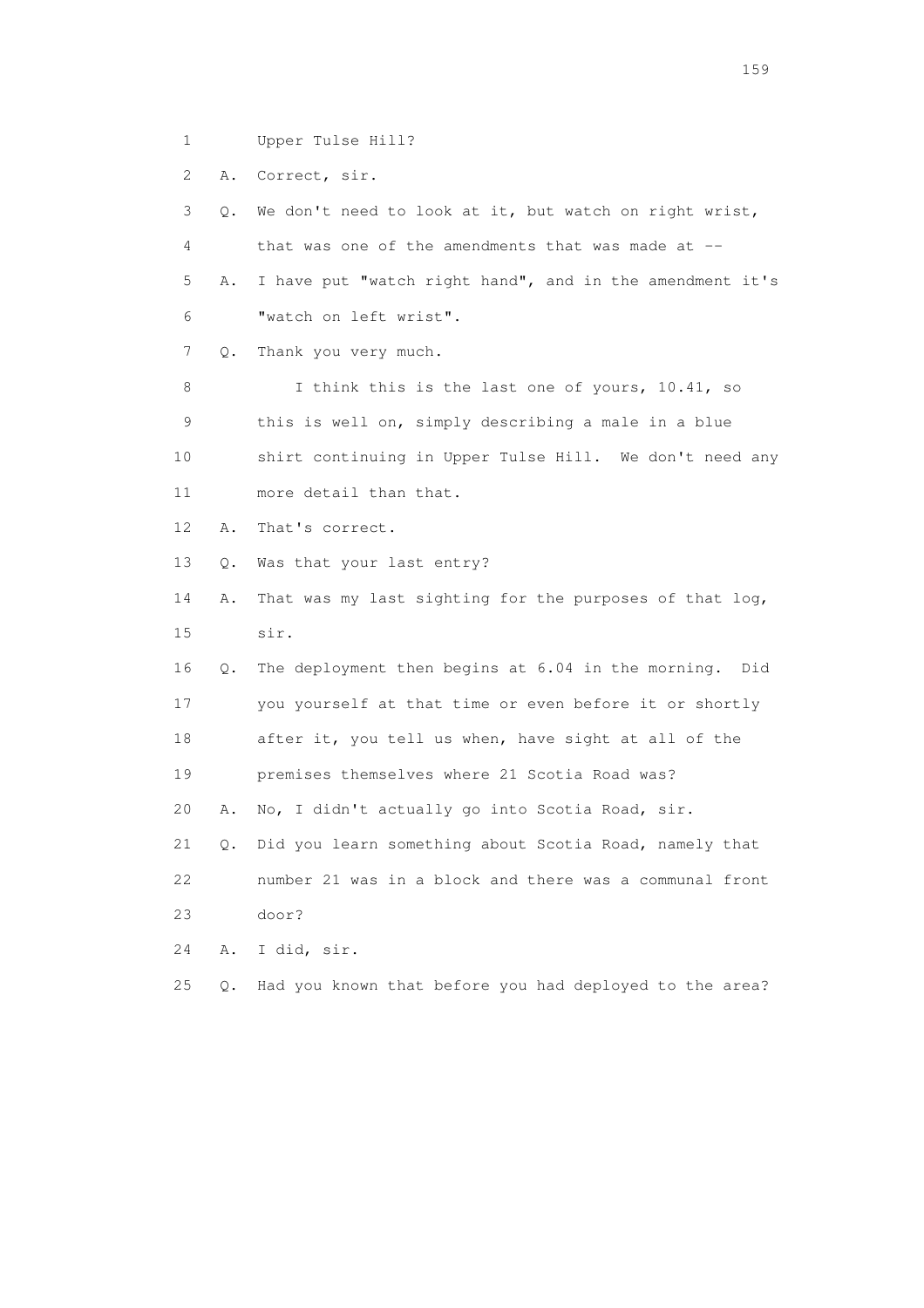1 Upper Tulse Hill?

2 A. Correct, sir.

3 Q. We don't need to look at it, but watch on right wrist,

4 that was one of the amendments that was made at --

5 A. I have put "watch right hand", and in the amendment it's

6 "watch on left wrist".

7 Q. Thank you very much.

8 I think this is the last one of yours, 10.41, so

9 this is well on, simply describing a male in a blue

10 shirt continuing in Upper Tulse Hill. We don't need any

11 more detail than that.

12 A. That's correct.

13 Q. Was that your last entry?

14 A. That was my last sighting for the purposes of that log,

15 sir.

16 Q. The deployment then begins at 6.04 in the morning. Did

17 you yourself at that time or even before it or shortly

18 after it, you tell us when, have sight at all of the

19 premises themselves where 21 Scotia Road was?

20 A. No, I didn't actually go into Scotia Road, sir.

21 Q. Did you learn something about Scotia Road, namely that

22 number 21 was in a block and there was a communal front

23 door?

24 A. I did, sir.

25 Q. Had you known that before you had deployed to the area?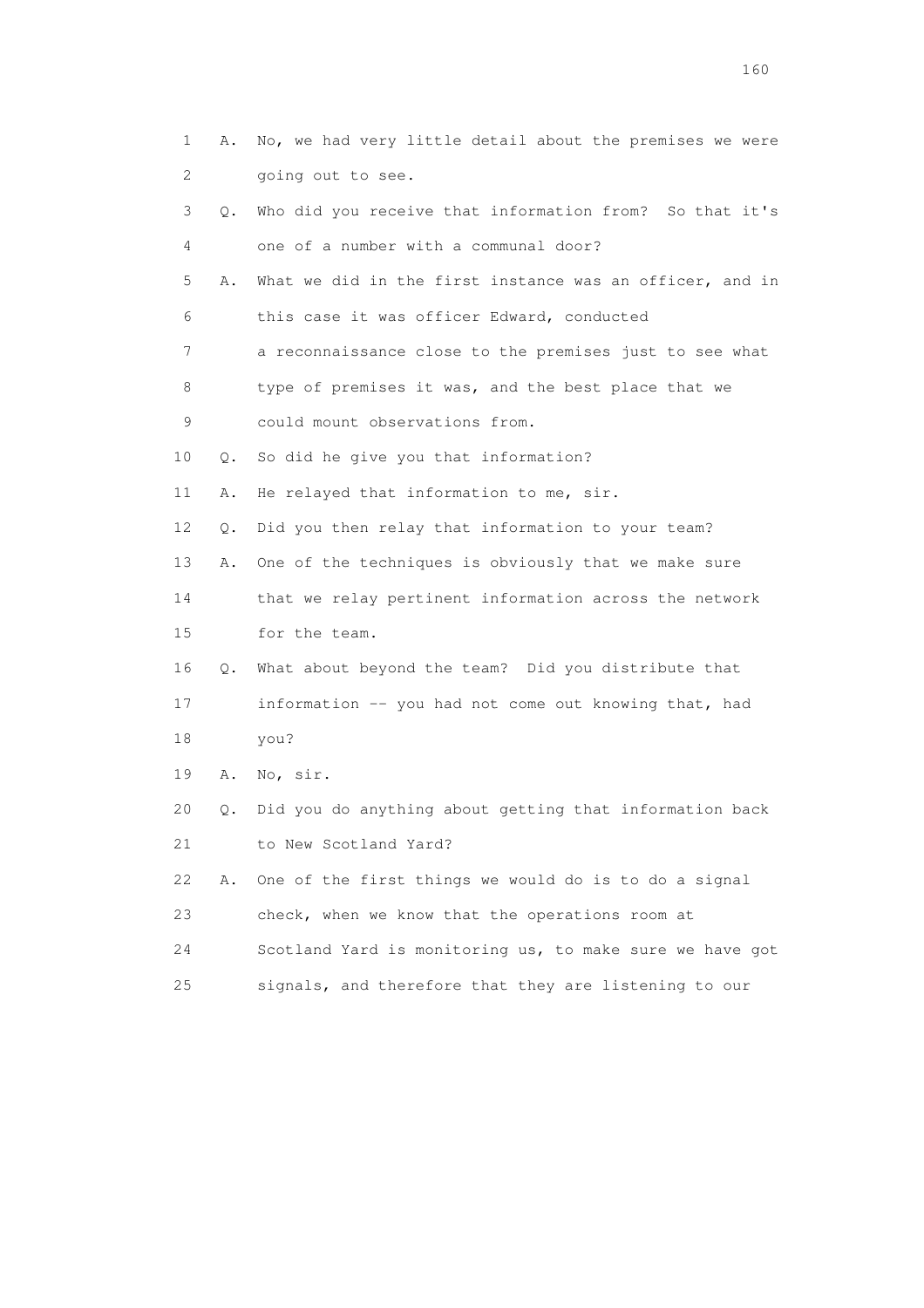1 A. No, we had very little detail about the premises we were
2 going out to see.
3 Q. Who did you receive that information from? So that it's
4 one of a number with a communal door?
5 A. What we did in the first instance was an officer, and in
6 this case it was officer Edward, conducted
7 a reconnaissance close to the premises just to see what
8 type of premises it was, and the best place that we
9 could mount observations from.
10 Q. So did he give you that information?
11 A. He relayed that information to me, sir.
12 Q. Did you then relay that information to your team?
13 A. One of the techniques is obviously that we make sure
14 that we relay pertinent information across the network
15 for the team.
16 Q. What about beyond the team? Did you distribute that
17 information -- you had not come out knowing that, had
18 you?
19 A. No, sir.
20 Q. Did you do anything about getting that information back
21 to New Scotland Yard?
22 A. One of the first things we would do is to do a signal
23 check, when we know that the operations room at
24 Scotland Yard is monitoring us, to make sure we have got
25 signals, and therefore that they are listening to our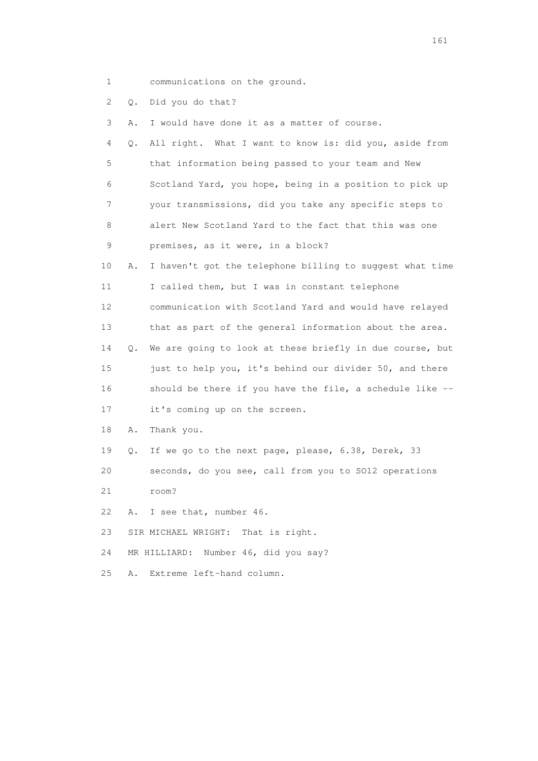1 communications on the ground.

2 Q. Did you do that?

3 A. I would have done it as a matter of course.

4 Q. All right. What I want to know is: did you, aside from

5 that information being passed to your team and New

6 Scotland Yard, you hope, being in a position to pick up

7 your transmissions, did you take any specific steps to

8 alert New Scotland Yard to the fact that this was one

9 premises, as it were, in a block?

10 A. I haven't got the telephone billing to suggest what time

11 I called them, but I was in constant telephone

12 communication with Scotland Yard and would have relayed

13 that as part of the general information about the area.

14 Q. We are going to look at these briefly in due course, but

15 just to help you, it's behind our divider 50, and there

16 should be there if you have the file, a schedule like --

17 it's coming up on the screen.

18 A. Thank you.

19 Q. If we go to the next page, please, 6.38, Derek, 33

20 seconds, do you see, call from you to SO12 operations

21 room?

22 A. I see that, number 46.

23 SIR MICHAEL WRIGHT: That is right.

24 MR HILLIARD: Number 46, did you say?

25 A. Extreme left-hand column.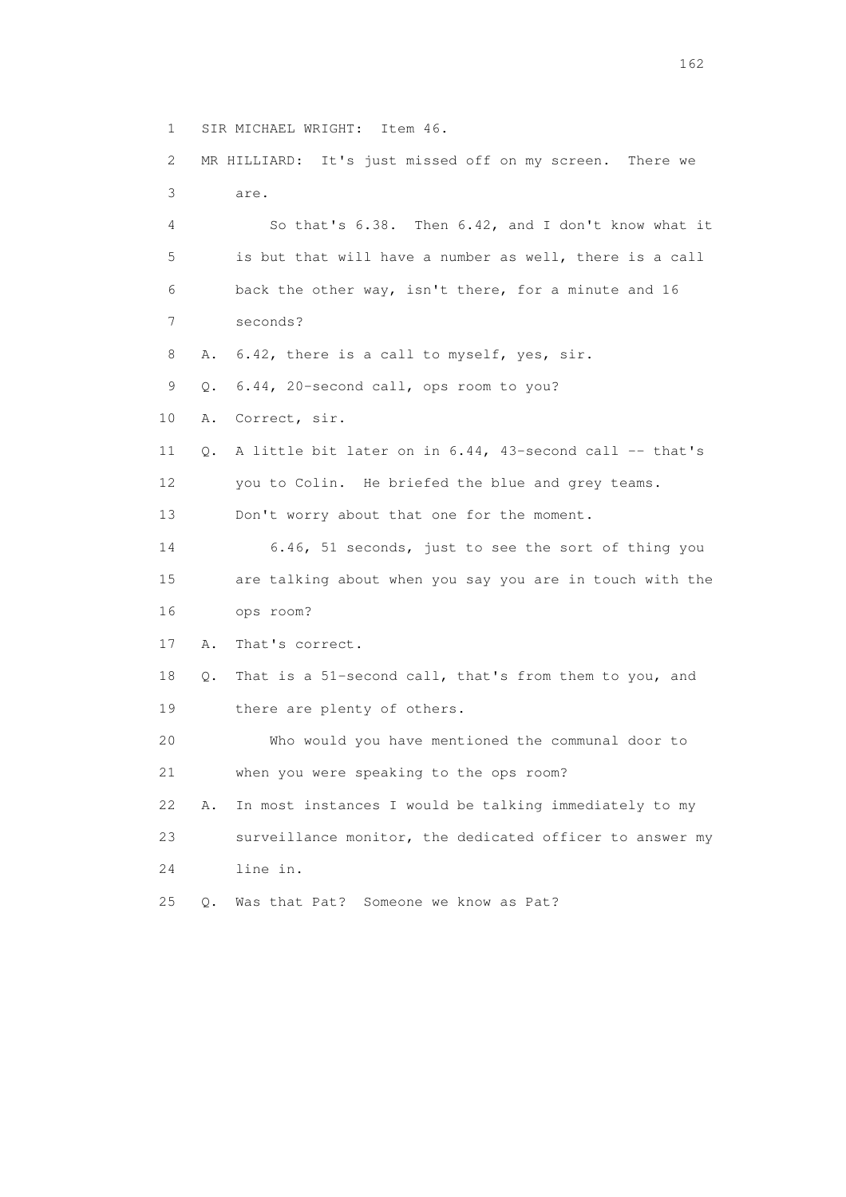1 SIR MICHAEL WRIGHT: Item 46.

2 MR HILLIARD: It's just missed off on my screen. There we

3 are.

4 So that's 6.38. Then 6.42, and I don't know what it

5 is but that will have a number as well, there is a call

6 back the other way, isn't there, for a minute and 16

7 seconds?

8 A. 6.42, there is a call to myself, yes, sir.

9 Q. 6.44, 20-second call, ops room to you?

10 A. Correct, sir.

11 Q. A little bit later on in 6.44, 43-second call -- that's

12 you to Colin. He briefed the blue and grey teams.

13 Don't worry about that one for the moment.

14 6.46, 51 seconds, just to see the sort of thing you

15 are talking about when you say you are in touch with the

16 ops room?

17 A. That's correct.

18 Q. That is a 51-second call, that's from them to you, and

19 there are plenty of others.

20 Who would you have mentioned the communal door to

21 when you were speaking to the ops room?

22 A. In most instances I would be talking immediately to my

23 surveillance monitor, the dedicated officer to answer my

24 line in.

25 Q. Was that Pat? Someone we know as Pat?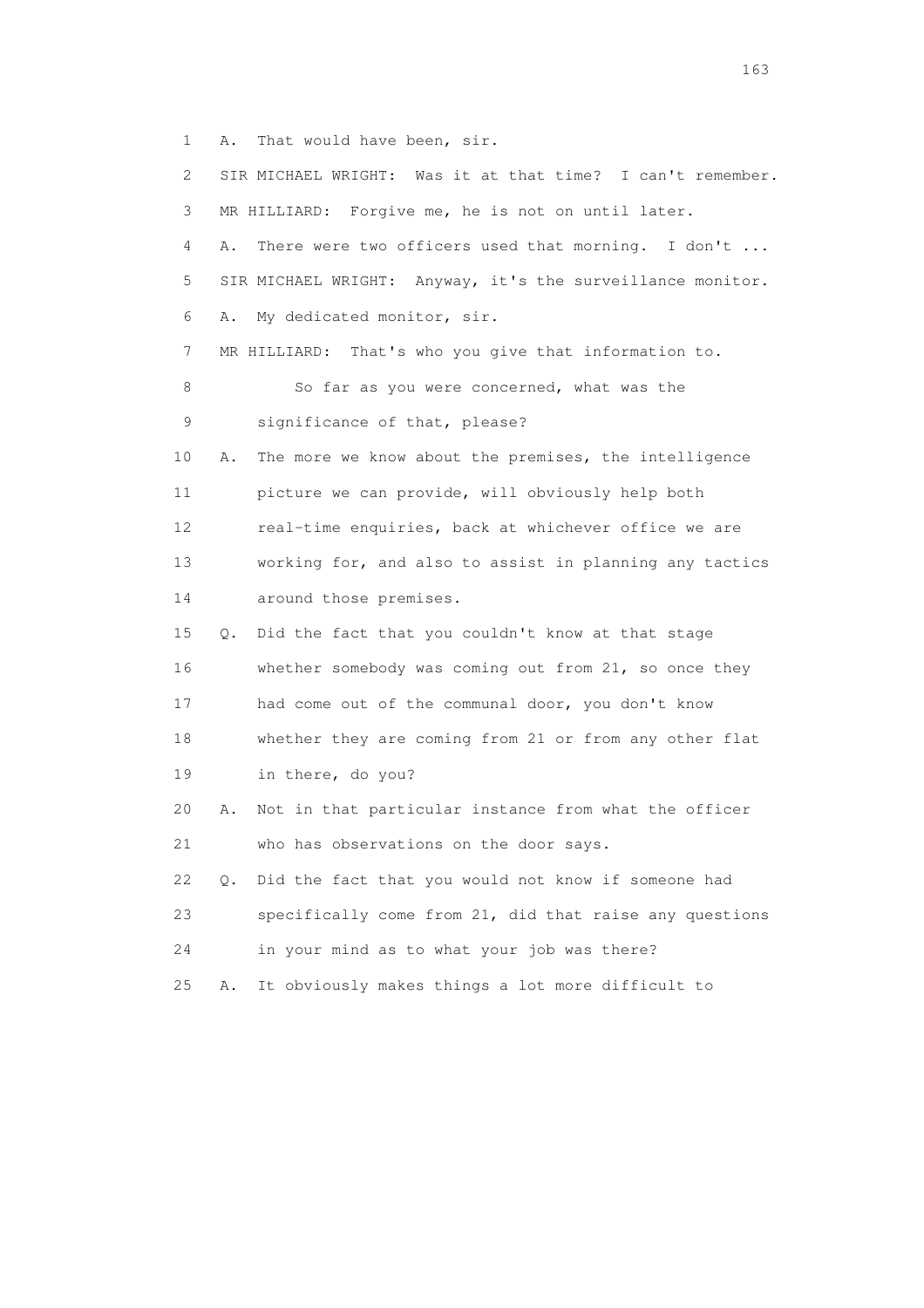1 A. That would have been, sir.

2 SIR MICHAEL WRIGHT: Was it at that time? I can't remember.

3 MR HILLIARD: Forgive me, he is not on until later.

4 A. There were two officers used that morning. I don't ...

5 SIR MICHAEL WRIGHT: Anyway, it's the surveillance monitor.

6 A. My dedicated monitor, sir.

7 MR HILLIARD: That's who you give that information to.

8 So far as you were concerned, what was the

9 significance of that, please?

10 A. The more we know about the premises, the intelligence

11 picture we can provide, will obviously help both

12 real-time enquiries, back at whichever office we are

13 working for, and also to assist in planning any tactics

14 around those premises.

15 Q. Did the fact that you couldn't know at that stage

16 whether somebody was coming out from 21, so once they

17 had come out of the communal door, you don't know

18 whether they are coming from 21 or from any other flat

19 in there, do you?

20 A. Not in that particular instance from what the officer

21 who has observations on the door says.

22 Q. Did the fact that you would not know if someone had

23 specifically come from 21, did that raise any questions

24 in your mind as to what your job was there?

25 A. It obviously makes things a lot more difficult to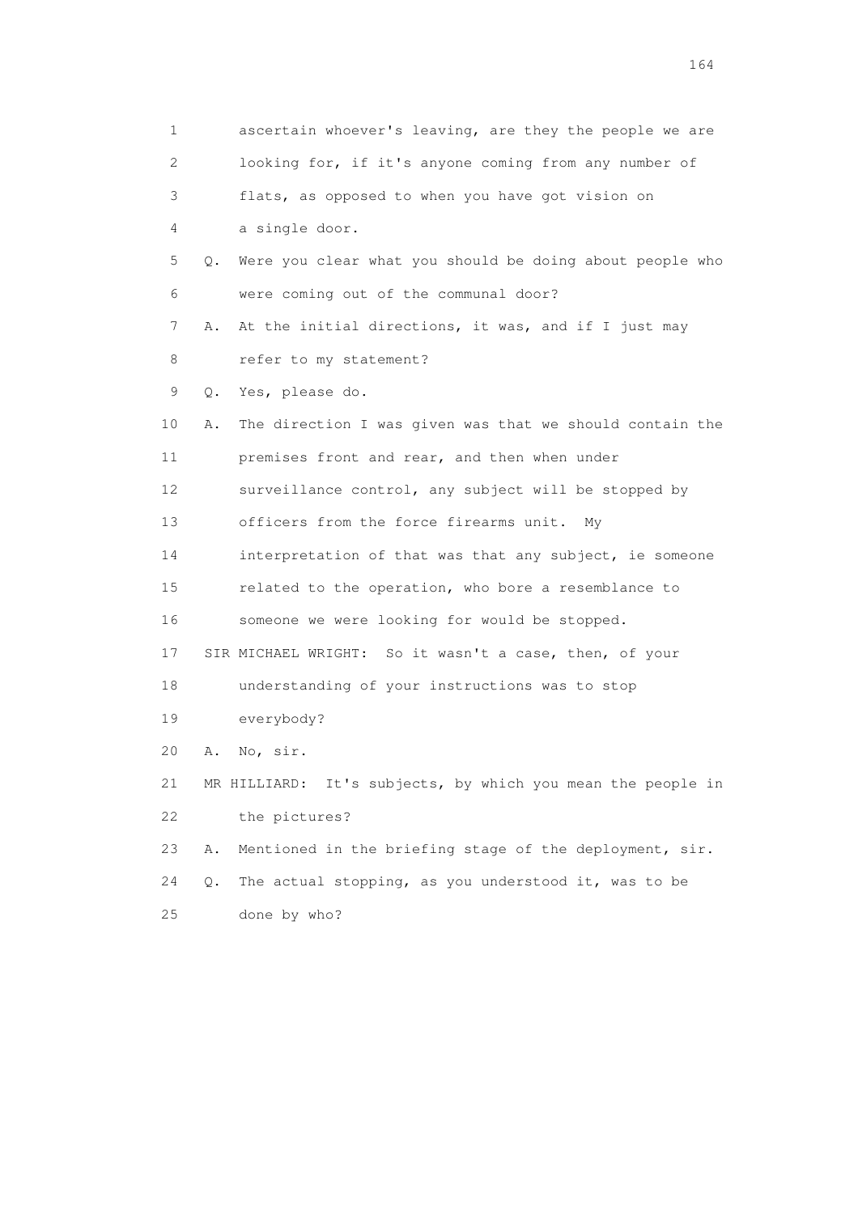1 ascertain whoever's leaving, are they the people we are
2 looking for, if it's anyone coming from any number of
3 flats, as opposed to when you have got vision on
4 a single door.

5 Q. Were you clear what you should be doing about people who
6 were coming out of the communal door?

7 A. At the initial directions, it was, and if I just may
8 refer to my statement?

9 Q. Yes, please do.

10 A. The direction I was given was that we should contain the
11 premises front and rear, and then when under
12 surveillance control, any subject will be stopped by
13 officers from the force firearms unit. My
14 interpretation of that was that any subject, ie someone
15 related to the operation, who bore a resemblance to
16 someone we were looking for would be stopped.

17 SIR MICHAEL WRIGHT: So it wasn't a case, then, of your
18 understanding of your instructions was to stop
19 everybody?

20 A. No, sir.

21 MR HILLIARD: It's subjects, by which you mean the people in
22 the pictures?

23 A. Mentioned in the briefing stage of the deployment, sir.

24 Q. The actual stopping, as you understood it, was to be
25 done by who?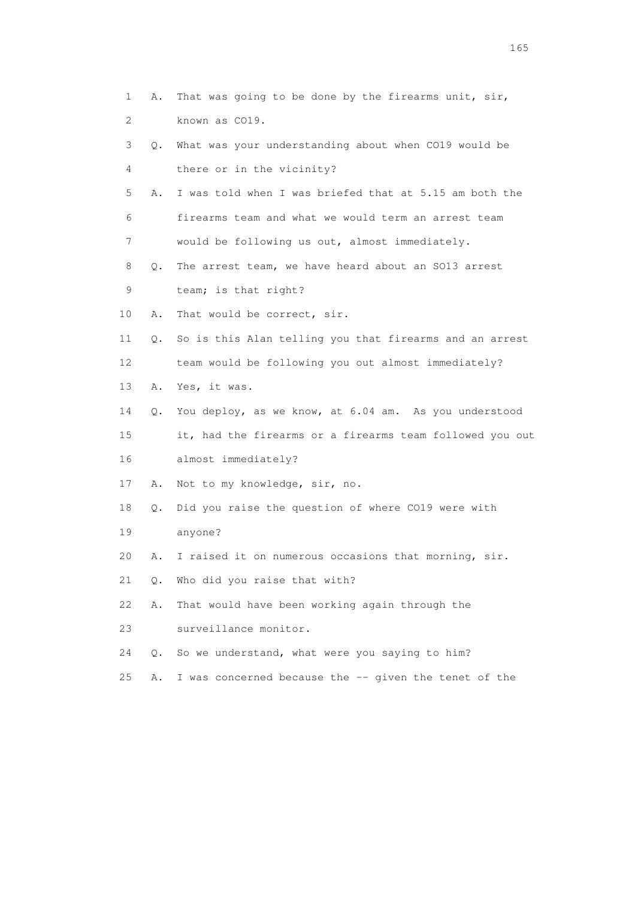1 A. That was going to be done by the firearms unit, sir,
2 known as CO19.
3 Q. What was your understanding about when CO19 would be
4 there or in the vicinity?
5 A. I was told when I was briefed that at 5.15 am both the
6 firearms team and what we would term an arrest team
7 would be following us out, almost immediately.
8 Q. The arrest team, we have heard about an SO13 arrest
9 team; is that right?
10 A. That would be correct, sir.
11 Q. So is this Alan telling you that firearms and an arrest
12 team would be following you out almost immediately?
13 A. Yes, it was.
14 Q. You deploy, as we know, at 6.04 am. As you understood
15 it, had the firearms or a firearms team followed you out
16 almost immediately?
17 A. Not to my knowledge, sir, no.
18 Q. Did you raise the question of where CO19 were with
19 anyone?
20 A. I raised it on numerous occasions that morning, sir.
21 Q. Who did you raise that with?
22 A. That would have been working again through the
23 surveillance monitor.
24 Q. So we understand, what were you saying to him?
25 A. I was concerned because the -- given the tenet of the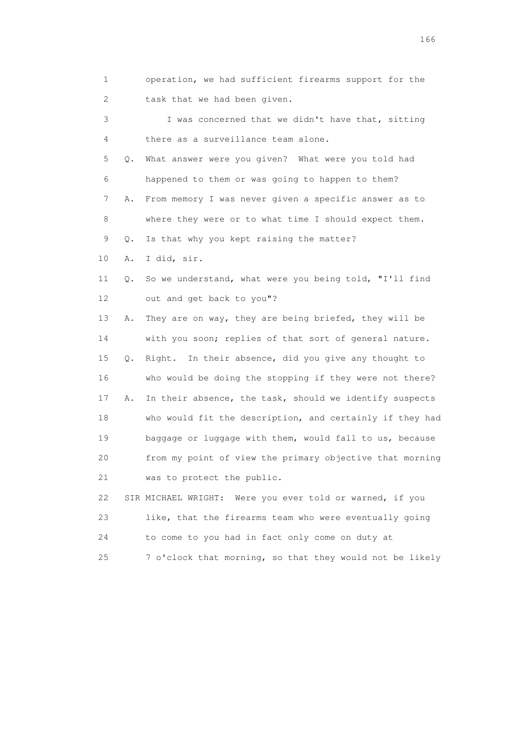1 operation, we had sufficient firearms support for the
2 task that we had been given.

3 I was concerned that we didn't have that, sitting
4 there as a surveillance team alone.

5 Q. What answer were you given? What were you told had
6 happened to them or was going to happen to them?

7 A. From memory I was never given a specific answer as to
8 where they were or to what time I should expect them.

9 Q. Is that why you kept raising the matter?

10 A. I did, sir.

11 Q. So we understand, what were you being told, "I'll find
12 out and get back to you"?

13 A. They are on way, they are being briefed, they will be
14 with you soon; replies of that sort of general nature.

15 Q. Right. In their absence, did you give any thought to
16 who would be doing the stopping if they were not there?

17 A. In their absence, the task, should we identify suspects
18 who would fit the description, and certainly if they had
19 baggage or luggage with them, would fall to us, because
20 from my point of view the primary objective that morning
21 was to protect the public.

22 SIR MICHAEL WRIGHT: Were you ever told or warned, if you
23 like, that the firearms team who were eventually going
24 to come to you had in fact only come on duty at
25 7 o'clock that morning, so that they would not be likely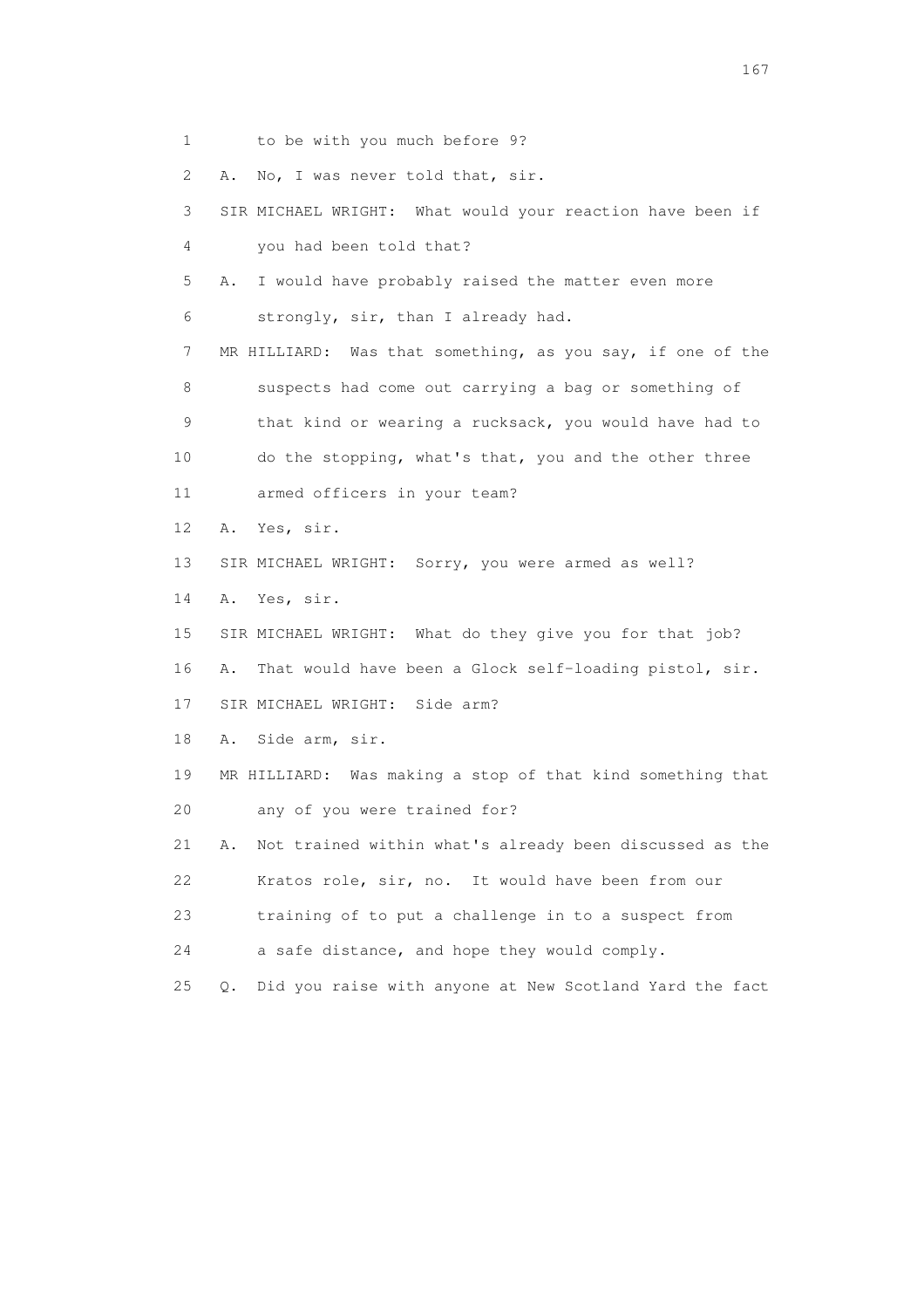1 to be with you much before 9?

2 A. No, I was never told that, sir.

3 SIR MICHAEL WRIGHT: What would your reaction have been if

4 you had been told that?

5 A. I would have probably raised the matter even more

6 strongly, sir, than I already had.

7 MR HILLIARD: Was that something, as you say, if one of the

8 suspects had come out carrying a bag or something of

9 that kind or wearing a rucksack, you would have had to

10 do the stopping, what's that, you and the other three

11 armed officers in your team?

12 A. Yes, sir.

13 SIR MICHAEL WRIGHT: Sorry, you were armed as well?

14 A. Yes, sir.

15 SIR MICHAEL WRIGHT: What do they give you for that job?

16 A. That would have been a Glock self-loading pistol, sir.

17 SIR MICHAEL WRIGHT: Side arm?

18 A. Side arm, sir.

19 MR HILLIARD: Was making a stop of that kind something that

20 any of you were trained for?

21 A. Not trained within what's already been discussed as the

22 Kratos role, sir, no. It would have been from our

23 training of to put a challenge in to a suspect from

24 a safe distance, and hope they would comply.

25 Q. Did you raise with anyone at New Scotland Yard the fact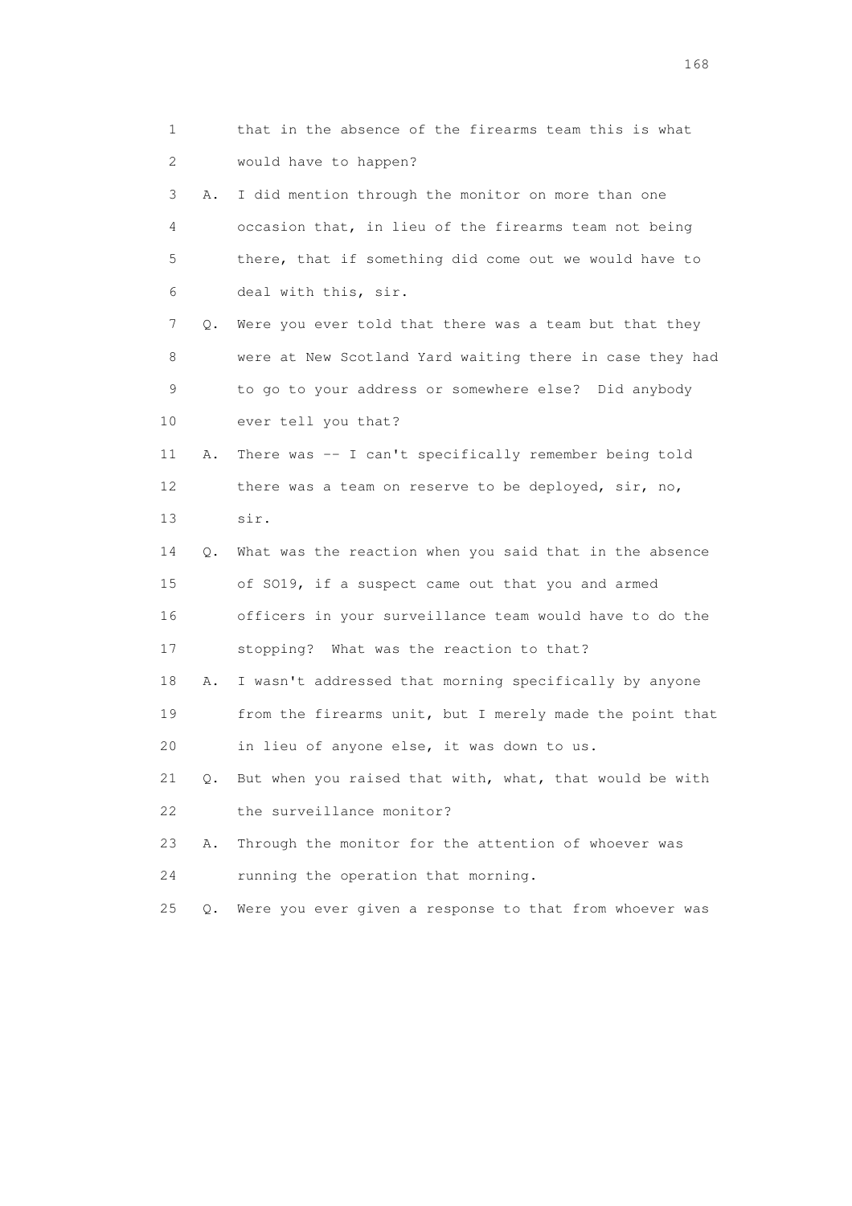1 that in the absence of the firearms team this is what
2 would have to happen?

3 A. I did mention through the monitor on more than one
4 occasion that, in lieu of the firearms team not being
5 there, that if something did come out we would have to
6 deal with this, sir.

7 Q. Were you ever told that there was a team but that they
8 were at New Scotland Yard waiting there in case they had
9 to go to your address or somewhere else? Did anybody
10 ever tell you that?

11 A. There was -- I can't specifically remember being told
12 there was a team on reserve to be deployed, sir, no,
13 sir.

14 Q. What was the reaction when you said that in the absence
15 of SO19, if a suspect came out that you and armed
16 officers in your surveillance team would have to do the
17 stopping? What was the reaction to that?

18 A. I wasn't addressed that morning specifically by anyone
19 from the firearms unit, but I merely made the point that
20 in lieu of anyone else, it was down to us.

21 Q. But when you raised that with, what, that would be with
22 the surveillance monitor?

23 A. Through the monitor for the attention of whoever was
24 running the operation that morning.

25 Q. Were you ever given a response to that from whoever was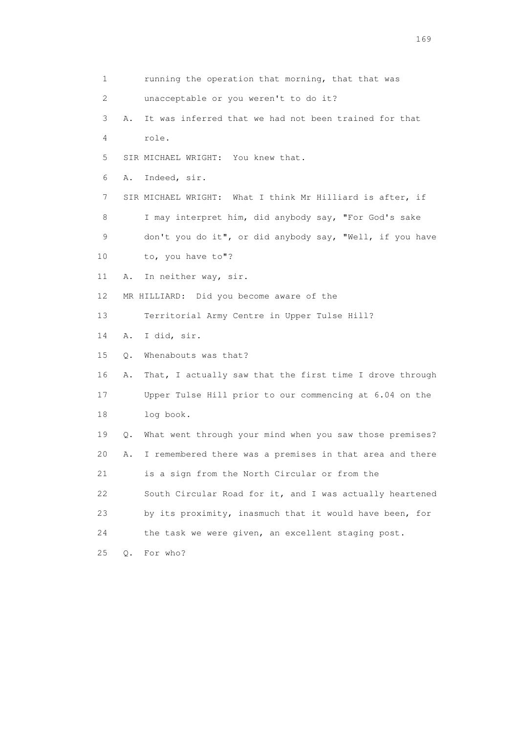1 running the operation that morning, that that was
2 unacceptable or you weren't to do it?
3 A. It was inferred that we had not been trained for that
4 role.
5 SIR MICHAEL WRIGHT: You knew that.
6 A. Indeed, sir.
7 SIR MICHAEL WRIGHT: What I think Mr Hilliard is after, if
8 I may interpret him, did anybody say, "For God's sake
9 don't you do it", or did anybody say, "Well, if you have
10 to, you have to"?
11 A. In neither way, sir.
12 MR HILLIARD: Did you become aware of the
13 Territorial Army Centre in Upper Tulse Hill?
14 A. I did, sir.
15 Q. Whenabouts was that?
16 A. That, I actually saw that the first time I drove through
17 Upper Tulse Hill prior to our commencing at 6.04 on the
18 log book.
19 Q. What went through your mind when you saw those premises?
20 A. I remembered there was a premises in that area and there
21 is a sign from the North Circular or from the
22 South Circular Road for it, and I was actually heartened
23 by its proximity, inasmuch that it would have been, for
24 the task we were given, an excellent staging post.
25 Q. For who?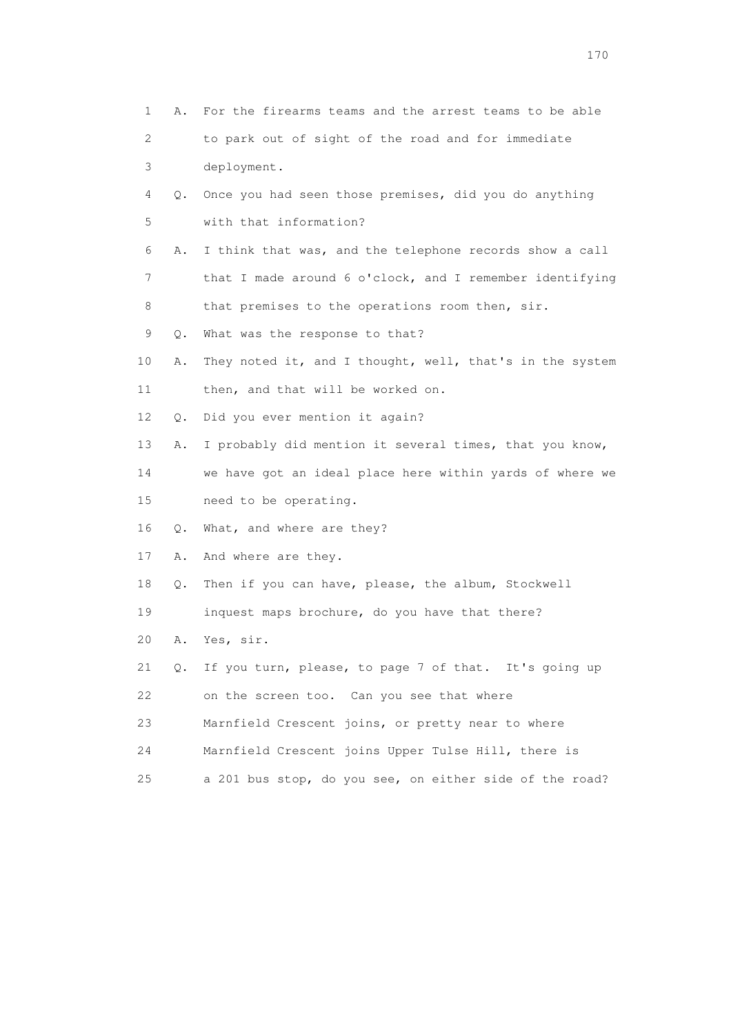1 A. For the firearms teams and the arrest teams to be able
2 to park out of sight of the road and for immediate
3 deployment.
4 Q. Once you had seen those premises, did you do anything
5 with that information?
6 A. I think that was, and the telephone records show a call
7 that I made around 6 o'clock, and I remember identifying
8 that premises to the operations room then, sir.
9 Q. What was the response to that?
10 A. They noted it, and I thought, well, that's in the system
11 then, and that will be worked on.
12 Q. Did you ever mention it again?
13 A. I probably did mention it several times, that you know,
14 we have got an ideal place here within yards of where we
15 need to be operating.
16 Q. What, and where are they?
17 A. And where are they.
18 Q. Then if you can have, please, the album, Stockwell
19 inquest maps brochure, do you have that there?
20 A. Yes, sir.
21 Q. If you turn, please, to page 7 of that. It's going up
22 on the screen too. Can you see that where
23 Marnfield Crescent joins, or pretty near to where
24 Marnfield Crescent joins Upper Tulse Hill, there is
25 a 201 bus stop, do you see, on either side of the road?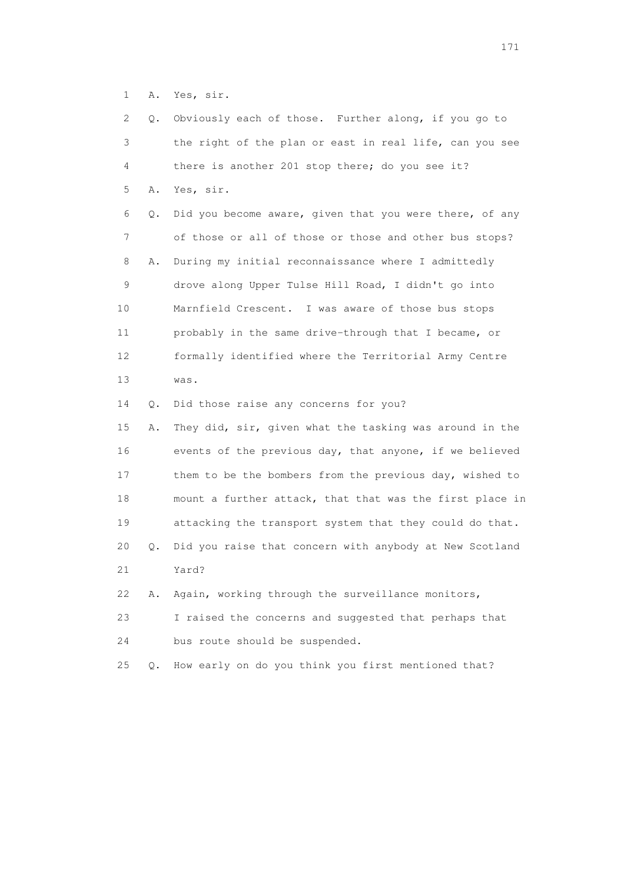1 A. Yes, sir.

2 Q. Obviously each of those. Further along, if you go to

3 the right of the plan or east in real life, can you see

4 there is another 201 stop there; do you see it?

5 A. Yes, sir.

6 Q. Did you become aware, given that you were there, of any

7 of those or all of those or those and other bus stops?

8 A. During my initial reconnaissance where I admittedly

9 drove along Upper Tulse Hill Road, I didn't go into

10 Marnfield Crescent. I was aware of those bus stops

11 probably in the same drive-through that I became, or

12 formally identified where the Territorial Army Centre

13 was.

14 Q. Did those raise any concerns for you?

15 A. They did, sir, given what the tasking was around in the

16 events of the previous day, that anyone, if we believed

17 them to be the bombers from the previous day, wished to

18 mount a further attack, that that was the first place in

19 attacking the transport system that they could do that.

20 Q. Did you raise that concern with anybody at New Scotland

21 Yard?

22 A. Again, working through the surveillance monitors,

23 I raised the concerns and suggested that perhaps that

24 bus route should be suspended.

25 Q. How early on do you think you first mentioned that?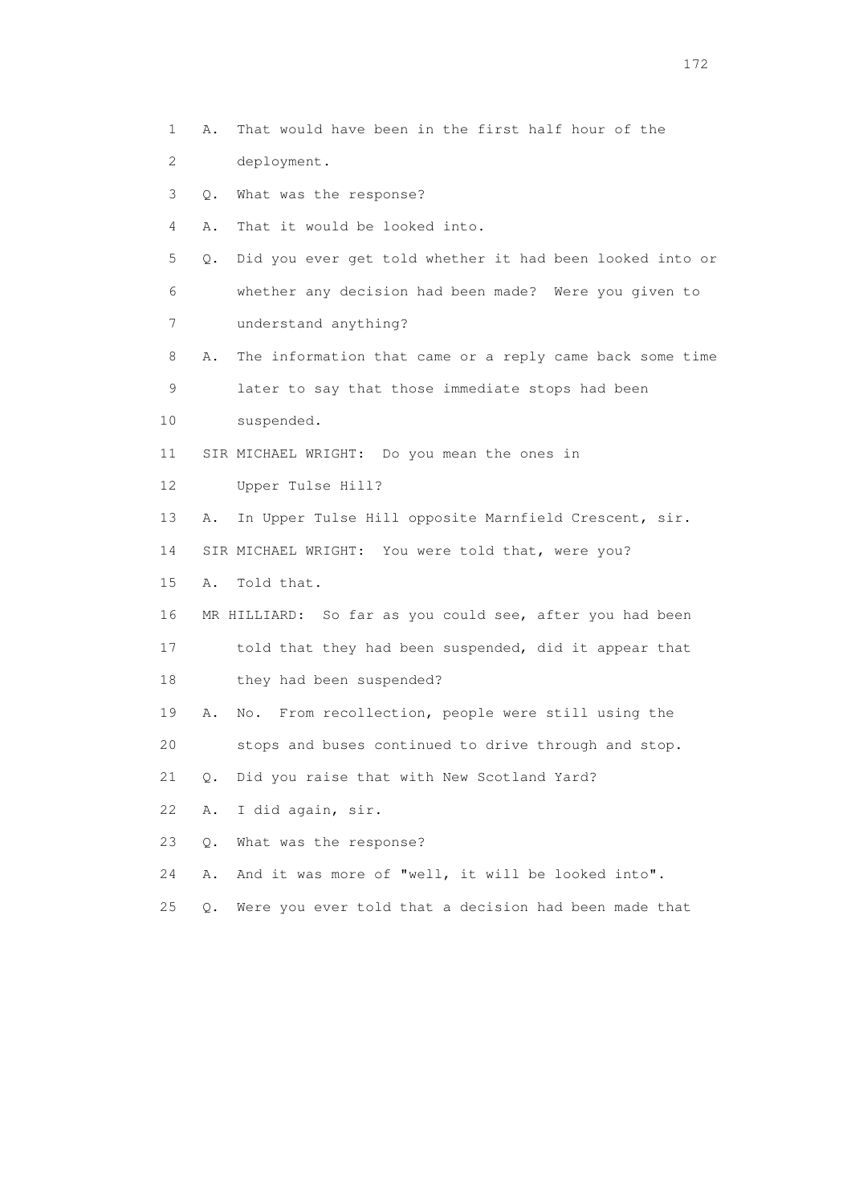1 A. That would have been in the first half hour of the
2 deployment.
3 Q. What was the response?
4 A. That it would be looked into.
5 Q. Did you ever get told whether it had been looked into or
6 whether any decision had been made? Were you given to
7 understand anything?
8 A. The information that came or a reply came back some time
9 later to say that those immediate stops had been
10 suspended.
11 SIR MICHAEL WRIGHT: Do you mean the ones in
12 Upper Tulse Hill?
13 A. In Upper Tulse Hill opposite Marnfield Crescent, sir.
14 SIR MICHAEL WRIGHT: You were told that, were you?
15 A. Told that.
16 MR HILLIARD: So far as you could see, after you had been
17 told that they had been suspended, did it appear that
18 they had been suspended?
19 A. No. From recollection, people were still using the
20 stops and buses continued to drive through and stop.
21 Q. Did you raise that with New Scotland Yard?
22 A. I did again, sir.
23 Q. What was the response?
24 A. And it was more of "well, it will be looked into".
25 Q. Were you ever told that a decision had been made that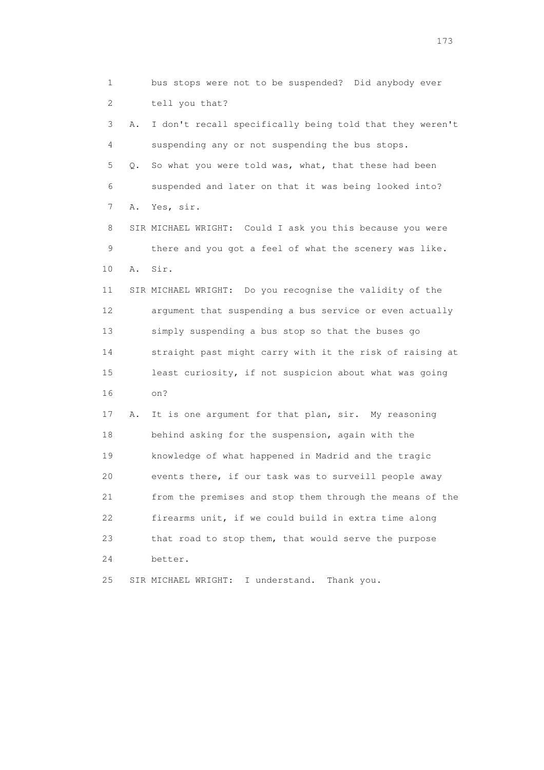1 bus stops were not to be suspended? Did anybody ever
2 tell you that?
3 A. I don't recall specifically being told that they weren't
4 suspending any or not suspending the bus stops.
5 Q. So what you were told was, what, that these had been
6 suspended and later on that it was being looked into?
7 A. Yes, sir.
8 SIR MICHAEL WRIGHT: Could I ask you this because you were
9 there and you got a feel of what the scenery was like.
10 A. Sir.
11 SIR MICHAEL WRIGHT: Do you recognise the validity of the
12 argument that suspending a bus service or even actually
13 simply suspending a bus stop so that the buses go
14 straight past might carry with it the risk of raising at
15 least curiosity, if not suspicion about what was going
16 on?
17 A. It is one argument for that plan, sir. My reasoning
18 behind asking for the suspension, again with the
19 knowledge of what happened in Madrid and the tragic
20 events there, if our task was to surveill people away
21 from the premises and stop them through the means of the
22 firearms unit, if we could build in extra time along
23 that road to stop them, that would serve the purpose
24 better.
25 SIR MICHAEL WRIGHT: I understand. Thank you.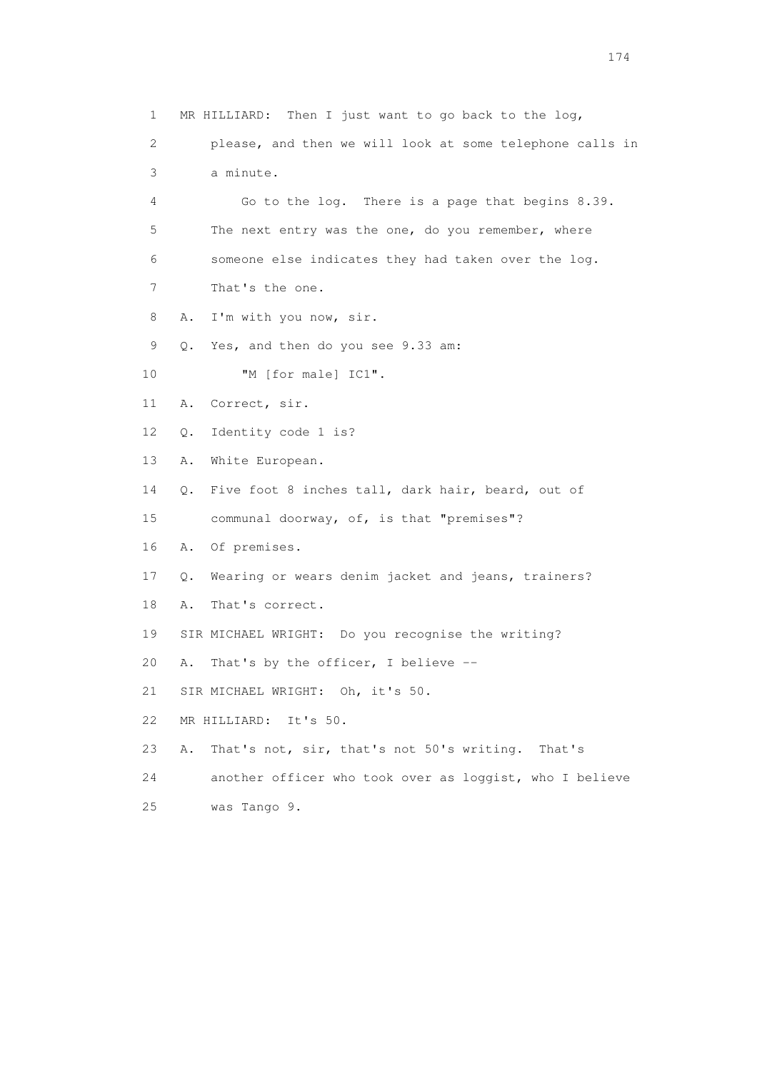1 MR HILLIARD: Then I just want to go back to the log,
2 please, and then we will look at some telephone calls in
3 a minute.
4 Go to the log. There is a page that begins 8.39.
5 The next entry was the one, do you remember, where
6 someone else indicates they had taken over the log.
7 That's the one.
8 A. I'm with you now, sir.
9 Q. Yes, and then do you see 9.33 am:
10 "M [for male] IC1".
11 A. Correct, sir.
12 Q. Identity code 1 is?
13 A. White European.
14 Q. Five foot 8 inches tall, dark hair, beard, out of
15 communal doorway, of, is that "premises"?
16 A. Of premises.
17 Q. Wearing or wears denim jacket and jeans, trainers?
18 A. That's correct.
19 SIR MICHAEL WRIGHT: Do you recognise the writing?
20 A. That's by the officer, I believe --
21 SIR MICHAEL WRIGHT: Oh, it's 50.
22 MR HILLIARD: It's 50.
23 A. That's not, sir, that's not 50's writing. That's
24 another officer who took over as loggist, who I believe
25 was Tango 9.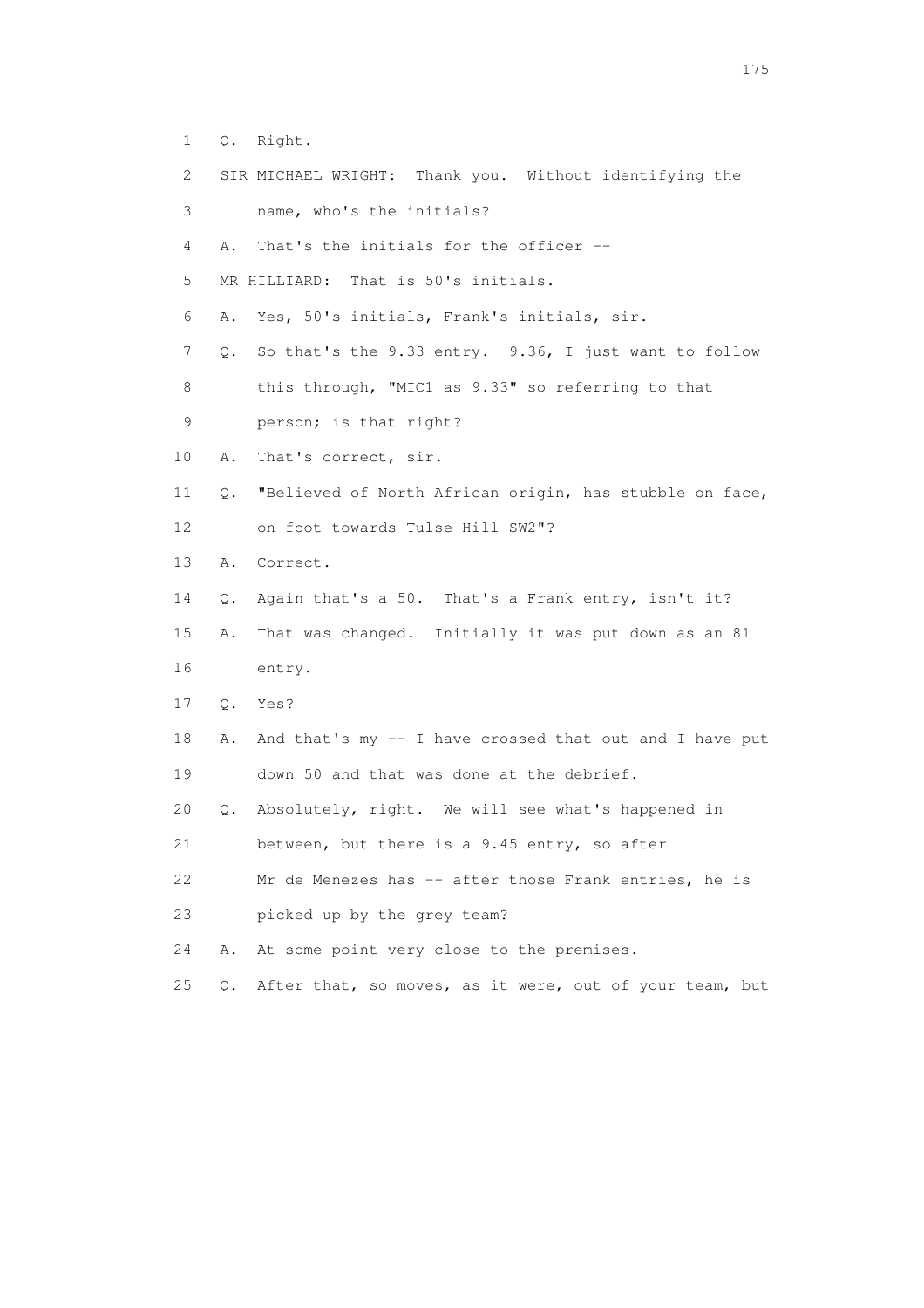1 Q. Right.

2 SIR MICHAEL WRIGHT: Thank you. Without identifying the

3 name, who's the initials?

4 A. That's the initials for the officer --

5 MR HILLIARD: That is 50's initials.

6 A. Yes, 50's initials, Frank's initials, sir.

7 Q. So that's the 9.33 entry. 9.36, I just want to follow

8 this through, "MIC1 as 9.33" so referring to that

9 person; is that right?

10 A. That's correct, sir.

11 Q. "Believed of North African origin, has stubble on face,

12 on foot towards Tulse Hill SW2"?

13 A. Correct.

14 Q. Again that's a 50. That's a Frank entry, isn't it?

15 A. That was changed. Initially it was put down as an 81

16 entry.

17 Q. Yes?

18 A. And that's my -- I have crossed that out and I have put

19 down 50 and that was done at the debrief.

20 Q. Absolutely, right. We will see what's happened in

21 between, but there is a 9.45 entry, so after

22 Mr de Menezes has -- after those Frank entries, he is

23 picked up by the grey team?

24 A. At some point very close to the premises.

25 Q. After that, so moves, as it were, out of your team, but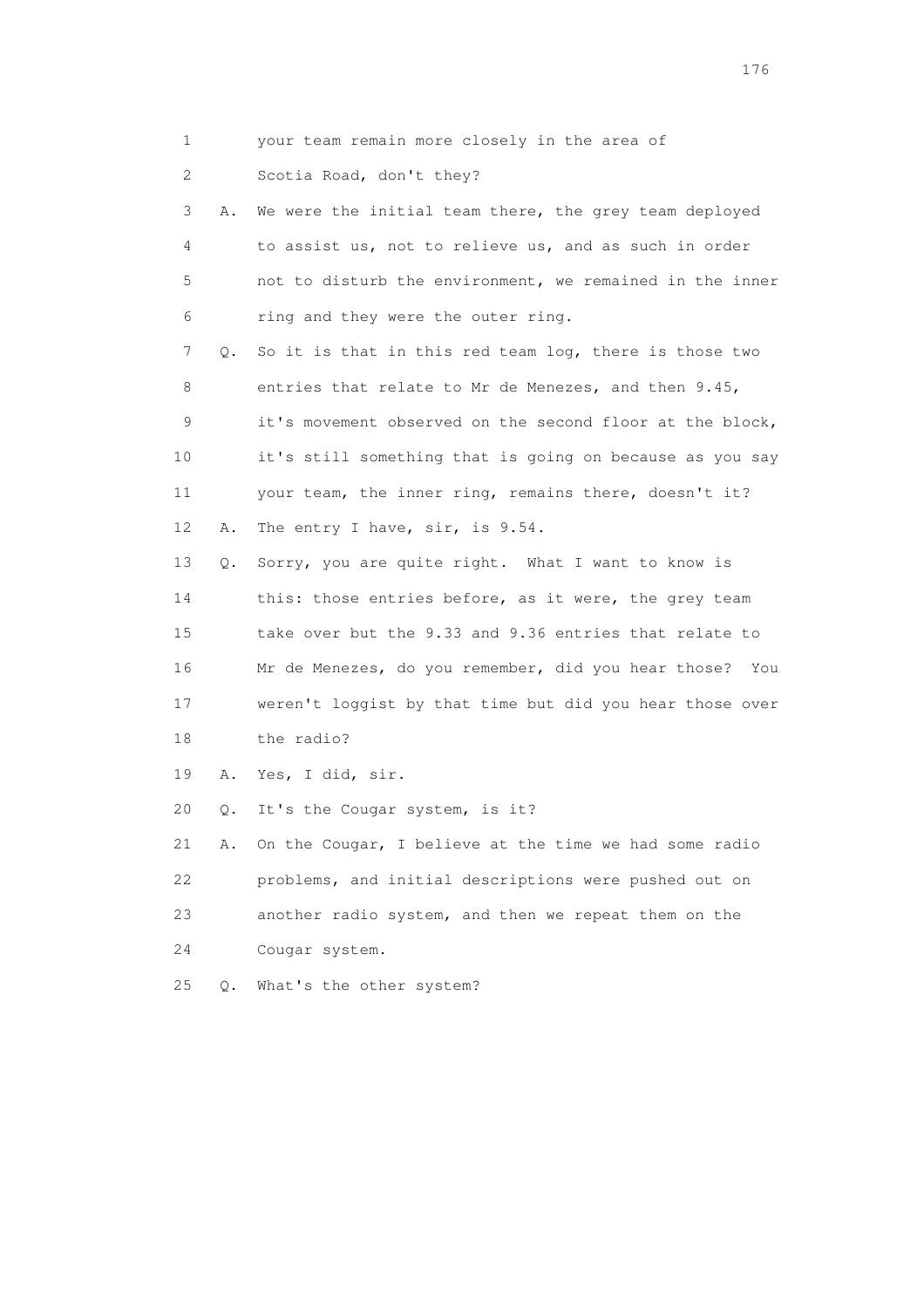1        your team remain more closely in the area of

2        Scotia Road, don't they?

3    A.  We were the initial team there, the grey team deployed

4        to assist us, not to relieve us, and as such in order

5        not to disturb the environment, we remained in the inner

6        ring and they were the outer ring.

7    Q.  So it is that in this red team log, there is those two

8        entries that relate to Mr de Menezes, and then 9.45,

9        it's movement observed on the second floor at the block,

10       it's still something that is going on because as you say

11       your team, the inner ring, remains there, doesn't it?

12   A.  The entry I have, sir, is 9.54.

13   Q.  Sorry, you are quite right.  What I want to know is

14       this: those entries before, as it were, the grey team

15       take over but the 9.33 and 9.36 entries that relate to

16       Mr de Menezes, do you remember, did you hear those?  You

17       weren't loggist by that time but did you hear those over

18       the radio?

19   A.  Yes, I did, sir.

20   Q.  It's the Cougar system, is it?

21   A.  On the Cougar, I believe at the time we had some radio

22       problems, and initial descriptions were pushed out on

23       another radio system, and then we repeat them on the

24       Cougar system.

25   Q.  What's the other system?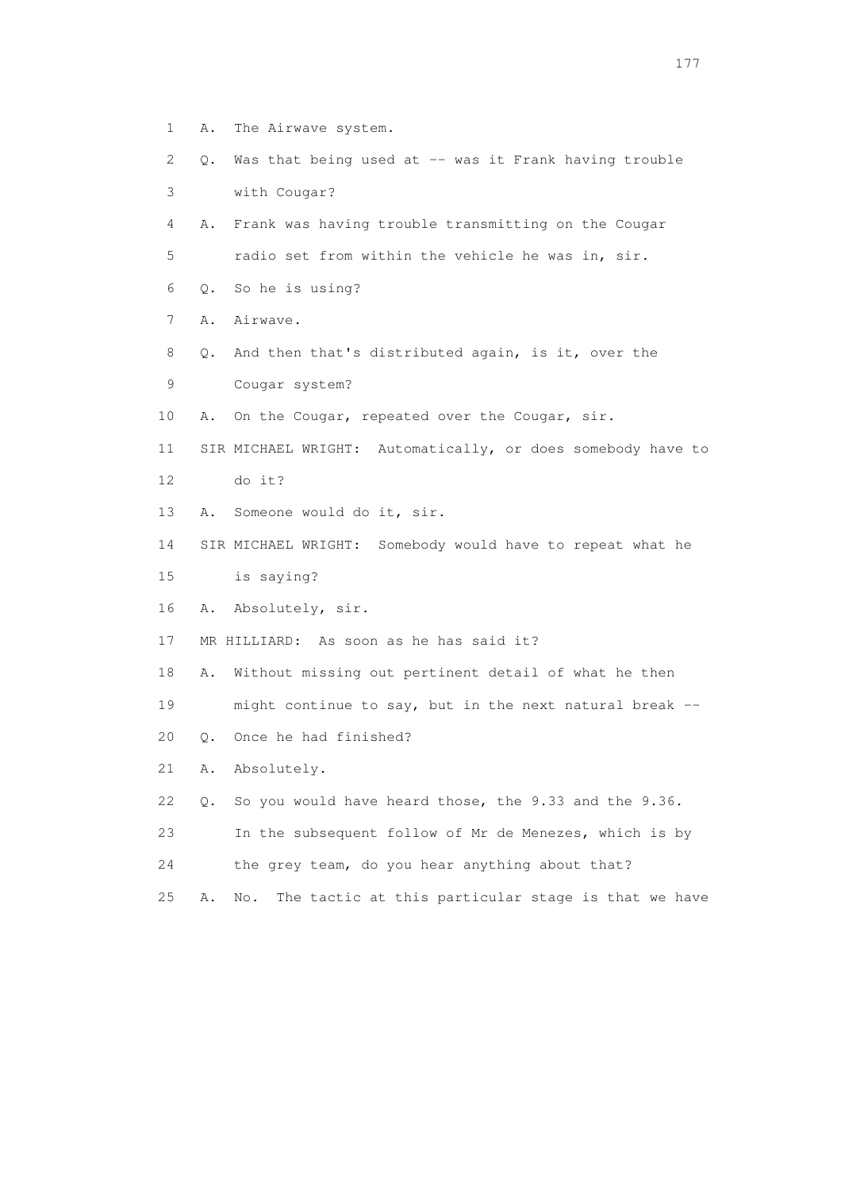1 A. The Airwave system.

2 Q. Was that being used at -- was it Frank having trouble

3 with Cougar?

4 A. Frank was having trouble transmitting on the Cougar

5 radio set from within the vehicle he was in, sir.

6 Q. So he is using?

7 A. Airwave.

8 Q. And then that's distributed again, is it, over the

9 Cougar system?

10 A. On the Cougar, repeated over the Cougar, sir.

11 SIR MICHAEL WRIGHT: Automatically, or does somebody have to

12 do it?

13 A. Someone would do it, sir.

14 SIR MICHAEL WRIGHT: Somebody would have to repeat what he

15 is saying?

16 A. Absolutely, sir.

17 MR HILLIARD: As soon as he has said it?

18 A. Without missing out pertinent detail of what he then

19 might continue to say, but in the next natural break --

20 Q. Once he had finished?

21 A. Absolutely.

22 Q. So you would have heard those, the 9.33 and the 9.36.

23 In the subsequent follow of Mr de Menezes, which is by

24 the grey team, do you hear anything about that?

25 A. No. The tactic at this particular stage is that we have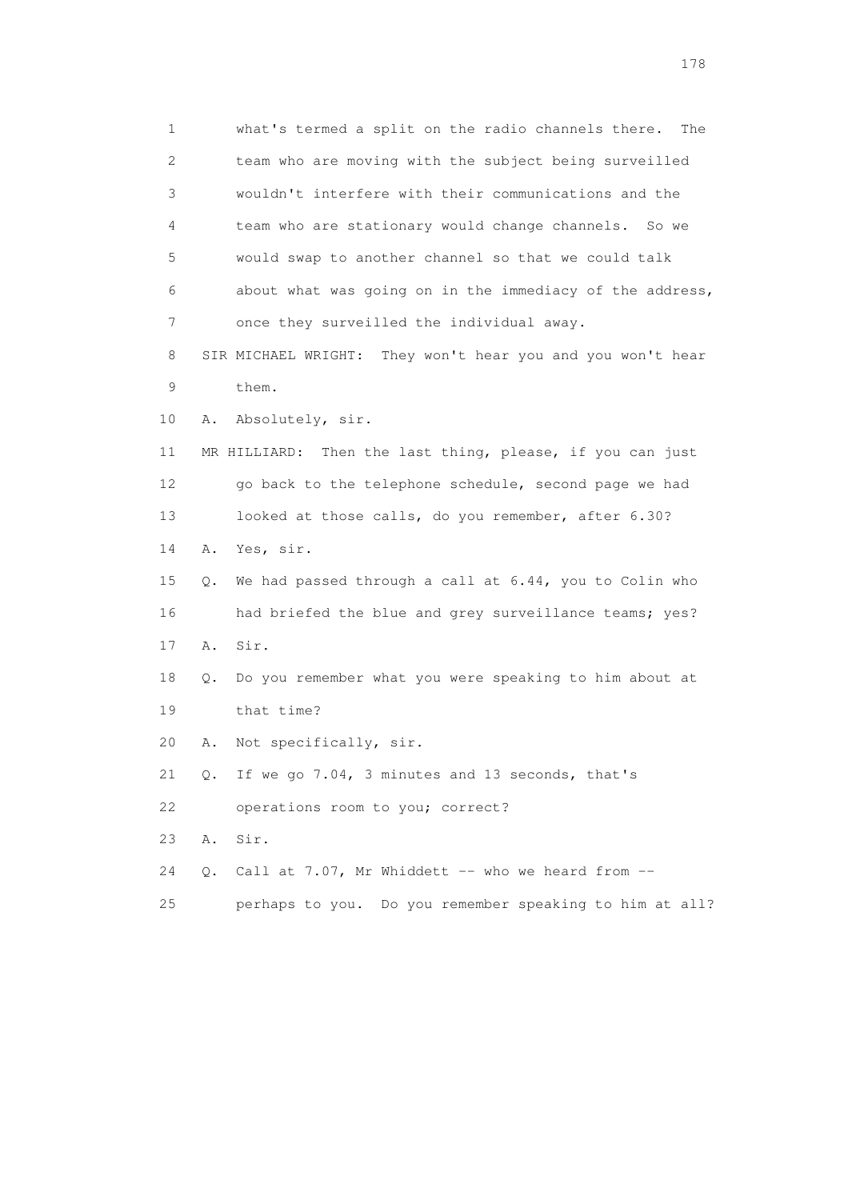1 what's termed a split on the radio channels there. The
2 team who are moving with the subject being surveilled
3 wouldn't interfere with their communications and the
4 team who are stationary would change channels. So we
5 would swap to another channel so that we could talk
6 about what was going on in the immediacy of the address,
7 once they surveilled the individual away.

8 SIR MICHAEL WRIGHT: They won't hear you and you won't hear
9 them.

10 A. Absolutely, sir.

11 MR HILLIARD: Then the last thing, please, if you can just
12 go back to the telephone schedule, second page we had
13 looked at those calls, do you remember, after 6.30?

14 A. Yes, sir.

15 Q. We had passed through a call at 6.44, you to Colin who
16 had briefed the blue and grey surveillance teams; yes?

17 A. Sir.

18 Q. Do you remember what you were speaking to him about at
19 that time?

20 A. Not specifically, sir.

21 Q. If we go 7.04, 3 minutes and 13 seconds, that's
22 operations room to you; correct?

23 A. Sir.

24 Q. Call at 7.07, Mr Whiddett -- who we heard from --
25 perhaps to you. Do you remember speaking to him at all?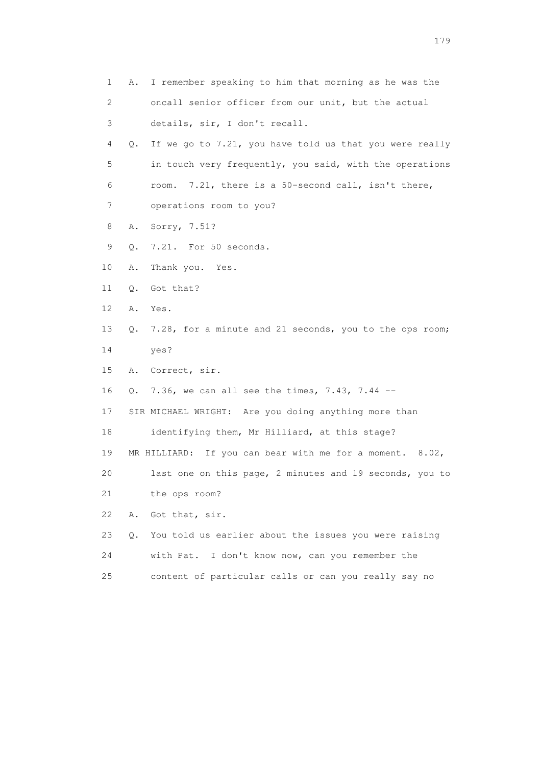1 A. I remember speaking to him that morning as he was the
2 oncall senior officer from our unit, but the actual
3 details, sir, I don't recall.
4 Q. If we go to 7.21, you have told us that you were really
5 in touch very frequently, you said, with the operations
6 room. 7.21, there is a 50-second call, isn't there,
7 operations room to you?
8 A. Sorry, 7.51?
9 Q. 7.21. For 50 seconds.
10 A. Thank you. Yes.
11 Q. Got that?
12 A. Yes.
13 Q. 7.28, for a minute and 21 seconds, you to the ops room;
14 yes?
15 A. Correct, sir.
16 Q. 7.36, we can all see the times, 7.43, 7.44 --
17 SIR MICHAEL WRIGHT: Are you doing anything more than
18 identifying them, Mr Hilliard, at this stage?
19 MR HILLIARD: If you can bear with me for a moment. 8.02,
20 last one on this page, 2 minutes and 19 seconds, you to
21 the ops room?
22 A. Got that, sir.
23 Q. You told us earlier about the issues you were raising
24 with Pat. I don't know now, can you remember the
25 content of particular calls or can you really say no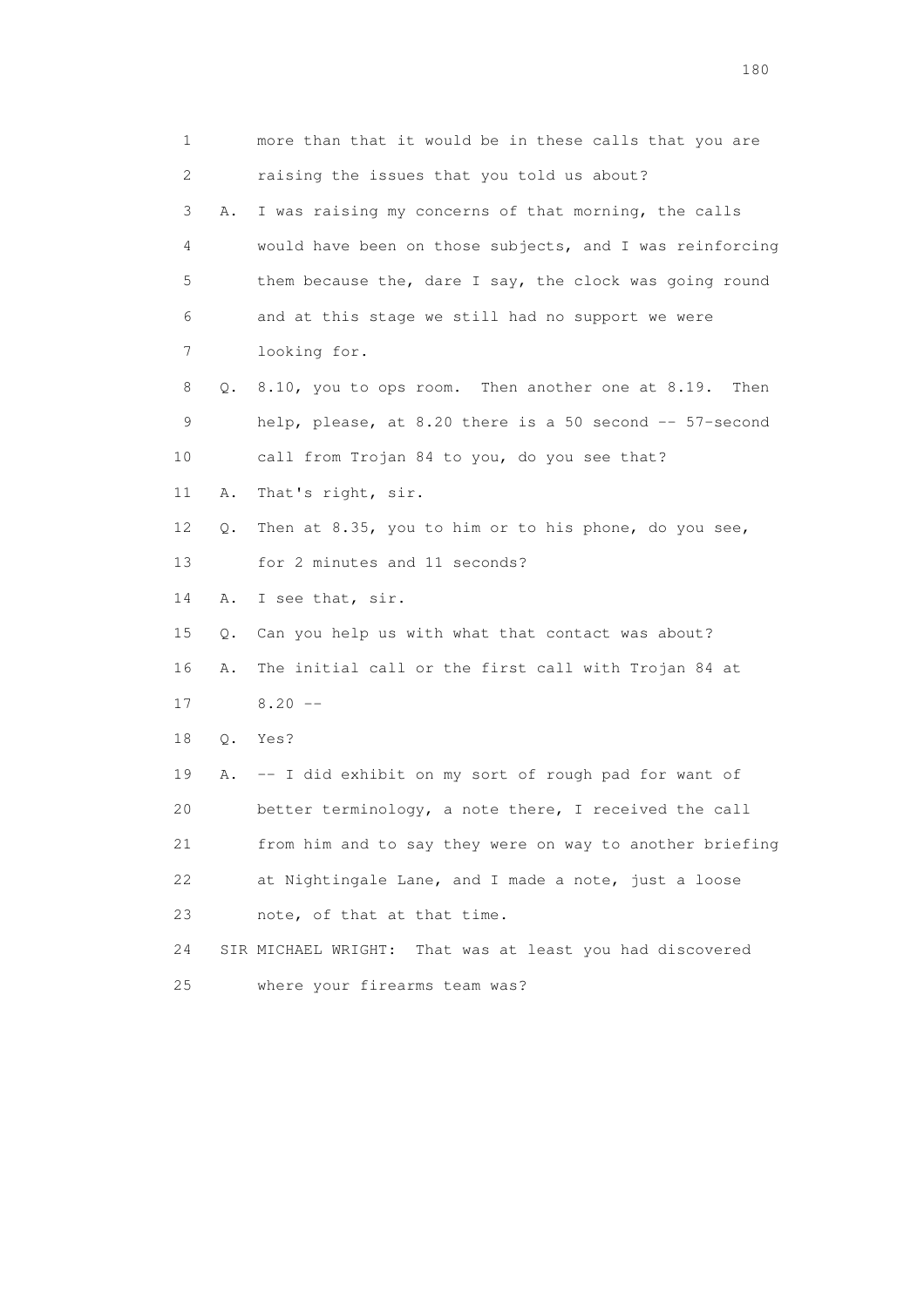1 more than that it would be in these calls that you are
2 raising the issues that you told us about?
3 A. I was raising my concerns of that morning, the calls
4 would have been on those subjects, and I was reinforcing
5 them because the, dare I say, the clock was going round
6 and at this stage we still had no support we were
7 looking for.
8 Q. 8.10, you to ops room. Then another one at 8.19. Then
9 help, please, at 8.20 there is a 50 second -- 57-second
10 call from Trojan 84 to you, do you see that?
11 A. That's right, sir.
12 Q. Then at 8.35, you to him or to his phone, do you see,
13 for 2 minutes and 11 seconds?
14 A. I see that, sir.
15 Q. Can you help us with what that contact was about?
16 A. The initial call or the first call with Trojan 84 at
17 8.20 --
18 Q. Yes?
19 A. -- I did exhibit on my sort of rough pad for want of
20 better terminology, a note there, I received the call
21 from him and to say they were on way to another briefing
22 at Nightingale Lane, and I made a note, just a loose
23 note, of that at that time.
24 SIR MICHAEL WRIGHT: That was at least you had discovered
25 where your firearms team was?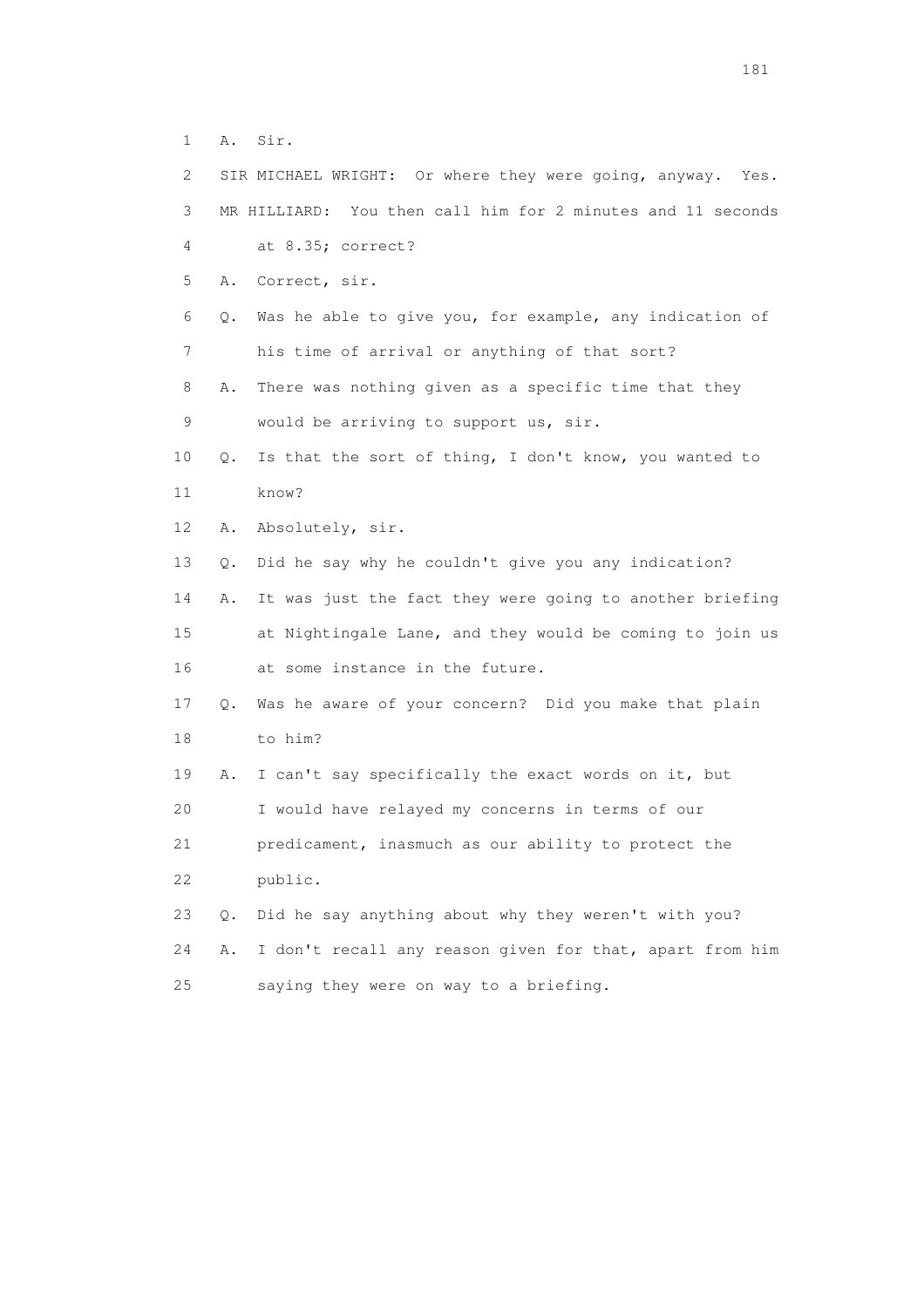1 A. Sir.

2 SIR MICHAEL WRIGHT: Or where they were going, anyway. Yes.

3 MR HILLIARD: You then call him for 2 minutes and 11 seconds

4 at 8.35; correct?

5 A. Correct, sir.

6 Q. Was he able to give you, for example, any indication of

7 his time of arrival or anything of that sort?

8 A. There was nothing given as a specific time that they

9 would be arriving to support us, sir.

10 Q. Is that the sort of thing, I don't know, you wanted to

11 know?

12 A. Absolutely, sir.

13 Q. Did he say why he couldn't give you any indication?

14 A. It was just the fact they were going to another briefing

15 at Nightingale Lane, and they would be coming to join us

16 at some instance in the future.

17 Q. Was he aware of your concern? Did you make that plain

18 to him?

19 A. I can't say specifically the exact words on it, but

20 I would have relayed my concerns in terms of our

21 predicament, inasmuch as our ability to protect the

22 public.

23 Q. Did he say anything about why they weren't with you?

24 A. I don't recall any reason given for that, apart from him

25 saying they were on way to a briefing.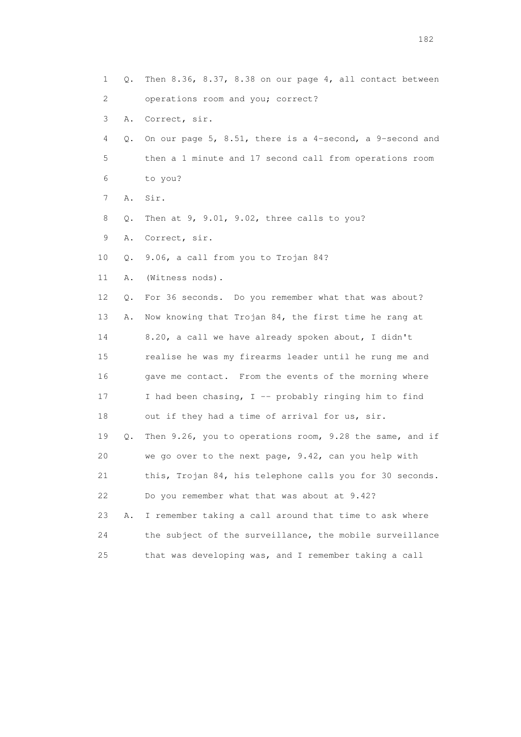1 Q. Then 8.36, 8.37, 8.38 on our page 4, all contact between
2 operations room and you; correct?
3 A. Correct, sir.
4 Q. On our page 5, 8.51, there is a 4-second, a 9-second and
5 then a 1 minute and 17 second call from operations room
6 to you?
7 A. Sir.
8 Q. Then at 9, 9.01, 9.02, three calls to you?
9 A. Correct, sir.
10 Q. 9.06, a call from you to Trojan 84?
11 A. (Witness nods).
12 Q. For 36 seconds. Do you remember what that was about?
13 A. Now knowing that Trojan 84, the first time he rang at
14 8.20, a call we have already spoken about, I didn't
15 realise he was my firearms leader until he rung me and
16 gave me contact. From the events of the morning where
17 I had been chasing, I -- probably ringing him to find
18 out if they had a time of arrival for us, sir.
19 Q. Then 9.26, you to operations room, 9.28 the same, and if
20 we go over to the next page, 9.42, can you help with
21 this, Trojan 84, his telephone calls you for 30 seconds.
22 Do you remember what that was about at 9.42?
23 A. I remember taking a call around that time to ask where
24 the subject of the surveillance, the mobile surveillance
25 that was developing was, and I remember taking a call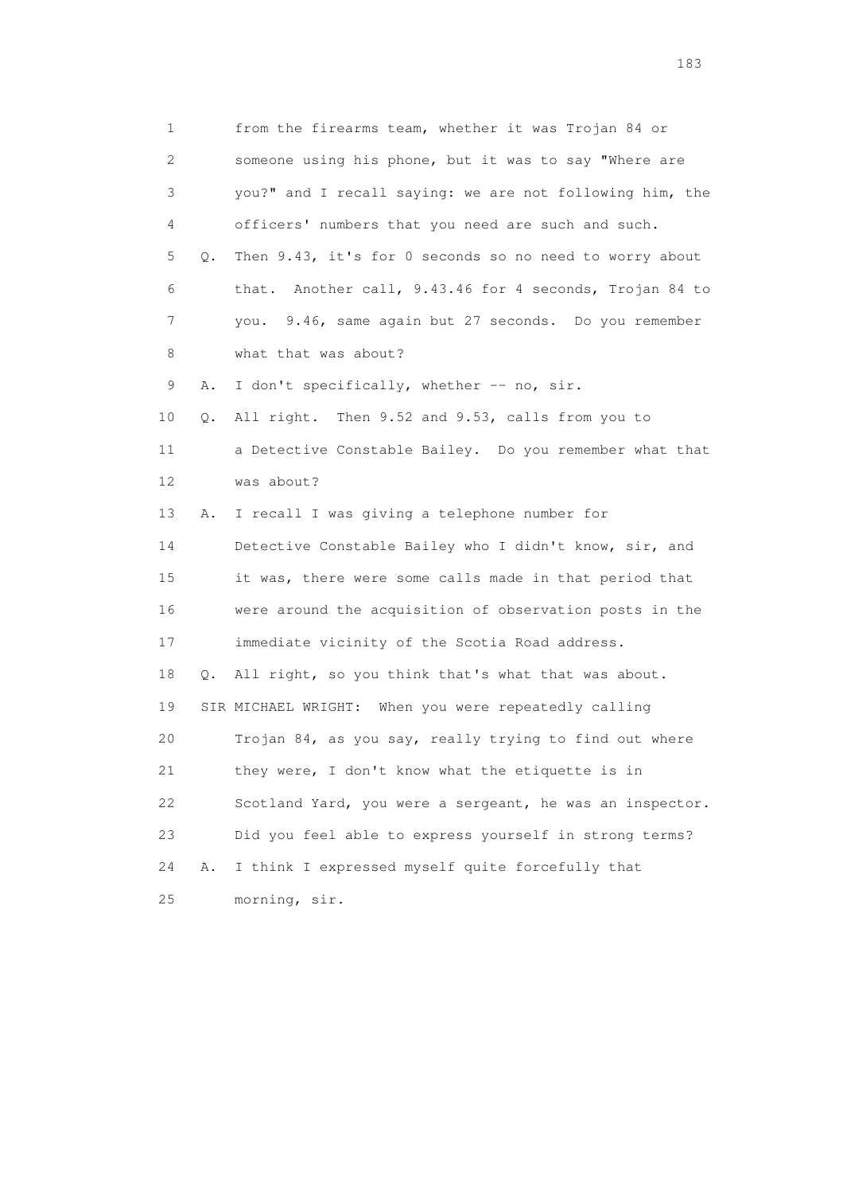1 from the firearms team, whether it was Trojan 84 or
2 someone using his phone, but it was to say "Where are
3 you?" and I recall saying: we are not following him, the
4 officers' numbers that you need are such and such.
5 Q. Then 9.43, it's for 0 seconds so no need to worry about
6 that. Another call, 9.43.46 for 4 seconds, Trojan 84 to
7 you. 9.46, same again but 27 seconds. Do you remember
8 what that was about?
9 A. I don't specifically, whether -- no, sir.
10 Q. All right. Then 9.52 and 9.53, calls from you to
11 a Detective Constable Bailey. Do you remember what that
12 was about?
13 A. I recall I was giving a telephone number for
14 Detective Constable Bailey who I didn't know, sir, and
15 it was, there were some calls made in that period that
16 were around the acquisition of observation posts in the
17 immediate vicinity of the Scotia Road address.
18 Q. All right, so you think that's what that was about.
19 SIR MICHAEL WRIGHT: When you were repeatedly calling
20 Trojan 84, as you say, really trying to find out where
21 they were, I don't know what the etiquette is in
22 Scotland Yard, you were a sergeant, he was an inspector.
23 Did you feel able to express yourself in strong terms?
24 A. I think I expressed myself quite forcefully that
25 morning, sir.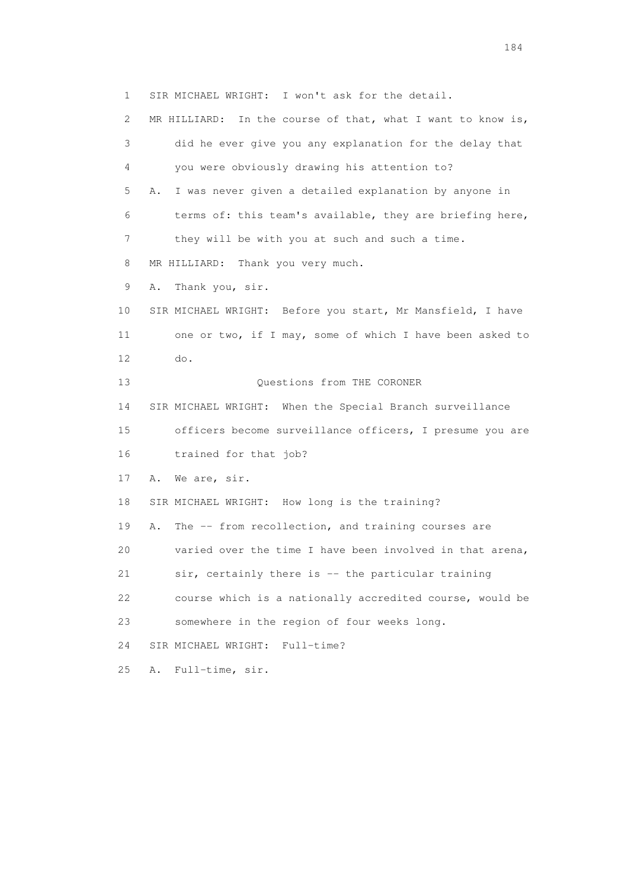1 SIR MICHAEL WRIGHT: I won't ask for the detail.

2 MR HILLIARD: In the course of that, what I want to know is,

3 did he ever give you any explanation for the delay that

4 you were obviously drawing his attention to?

5 A. I was never given a detailed explanation by anyone in

6 terms of: this team's available, they are briefing here,

7 they will be with you at such and such a time.

8 MR HILLIARD: Thank you very much.

9 A. Thank you, sir.

10 SIR MICHAEL WRIGHT: Before you start, Mr Mansfield, I have

11 one or two, if I may, some of which I have been asked to

12 do.

13 Questions from THE CORONER

14 SIR MICHAEL WRIGHT: When the Special Branch surveillance

15 officers become surveillance officers, I presume you are

16 trained for that job?

17 A. We are, sir.

18 SIR MICHAEL WRIGHT: How long is the training?

19 A. The -- from recollection, and training courses are

20 varied over the time I have been involved in that arena,

21 sir, certainly there is -- the particular training

22 course which is a nationally accredited course, would be

23 somewhere in the region of four weeks long.

24 SIR MICHAEL WRIGHT: Full-time?

25 A. Full-time, sir.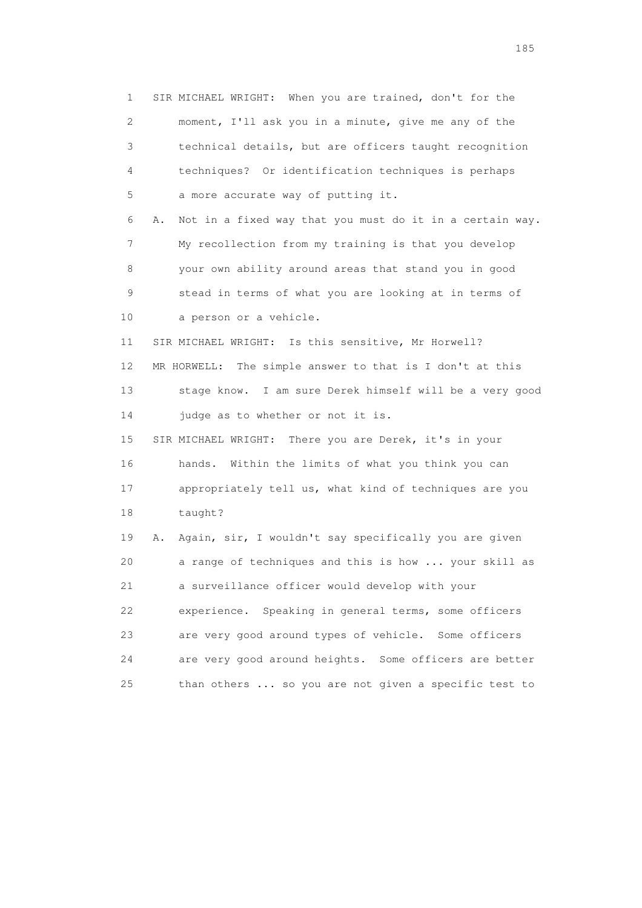1 SIR MICHAEL WRIGHT: When you are trained, don't for the
2 moment, I'll ask you in a minute, give me any of the
3 technical details, but are officers taught recognition
4 techniques? Or identification techniques is perhaps
5 a more accurate way of putting it.

6 A. Not in a fixed way that you must do it in a certain way.
7 My recollection from my training is that you develop
8 your own ability around areas that stand you in good
9 stead in terms of what you are looking at in terms of
10 a person or a vehicle.

11 SIR MICHAEL WRIGHT: Is this sensitive, Mr Horwell?

12 MR HORWELL: The simple answer to that is I don't at this
13 stage know. I am sure Derek himself will be a very good
14 judge as to whether or not it is.

15 SIR MICHAEL WRIGHT: There you are Derek, it's in your
16 hands. Within the limits of what you think you can
17 appropriately tell us, what kind of techniques are you
18 taught?

19 A. Again, sir, I wouldn't say specifically you are given
20 a range of techniques and this is how ... your skill as
21 a surveillance officer would develop with your
22 experience. Speaking in general terms, some officers
23 are very good around types of vehicle. Some officers
24 are very good around heights. Some officers are better
25 than others ... so you are not given a specific test to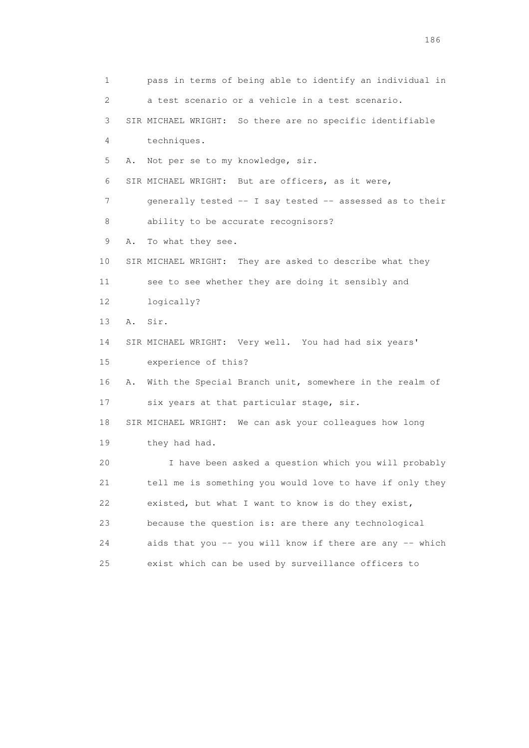1 pass in terms of being able to identify an individual in
2 a test scenario or a vehicle in a test scenario.
3 SIR MICHAEL WRIGHT: So there are no specific identifiable
4 techniques.
5 A. Not per se to my knowledge, sir.
6 SIR MICHAEL WRIGHT: But are officers, as it were,
7 generally tested -- I say tested -- assessed as to their
8 ability to be accurate recognisors?
9 A. To what they see.
10 SIR MICHAEL WRIGHT: They are asked to describe what they
11 see to see whether they are doing it sensibly and
12 logically?
13 A. Sir.
14 SIR MICHAEL WRIGHT: Very well. You had had six years'
15 experience of this?
16 A. With the Special Branch unit, somewhere in the realm of
17 six years at that particular stage, sir.
18 SIR MICHAEL WRIGHT: We can ask your colleagues how long
19 they had had.
20 I have been asked a question which you will probably
21 tell me is something you would love to have if only they
22 existed, but what I want to know is do they exist,
23 because the question is: are there any technological
24 aids that you -- you will know if there are any -- which
25 exist which can be used by surveillance officers to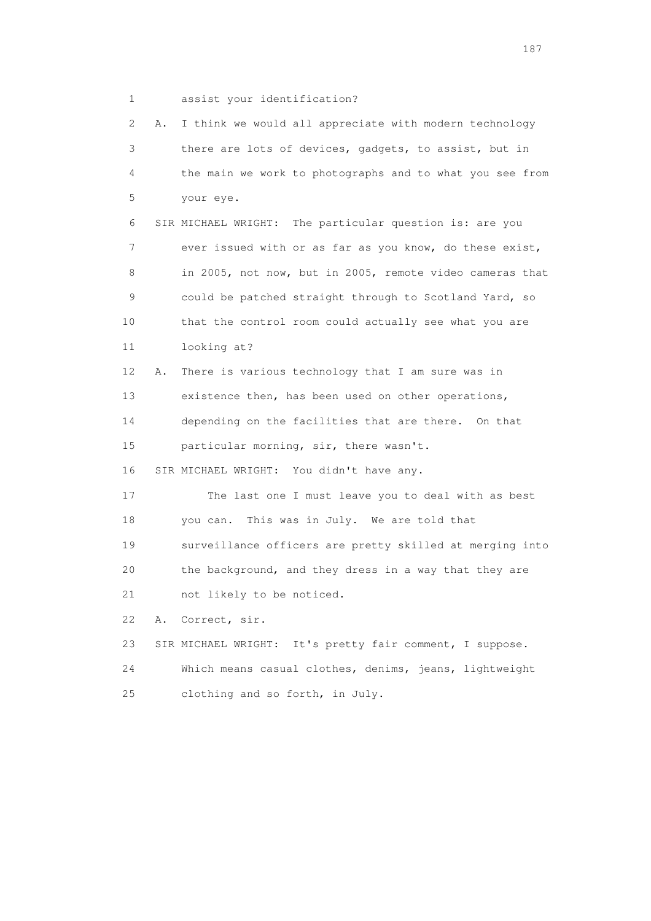1 assist your identification?

2 A. I think we would all appreciate with modern technology

3 there are lots of devices, gadgets, to assist, but in

4 the main we work to photographs and to what you see from

5 your eye.

6 SIR MICHAEL WRIGHT: The particular question is: are you

7 ever issued with or as far as you know, do these exist,

8 in 2005, not now, but in 2005, remote video cameras that

9 could be patched straight through to Scotland Yard, so

10 that the control room could actually see what you are

11 looking at?

12 A. There is various technology that I am sure was in

13 existence then, has been used on other operations,

14 depending on the facilities that are there. On that

15 particular morning, sir, there wasn't.

16 SIR MICHAEL WRIGHT: You didn't have any.

17 The last one I must leave you to deal with as best

18 you can. This was in July. We are told that

19 surveillance officers are pretty skilled at merging into

20 the background, and they dress in a way that they are

21 not likely to be noticed.

22 A. Correct, sir.

23 SIR MICHAEL WRIGHT: It's pretty fair comment, I suppose.

24 Which means casual clothes, denims, jeans, lightweight

25 clothing and so forth, in July.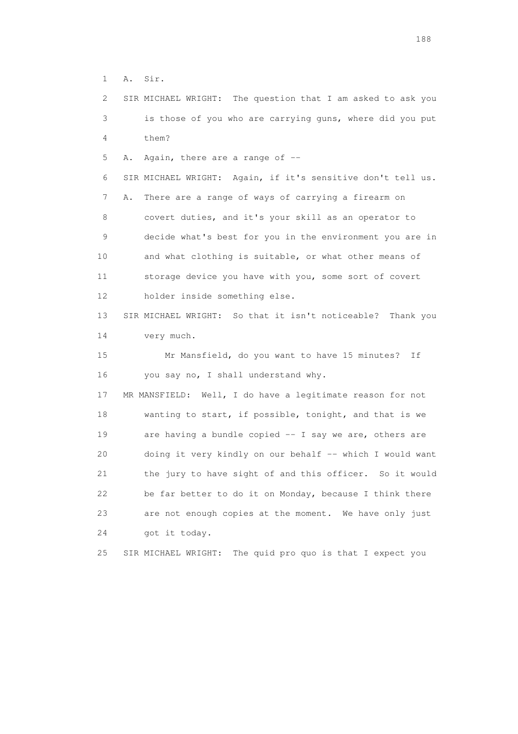1 A. Sir.

2 SIR MICHAEL WRIGHT: The question that I am asked to ask you
3 is those of you who are carrying guns, where did you put
4 them?

5 A. Again, there are a range of --

6 SIR MICHAEL WRIGHT: Again, if it's sensitive don't tell us.

7 A. There are a range of ways of carrying a firearm on
8 covert duties, and it's your skill as an operator to
9 decide what's best for you in the environment you are in
10 and what clothing is suitable, or what other means of
11 storage device you have with you, some sort of covert
12 holder inside something else.

13 SIR MICHAEL WRIGHT: So that it isn't noticeable? Thank you
14 very much.

15 Mr Mansfield, do you want to have 15 minutes? If
16 you say no, I shall understand why.

17 MR MANSFIELD: Well, I do have a legitimate reason for not
18 wanting to start, if possible, tonight, and that is we
19 are having a bundle copied -- I say we are, others are
20 doing it very kindly on our behalf -- which I would want
21 the jury to have sight of and this officer. So it would
22 be far better to do it on Monday, because I think there
23 are not enough copies at the moment. We have only just
24 got it today.

25 SIR MICHAEL WRIGHT: The quid pro quo is that I expect you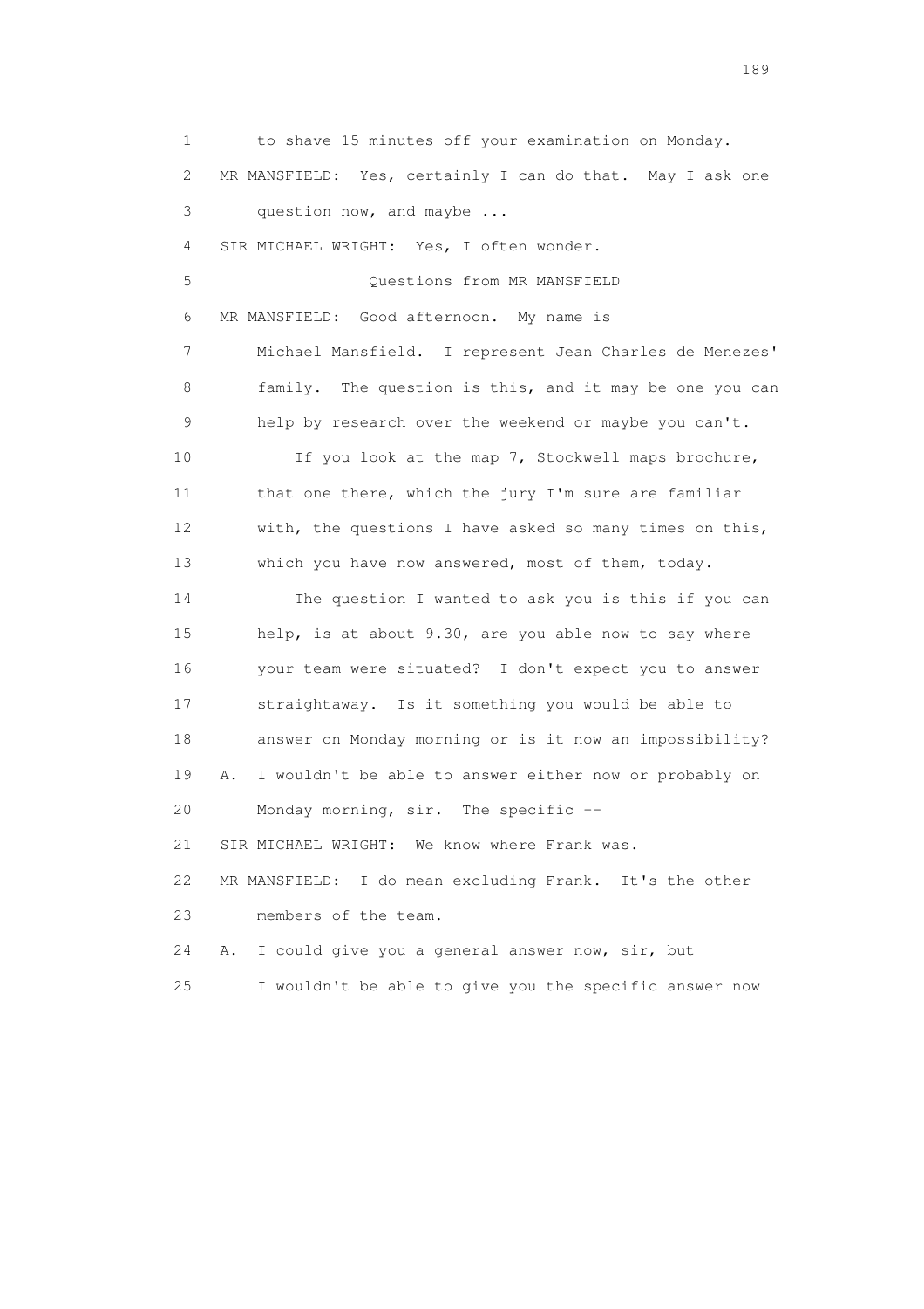1 to shave 15 minutes off your examination on Monday.

2 MR MANSFIELD: Yes, certainly I can do that. May I ask one

3 question now, and maybe ...

4 SIR MICHAEL WRIGHT: Yes, I often wonder.

5 Questions from MR MANSFIELD

6 MR MANSFIELD: Good afternoon. My name is

7 Michael Mansfield. I represent Jean Charles de Menezes'

8 family. The question is this, and it may be one you can

9 help by research over the weekend or maybe you can't.

10 If you look at the map 7, Stockwell maps brochure,

11 that one there, which the jury I'm sure are familiar

12 with, the questions I have asked so many times on this,

13 which you have now answered, most of them, today.

14 The question I wanted to ask you is this if you can

15 help, is at about 9.30, are you able now to say where

16 your team were situated? I don't expect you to answer

17 straightaway. Is it something you would be able to

18 answer on Monday morning or is it now an impossibility?

19 A. I wouldn't be able to answer either now or probably on

20 Monday morning, sir. The specific --

21 SIR MICHAEL WRIGHT: We know where Frank was.

22 MR MANSFIELD: I do mean excluding Frank. It's the other

23 members of the team.

24 A. I could give you a general answer now, sir, but

25 I wouldn't be able to give you the specific answer now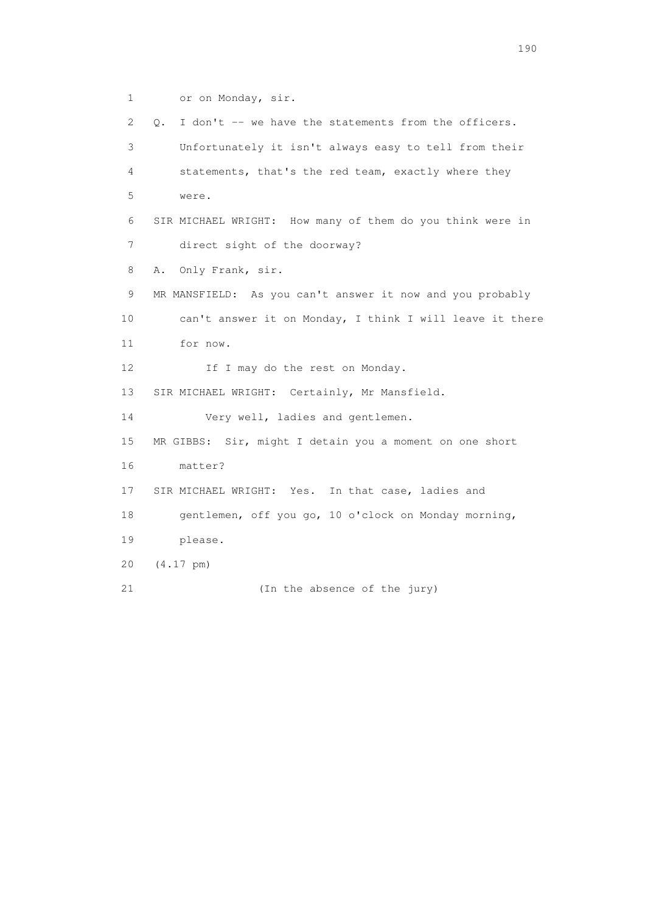1 or on Monday, sir.

2 Q. I don't -- we have the statements from the officers.

3 Unfortunately it isn't always easy to tell from their

4 statements, that's the red team, exactly where they

5 were.

6 SIR MICHAEL WRIGHT: How many of them do you think were in

7 direct sight of the doorway?

8 A. Only Frank, sir.

9 MR MANSFIELD: As you can't answer it now and you probably

10 can't answer it on Monday, I think I will leave it there

11 for now.

12 If I may do the rest on Monday.

13 SIR MICHAEL WRIGHT: Certainly, Mr Mansfield.

14 Very well, ladies and gentlemen.

15 MR GIBBS: Sir, might I detain you a moment on one short

16 matter?

17 SIR MICHAEL WRIGHT: Yes. In that case, ladies and

18 gentlemen, off you go, 10 o'clock on Monday morning,

19 please.

20 (4.17 pm)

21 (In the absence of the jury)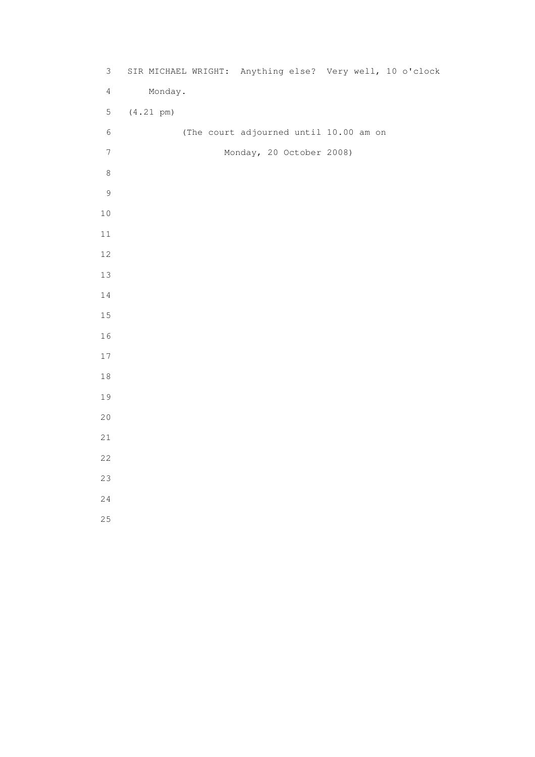SIR MICHAEL WRIGHT: Anything else? Very well, 10 o'clock Monday.

(4.21 pm)

(The court adjourned until 10.00 am on Monday, 20 October 2008)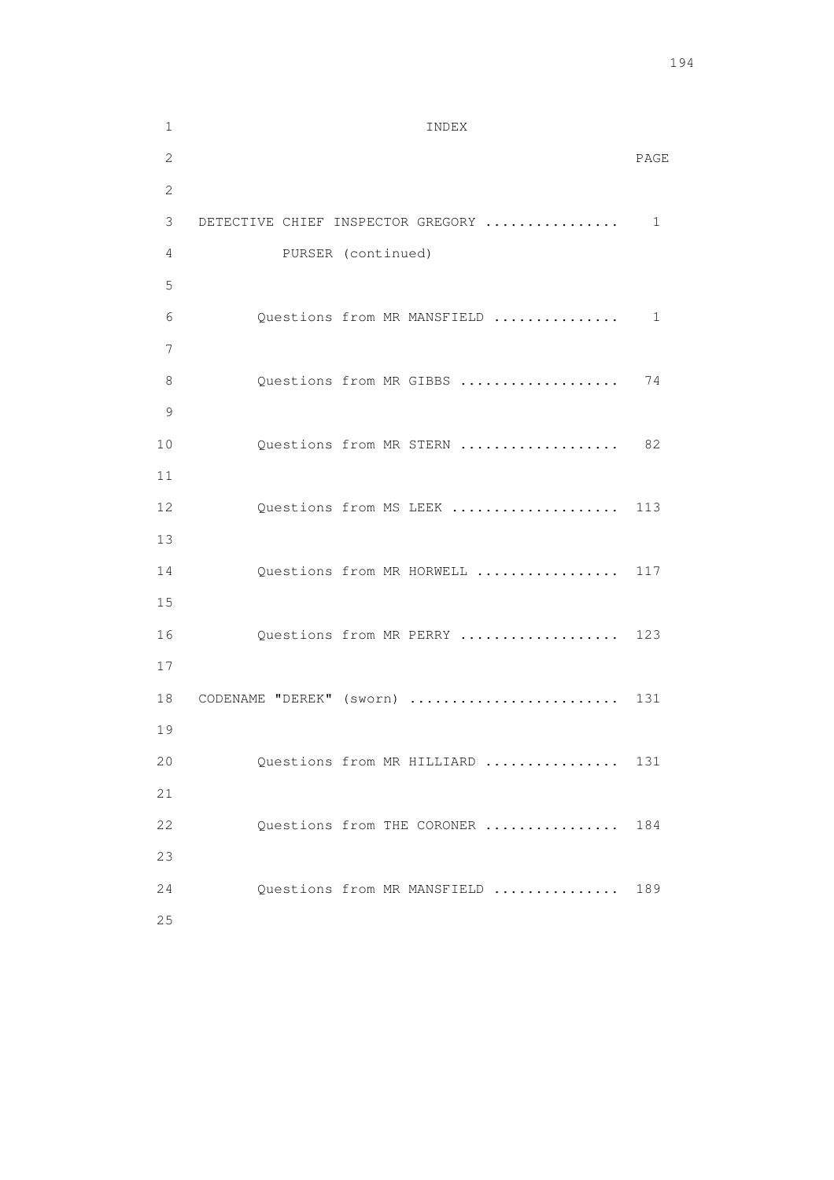# INDEX

| | PAGE |
|---|---|
| DETECTIVE CHIEF INSPECTOR GREGORY PURSER (continued) | 1 |
| Questions from MR MANSFIELD | 1 |
| Questions from MR GIBBS | 74 |
| Questions from MR STERN | 82 |
| Questions from MS LEEK | 113 |
| Questions from MR HORWELL | 117 |
| Questions from MR PERRY | 123 |
| CODENAME "DEREK" (sworn) | 131 |
| Questions from MR HILLIARD | 131 |
| Questions from THE CORONER | 184 |
| Questions from MR MANSFIELD | 189 |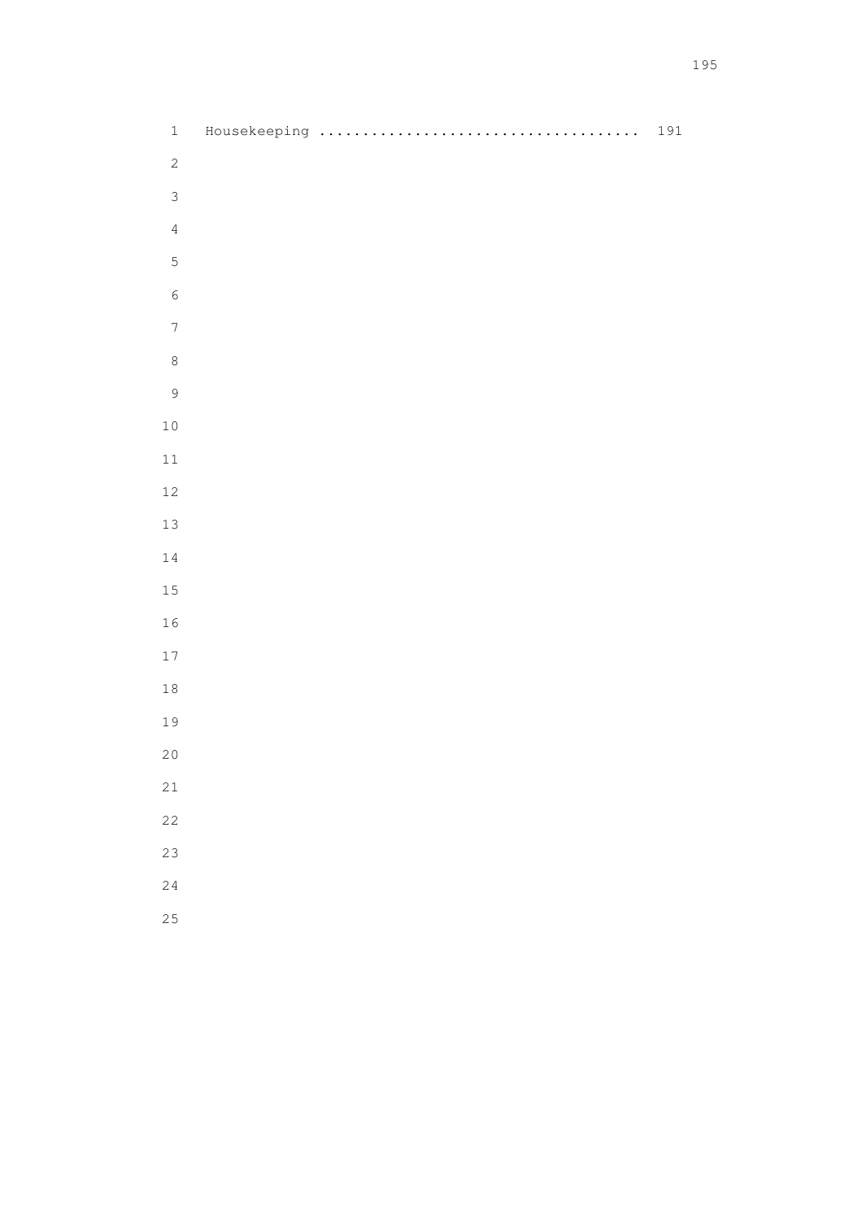Housekeeping .................................... 191